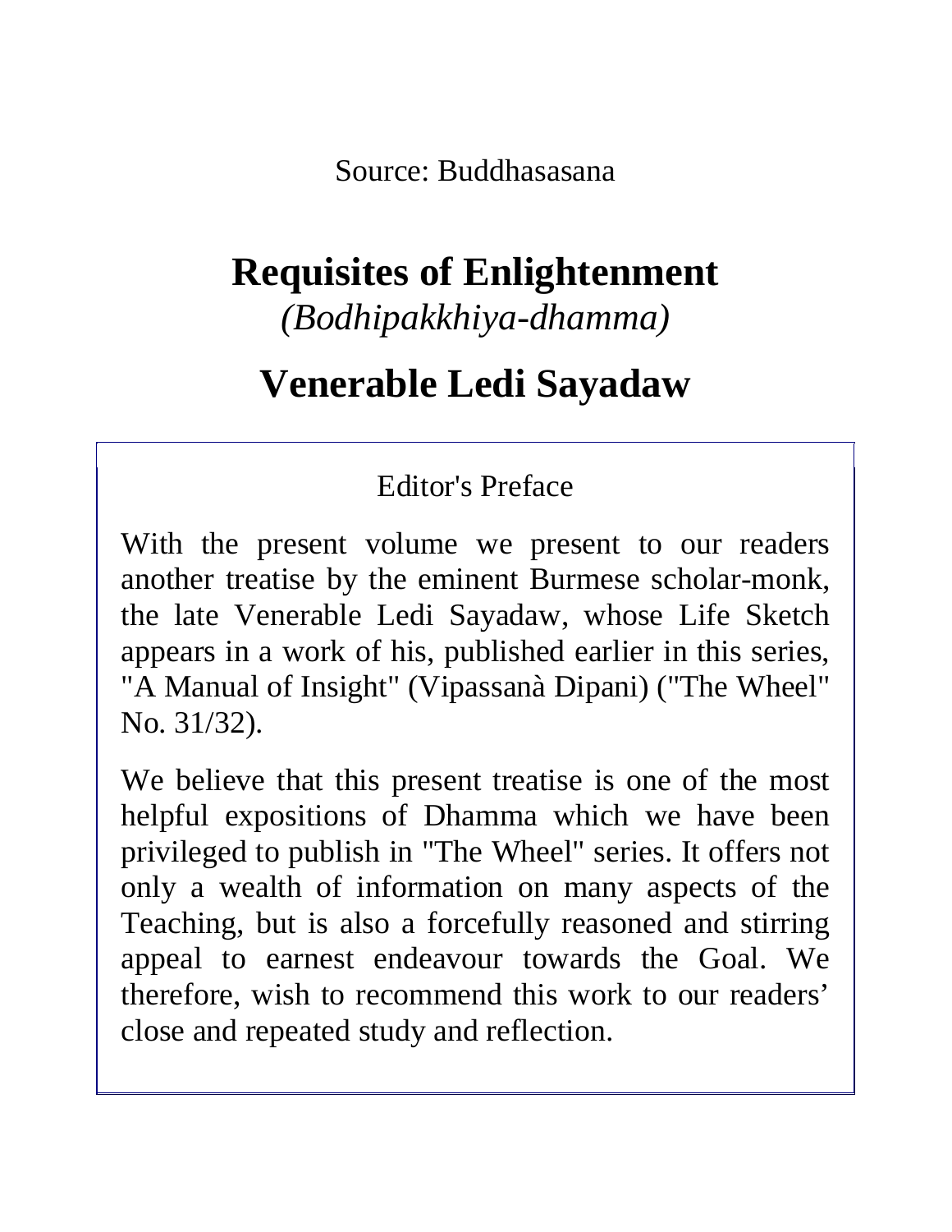Source: Buddhasasana

# Requisites of Enlightenment

*(Bodhipakkhiya-dhamma)*

## Venerable Ledi Sayadaw

### Editor's Preface

With the present volume we present to our readers another treatise by the eminent Burmese scholar-monk, the late Venerable Ledi Sayadaw, whose Life Sketch appears in a work of his, published earlier in this series, "A Manual of Insight" (Vipassanà Dipani) ("The Wheel" No. 31/32).

We believe that this present treatise is one of the most helpful expositions of Dhamma which we have been privileged to publish in "The Wheel" series. It offers not only a wealth of information on many aspects of the Teaching, but is also a forcefully reasoned and stirring appeal to earnest endeavour towards the Goal. We therefore, wish to recommend this work to our readers' close and repeated study and reflection.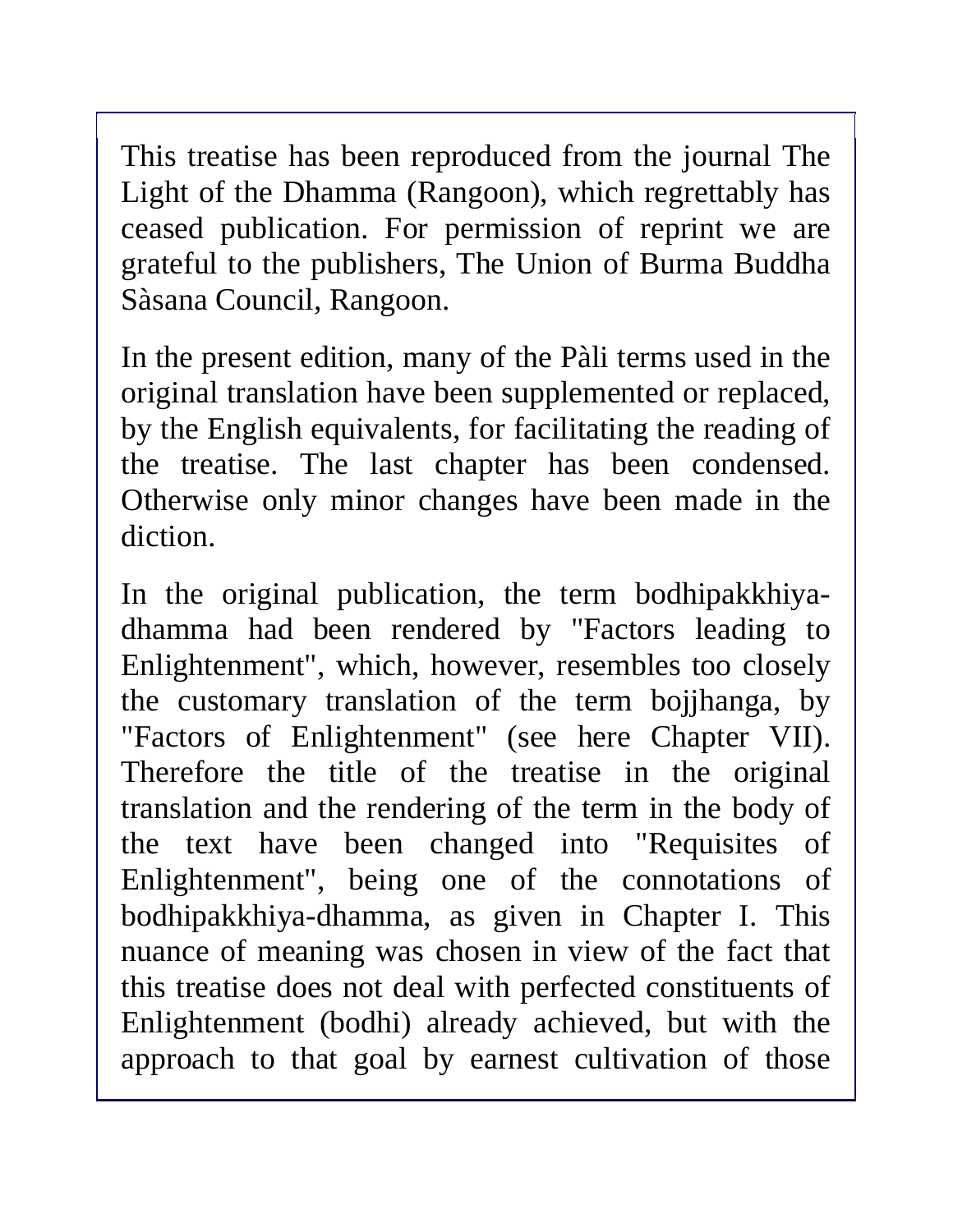This treatise has been reproduced from the journal The Light of the Dhamma (Rangoon), which regrettably has ceased publication. For permission of reprint we are grateful to the publishers, The Union of Burma Buddha Sàsana Council, Rangoon.

In the present edition, many of the Pàli terms used in the original translation have been supplemented or replaced, by the English equivalents, for facilitating the reading of the treatise. The last chapter has been condensed. Otherwise only minor changes have been made in the diction.

In the original publication, the term bodhipakkhiya-dhamma had been rendered by "Factors leading to Enlightenment", which, however, resembles too closely the customary translation of the term bojjhanga, by "Factors of Enlightenment" (see here Chapter VII). Therefore the title of the treatise in the original translation and the rendering of the term in the body of the text have been changed into "Requisites of Enlightenment", being one of the connotations of bodhipakkhiya-dhamma, as given in Chapter I. This nuance of meaning was chosen in view of the fact that this treatise does not deal with perfected constituents of Enlightenment (bodhi) already achieved, but with the approach to that goal by earnest cultivation of those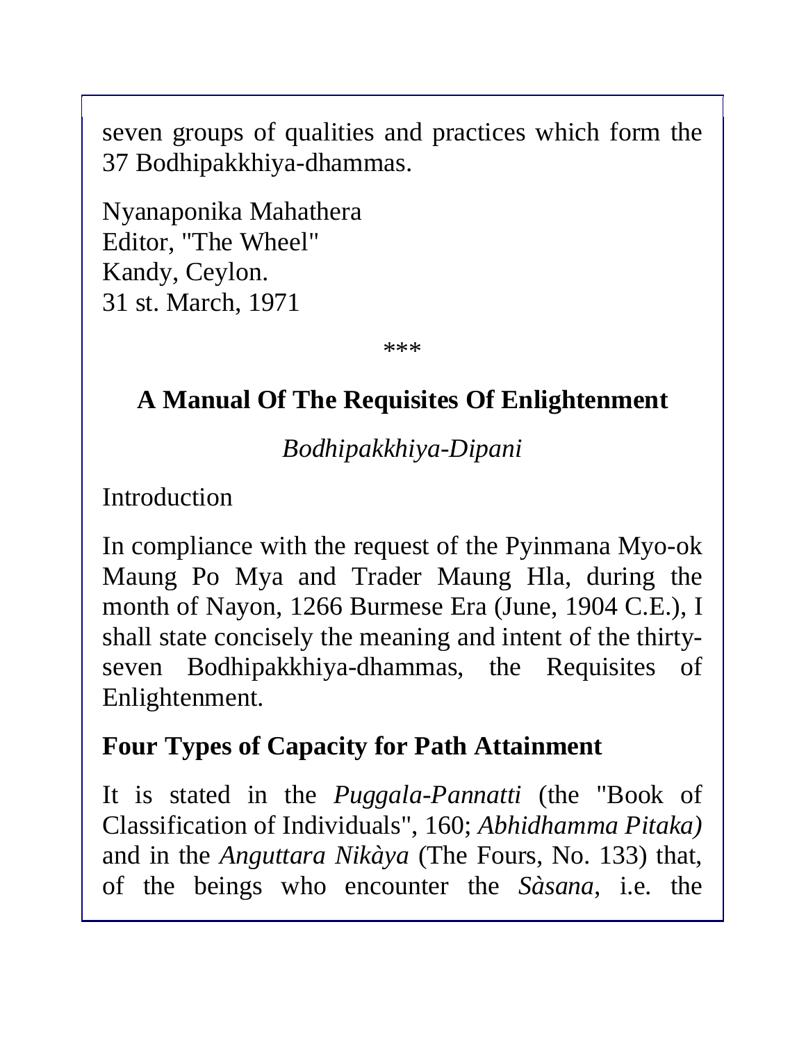seven groups of qualities and practices which form the 37 Bodhipakkhiya-dhammas.

Nyanaponika Mahathera
Editor, "The Wheel"
Kandy, Ceylon.
31 st. March, 1971

***

# A Manual Of The Requisites Of Enlightenment

*Bodhipakkhiya-Dipani*

Introduction

In compliance with the request of the Pyinmana Myo-ok Maung Po Mya and Trader Maung Hla, during the month of Nayon, 1266 Burmese Era (June, 1904 C.E.), I shall state concisely the meaning and intent of the thirty-seven Bodhipakkhiya-dhammas, the Requisites of Enlightenment.

## Four Types of Capacity for Path Attainment

It is stated in the *Puggala-Pannatti* (the "Book of Classification of Individuals", 160; *Abhidhamma Pitaka)* and in the *Anguttara Nikàya* (The Fours, No. 133) that, of the beings who encounter the *Sàsana*, i.e. the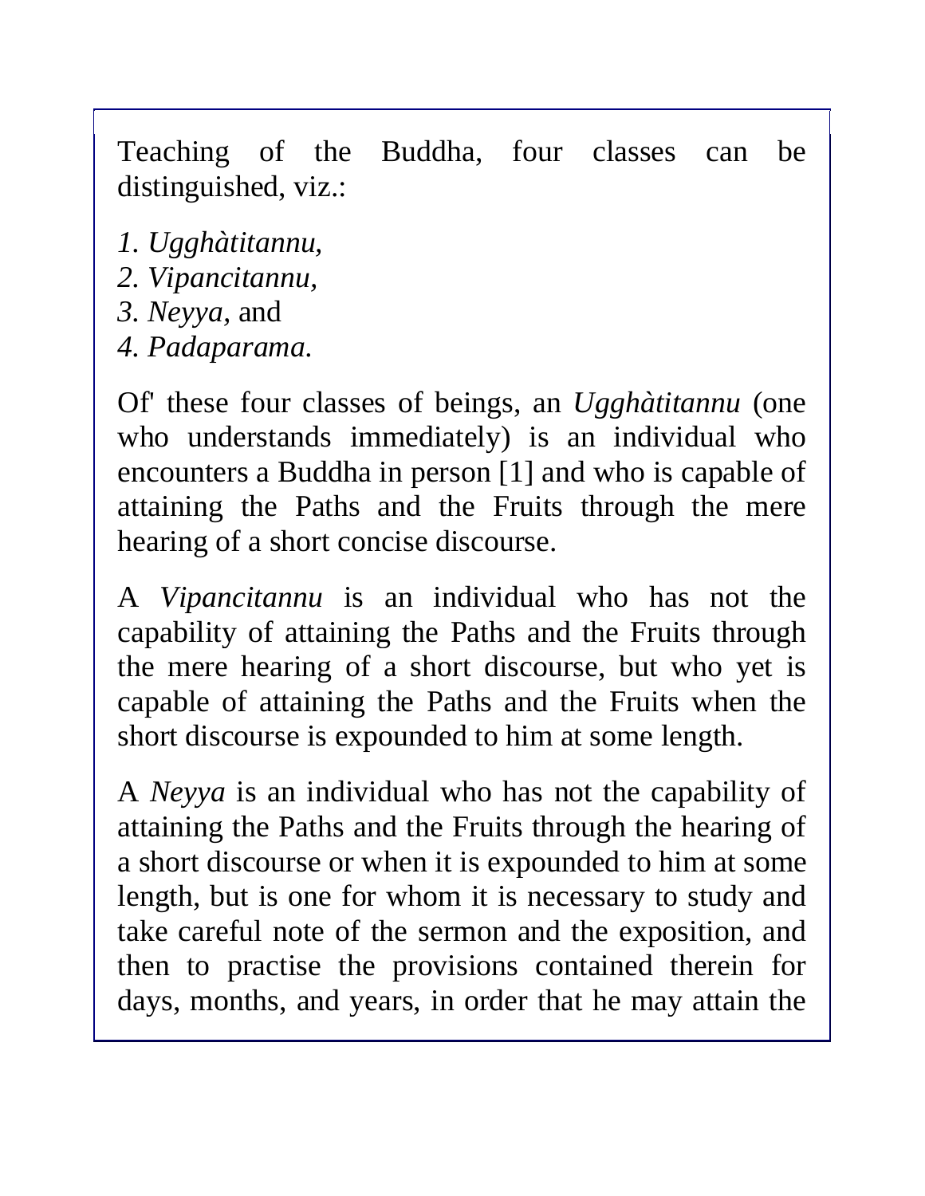Teaching of the Buddha, four classes can be distinguished, viz.:

*1. Ugghàtitannu,*
*2. Vipancitannu,*
*3. Neyya,* and
*4. Padaparama.*

Of' these four classes of beings, an *Ugghàtitannu* (one who understands immediately) is an individual who encounters a Buddha in person [1] and who is capable of attaining the Paths and the Fruits through the mere hearing of a short concise discourse.

A *Vipancitannu* is an individual who has not the capability of attaining the Paths and the Fruits through the mere hearing of a short discourse, but who yet is capable of attaining the Paths and the Fruits when the short discourse is expounded to him at some length.

A *Neyya* is an individual who has not the capability of attaining the Paths and the Fruits through the hearing of a short discourse or when it is expounded to him at some length, but is one for whom it is necessary to study and take careful note of the sermon and the exposition, and then to practise the provisions contained therein for days, months, and years, in order that he may attain the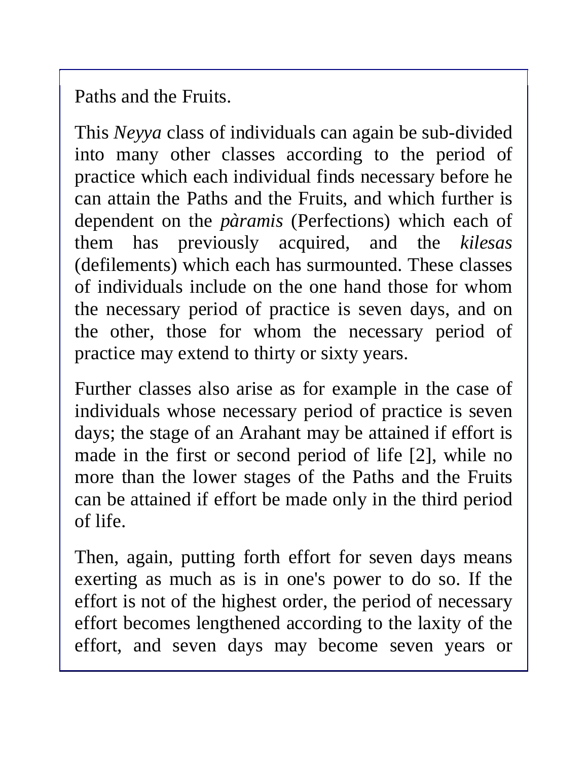Paths and the Fruits.

This *Neyya* class of individuals can again be sub-divided into many other classes according to the period of practice which each individual finds necessary before he can attain the Paths and the Fruits, and which further is dependent on the *pàramis* (Perfections) which each of them has previously acquired, and the *kilesas* (defilements) which each has surmounted. These classes of individuals include on the one hand those for whom the necessary period of practice is seven days, and on the other, those for whom the necessary period of practice may extend to thirty or sixty years.

Further classes also arise as for example in the case of individuals whose necessary period of practice is seven days; the stage of an Arahant may be attained if effort is made in the first or second period of life [2], while no more than the lower stages of the Paths and the Fruits can be attained if effort be made only in the third period of life.

Then, again, putting forth effort for seven days means exerting as much as is in one's power to do so. If the effort is not of the highest order, the period of necessary effort becomes lengthened according to the laxity of the effort, and seven days may become seven years or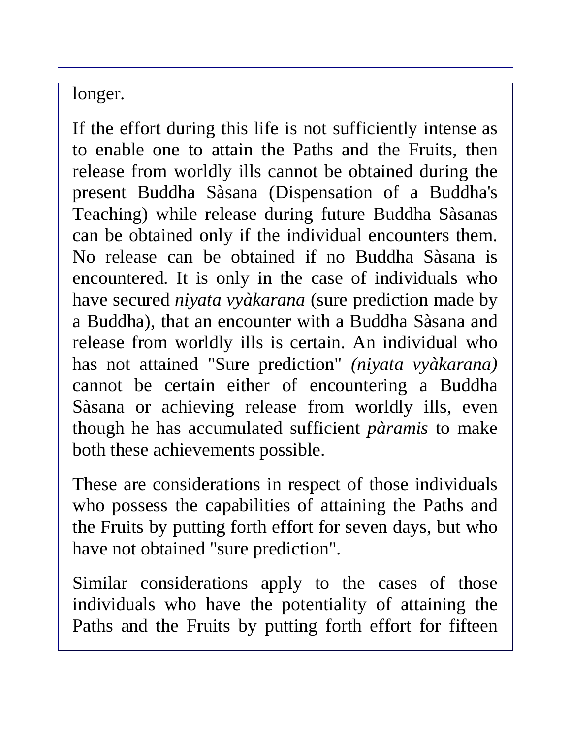longer.

If the effort during this life is not sufficiently intense as to enable one to attain the Paths and the Fruits, then release from worldly ills cannot be obtained during the present Buddha Sàsana (Dispensation of a Buddha's Teaching) while release during future Buddha Sàsanas can be obtained only if the individual encounters them. No release can be obtained if no Buddha Sàsana is encountered. It is only in the case of individuals who have secured *niyata vyàkarana* (sure prediction made by a Buddha), that an encounter with a Buddha Sàsana and release from worldly ills is certain. An individual who has not attained "Sure prediction" *(niyata vyàkarana)* cannot be certain either of encountering a Buddha Sàsana or achieving release from worldly ills, even though he has accumulated sufficient *pàramis* to make both these achievements possible.

These are considerations in respect of those individuals who possess the capabilities of attaining the Paths and the Fruits by putting forth effort for seven days, but who have not obtained "sure prediction".

Similar considerations apply to the cases of those individuals who have the potentiality of attaining the Paths and the Fruits by putting forth effort for fifteen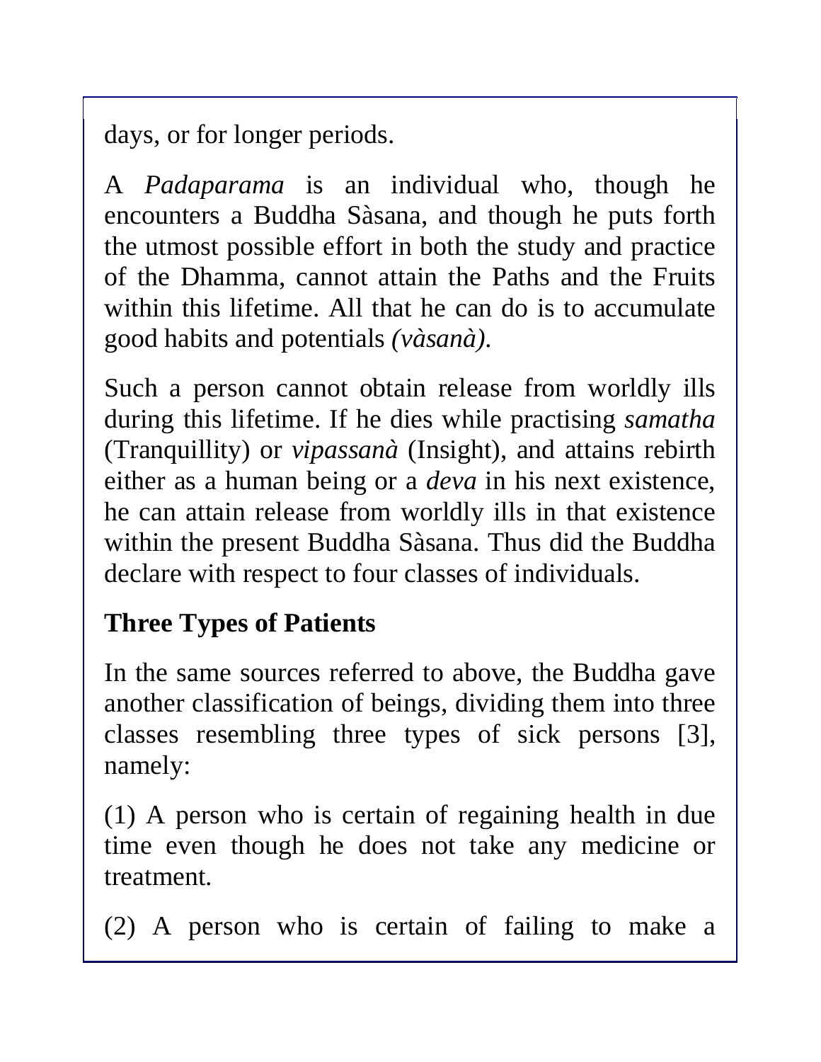days, or for longer periods.

A *Padaparama* is an individual who, though he encounters a Buddha Sàsana, and though he puts forth the utmost possible effort in both the study and practice of the Dhamma, cannot attain the Paths and the Fruits within this lifetime. All that he can do is to accumulate good habits and potentials *(vàsanà)*.

Such a person cannot obtain release from worldly ills during this lifetime. If he dies while practising *samatha* (Tranquillity) or *vipassanà* (Insight), and attains rebirth either as a human being or a *deva* in his next existence, he can attain release from worldly ills in that existence within the present Buddha Sàsana. Thus did the Buddha declare with respect to four classes of individuals.

## Three Types of Patients

In the same sources referred to above, the Buddha gave another classification of beings, dividing them into three classes resembling three types of sick persons [3], namely:

(1) A person who is certain of regaining health in due time even though he does not take any medicine or treatment.

(2) A person who is certain of failing to make a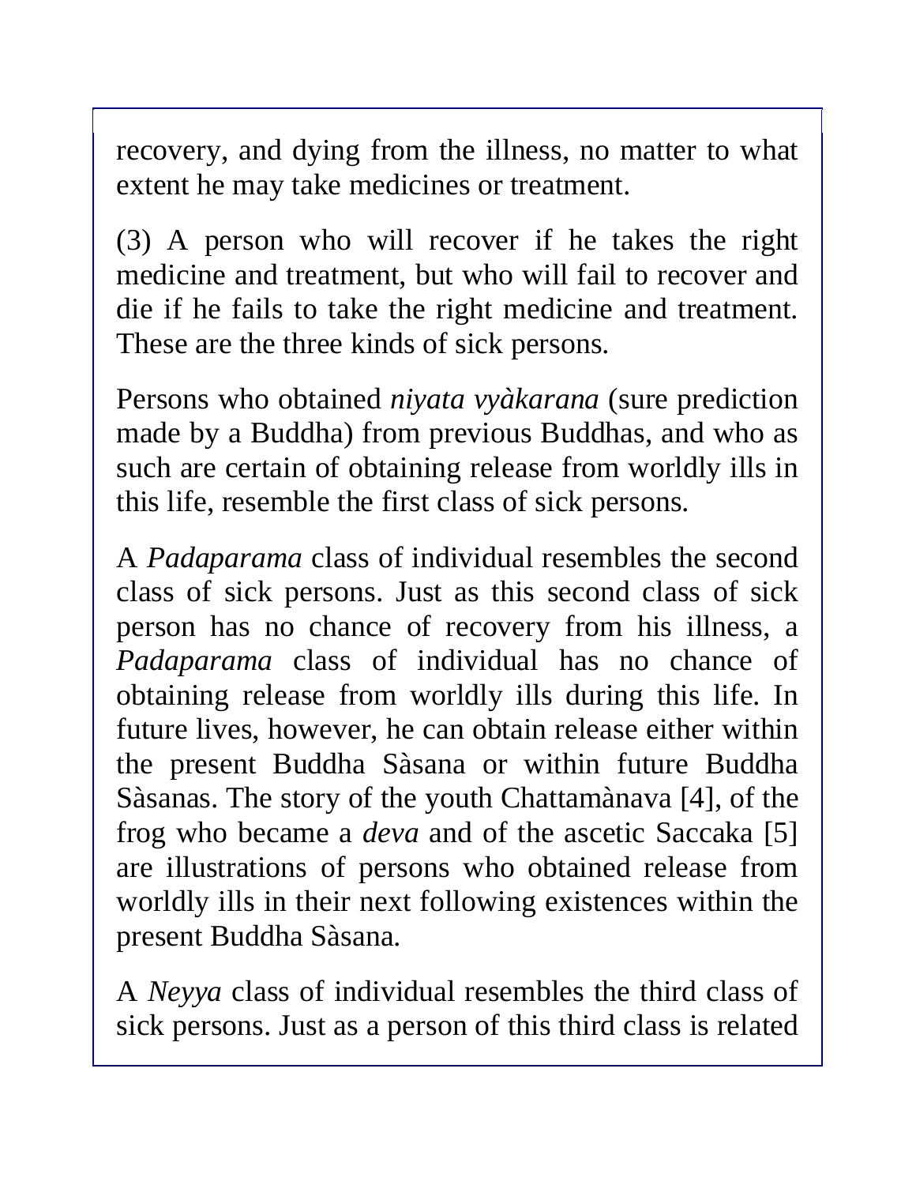recovery, and dying from the illness, no matter to what extent he may take medicines or treatment.

(3) A person who will recover if he takes the right medicine and treatment, but who will fail to recover and die if he fails to take the right medicine and treatment. These are the three kinds of sick persons.

Persons who obtained *niyata vyàkarana* (sure prediction made by a Buddha) from previous Buddhas, and who as such are certain of obtaining release from worldly ills in this life, resemble the first class of sick persons.

A *Padaparama* class of individual resembles the second class of sick persons. Just as this second class of sick person has no chance of recovery from his illness, a *Padaparama* class of individual has no chance of obtaining release from worldly ills during this life. In future lives, however, he can obtain release either within the present Buddha Sàsana or within future Buddha Sàsanas. The story of the youth Chattamànava [4], of the frog who became a *deva* and of the ascetic Saccaka [5] are illustrations of persons who obtained release from worldly ills in their next following existences within the present Buddha Sàsana.

A *Neyya* class of individual resembles the third class of sick persons. Just as a person of this third class is related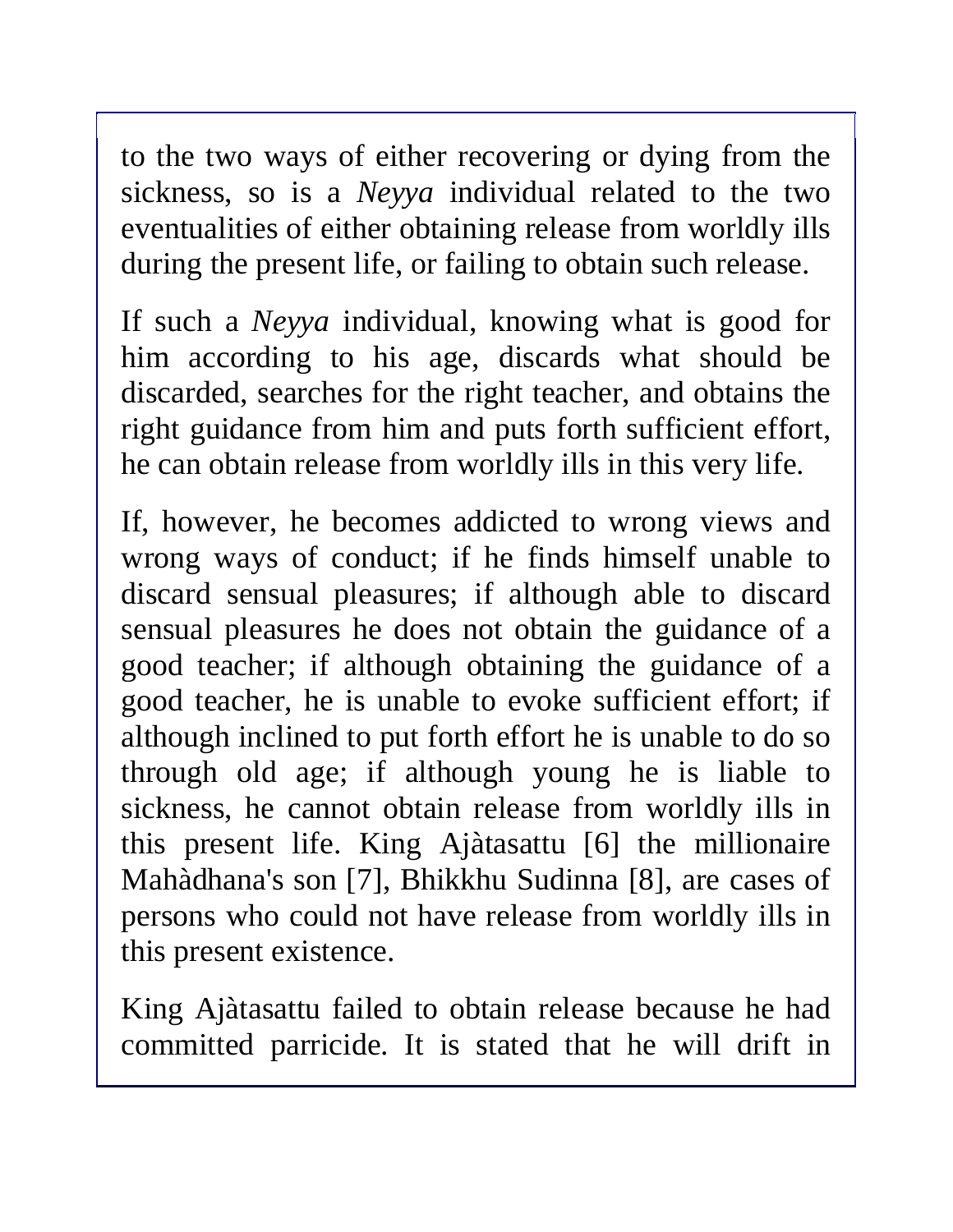to the two ways of either recovering or dying from the sickness, so is a *Neyya* individual related to the two eventualities of either obtaining release from worldly ills during the present life, or failing to obtain such release.

If such a *Neyya* individual, knowing what is good for him according to his age, discards what should be discarded, searches for the right teacher, and obtains the right guidance from him and puts forth sufficient effort, he can obtain release from worldly ills in this very life.

If, however, he becomes addicted to wrong views and wrong ways of conduct; if he finds himself unable to discard sensual pleasures; if although able to discard sensual pleasures he does not obtain the guidance of a good teacher; if although obtaining the guidance of a good teacher, he is unable to evoke sufficient effort; if although inclined to put forth effort he is unable to do so through old age; if although young he is liable to sickness, he cannot obtain release from worldly ills in this present life. King Ajàtasattu [6] the millionaire Mahàdhana's son [7], Bhikkhu Sudinna [8], are cases of persons who could not have release from worldly ills in this present existence.

King Ajàtasattu failed to obtain release because he had committed parricide. It is stated that he will drift in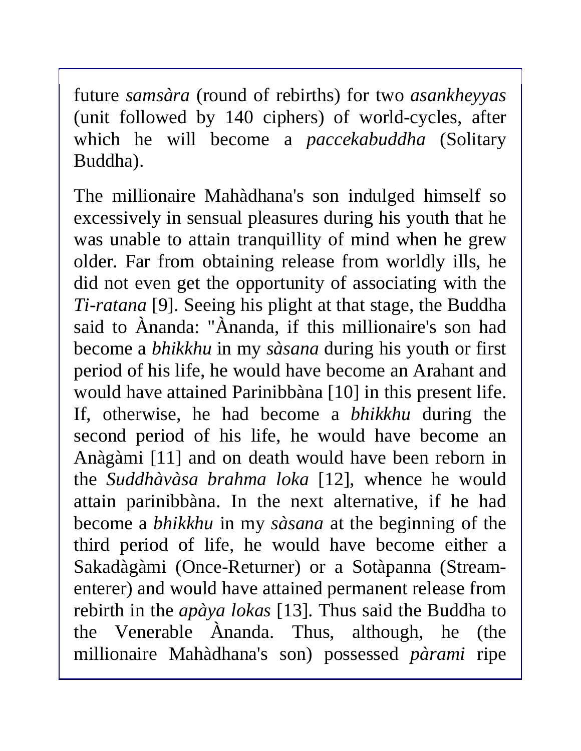future *samsàra* (round of rebirths) for two *asankheyyas* (unit followed by 140 ciphers) of world-cycles, after which he will become a *paccekabuddha* (Solitary Buddha).

The millionaire Mahàdhana's son indulged himself so excessively in sensual pleasures during his youth that he was unable to attain tranquillity of mind when he grew older. Far from obtaining release from worldly ills, he did not even get the opportunity of associating with the *Ti-ratana* [9]. Seeing his plight at that stage, the Buddha said to Ànanda: "Ànanda, if this millionaire's son had become a *bhikkhu* in my *sàsana* during his youth or first period of his life, he would have become an Arahant and would have attained Parinibbàna [10] in this present life. If, otherwise, he had become a *bhikkhu* during the second period of his life, he would have become an Anàgàmi [11] and on death would have been reborn in the *Suddhàvàsa brahma loka* [12], whence he would attain parinibbàna. In the next alternative, if he had become a *bhikkhu* in my *sàsana* at the beginning of the third period of life, he would have become either a Sakadàgàmi (Once-Returner) or a Sotàpanna (Stream-enterer) and would have attained permanent release from rebirth in the *apàya lokas* [13]. Thus said the Buddha to the Venerable Ànanda. Thus, although, he (the millionaire Mahàdhana's son) possessed *pàrami* ripe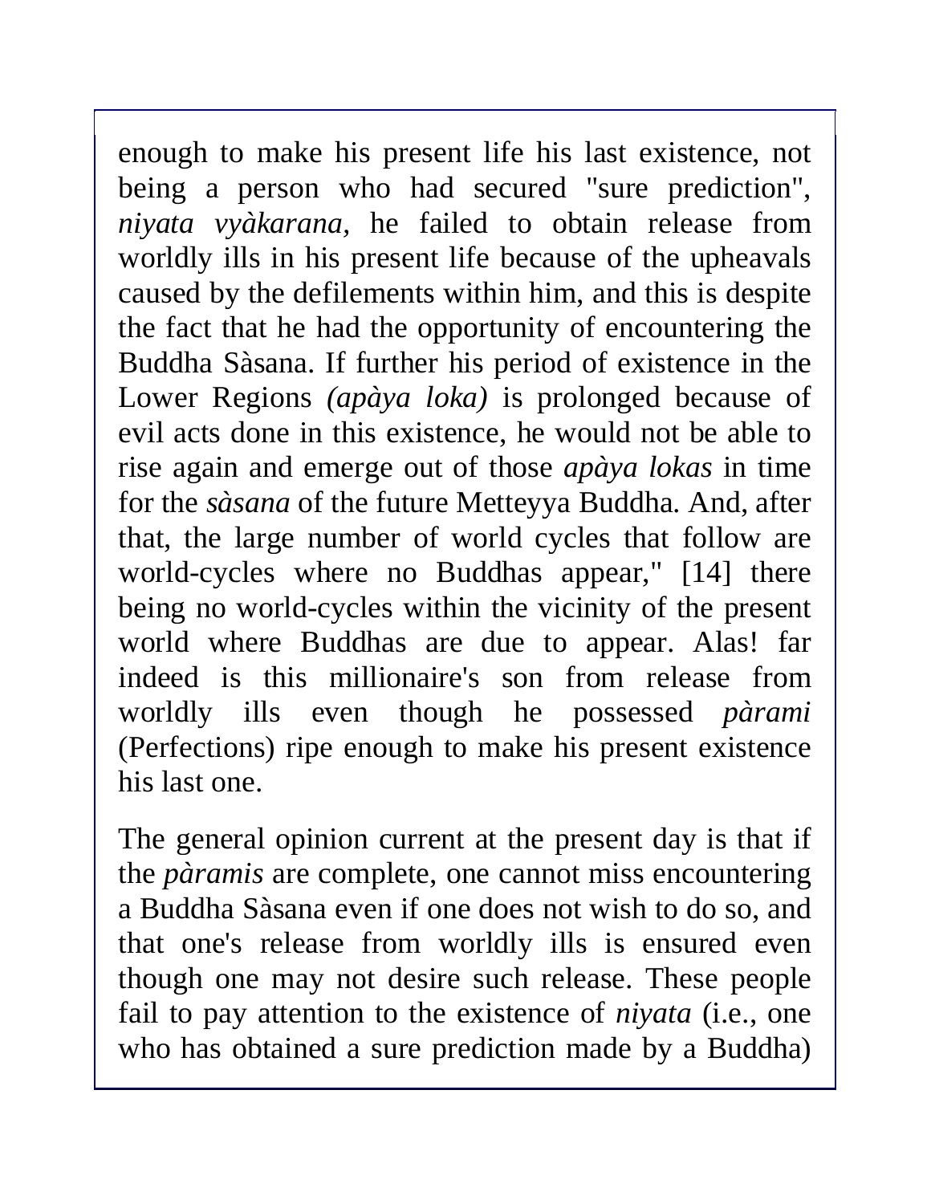enough to make his present life his last existence, not being a person who had secured "sure prediction", *niyata vyàkarana,* he failed to obtain release from worldly ills in his present life because of the upheavals caused by the defilements within him, and this is despite the fact that he had the opportunity of encountering the Buddha Sàsana. If further his period of existence in the Lower Regions *(apàya loka)* is prolonged because of evil acts done in this existence, he would not be able to rise again and emerge out of those *apàya lokas* in time for the *sàsana* of the future Metteyya Buddha. And, after that, the large number of world cycles that follow are world-cycles where no Buddhas appear," [14] there being no world-cycles within the vicinity of the present world where Buddhas are due to appear. Alas! far indeed is this millionaire's son from release from worldly ills even though he possessed *pàrami* (Perfections) ripe enough to make his present existence his last one.

The general opinion current at the present day is that if the *pàramis* are complete, one cannot miss encountering a Buddha Sàsana even if one does not wish to do so, and that one's release from worldly ills is ensured even though one may not desire such release. These people fail to pay attention to the existence of *niyata* (i.e., one who has obtained a sure prediction made by a Buddha)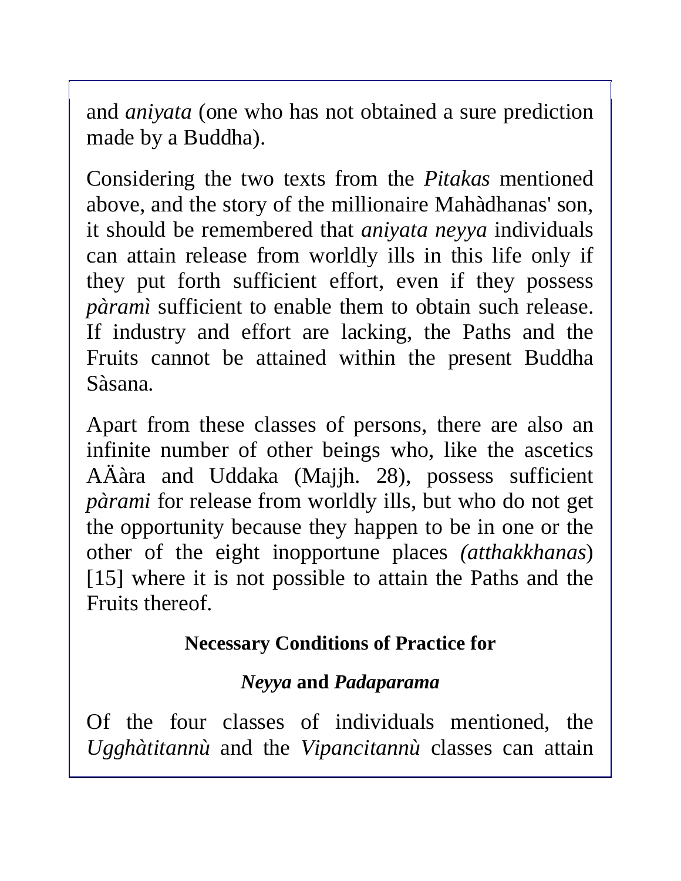and *aniyata* (one who has not obtained a sure prediction made by a Buddha).

Considering the two texts from the *Pitakas* mentioned above, and the story of the millionaire Mahàdhanas' son, it should be remembered that *aniyata neyya* individuals can attain release from worldly ills in this life only if they put forth sufficient effort, even if they possess *pàramì* sufficient to enable them to obtain such release. If industry and effort are lacking, the Paths and the Fruits cannot be attained within the present Buddha Sàsana.

Apart from these classes of persons, there are also an infinite number of other beings who, like the ascetics AÄàra and Uddaka (Majjh. 28), possess sufficient *pàrami* for release from worldly ills, but who do not get the opportunity because they happen to be in one or the other of the eight inopportune places *(atthakkhanas*) [15] where it is not possible to attain the Paths and the Fruits thereof.

### Necessary Conditions of Practice for *Neyya* and *Padaparama*

Of the four classes of individuals mentioned, the *Ugghàtitannù* and the *Vipancitannù* classes can attain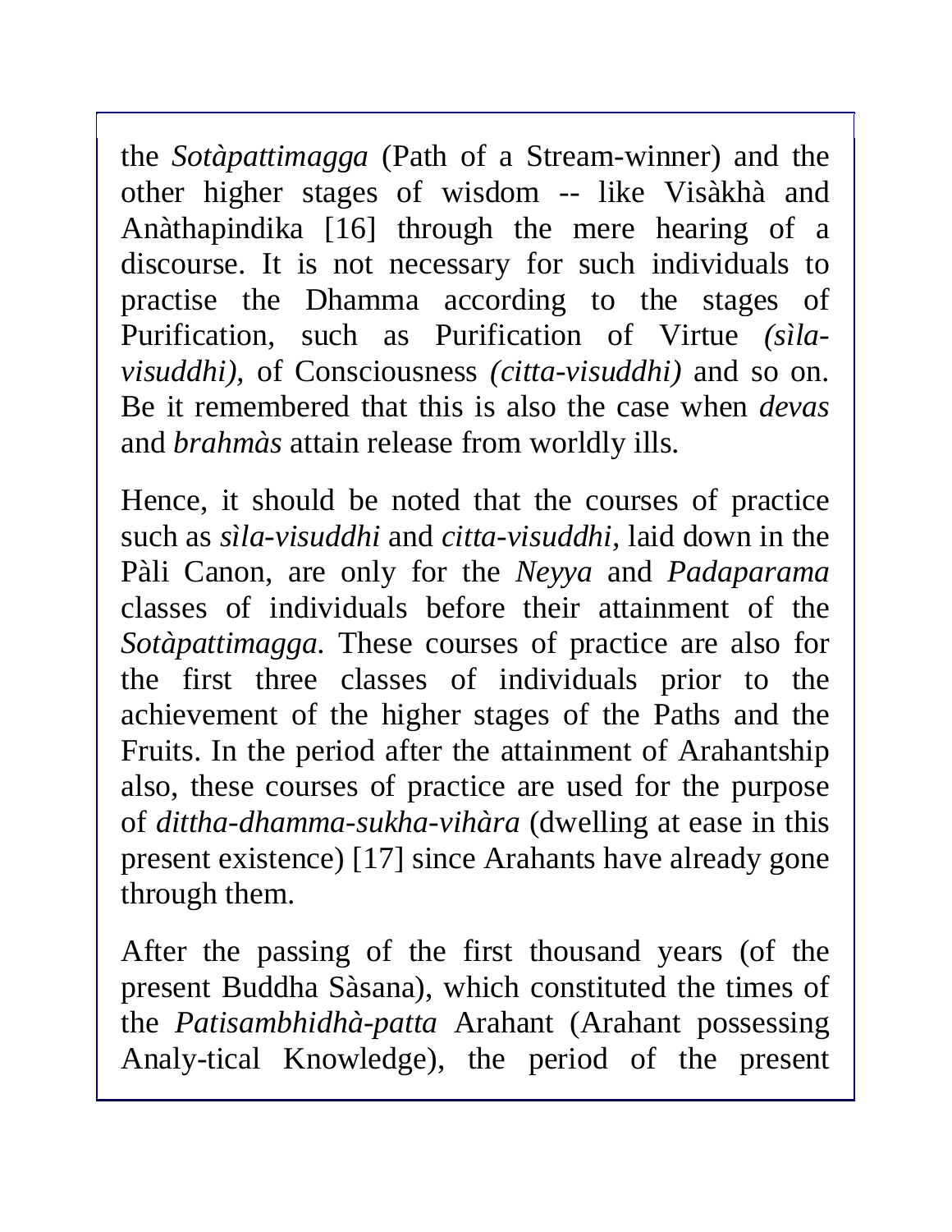the *Sotàpattimagga* (Path of a Stream-winner) and the other higher stages of wisdom -- like Visàkhà and Anàthapindika [16] through the mere hearing of a discourse. It is not necessary for such individuals to practise the Dhamma according to the stages of Purification, such as Purification of Virtue *(sìla-visuddhi)*, of Consciousness *(citta-visuddhi)* and so on. Be it remembered that this is also the case when *devas* and *brahmàs* attain release from worldly ills.

Hence, it should be noted that the courses of practice such as *sìla-visuddhi* and *citta-visuddhi*, laid down in the Pàli Canon, are only for the *Neyya* and *Padaparama* classes of individuals before their attainment of the *Sotàpattimagga*. These courses of practice are also for the first three classes of individuals prior to the achievement of the higher stages of the Paths and the Fruits. In the period after the attainment of Arahantship also, these courses of practice are used for the purpose of *dittha-dhamma-sukha-vihàra* (dwelling at ease in this present existence) [17] since Arahants have already gone through them.

After the passing of the first thousand years (of the present Buddha Sàsana), which constituted the times of the *Patisambhidhà-patta* Arahant (Arahant possessing Analy-tical Knowledge), the period of the present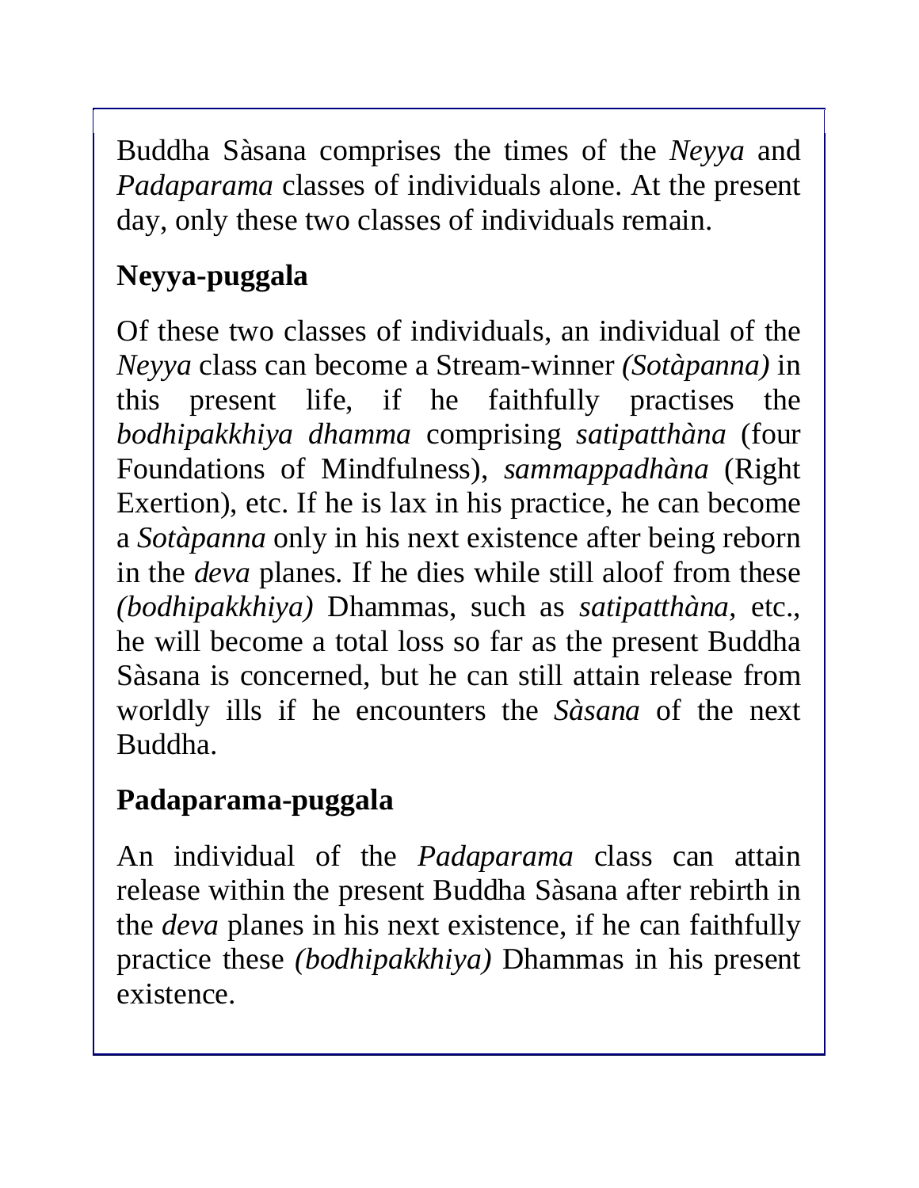Buddha Sàsana comprises the times of the *Neyya* and *Padaparama* classes of individuals alone. At the present day, only these two classes of individuals remain.

## Neyya-puggala

Of these two classes of individuals, an individual of the *Neyya* class can become a Stream-winner *(Sotàpanna)* in this present life, if he faithfully practises the *bodhipakkhiya dhamma* comprising *satipatthàna* (four Foundations of Mindfulness), *sammappadhàna* (Right Exertion), etc. If he is lax in his practice, he can become a *Sotàpanna* only in his next existence after being reborn in the *deva* planes. If he dies while still aloof from these *(bodhipakkhiya)* Dhammas, such as *satipatthàna*, etc., he will become a total loss so far as the present Buddha Sàsana is concerned, but he can still attain release from worldly ills if he encounters the *Sàsana* of the next Buddha.

## Padaparama-puggala

An individual of the *Padaparama* class can attain release within the present Buddha Sàsana after rebirth in the *deva* planes in his next existence, if he can faithfully practice these *(bodhipakkhiya)* Dhammas in his present existence.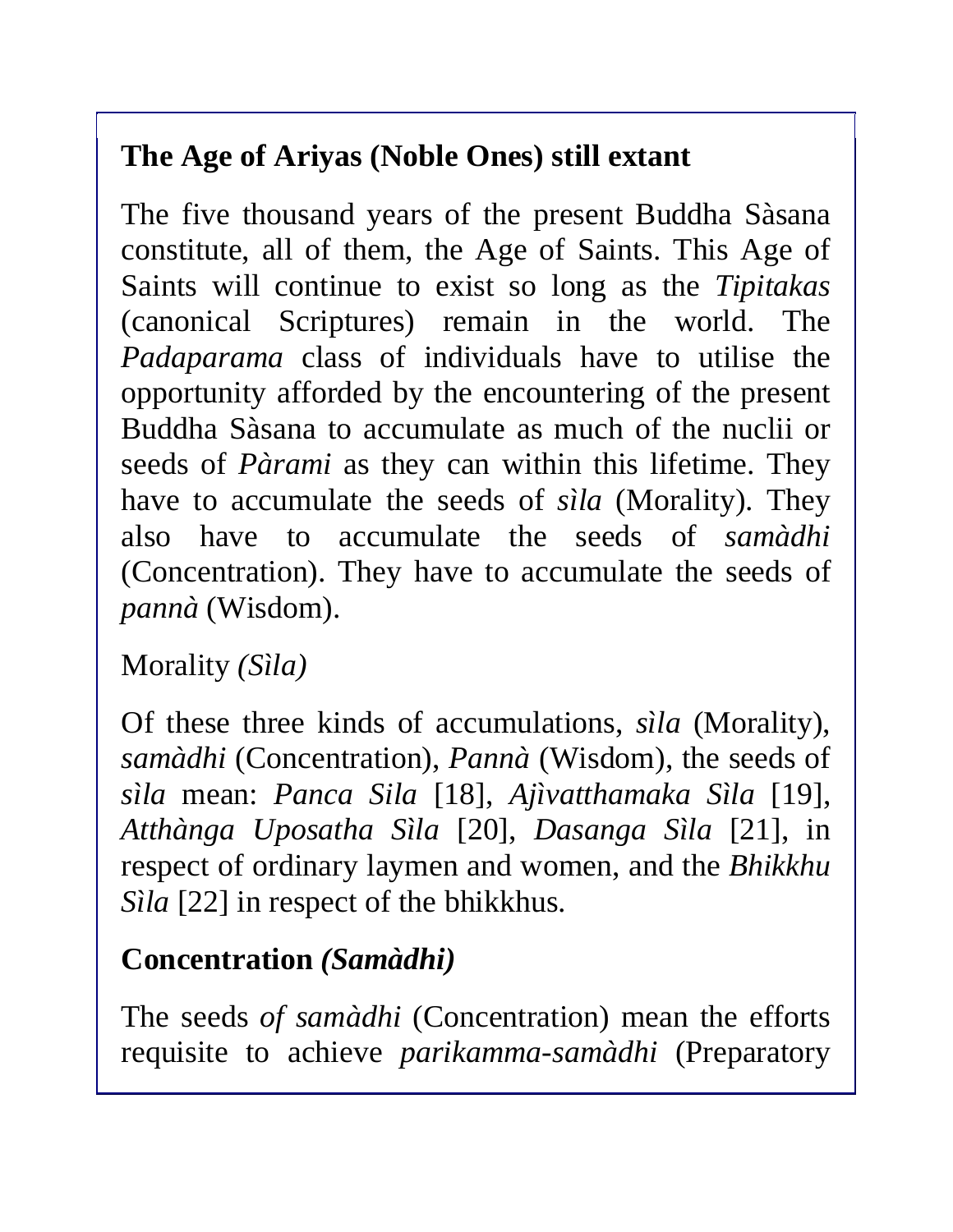## The Age of Ariyas (Noble Ones) still extant

The five thousand years of the present Buddha Sàsana constitute, all of them, the Age of Saints. This Age of Saints will continue to exist so long as the *Tipitakas* (canonical Scriptures) remain in the world. The *Padaparama* class of individuals have to utilise the opportunity afforded by the encountering of the present Buddha Sàsana to accumulate as much of the nuclii or seeds of *Pàrami* as they can within this lifetime. They have to accumulate the seeds of *sìla* (Morality). They also have to accumulate the seeds of *samàdhi* (Concentration). They have to accumulate the seeds of *pannà* (Wisdom).

Morality *(Sìla)*

Of these three kinds of accumulations, *sìla* (Morality), *samàdhi* (Concentration), *Pannà* (Wisdom), the seeds of *sìla* mean: *Panca Sila* [18], *Ajìvatthamaka Sìla* [19], *Atthànga Uposatha Sìla* [20], *Dasanga Sìla* [21], in respect of ordinary laymen and women, and the *Bhikkhu Sìla* [22] in respect of the bhikkhus.

## Concentration *(Samàdhi)*

The seeds *of samàdhi* (Concentration) mean the efforts requisite to achieve *parikamma-samàdhi* (Preparatory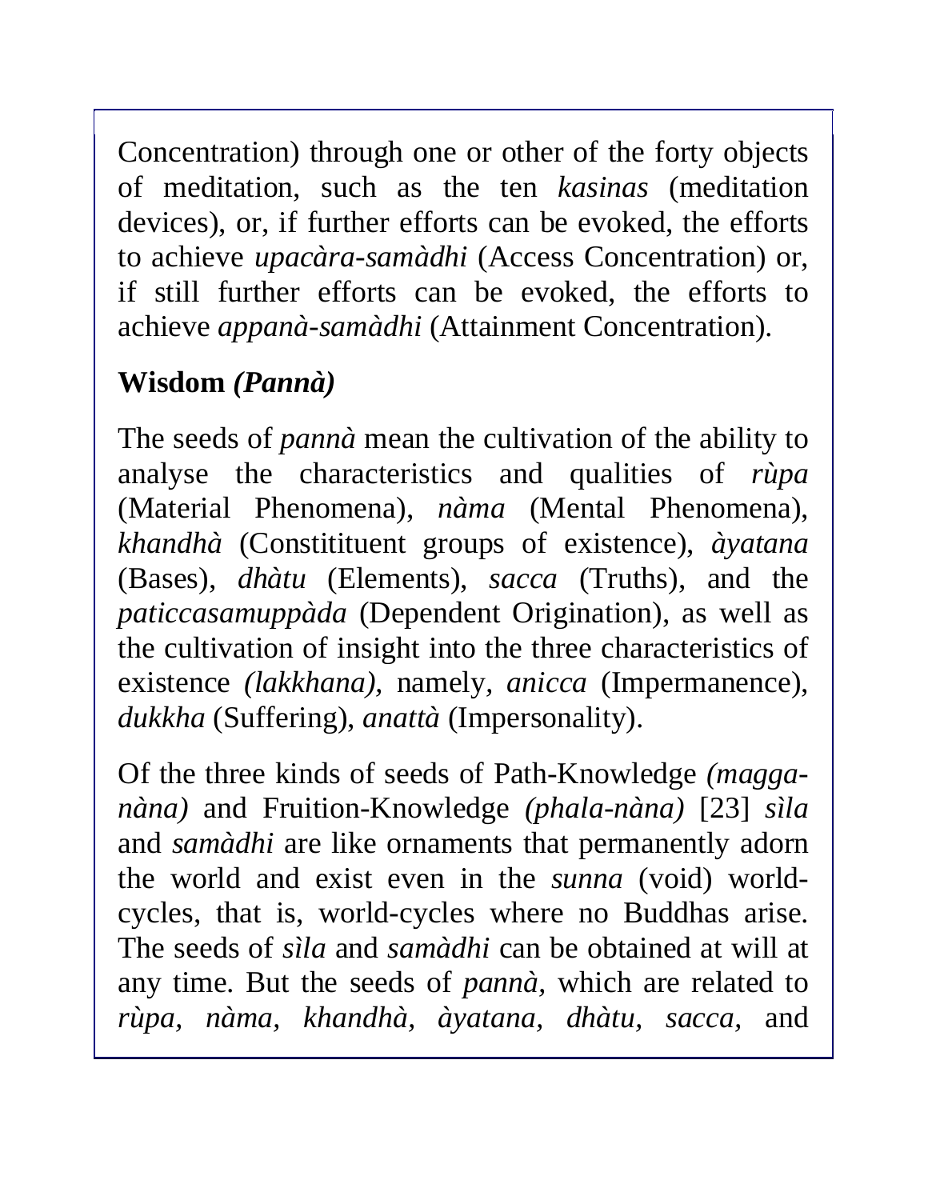Concentration) through one or other of the forty objects of meditation, such as the ten *kasinas* (meditation devices), or, if further efforts can be evoked, the efforts to achieve *upacàra-samàdhi* (Access Concentration) or, if still further efforts can be evoked, the efforts to achieve *appanà-samàdhi* (Attainment Concentration).

## Wisdom *(Pannà)*

The seeds of *pannà* mean the cultivation of the ability to analyse the characteristics and qualities of *rùpa* (Material Phenomena), *nàma* (Mental Phenomena), *khandhà* (Constitituent groups of existence), *àyatana* (Bases), *dhàtu* (Elements), *sacca* (Truths), and the *paticcasamuppàda* (Dependent Origination), as well as the cultivation of insight into the three characteristics of existence *(lakkhana)*, namely, *anicca* (Impermanence), *dukkha* (Suffering), *anattà* (Impersonality).

Of the three kinds of seeds of Path-Knowledge *(magga-nàna)* and Fruition-Knowledge *(phala-nàna)* [23] *sìla* and *samàdhi* are like ornaments that permanently adorn the world and exist even in the *sunna* (void) world-cycles, that is, world-cycles where no Buddhas arise. The seeds of *sìla* and *samàdhi* can be obtained at will at any time. But the seeds of *pannà,* which are related to *rùpa*, *nàma*, *khandhà*, *àyatana*, *dhàtu*, *sacca*, and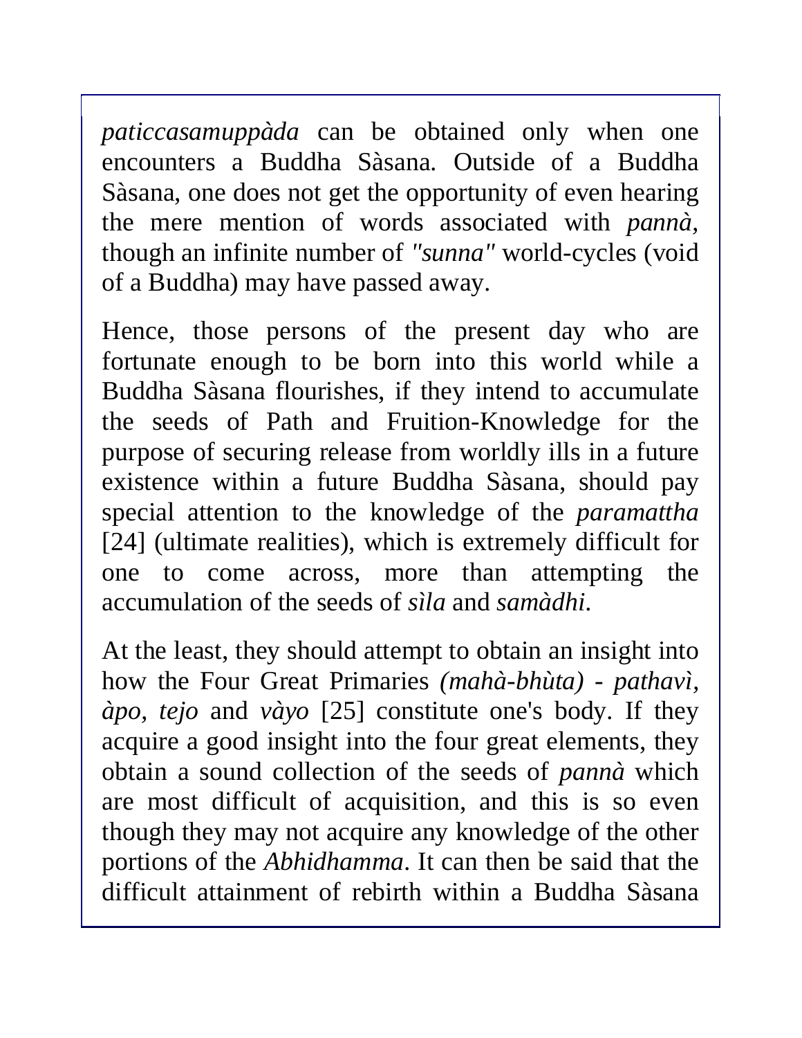*paticcasamuppàda* can be obtained only when one encounters a Buddha Sàsana. Outside of a Buddha Sàsana, one does not get the opportunity of even hearing the mere mention of words associated with *pannà*, though an infinite number of *"sunna"* world-cycles (void of a Buddha) may have passed away.

Hence, those persons of the present day who are fortunate enough to be born into this world while a Buddha Sàsana flourishes, if they intend to accumulate the seeds of Path and Fruition-Knowledge for the purpose of securing release from worldly ills in a future existence within a future Buddha Sàsana, should pay special attention to the knowledge of the *paramattha* [24] (ultimate realities), which is extremely difficult for one to come across, more than attempting the accumulation of the seeds of *sìla* and *samàdhi*.

At the least, they should attempt to obtain an insight into how the Four Great Primaries *(mahà-bhùta)* - *pathavì, àpo, tejo* and *vàyo* [25] constitute one's body. If they acquire a good insight into the four great elements, they obtain a sound collection of the seeds of *pannà* which are most difficult of acquisition, and this is so even though they may not acquire any knowledge of the other portions of the *Abhidhamma*. It can then be said that the difficult attainment of rebirth within a Buddha Sàsana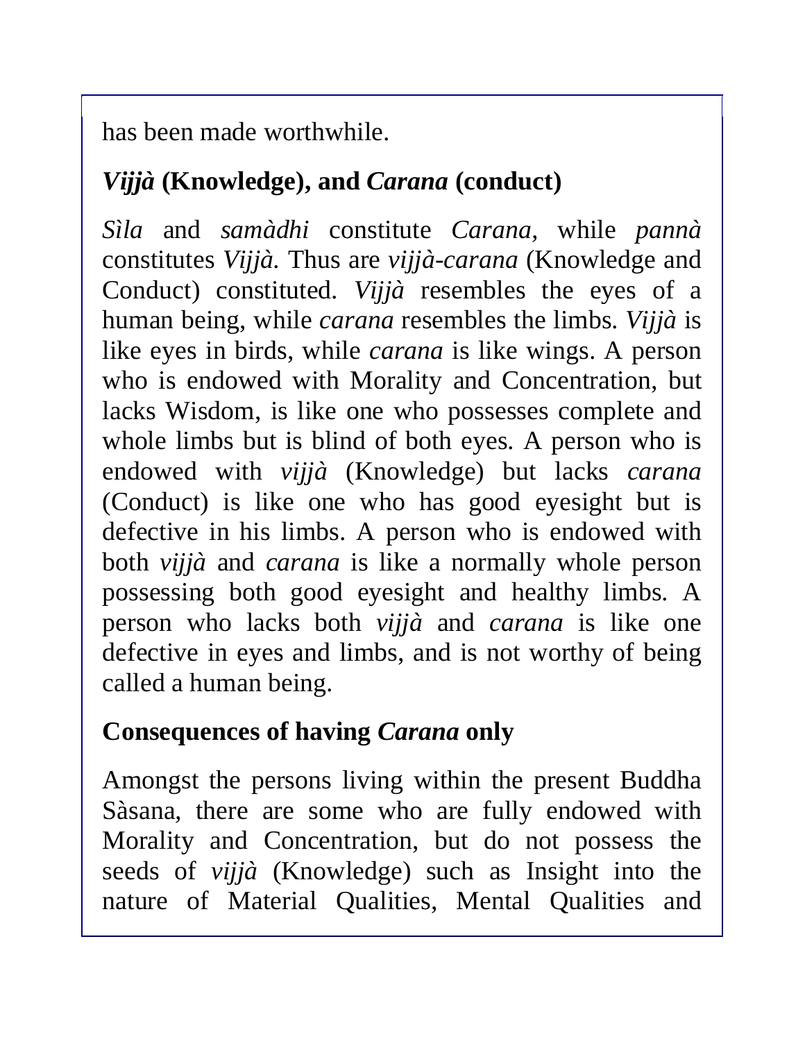has been made worthwhile.

### *Vijjà* (Knowledge), and *Carana* (conduct)

*Sìla* and *samàdhi* constitute *Carana*, while *pannà* constitutes *Vijjà.* Thus are *vijjà-carana* (Knowledge and Conduct) constituted. *Vijjà* resembles the eyes of a human being, while *carana* resembles the limbs. *Vijjà* is like eyes in birds, while *carana* is like wings. A person who is endowed with Morality and Concentration, but lacks Wisdom, is like one who possesses complete and whole limbs but is blind of both eyes. A person who is endowed with *vijjà* (Knowledge) but lacks *carana* (Conduct) is like one who has good eyesight but is defective in his limbs. A person who is endowed with both *vijjà* and *carana* is like a normally whole person possessing both good eyesight and healthy limbs. A person who lacks both *vijjà* and *carana* is like one defective in eyes and limbs, and is not worthy of being called a human being.

### Consequences of having *Carana* only

Amongst the persons living within the present Buddha Sàsana, there are some who are fully endowed with Morality and Concentration, but do not possess the seeds of *vijjà* (Knowledge) such as Insight into the nature of Material Qualities, Mental Qualities and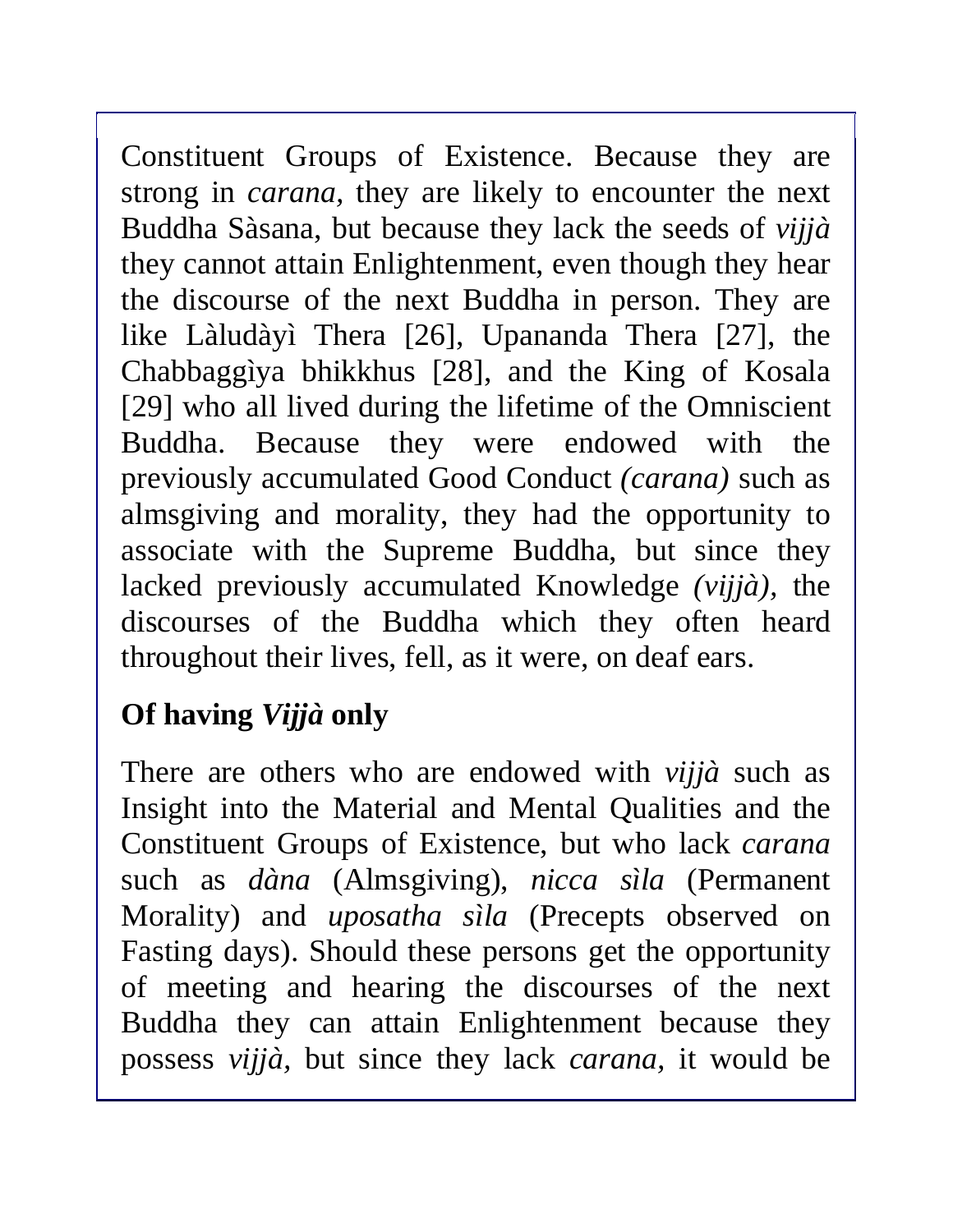Constituent Groups of Existence. Because they are strong in *carana,* they are likely to encounter the next Buddha Sàsana, but because they lack the seeds of *vijjà* they cannot attain Enlightenment, even though they hear the discourse of the next Buddha in person. They are like Làludàyì Thera [26], Upananda Thera [27], the Chabbaggìya bhikkhus [28], and the King of Kosala [29] who all lived during the lifetime of the Omniscient Buddha. Because they were endowed with the previously accumulated Good Conduct *(carana)* such as almsgiving and morality, they had the opportunity to associate with the Supreme Buddha, but since they lacked previously accumulated Knowledge *(vijjà),* the discourses of the Buddha which they often heard throughout their lives, fell, as it were, on deaf ears.

### Of having *Vijjà* only

There are others who are endowed with *vijjà* such as Insight into the Material and Mental Qualities and the Constituent Groups of Existence, but who lack *carana* such as *dàna* (Almsgiving), *nicca sìla* (Permanent Morality) and *uposatha sìla* (Precepts observed on Fasting days). Should these persons get the opportunity of meeting and hearing the discourses of the next Buddha they can attain Enlightenment because they possess *vijjà,* but since they lack *carana,* it would be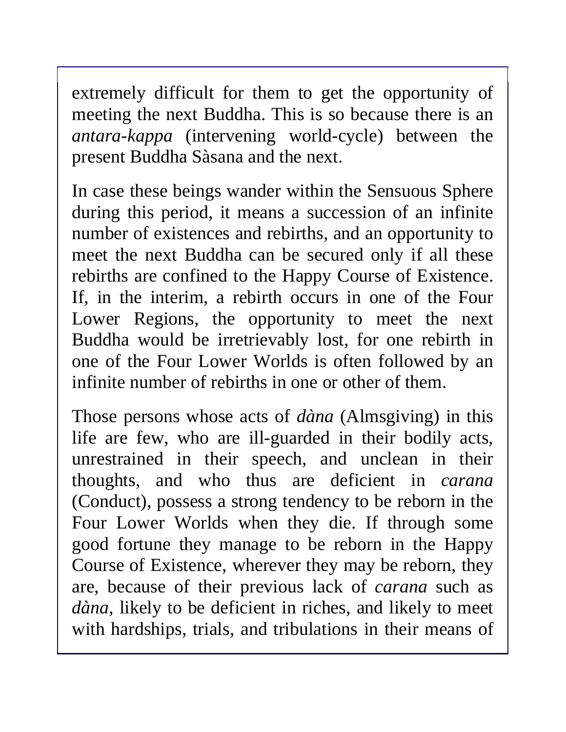extremely difficult for them to get the opportunity of meeting the next Buddha. This is so because there is an *antara-kappa* (intervening world-cycle) between the present Buddha Sàsana and the next.

In case these beings wander within the Sensuous Sphere during this period, it means a succession of an infinite number of existences and rebirths, and an opportunity to meet the next Buddha can be secured only if all these rebirths are confined to the Happy Course of Existence. If, in the interim, a rebirth occurs in one of the Four Lower Regions, the opportunity to meet the next Buddha would be irretrievably lost, for one rebirth in one of the Four Lower Worlds is often followed by an infinite number of rebirths in one or other of them.

Those persons whose acts of *dàna* (Almsgiving) in this life are few, who are ill-guarded in their bodily acts, unrestrained in their speech, and unclean in their thoughts, and who thus are deficient in *carana* (Conduct), possess a strong tendency to be reborn in the Four Lower Worlds when they die. If through some good fortune they manage to be reborn in the Happy Course of Existence, wherever they may be reborn, they are, because of their previous lack of *carana* such as *dàna*, likely to be deficient in riches, and likely to meet with hardships, trials, and tribulations in their means of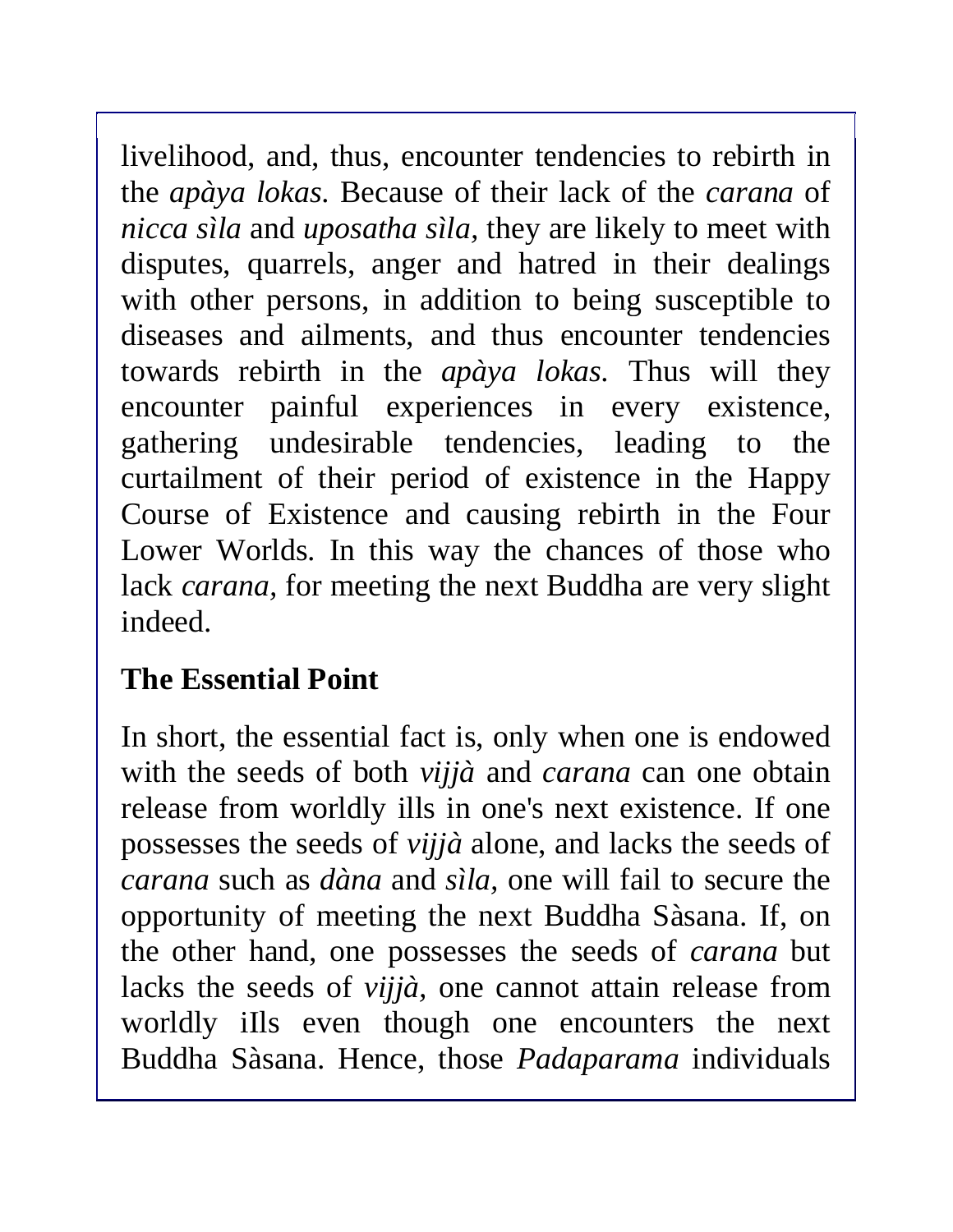livelihood, and, thus, encounter tendencies to rebirth in the *apàya lokas*. Because of their lack of the *carana* of *nicca sìla* and *uposatha sìla*, they are likely to meet with disputes, quarrels, anger and hatred in their dealings with other persons, in addition to being susceptible to diseases and ailments, and thus encounter tendencies towards rebirth in the *apàya lokas*. Thus will they encounter painful experiences in every existence, gathering undesirable tendencies, leading to the curtailment of their period of existence in the Happy Course of Existence and causing rebirth in the Four Lower Worlds. In this way the chances of those who lack *carana*, for meeting the next Buddha are very slight indeed.

## The Essential Point

In short, the essential fact is, only when one is endowed with the seeds of both *vijjà* and *carana* can one obtain release from worldly ills in one's next existence. If one possesses the seeds of *vijjà* alone, and lacks the seeds of *carana* such as *dàna* and *sìla*, one will fail to secure the opportunity of meeting the next Buddha Sàsana. If, on the other hand, one possesses the seeds of *carana* but lacks the seeds of *vijjà*, one cannot attain release from worldly iIls even though one encounters the next Buddha Sàsana. Hence, those *Padaparama* individuals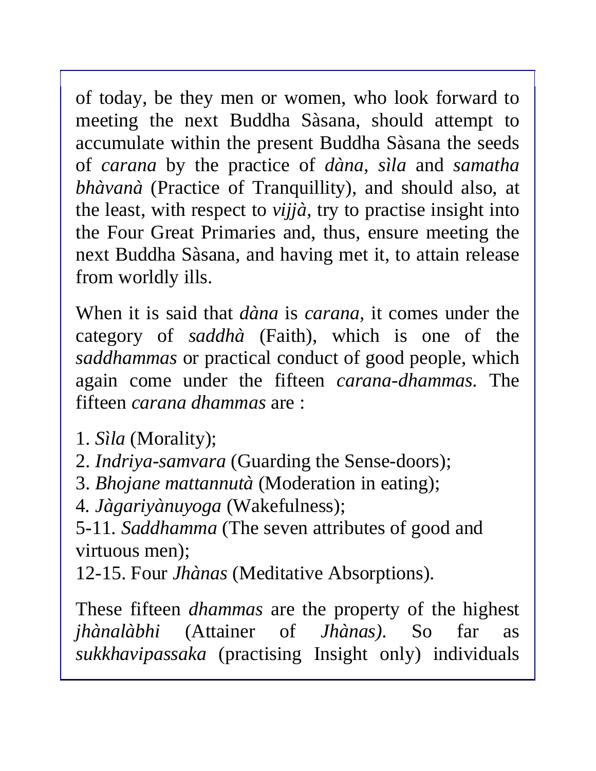of today, be they men or women, who look forward to meeting the next Buddha Sàsana, should attempt to accumulate within the present Buddha Sàsana the seeds of *carana* by the practice of *dàna*, *sìla* and *samatha bhàvanà* (Practice of Tranquillity), and should also, at the least, with respect to *vijjà*, try to practise insight into the Four Great Primaries and, thus, ensure meeting the next Buddha Sàsana, and having met it, to attain release from worldly ills.

When it is said that *dàna* is *carana*, it comes under the category of *saddhà* (Faith), which is one of the *saddhammas* or practical conduct of good people, which again come under the fifteen *carana-dhammas*. The fifteen *carana dhammas* are :

1. *Sìla* (Morality);
2. *Indriya-samvara* (Guarding the Sense-doors);
3. *Bhojane mattannutà* (Moderation in eating);
4. *Jàgariyànuyoga* (Wakefulness);
5-11. *Saddhamma* (The seven attributes of good and virtuous men);
12-15. Four *Jhànas* (Meditative Absorptions).

These fifteen *dhammas* are the property of the highest *jhànalàbhi* (Attainer of *Jhànas)*. So far as *sukkhavipassaka* (practising Insight only) individuals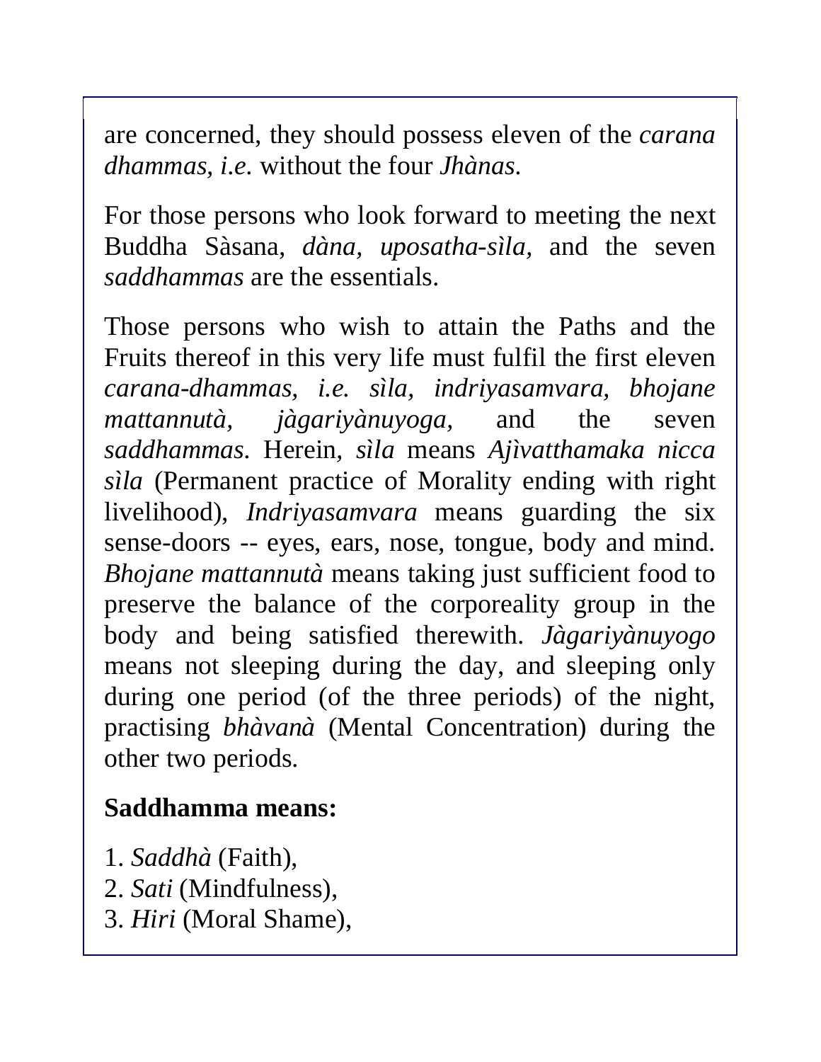are concerned, they should possess eleven of the *carana dhammas, i.e.* without the four *Jhànas.*

For those persons who look forward to meeting the next Buddha Sàsana, *dàna*, *uposatha-sìla,* and the seven *saddhammas* are the essentials.

Those persons who wish to attain the Paths and the Fruits thereof in this very life must fulfil the first eleven *carana-dhammas, i.e. sìla, indriyasamvara, bhojane mattannutà, jàgariyànuyoga,* and the seven *saddhammas.* Herein, *sìla* means *Ajìvatthamaka nicca sìla* (Permanent practice of Morality ending with right livelihood), *Indriyasamvara* means guarding the six sense-doors -- eyes, ears, nose, tongue, body and mind. *Bhojane mattannutà* means taking just sufficient food to preserve the balance of the corporeality group in the body and being satisfied therewith. *Jàgariyànuyogo* means not sleeping during the day, and sleeping only during one period (of the three periods) of the night, practising *bhàvanà* (Mental Concentration) during the other two periods.

**Saddhamma means:**

1. *Saddhà* (Faith),
2. *Sati* (Mindfulness),
3. *Hiri* (Moral Shame),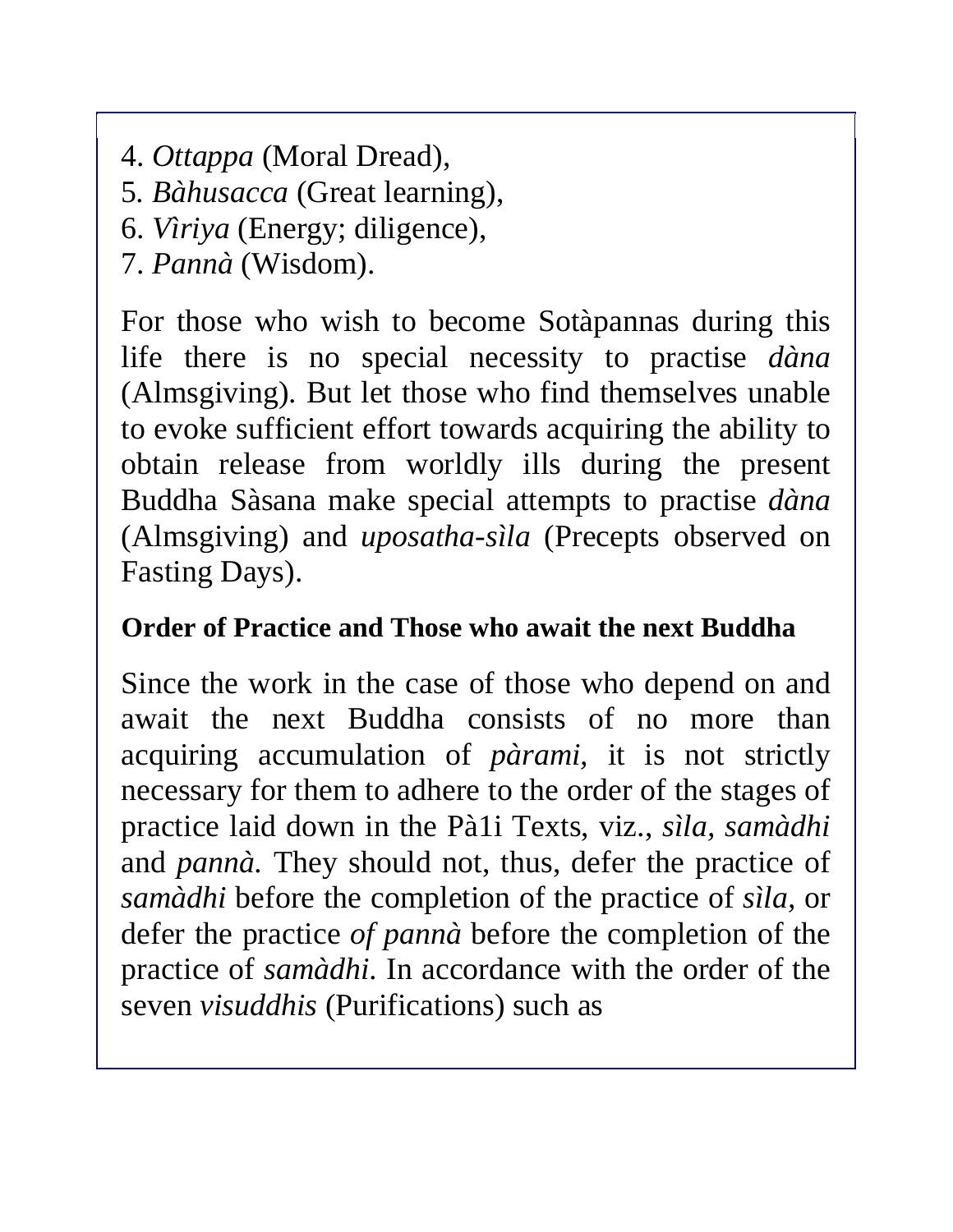4. *Ottappa* (Moral Dread),
5. *Bàhusacca* (Great learning),
6. *Vìriya* (Energy; diligence),
7. *Pannà* (Wisdom).

For those who wish to become Sotàpannas during this life there is no special necessity to practise *dàna* (Almsgiving). But let those who find themselves unable to evoke sufficient effort towards acquiring the ability to obtain release from worldly ills during the present Buddha Sàsana make special attempts to practise *dàna* (Almsgiving) and *uposatha-sìla* (Precepts observed on Fasting Days).

**Order of Practice and Those who await the next Buddha**

Since the work in the case of those who depend on and await the next Buddha consists of no more than acquiring accumulation of *pàrami,* it is not strictly necessary for them to adhere to the order of the stages of practice laid down in the Pà1i Texts, viz., *sìla, samàdhi* and *pannà.* They should not, thus, defer the practice of *samàdhi* before the completion of the practice of *sìla,* or defer the practice *of pannà* before the completion of the practice of *samàdhi.* In accordance with the order of the seven *visuddhis* (Purifications) such as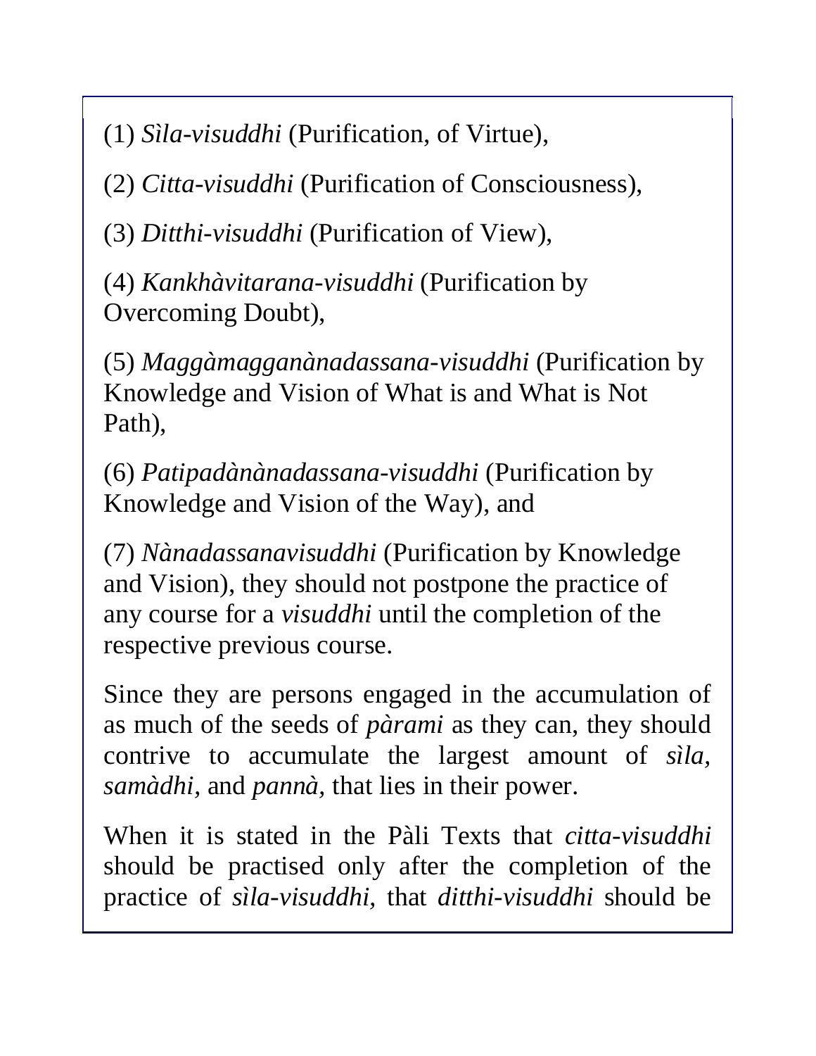(1) *Sìla-visuddhi* (Purification, of Virtue),

(2) *Citta-visuddhi* (Purification of Consciousness),

(3) *Ditthi-visuddhi* (Purification of View),

(4) *Kankhàvitarana-visuddhi* (Purification by Overcoming Doubt),

(5) *Maggàmagganànadassana-visuddhi* (Purification by Knowledge and Vision of What is and What is Not Path),

(6) *Patipadànànadassana-visuddhi* (Purification by Knowledge and Vision of the Way), and

(7) *Nànadassanavisuddhi* (Purification by Knowledge and Vision), they should not postpone the practice of any course for a *visuddhi* until the completion of the respective previous course.

Since they are persons engaged in the accumulation of as much of the seeds of *pàrami* as they can, they should contrive to accumulate the largest amount of *sìla, samàdhi,* and *pannà,* that lies in their power.

When it is stated in the Pàli Texts that *citta-visuddhi* should be practised only after the completion of the practice of *sìla-visuddhi,* that *ditthi-visuddhi* should be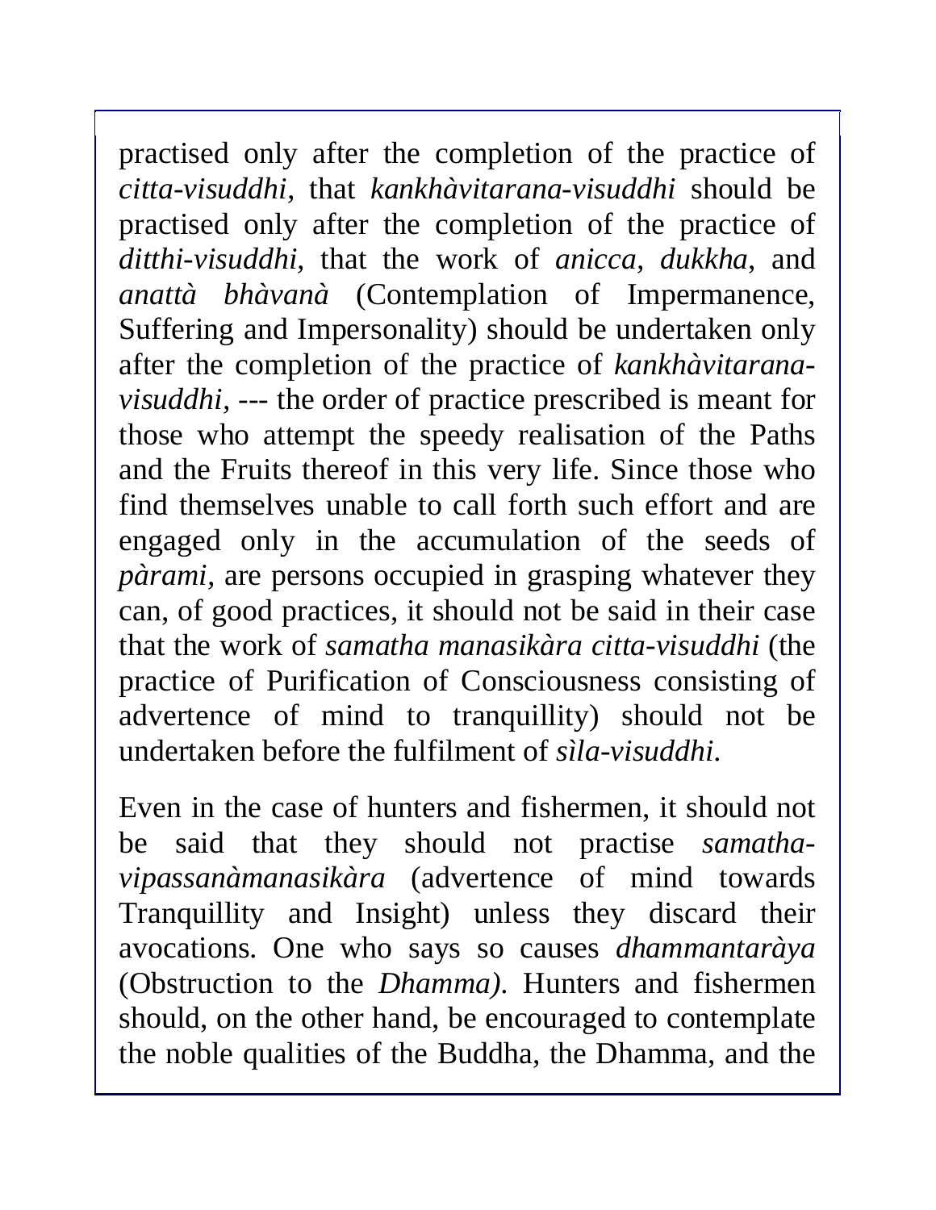practised only after the completion of the practice of *citta-visuddhi,* that *kankhàvitarana-visuddhi* should be practised only after the completion of the practice of *ditthi-visuddhi,* that the work of *anicca, dukkha,* and *anattà bhàvanà* (Contemplation of Impermanence, Suffering and Impersonality) should be undertaken only after the completion of the practice of *kankhàvitarana-visuddhi,* --- the order of practice prescribed is meant for those who attempt the speedy realisation of the Paths and the Fruits thereof in this very life. Since those who find themselves unable to call forth such effort and are engaged only in the accumulation of the seeds of *pàrami,* are persons occupied in grasping whatever they can, of good practices, it should not be said in their case that the work of *samatha manasikàra citta-visuddhi* (the practice of Purification of Consciousness consisting of advertence of mind to tranquillity) should not be undertaken before the fulfilment of *sìla-visuddhi.*

Even in the case of hunters and fishermen, it should not be said that they should not practise *samatha-vipassanàmanasikàra* (advertence of mind towards Tranquillity and Insight) unless they discard their avocations. One who says so causes *dhammantaràya* (Obstruction to the *Dhamma).* Hunters and fishermen should, on the other hand, be encouraged to contemplate the noble qualities of the Buddha, the Dhamma, and the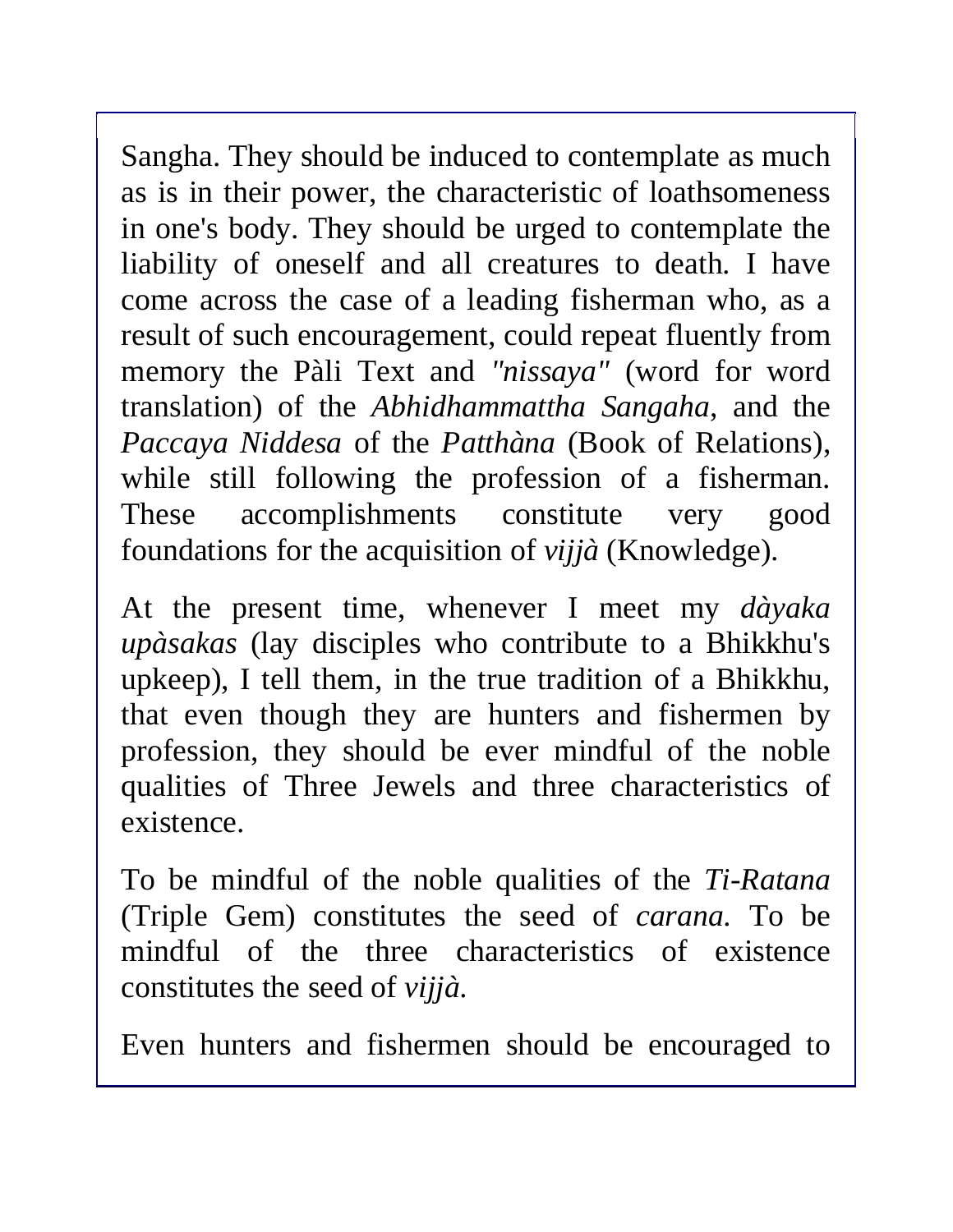Sangha. They should be induced to contemplate as much as is in their power, the characteristic of loathsomeness in one's body. They should be urged to contemplate the liability of oneself and all creatures to death. I have come across the case of a leading fisherman who, as a result of such encouragement, could repeat fluently from memory the Pàli Text and *"nissaya"* (word for word translation) of the *Abhidhammattha Sangaha*, and the *Paccaya Niddesa* of the *Patthàna* (Book of Relations), while still following the profession of a fisherman. These accomplishments constitute very good foundations for the acquisition of *vijjà* (Knowledge).

At the present time, whenever I meet my *dàyaka upàsakas* (lay disciples who contribute to a Bhikkhu's upkeep), I tell them, in the true tradition of a Bhikkhu, that even though they are hunters and fishermen by profession, they should be ever mindful of the noble qualities of Three Jewels and three characteristics of existence.

To be mindful of the noble qualities of the *Ti-Ratana* (Triple Gem) constitutes the seed of *carana*. To be mindful of the three characteristics of existence constitutes the seed of *vijjà*.

Even hunters and fishermen should be encouraged to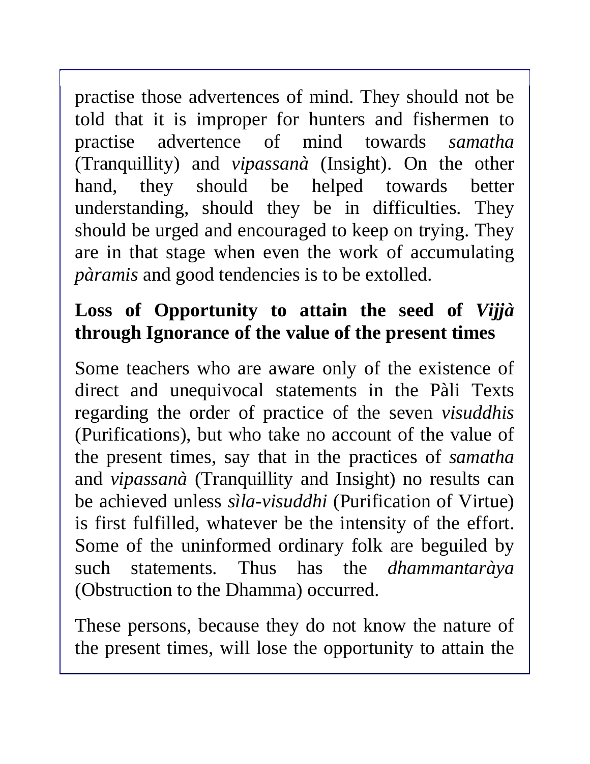practise those advertences of mind. They should not be told that it is improper for hunters and fishermen to practise advertence of mind towards *samatha* (Tranquillity) and *vipassanà* (Insight). On the other hand, they should be helped towards better understanding, should they be in difficulties. They should be urged and encouraged to keep on trying. They are in that stage when even the work of accumulating *pàramis* and good tendencies is to be extolled.

## Loss of Opportunity to attain the seed of *Vijjà* through Ignorance of the value of the present times

Some teachers who are aware only of the existence of direct and unequivocal statements in the Pàli Texts regarding the order of practice of the seven *visuddhis* (Purifications), but who take no account of the value of the present times, say that in the practices of *samatha* and *vipassanà* (Tranquillity and Insight) no results can be achieved unless *sìla-visuddhi* (Purification of Virtue) is first fulfilled, whatever be the intensity of the effort. Some of the uninformed ordinary folk are beguiled by such statements. Thus has the *dhammantaràya* (Obstruction to the Dhamma) occurred.

These persons, because they do not know the nature of the present times, will lose the opportunity to attain the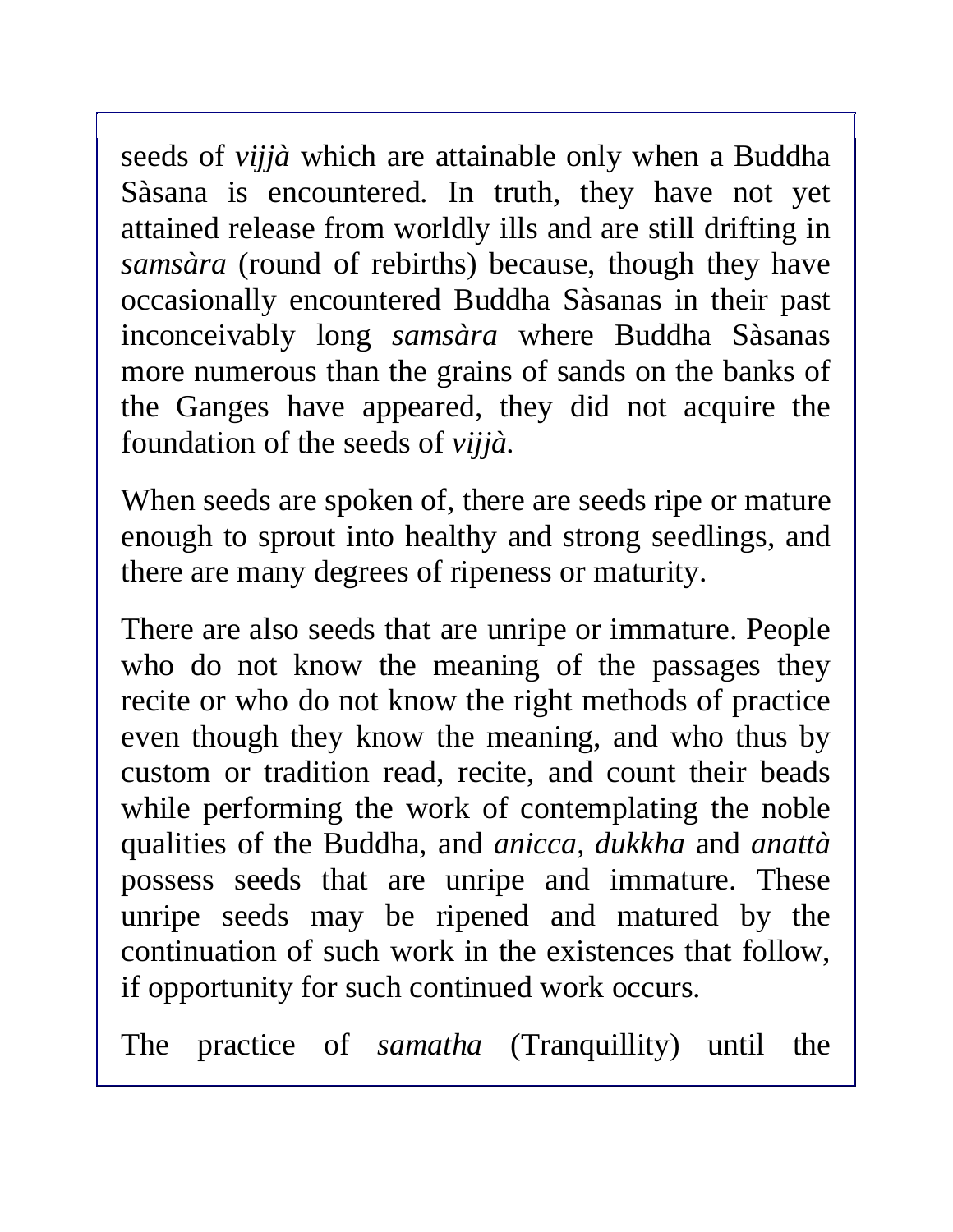seeds of *vijjà* which are attainable only when a Buddha Sàsana is encountered. In truth, they have not yet attained release from worldly ills and are still drifting in *samsàra* (round of rebirths) because, though they have occasionally encountered Buddha Sàsanas in their past inconceivably long *samsàra* where Buddha Sàsanas more numerous than the grains of sands on the banks of the Ganges have appeared, they did not acquire the foundation of the seeds of *vijjà.*

When seeds are spoken of, there are seeds ripe or mature enough to sprout into healthy and strong seedlings, and there are many degrees of ripeness or maturity.

There are also seeds that are unripe or immature. People who do not know the meaning of the passages they recite or who do not know the right methods of practice even though they know the meaning, and who thus by custom or tradition read, recite, and count their beads while performing the work of contemplating the noble qualities of the Buddha, and *anicca, dukkha* and *anattà* possess seeds that are unripe and immature. These unripe seeds may be ripened and matured by the continuation of such work in the existences that follow, if opportunity for such continued work occurs.

The practice of *samatha* (Tranquillity) until the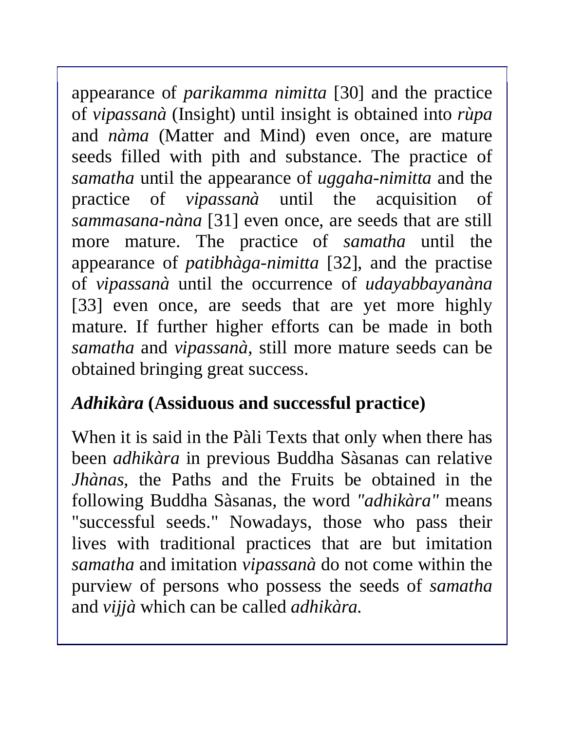appearance of *parikamma nimitta* [30] and the practice of *vipassanà* (Insight) until insight is obtained into *rùpa* and *nàma* (Matter and Mind) even once, are mature seeds filled with pith and substance. The practice of *samatha* until the appearance of *uggaha-nimitta* and the practice of *vipassanà* until the acquisition of *sammasana-nàna* [31] even once, are seeds that are still more mature. The practice of *samatha* until the appearance of *patibhàga-nimitta* [32], and the practise of *vipassanà* until the occurrence of *udayabbayanàna* [33] even once, are seeds that are yet more highly mature. If further higher efforts can be made in both *samatha* and *vipassanà,* still more mature seeds can be obtained bringing great success.

## *Adhikàra* (Assiduous and successful practice)

When it is said in the Pàli Texts that only when there has been *adhikàra* in previous Buddha Sàsanas can relative *Jhànas,* the Paths and the Fruits be obtained in the following Buddha Sàsanas, the word *"adhikàra"* means "successful seeds." Nowadays, those who pass their lives with traditional practices that are but imitation *samatha* and imitation *vipassanà* do not come within the purview of persons who possess the seeds of *samatha* and *vijjà* which can be called *adhikàra.*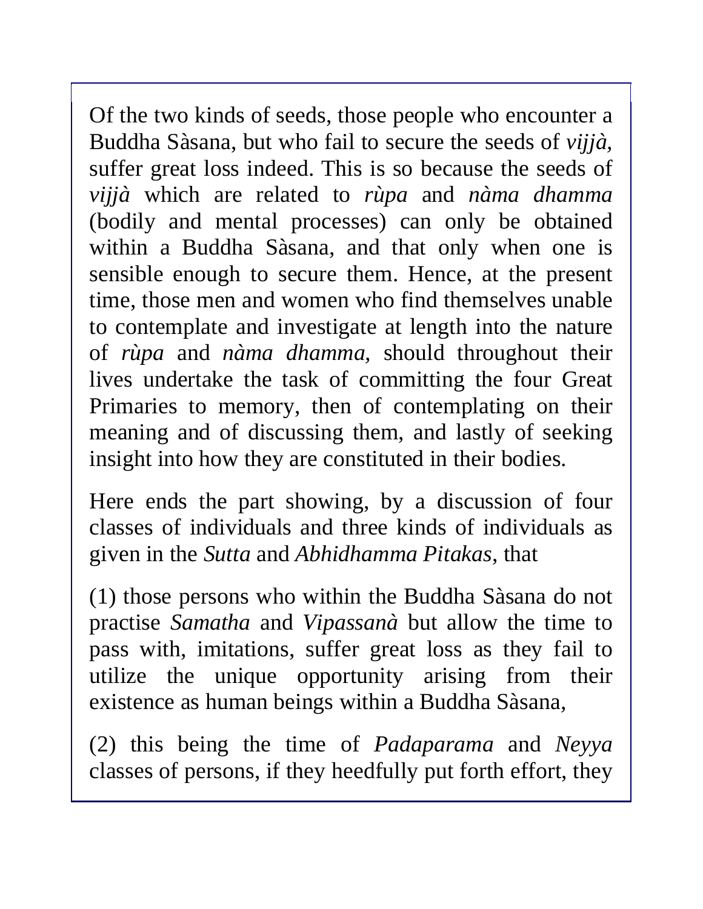Of the two kinds of seeds, those people who encounter a Buddha Sàsana, but who fail to secure the seeds of *vijjà,* suffer great loss indeed. This is so because the seeds of *vijjà* which are related to *rùpa* and *nàma dhamma* (bodily and mental processes) can only be obtained within a Buddha Sàsana, and that only when one is sensible enough to secure them. Hence, at the present time, those men and women who find themselves unable to contemplate and investigate at length into the nature of *rùpa* and *nàma dhamma,* should throughout their lives undertake the task of committing the four Great Primaries to memory, then of contemplating on their meaning and of discussing them, and lastly of seeking insight into how they are constituted in their bodies.

Here ends the part showing, by a discussion of four classes of individuals and three kinds of individuals as given in the *Sutta* and *Abhidhamma Pitakas,* that

(1) those persons who within the Buddha Sàsana do not practise *Samatha* and *Vipassanà* but allow the time to pass with, imitations, suffer great loss as they fail to utilize the unique opportunity arising from their existence as human beings within a Buddha Sàsana,

(2) this being the time of *Padaparama* and *Neyya* classes of persons, if they heedfully put forth effort, they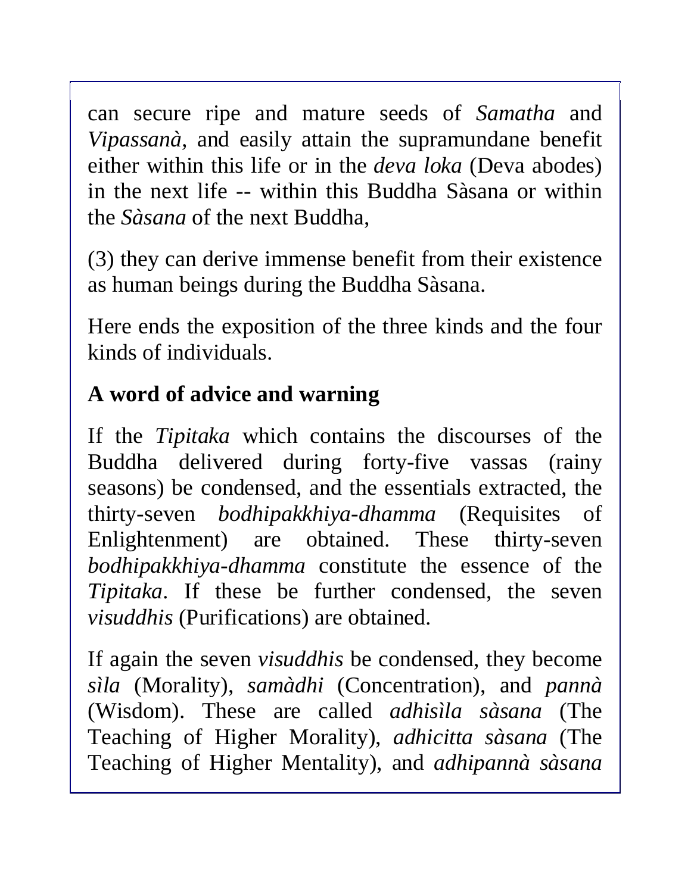can secure ripe and mature seeds of *Samatha* and *Vipassanà*, and easily attain the supramundane benefit either within this life or in the *deva loka* (Deva abodes) in the next life -- within this Buddha Sàsana or within the *Sàsana* of the next Buddha,

(3) they can derive immense benefit from their existence as human beings during the Buddha Sàsana.

Here ends the exposition of the three kinds and the four kinds of individuals.

## A word of advice and warning

If the *Tipitaka* which contains the discourses of the Buddha delivered during forty-five vassas (rainy seasons) be condensed, and the essentials extracted, the thirty-seven *bodhipakkhiya-dhamma* (Requisites of Enlightenment) are obtained. These thirty-seven *bodhipakkhiya-dhamma* constitute the essence of the *Tipitaka*. If these be further condensed, the seven *visuddhis* (Purifications) are obtained.

If again the seven *visuddhis* be condensed, they become *sìla* (Morality), *samàdhi* (Concentration), and *pannà* (Wisdom). These are called *adhisìla sàsana* (The Teaching of Higher Morality), *adhicitta sàsana* (The Teaching of Higher Mentality), and *adhipannà sàsana*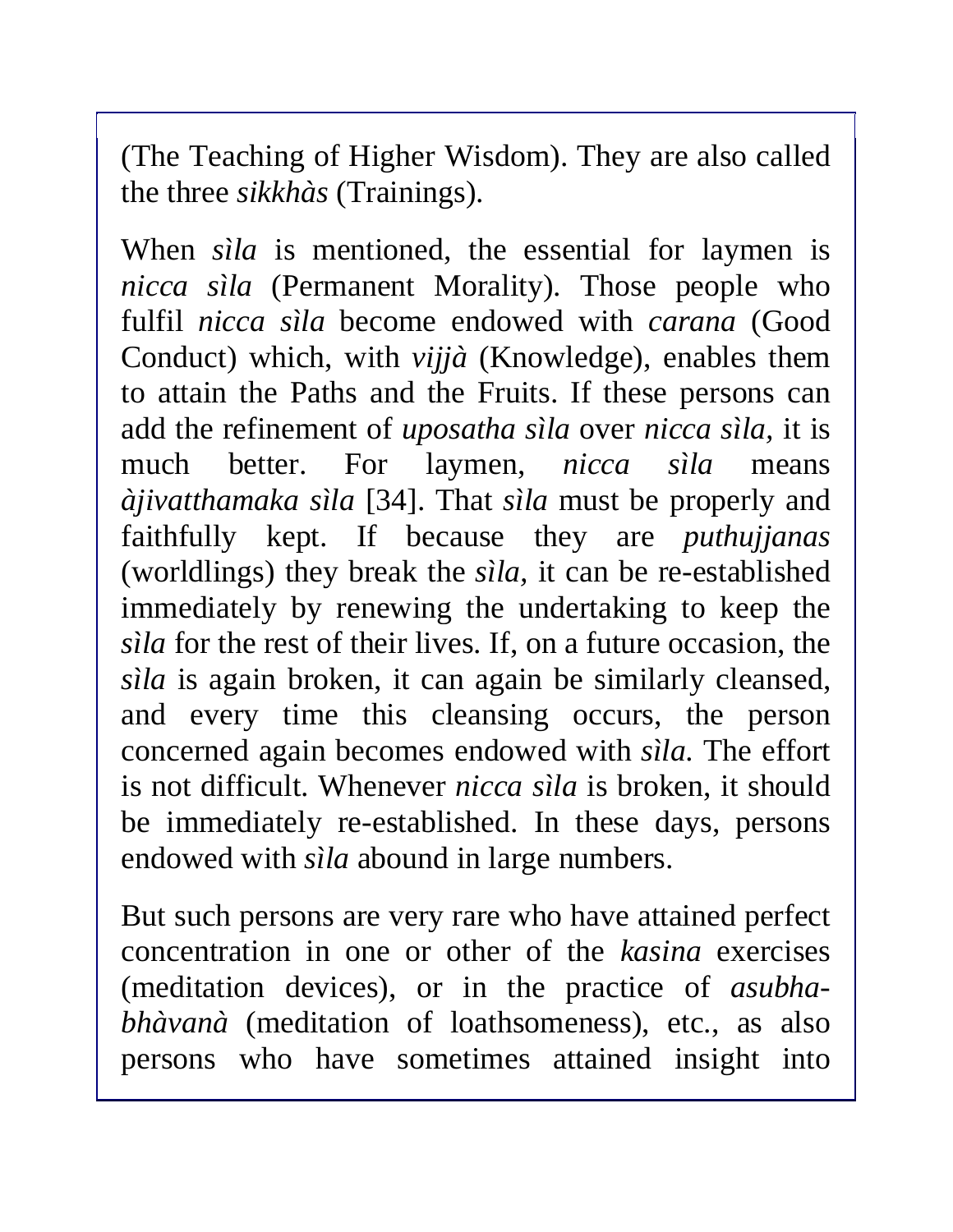(The Teaching of Higher Wisdom). They are also called the three *sikkhàs* (Trainings).

When *sìla* is mentioned, the essential for laymen is *nicca sìla* (Permanent Morality). Those people who fulfil *nicca sìla* become endowed with *carana* (Good Conduct) which, with *vijjà* (Knowledge), enables them to attain the Paths and the Fruits. If these persons can add the refinement of *uposatha sìla* over *nicca sìla*, it is much better. For laymen, *nicca sìla* means *àjivatthamaka sìla* [34]. That *sìla* must be properly and faithfully kept. If because they are *puthujjanas* (worldlings) they break the *sìla*, it can be re-established immediately by renewing the undertaking to keep the *sìla* for the rest of their lives. If, on a future occasion, the *sìla* is again broken, it can again be similarly cleansed, and every time this cleansing occurs, the person concerned again becomes endowed with *sìla*. The effort is not difficult. Whenever *nicca sìla* is broken, it should be immediately re-established. In these days, persons endowed with *sìla* abound in large numbers.

But such persons are very rare who have attained perfect concentration in one or other of the *kasina* exercises (meditation devices), or in the practice of *asubha-bhàvanà* (meditation of loathsomeness), etc., as also persons who have sometimes attained insight into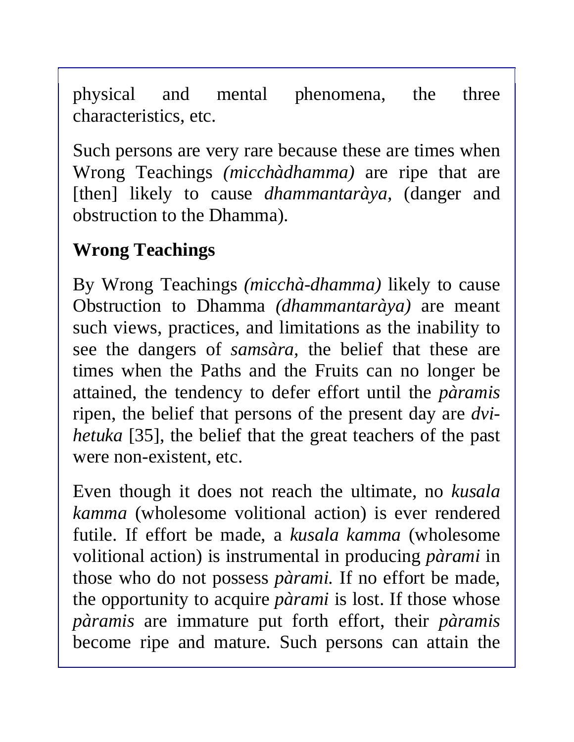physical and mental phenomena, the three characteristics, etc.

Such persons are very rare because these are times when Wrong Teachings *(micchàdhamma)* are ripe that are [then] likely to cause *dhammantaràya*, (danger and obstruction to the Dhamma).

## Wrong Teachings

By Wrong Teachings *(micchà-dhamma)* likely to cause Obstruction to Dhamma *(dhammantaràya)* are meant such views, practices, and limitations as the inability to see the dangers of *samsàra,* the belief that these are times when the Paths and the Fruits can no longer be attained, the tendency to defer effort until the *pàramis* ripen, the belief that persons of the present day are *dvi-hetuka* [35], the belief that the great teachers of the past were non-existent, etc.

Even though it does not reach the ultimate, no *kusala kamma* (wholesome volitional action) is ever rendered futile. If effort be made, a *kusala kamma* (wholesome volitional action) is instrumental in producing *pàrami* in those who do not possess *pàrami.* If no effort be made, the opportunity to acquire *pàrami* is lost. If those whose *pàramis* are immature put forth effort, their *pàramis* become ripe and mature. Such persons can attain the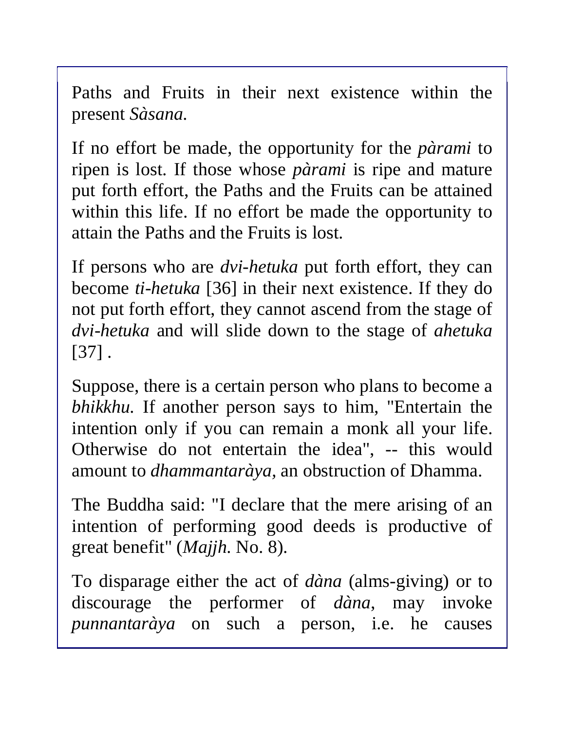Paths and Fruits in their next existence within the present *Sàsana.*

If no effort be made, the opportunity for the *pàrami* to ripen is lost. If those whose *pàrami* is ripe and mature put forth effort, the Paths and the Fruits can be attained within this life. If no effort be made the opportunity to attain the Paths and the Fruits is lost.

If persons who are *dvi-hetuka* put forth effort, they can become *ti-hetuka* [36] in their next existence. If they do not put forth effort, they cannot ascend from the stage of *dvi-hetuka* and will slide down to the stage of *ahetuka* [37] .

Suppose, there is a certain person who plans to become a *bhikkhu.* If another person says to him, "Entertain the intention only if you can remain a monk all your life. Otherwise do not entertain the idea", -- this would amount to *dhammantaràya,* an obstruction of Dhamma.

The Buddha said: "I declare that the mere arising of an intention of performing good deeds is productive of great benefit" (*Majjh.* No. 8).

To disparage either the act of *dàna* (alms-giving) or to discourage the performer of *dàna*, may invoke *punnantaràya* on such a person, i.e. he causes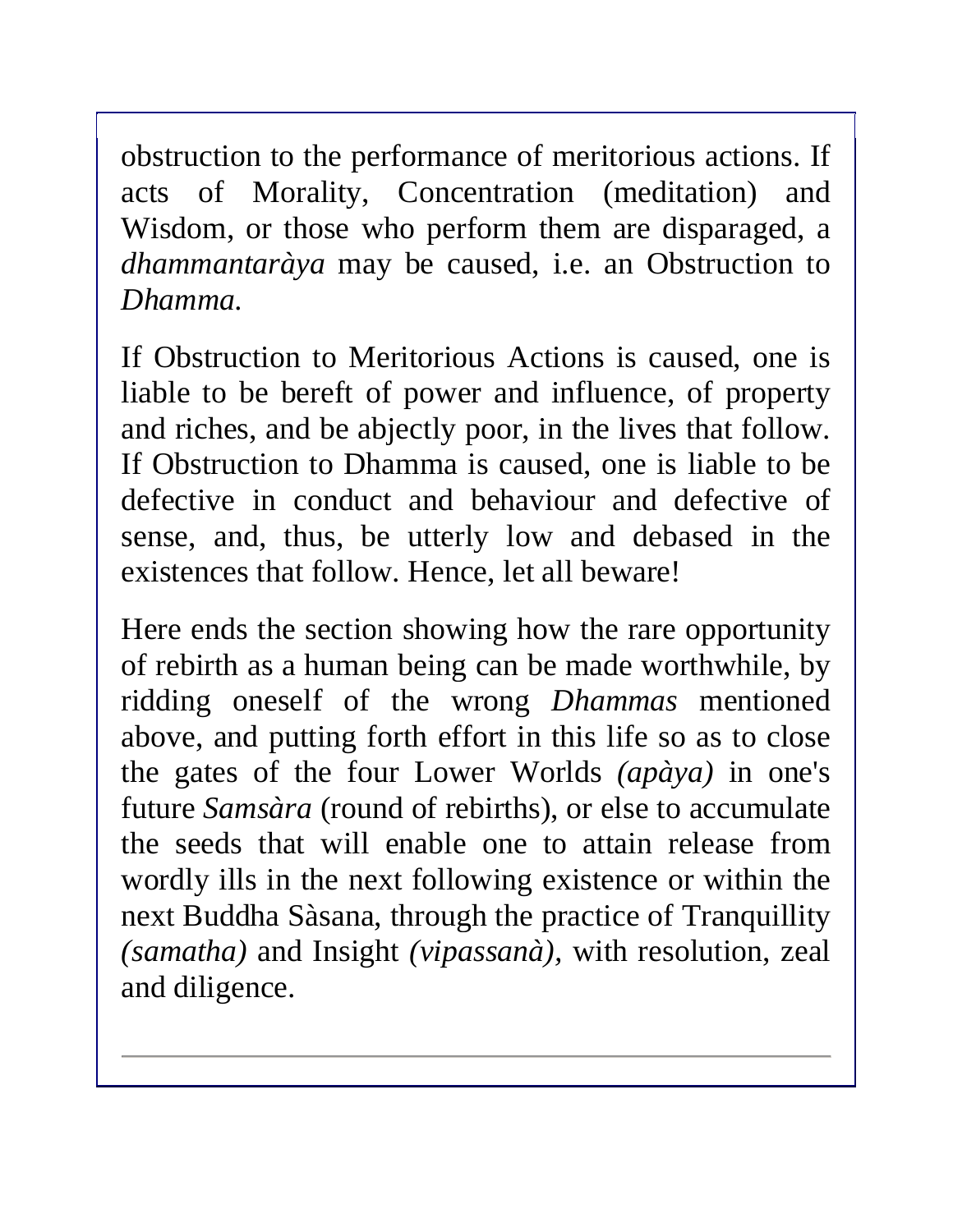obstruction to the performance of meritorious actions. If acts of Morality, Concentration (meditation) and Wisdom, or those who perform them are disparaged, a *dhammantaràya* may be caused, i.e. an Obstruction to *Dhamma.*

If Obstruction to Meritorious Actions is caused, one is liable to be bereft of power and influence, of property and riches, and be abjectly poor, in the lives that follow. If Obstruction to Dhamma is caused, one is liable to be defective in conduct and behaviour and defective of sense, and, thus, be utterly low and debased in the existences that follow. Hence, let all beware!

Here ends the section showing how the rare opportunity of rebirth as a human being can be made worthwhile, by ridding oneself of the wrong *Dhammas* mentioned above, and putting forth effort in this life so as to close the gates of the four Lower Worlds *(apàya)* in one's future *Samsàra* (round of rebirths), or else to accumulate the seeds that will enable one to attain release from wordly ills in the next following existence or within the next Buddha Sàsana, through the practice of Tranquillity *(samatha)* and Insight *(vipassanà),* with resolution, zeal and diligence.

---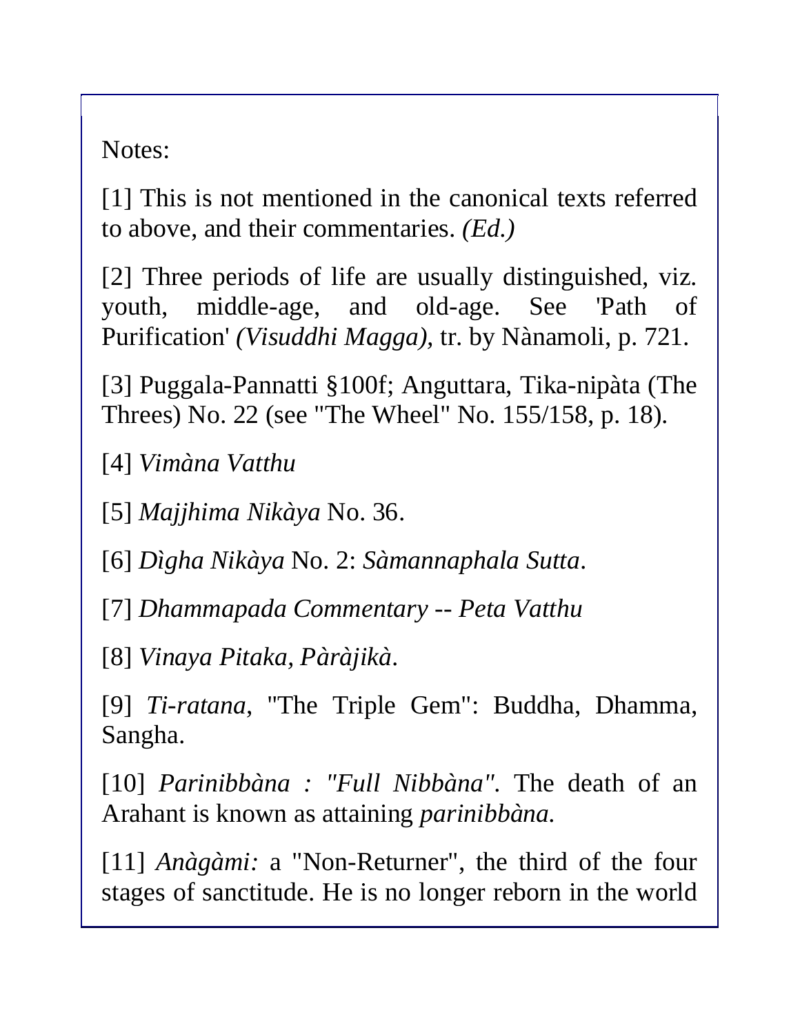Notes:

[1] This is not mentioned in the canonical texts referred to above, and their commentaries. *(Ed.)*

[2] Three periods of life are usually distinguished, viz. youth, middle-age, and old-age. See 'Path of Purification' *(Visuddhi Magga)*, tr. by Nànamoli, p. 721.

[3] Puggala-Pannatti §100f; Anguttara, Tika-nipàta (The Threes) No. 22 (see "The Wheel" No. 155/158, p. 18).

[4] *Vimàna Vatthu*

[5] *Majjhima Nikàya* No. 36.

[6] *Dìgha Nikàya* No. 2: *Sàmannaphala Sutta*.

[7] *Dhammapada Commentary -- Peta Vatthu*

[8] *Vinaya Pitaka*, *Pàràjikà*.

[9] *Ti-ratana*, "The Triple Gem": Buddha, Dhamma, Sangha.

[10] *Parinibbàna : "Full Nibbàna"*. The death of an Arahant is known as attaining *parinibbàna.*

[11] *Anàgàmi:* a "Non-Returner", the third of the four stages of sanctitude. He is no longer reborn in the world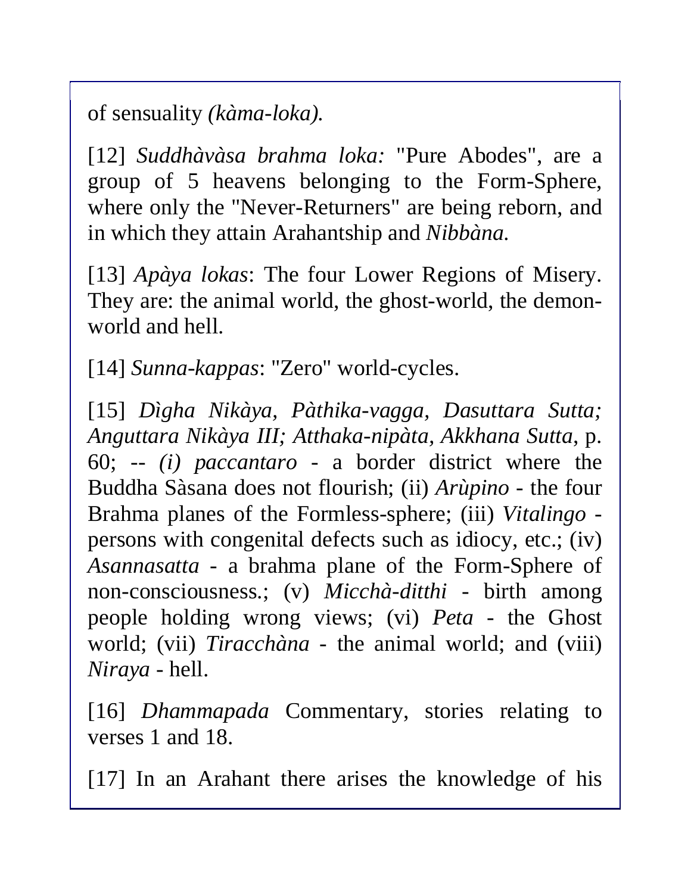of sensuality *(kàma-loka).*

[12] *Suddhàvàsa brahma loka:* "Pure Abodes", are a group of 5 heavens belonging to the Form-Sphere, where only the "Never-Returners" are being reborn, and in which they attain Arahantship and *Nibbàna.*

[13] *Apàya lokas*: The four Lower Regions of Misery. They are: the animal world, the ghost-world, the demon-world and hell.

[14] *Sunna-kappas*: "Zero" world-cycles.

[15] *Dìgha Nikàya, Pàthika-vagga, Dasuttara Sutta; Anguttara Nikàya III; Atthaka-nipàta, Akkhana Sutta*, p. 60; -- *(i) paccantaro* - a border district where the Buddha Sàsana does not flourish; (ii) *Arùpino* - the four Brahma planes of the Formless-sphere; (iii) *Vitalingo* - persons with congenital defects such as idiocy, etc.; (iv) *Asannasatta* - a brahma plane of the Form-Sphere of non-consciousness.; (v) *Micchà-ditthi* - birth among people holding wrong views; (vi) *Peta* - the Ghost world; (vii) *Tiracchàna* - the animal world; and (viii) *Niraya* - hell.

[16] *Dhammapada* Commentary, stories relating to verses 1 and 18.

[17] In an Arahant there arises the knowledge of his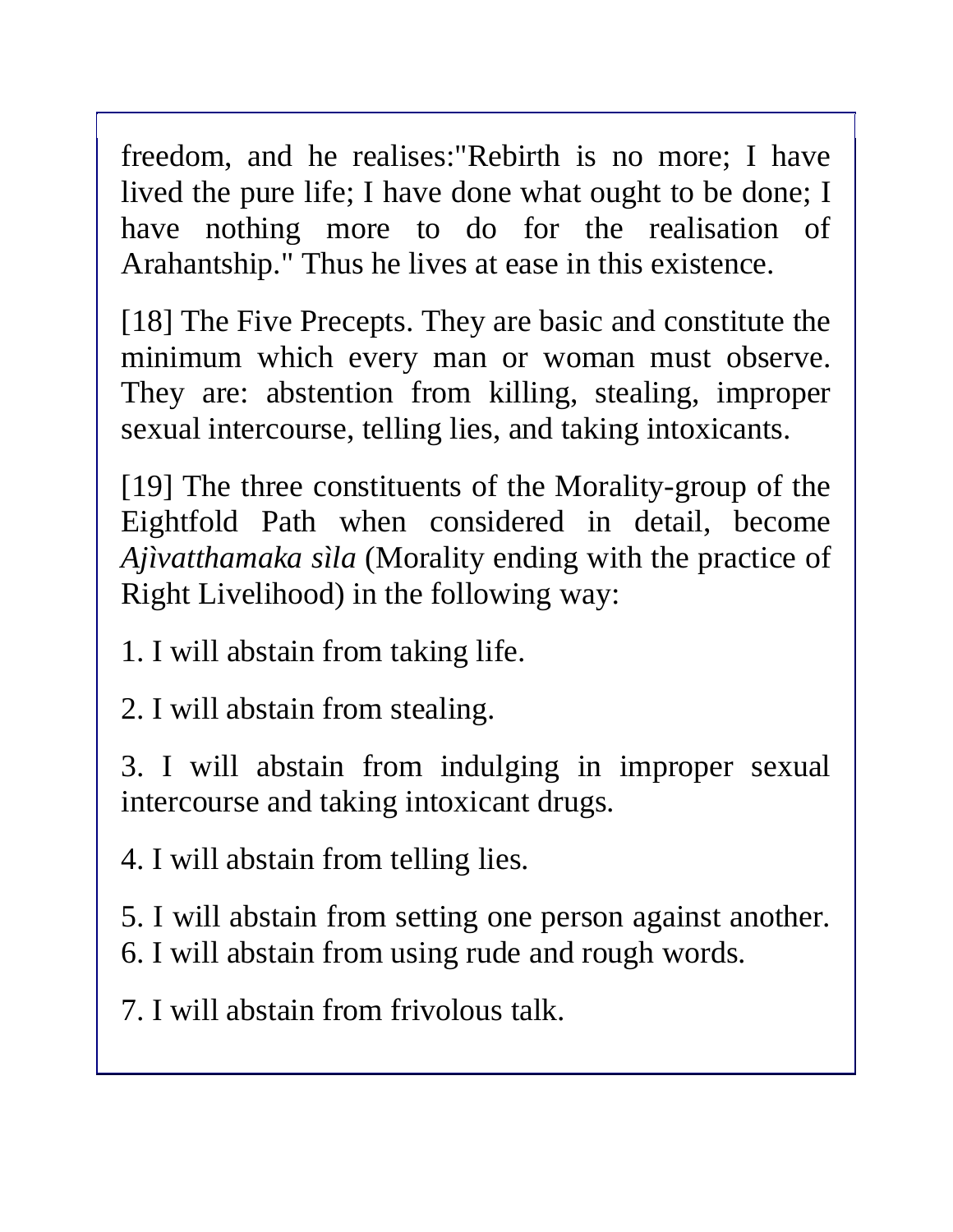freedom, and he realises:"Rebirth is no more; I have lived the pure life; I have done what ought to be done; I have nothing more to do for the realisation of Arahantship." Thus he lives at ease in this existence.

[18] The Five Precepts. They are basic and constitute the minimum which every man or woman must observe. They are: abstention from killing, stealing, improper sexual intercourse, telling lies, and taking intoxicants.

[19] The three constituents of the Morality-group of the Eightfold Path when considered in detail, become *Ajìvatthamaka sìla* (Morality ending with the practice of Right Livelihood) in the following way:

1. I will abstain from taking life.

2. I will abstain from stealing.

3. I will abstain from indulging in improper sexual intercourse and taking intoxicant drugs.

4. I will abstain from telling lies.

5. I will abstain from setting one person against another.
6. I will abstain from using rude and rough words.

7. I will abstain from frivolous talk.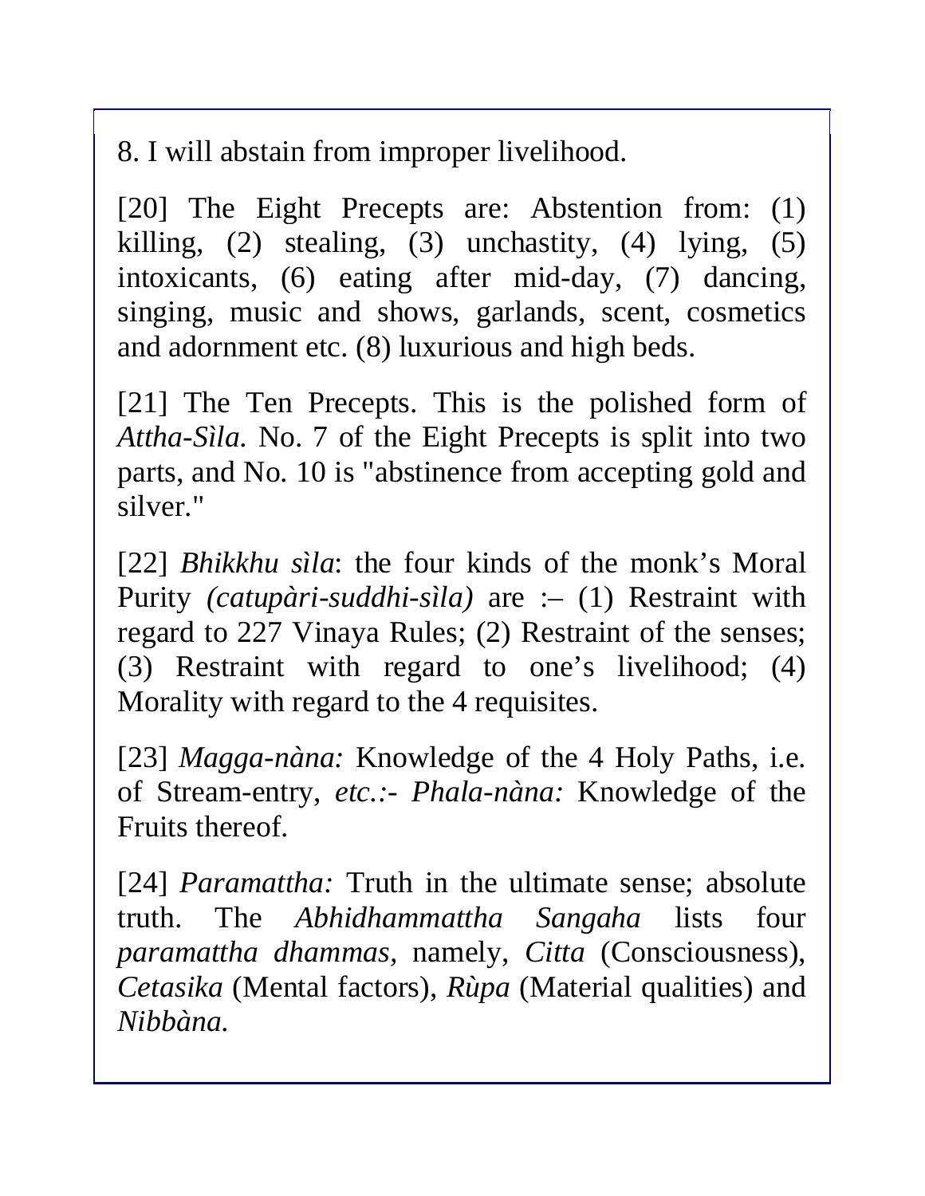8. I will abstain from improper livelihood.

[20] The Eight Precepts are: Abstention from: (1) killing, (2) stealing, (3) unchastity, (4) lying, (5) intoxicants, (6) eating after mid-day, (7) dancing, singing, music and shows, garlands, scent, cosmetics and adornment etc. (8) luxurious and high beds.

[21] The Ten Precepts. This is the polished form of *Attha-Sìla.* No. 7 of the Eight Precepts is split into two parts, and No. 10 is "abstinence from accepting gold and silver."

[22] *Bhikkhu sìla*: the four kinds of the monk's Moral Purity *(catupàri-suddhi-sìla)* are :– (1) Restraint with regard to 227 Vinaya Rules; (2) Restraint of the senses; (3) Restraint with regard to one's livelihood; (4) Morality with regard to the 4 requisites.

[23] *Magga-nàna:* Knowledge of the 4 Holy Paths, i.e. of Stream-entry, *etc.:- Phala-nàna:* Knowledge of the Fruits thereof.

[24] *Paramattha:* Truth in the ultimate sense; absolute truth. The *Abhidhammattha Sangaha* lists four *paramattha dhammas,* namely, *Citta* (Consciousness), *Cetasika* (Mental factors), *Rùpa* (Material qualities) and *Nibbàna.*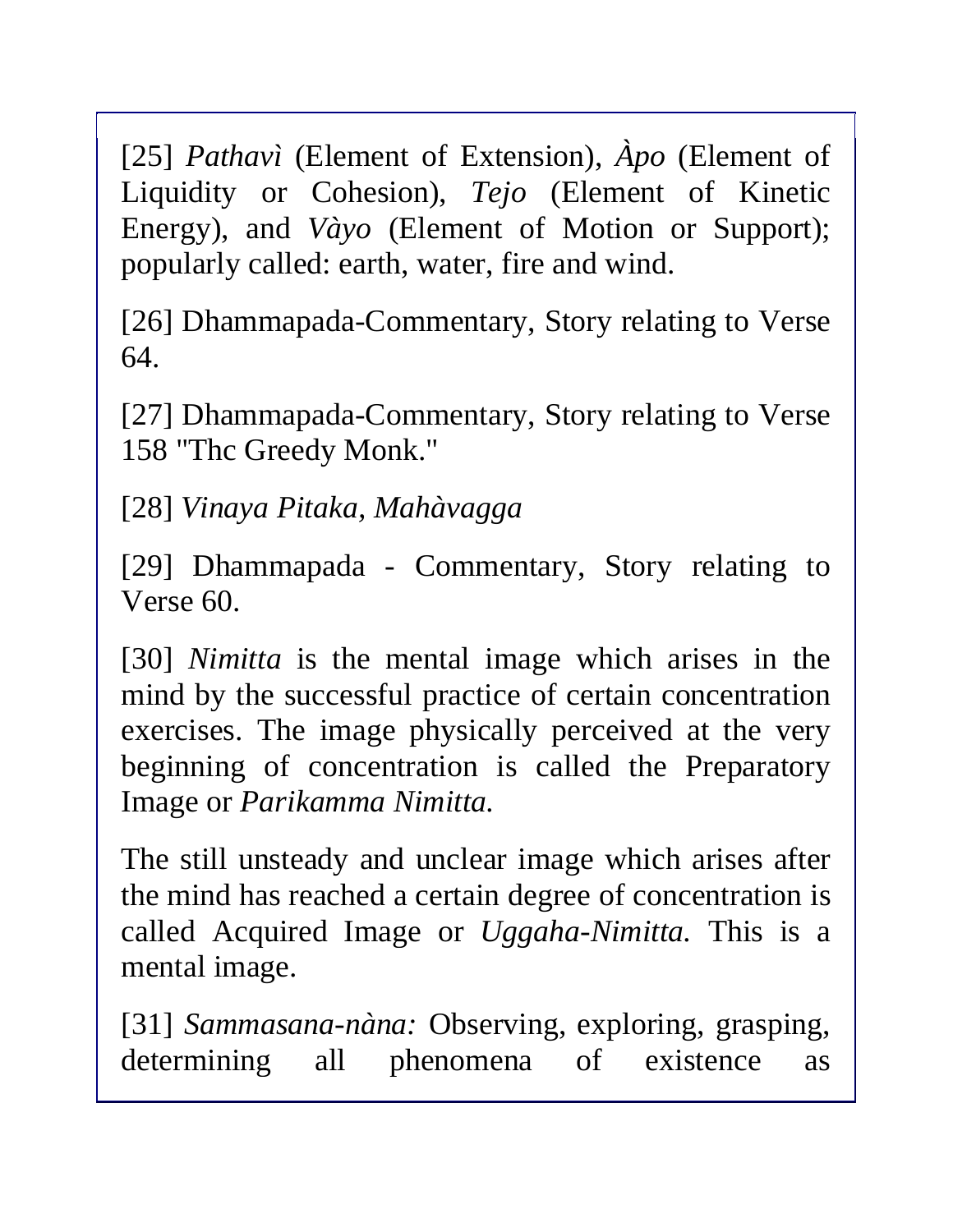[25] *Pathavì* (Element of Extension), *Àpo* (Element of Liquidity or Cohesion), *Tejo* (Element of Kinetic Energy), and *Vàyo* (Element of Motion or Support); popularly called: earth, water, fire and wind.

[26] Dhammapada-Commentary, Story relating to Verse 64.

[27] Dhammapada-Commentary, Story relating to Verse 158 "Thc Greedy Monk."

[28] *Vinaya Pitaka, Mahàvagga*

[29] Dhammapada - Commentary, Story relating to Verse 60.

[30] *Nimitta* is the mental image which arises in the mind by the successful practice of certain concentration exercises. The image physically perceived at the very beginning of concentration is called the Preparatory Image or *Parikamma Nimitta.*

The still unsteady and unclear image which arises after the mind has reached a certain degree of concentration is called Acquired Image or *Uggaha-Nimitta.* This is a mental image.

[31] *Sammasana-nàna:* Observing, exploring, grasping, determining all phenomena of existence as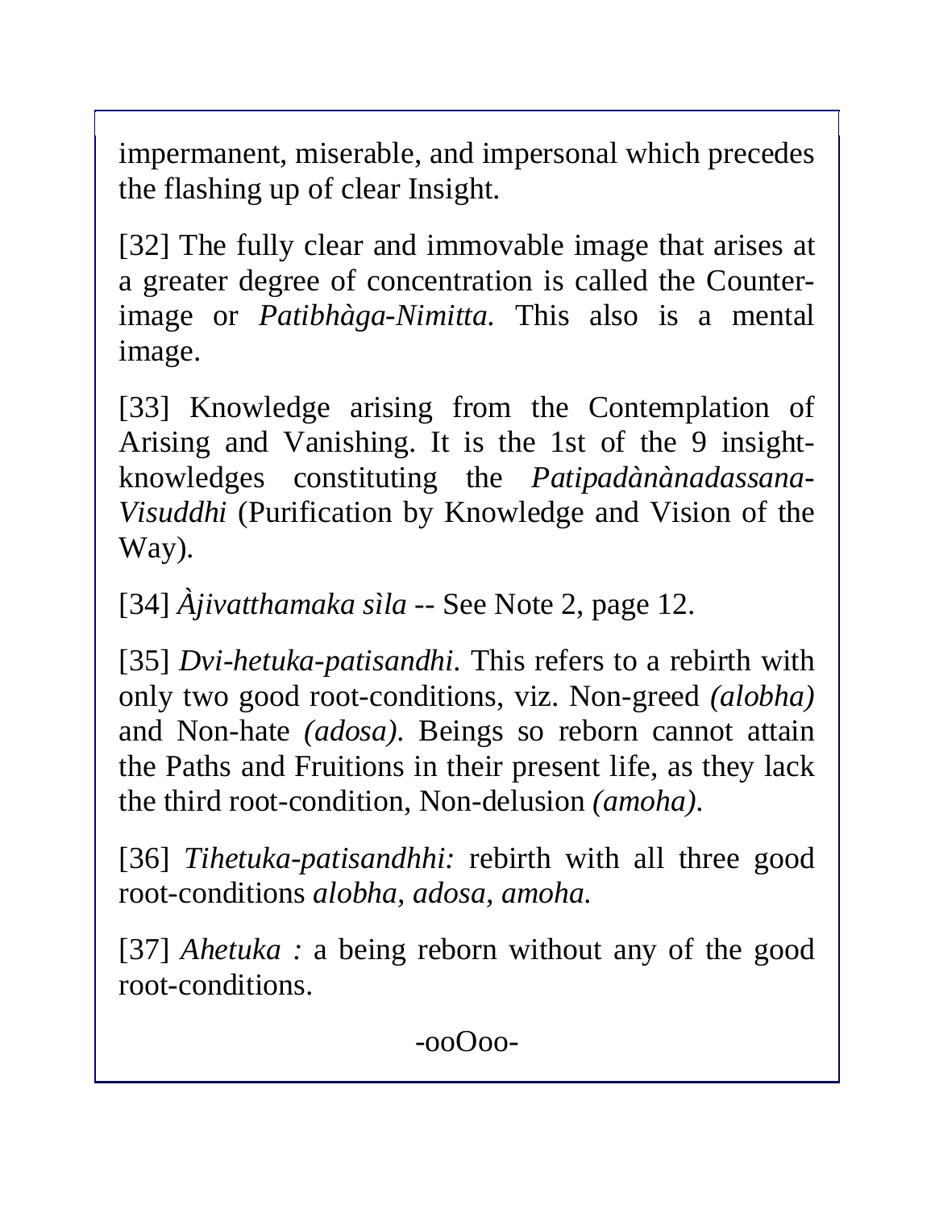impermanent, miserable, and impersonal which precedes the flashing up of clear Insight.

[32] The fully clear and immovable image that arises at a greater degree of concentration is called the Counter-image or *Patibhàga-Nimitta*. This also is a mental image.

[33] Knowledge arising from the Contemplation of Arising and Vanishing. It is the 1st of the 9 insight-knowledges constituting the *Patipadànànadassana-Visuddhi* (Purification by Knowledge and Vision of the Way).

[34] *Àjivatthamaka sìla* -- See Note 2, page 12.

[35] *Dvi-hetuka-patisandhi*. This refers to a rebirth with only two good root-conditions, viz. Non-greed *(alobha)* and Non-hate *(adosa)*. Beings so reborn cannot attain the Paths and Fruitions in their present life, as they lack the third root-condition, Non-delusion *(amoha)*.

[36] *Tihetuka-patisandhhi:* rebirth with all three good root-conditions *alobha, adosa, amoha*.

[37] *Ahetuka :* a being reborn without any of the good root-conditions.

-ooOoo-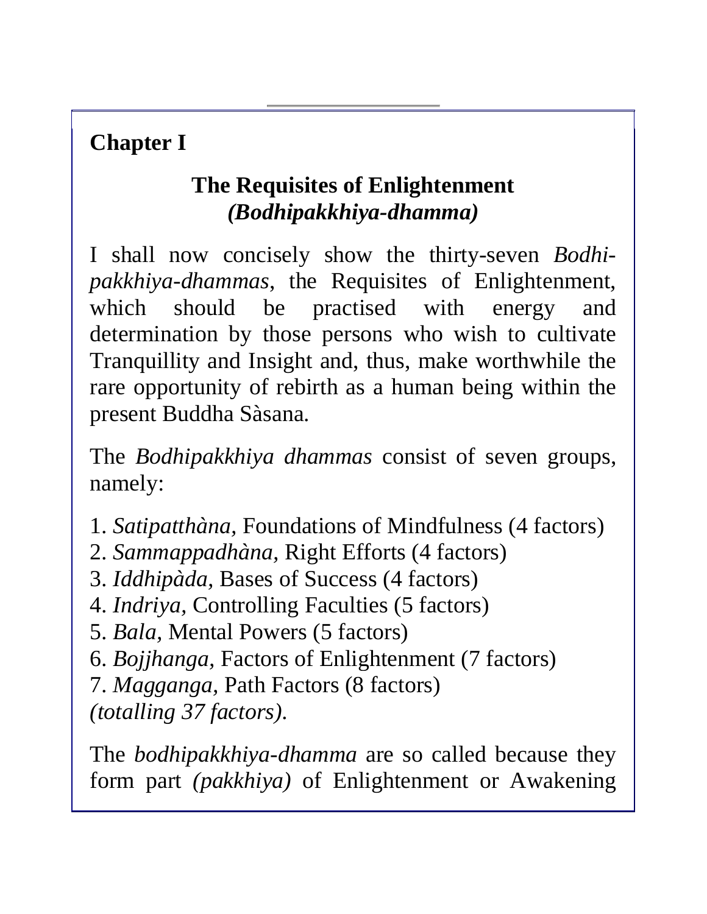## Chapter I

### The Requisites of Enlightenment *(Bodhipakkhiya-dhamma)*

I shall now concisely show the thirty-seven *Bodhi-pakkhiya-dhammas*, the Requisites of Enlightenment, which should be practised with energy and determination by those persons who wish to cultivate Tranquillity and Insight and, thus, make worthwhile the rare opportunity of rebirth as a human being within the present Buddha Sàsana.

The *Bodhipakkhiya dhammas* consist of seven groups, namely:

1. *Satipatthàna,* Foundations of Mindfulness (4 factors)
2. *Sammappadhàna,* Right Efforts (4 factors)
3. *Iddhipàda,* Bases of Success (4 factors)
4. *Indriya,* Controlling Faculties (5 factors)
5. *Bala,* Mental Powers (5 factors)
6. *Bojjhanga,* Factors of Enlightenment (7 factors)
7. *Magganga,* Path Factors (8 factors)

*(totalling 37 factors).*

The *bodhipakkhiya-dhamma* are so called because they form part *(pakkhiya)* of Enlightenment or Awakening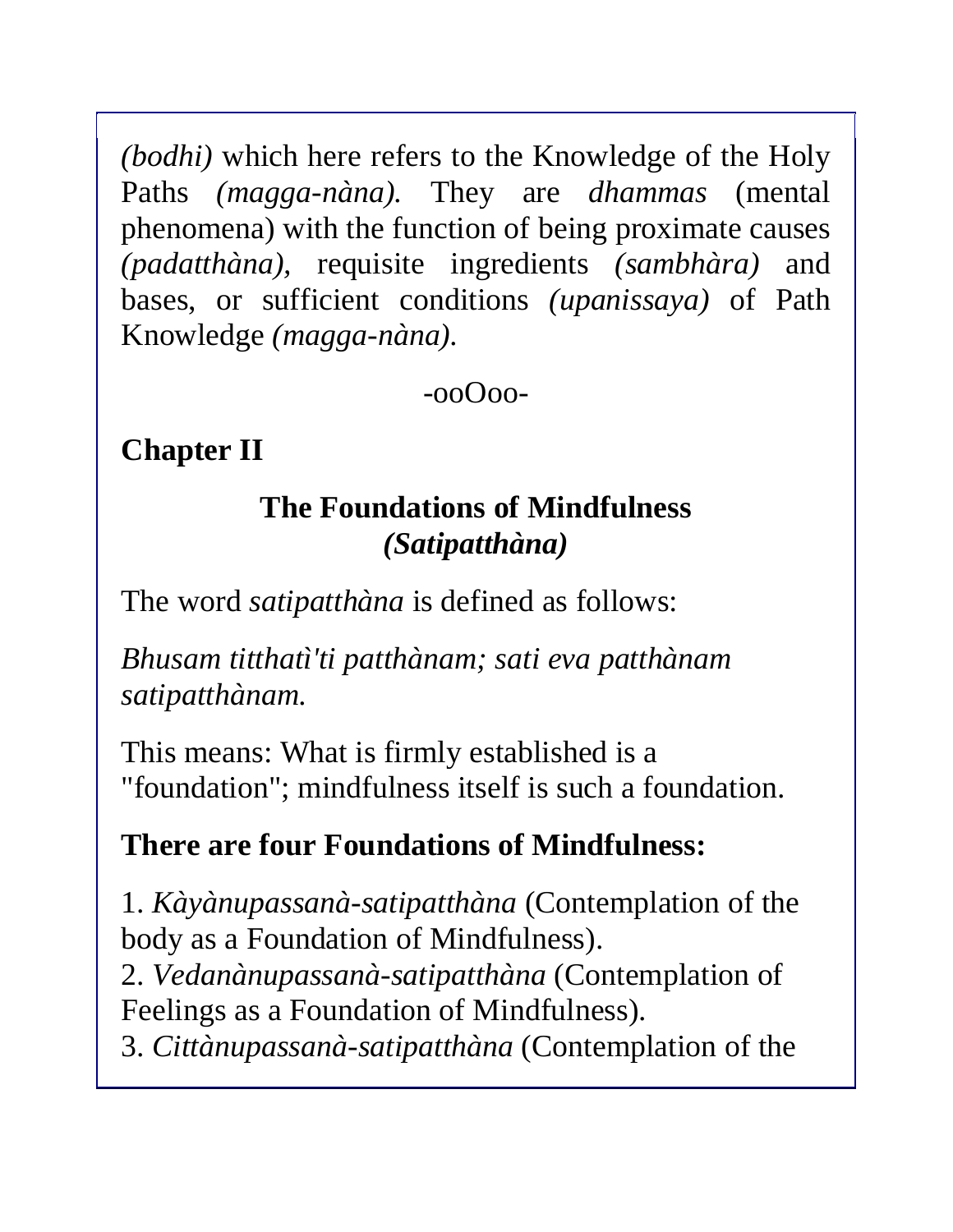*(bodhi)* which here refers to the Knowledge of the Holy Paths *(magga-nàna).* They are *dhammas* (mental phenomena) with the function of being proximate causes *(padatthàna),* requisite ingredients *(sambhàra)* and bases, or sufficient conditions *(upanissaya)* of Path Knowledge *(magga-nàna).*

-ooOoo-

## Chapter II

### The Foundations of Mindfulness *(Satipatthàna)*

The word *satipatthàna* is defined as follows:

*Bhusam titthatì'ti patthànam; sati eva patthànam satipatthànam.*

This means: What is firmly established is a "foundation"; mindfulness itself is such a foundation.

**There are four Foundations of Mindfulness:**

1. *Kàyànupassanà-satipatthàna* (Contemplation of the body as a Foundation of Mindfulness).
2. *Vedanànupassanà-satipatthàna* (Contemplation of Feelings as a Foundation of Mindfulness).
3. *Cittànupassanà-satipatthàna* (Contemplation of the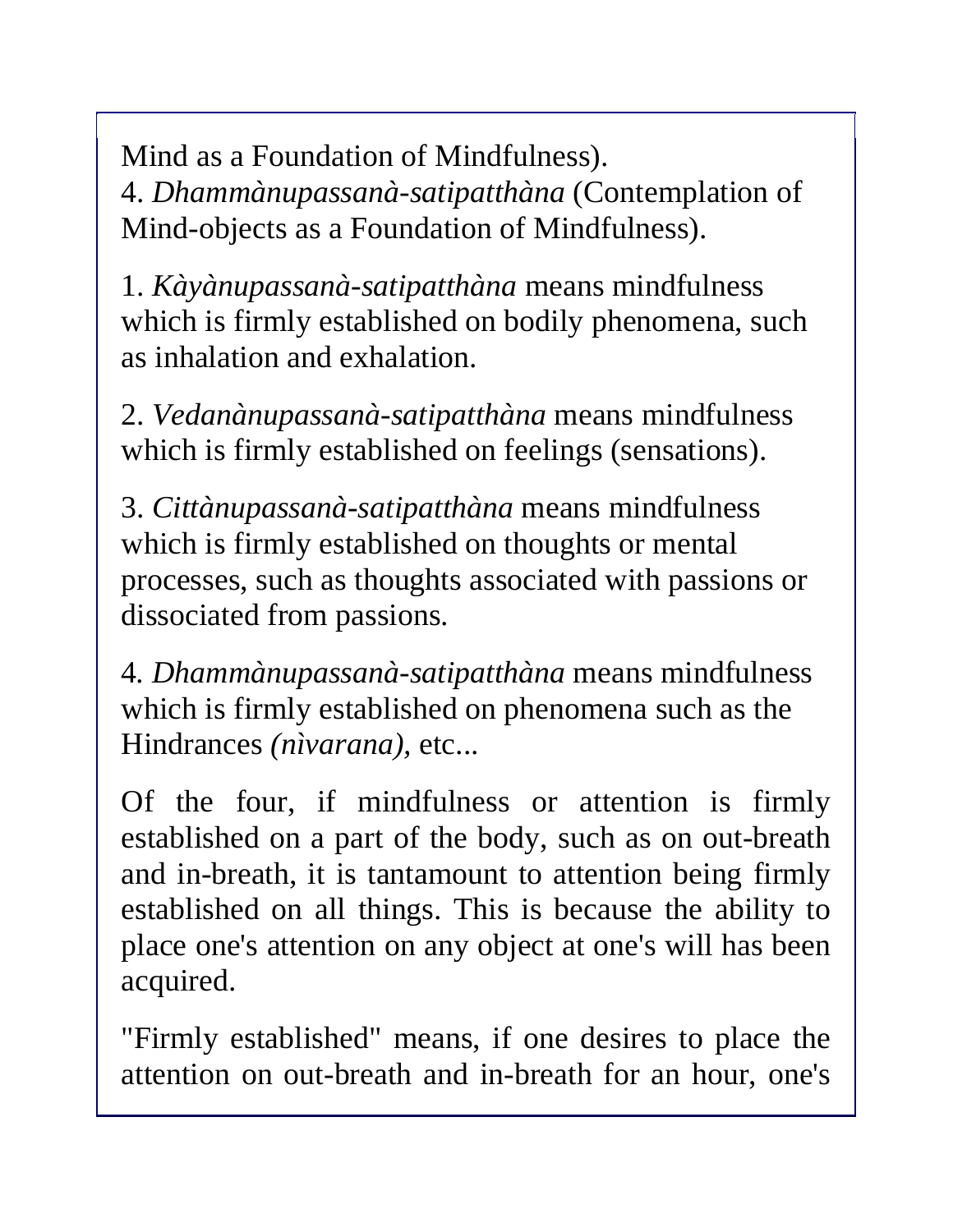Mind as a Foundation of Mindfulness).
4. *Dhammànupassanà-satipatthàna* (Contemplation of Mind-objects as a Foundation of Mindfulness).

1. *Kàyànupassanà-satipatthàna* means mindfulness which is firmly established on bodily phenomena, such as inhalation and exhalation.

2. *Vedanànupassanà-satipatthàna* means mindfulness which is firmly established on feelings (sensations).

3. *Cittànupassanà-satipatthàna* means mindfulness which is firmly established on thoughts or mental processes, such as thoughts associated with passions or dissociated from passions.

4. *Dhammànupassanà-satipatthàna* means mindfulness which is firmly established on phenomena such as the Hindrances *(nìvarana),* etc...

Of the four, if mindfulness or attention is firmly established on a part of the body, such as on out-breath and in-breath, it is tantamount to attention being firmly established on all things. This is because the ability to place one's attention on any object at one's will has been acquired.

"Firmly established" means, if one desires to place the attention on out-breath and in-breath for an hour, one's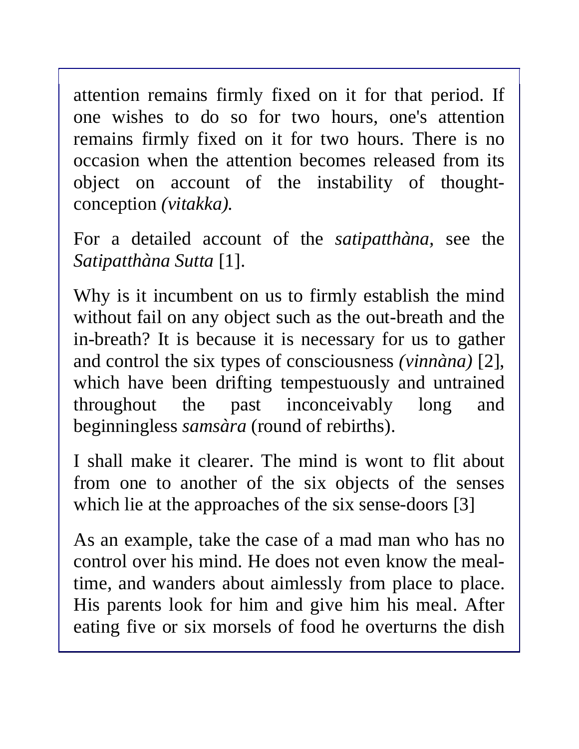attention remains firmly fixed on it for that period. If one wishes to do so for two hours, one's attention remains firmly fixed on it for two hours. There is no occasion when the attention becomes released from its object on account of the instability of thought-conception *(vitakka).*

For a detailed account of the *satipatthàna,* see the *Satipatthàna Sutta* [1].

Why is it incumbent on us to firmly establish the mind without fail on any object such as the out-breath and the in-breath? It is because it is necessary for us to gather and control the six types of consciousness *(vinnàna)* [2], which have been drifting tempestuously and untrained throughout the past inconceivably long and beginningless *samsàra* (round of rebirths).

I shall make it clearer. The mind is wont to flit about from one to another of the six objects of the senses which lie at the approaches of the six sense-doors [3]

As an example, take the case of a mad man who has no control over his mind. He does not even know the meal-time, and wanders about aimlessly from place to place. His parents look for him and give him his meal. After eating five or six morsels of food he overturns the dish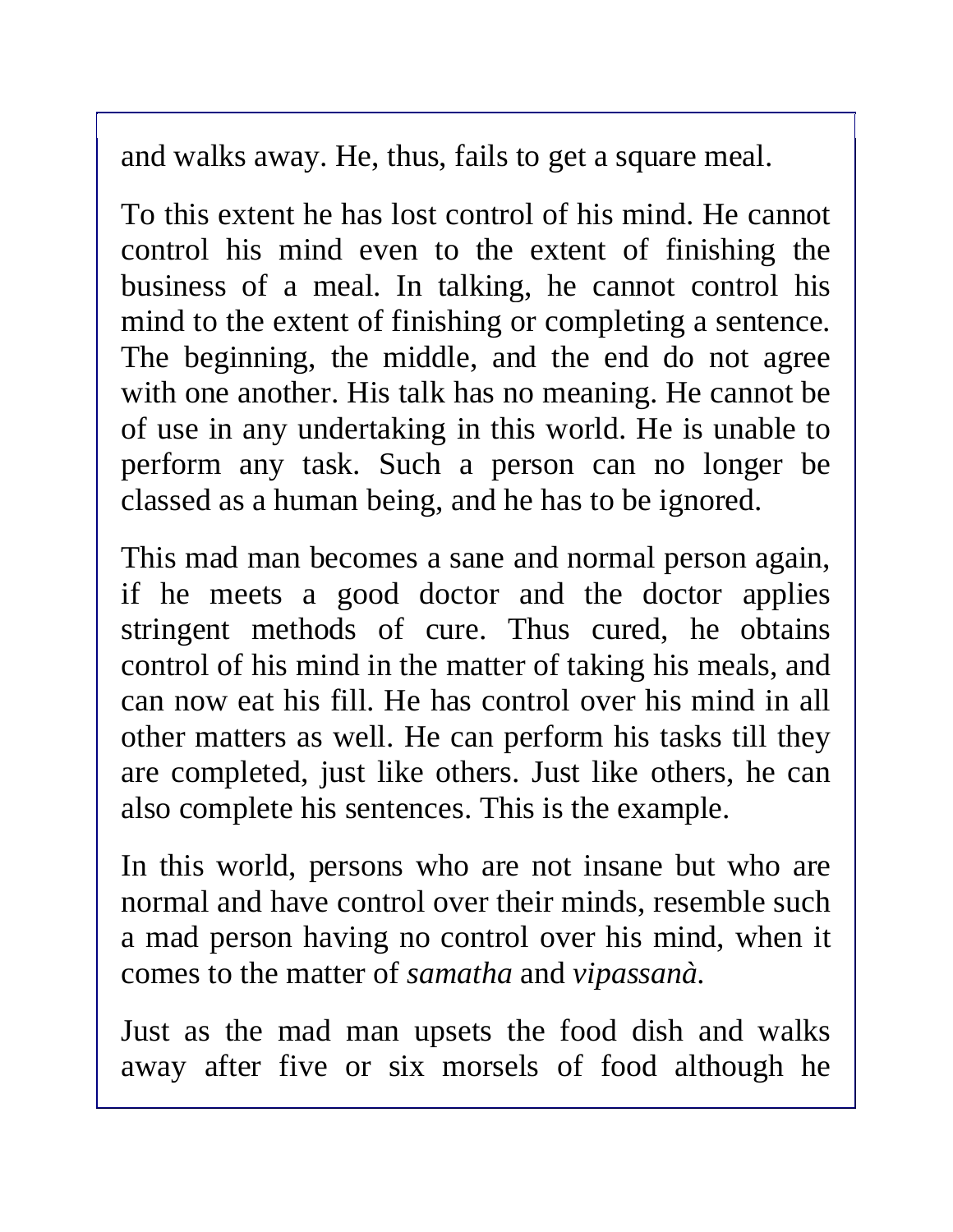and walks away. He, thus, fails to get a square meal.

To this extent he has lost control of his mind. He cannot control his mind even to the extent of finishing the business of a meal. In talking, he cannot control his mind to the extent of finishing or completing a sentence. The beginning, the middle, and the end do not agree with one another. His talk has no meaning. He cannot be of use in any undertaking in this world. He is unable to perform any task. Such a person can no longer be classed as a human being, and he has to be ignored.

This mad man becomes a sane and normal person again, if he meets a good doctor and the doctor applies stringent methods of cure. Thus cured, he obtains control of his mind in the matter of taking his meals, and can now eat his fill. He has control over his mind in all other matters as well. He can perform his tasks till they are completed, just like others. Just like others, he can also complete his sentences. This is the example.

In this world, persons who are not insane but who are normal and have control over their minds, resemble such a mad person having no control over his mind, when it comes to the matter of *samatha* and *vipassanà*.

Just as the mad man upsets the food dish and walks away after five or six morsels of food although he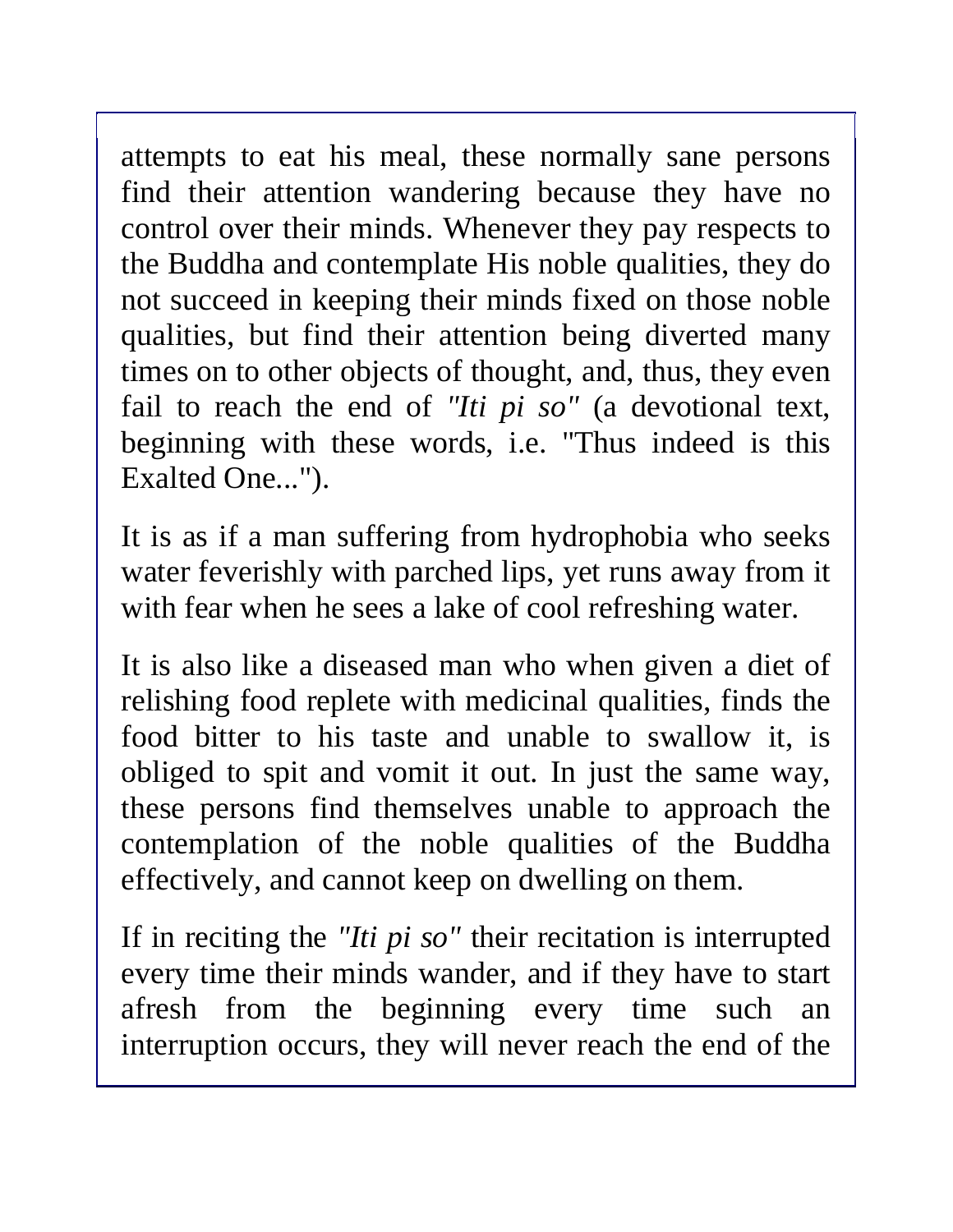attempts to eat his meal, these normally sane persons find their attention wandering because they have no control over their minds. Whenever they pay respects to the Buddha and contemplate His noble qualities, they do not succeed in keeping their minds fixed on those noble qualities, but find their attention being diverted many times on to other objects of thought, and, thus, they even fail to reach the end of *"Iti pi so"* (a devotional text, beginning with these words, i.e. "Thus indeed is this Exalted One...").

It is as if a man suffering from hydrophobia who seeks water feverishly with parched lips, yet runs away from it with fear when he sees a lake of cool refreshing water.

It is also like a diseased man who when given a diet of relishing food replete with medicinal qualities, finds the food bitter to his taste and unable to swallow it, is obliged to spit and vomit it out. In just the same way, these persons find themselves unable to approach the contemplation of the noble qualities of the Buddha effectively, and cannot keep on dwelling on them.

If in reciting the *"Iti pi so"* their recitation is interrupted every time their minds wander, and if they have to start afresh from the beginning every time such an interruption occurs, they will never reach the end of the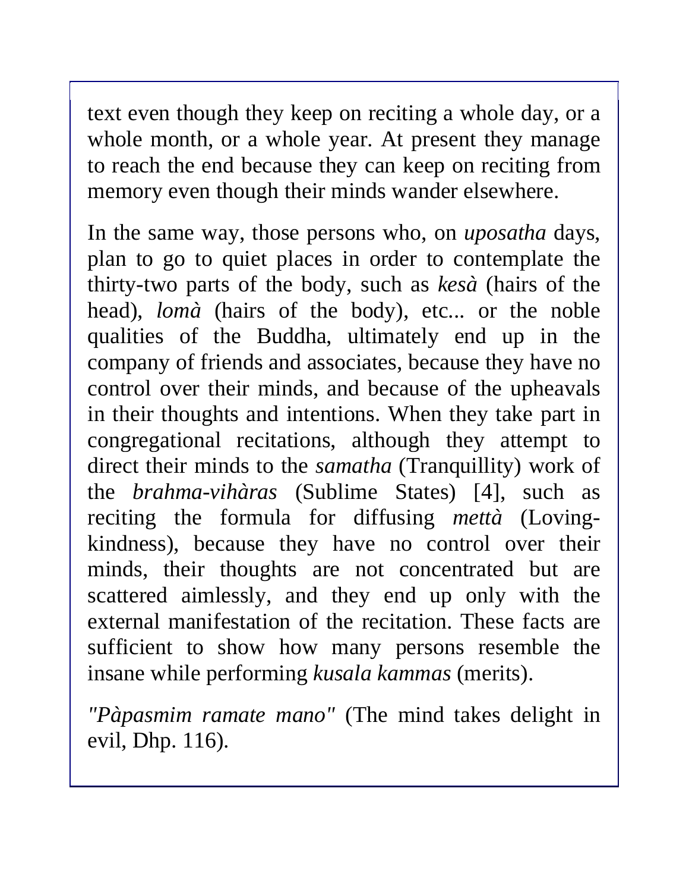text even though they keep on reciting a whole day, or a whole month, or a whole year. At present they manage to reach the end because they can keep on reciting from memory even though their minds wander elsewhere.

In the same way, those persons who, on *uposatha* days, plan to go to quiet places in order to contemplate the thirty-two parts of the body, such as *kesà* (hairs of the head), *lomà* (hairs of the body), etc... or the noble qualities of the Buddha, ultimately end up in the company of friends and associates, because they have no control over their minds, and because of the upheavals in their thoughts and intentions. When they take part in congregational recitations, although they attempt to direct their minds to the *samatha* (Tranquillity) work of the *brahma-vihàras* (Sublime States) [4], such as reciting the formula for diffusing *mettà* (Loving-kindness), because they have no control over their minds, their thoughts are not concentrated but are scattered aimlessly, and they end up only with the external manifestation of the recitation. These facts are sufficient to show how many persons resemble the insane while performing *kusala kammas* (merits).

*"Pàpasmim ramate mano"* (The mind takes delight in evil, Dhp. 116).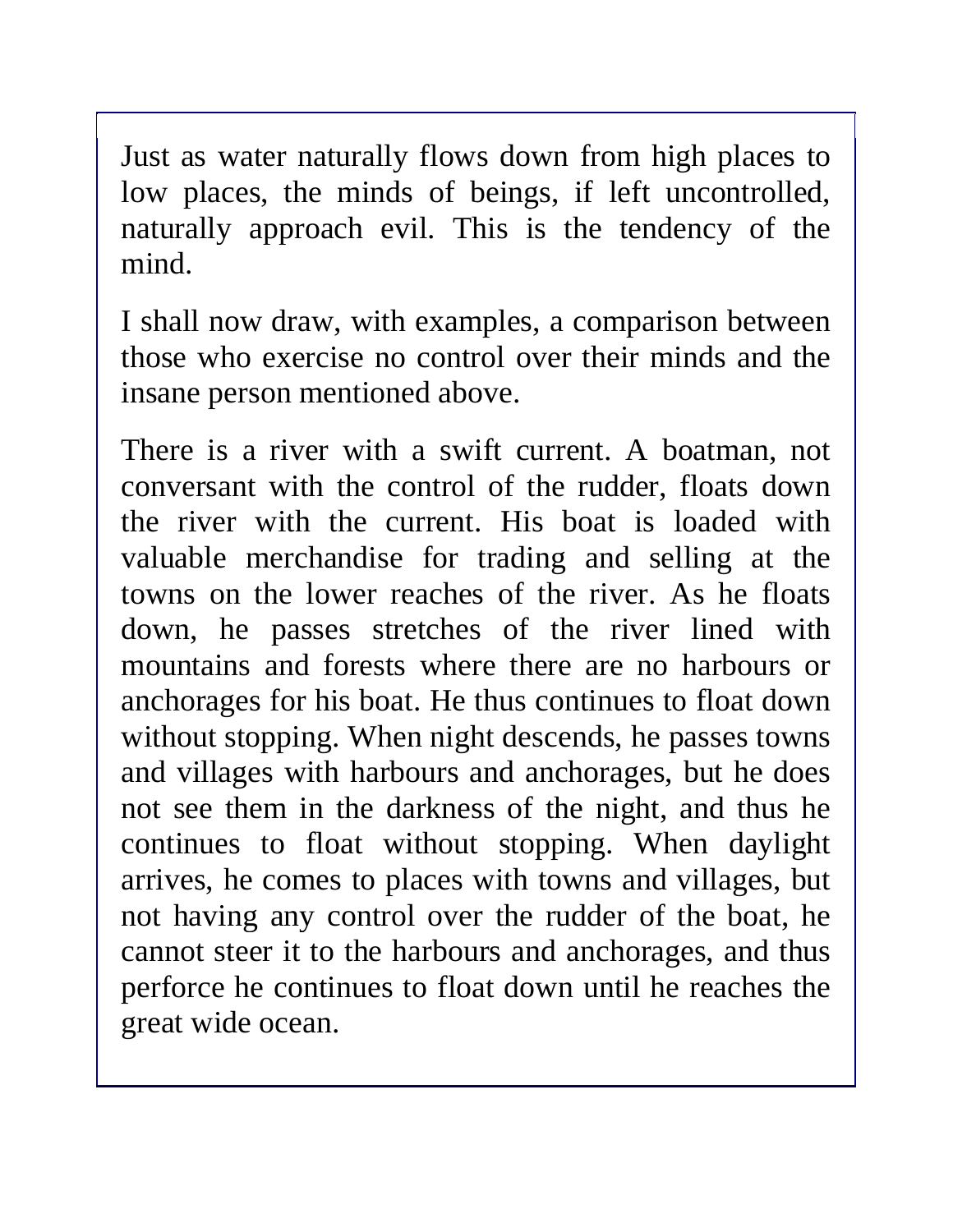Just as water naturally flows down from high places to low places, the minds of beings, if left uncontrolled, naturally approach evil. This is the tendency of the mind.

I shall now draw, with examples, a comparison between those who exercise no control over their minds and the insane person mentioned above.

There is a river with a swift current. A boatman, not conversant with the control of the rudder, floats down the river with the current. His boat is loaded with valuable merchandise for trading and selling at the towns on the lower reaches of the river. As he floats down, he passes stretches of the river lined with mountains and forests where there are no harbours or anchorages for his boat. He thus continues to float down without stopping. When night descends, he passes towns and villages with harbours and anchorages, but he does not see them in the darkness of the night, and thus he continues to float without stopping. When daylight arrives, he comes to places with towns and villages, but not having any control over the rudder of the boat, he cannot steer it to the harbours and anchorages, and thus perforce he continues to float down until he reaches the great wide ocean.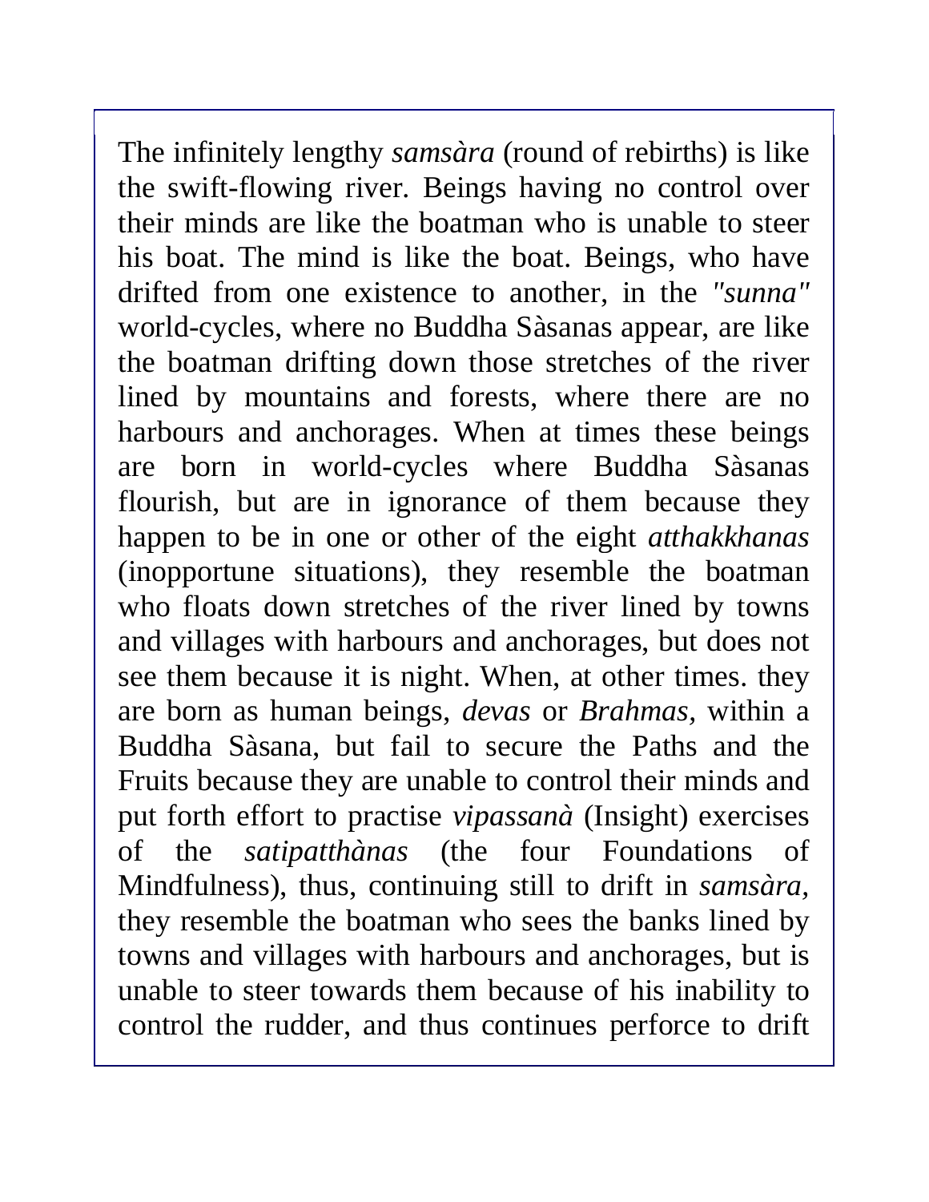The infinitely lengthy *samsàra* (round of rebirths) is like the swift-flowing river. Beings having no control over their minds are like the boatman who is unable to steer his boat. The mind is like the boat. Beings, who have drifted from one existence to another, in the *"sunna"* world-cycles, where no Buddha Sàsanas appear, are like the boatman drifting down those stretches of the river lined by mountains and forests, where there are no harbours and anchorages. When at times these beings are born in world-cycles where Buddha Sàsanas flourish, but are in ignorance of them because they happen to be in one or other of the eight *atthakkhanas* (inopportune situations), they resemble the boatman who floats down stretches of the river lined by towns and villages with harbours and anchorages, but does not see them because it is night. When, at other times. they are born as human beings, *devas* or *Brahmas,* within a Buddha Sàsana, but fail to secure the Paths and the Fruits because they are unable to control their minds and put forth effort to practise *vipassanà* (Insight) exercises of the *satipatthànas* (the four Foundations of Mindfulness), thus, continuing still to drift in *samsàra,* they resemble the boatman who sees the banks lined by towns and villages with harbours and anchorages, but is unable to steer towards them because of his inability to control the rudder, and thus continues perforce to drift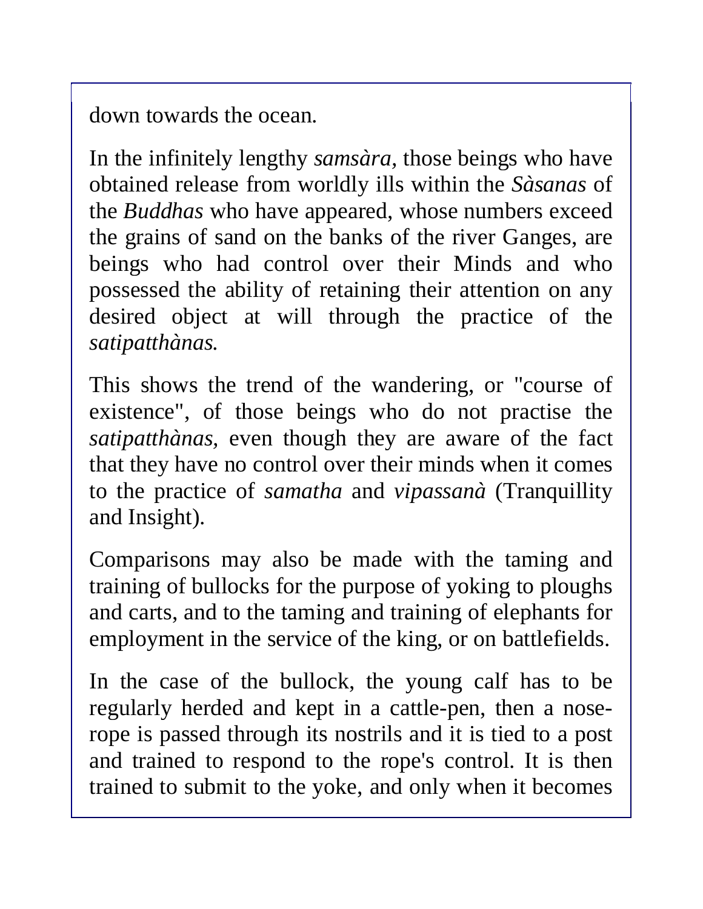down towards the ocean.

In the infinitely lengthy *samsàra,* those beings who have obtained release from worldly ills within the *Sàsanas* of the *Buddhas* who have appeared, whose numbers exceed the grains of sand on the banks of the river Ganges, are beings who had control over their Minds and who possessed the ability of retaining their attention on any desired object at will through the practice of the *satipatthànas.*

This shows the trend of the wandering, or "course of existence", of those beings who do not practise the *satipatthànas,* even though they are aware of the fact that they have no control over their minds when it comes to the practice of *samatha* and *vipassanà* (Tranquillity and Insight).

Comparisons may also be made with the taming and training of bullocks for the purpose of yoking to ploughs and carts, and to the taming and training of elephants for employment in the service of the king, or on battlefields.

In the case of the bullock, the young calf has to be regularly herded and kept in a cattle-pen, then a nose-rope is passed through its nostrils and it is tied to a post and trained to respond to the rope's control. It is then trained to submit to the yoke, and only when it becomes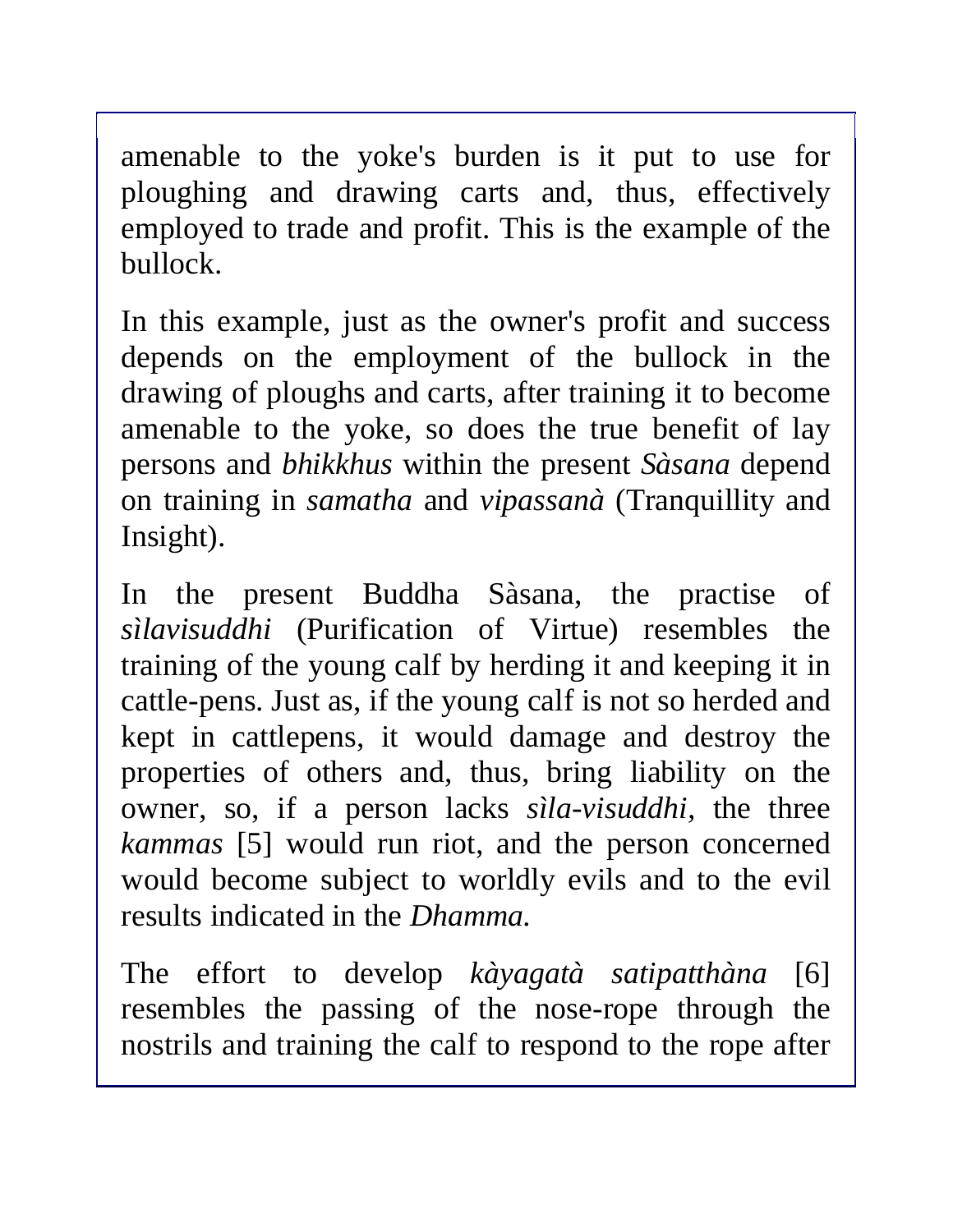amenable to the yoke's burden is it put to use for ploughing and drawing carts and, thus, effectively employed to trade and profit. This is the example of the bullock.

In this example, just as the owner's profit and success depends on the employment of the bullock in the drawing of ploughs and carts, after training it to become amenable to the yoke, so does the true benefit of lay persons and *bhikkhus* within the present *Sàsana* depend on training in *samatha* and *vipassanà* (Tranquillity and Insight).

In the present Buddha Sàsana, the practise of *sìlavisuddhi* (Purification of Virtue) resembles the training of the young calf by herding it and keeping it in cattle-pens. Just as, if the young calf is not so herded and kept in cattlepens, it would damage and destroy the properties of others and, thus, bring liability on the owner, so, if a person lacks *sìla-visuddhi*, the three *kammas* [5] would run riot, and the person concerned would become subject to worldly evils and to the evil results indicated in the *Dhamma*.

The effort to develop *kàyagatà satipatthàna* [6] resembles the passing of the nose-rope through the nostrils and training the calf to respond to the rope after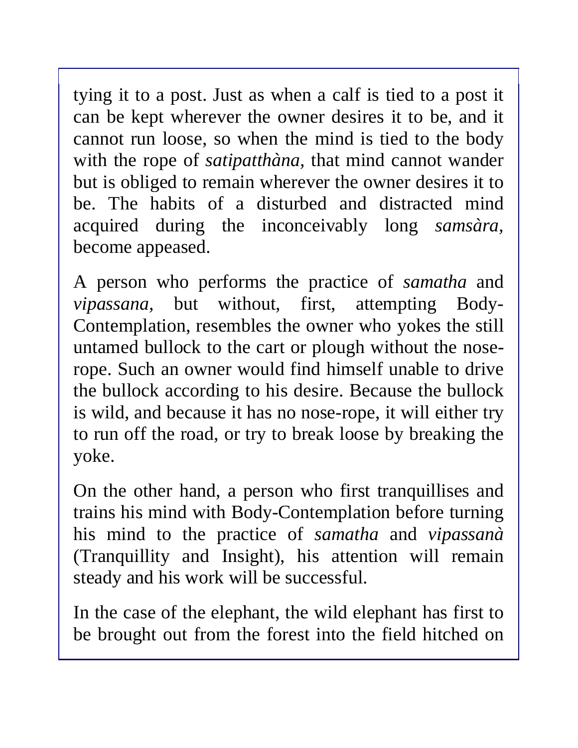tying it to a post. Just as when a calf is tied to a post it can be kept wherever the owner desires it to be, and it cannot run loose, so when the mind is tied to the body with the rope of *satipatthàna,* that mind cannot wander but is obliged to remain wherever the owner desires it to be. The habits of a disturbed and distracted mind acquired during the inconceivably long *samsàra,* become appeased.

A person who performs the practice of *samatha* and *vipassana,* but without, first, attempting Body-Contemplation, resembles the owner who yokes the still untamed bullock to the cart or plough without the nose-rope. Such an owner would find himself unable to drive the bullock according to his desire. Because the bullock is wild, and because it has no nose-rope, it will either try to run off the road, or try to break loose by breaking the yoke.

On the other hand, a person who first tranquillises and trains his mind with Body-Contemplation before turning his mind to the practice of *samatha* and *vipassanà* (Tranquillity and Insight), his attention will remain steady and his work will be successful.

In the case of the elephant, the wild elephant has first to be brought out from the forest into the field hitched on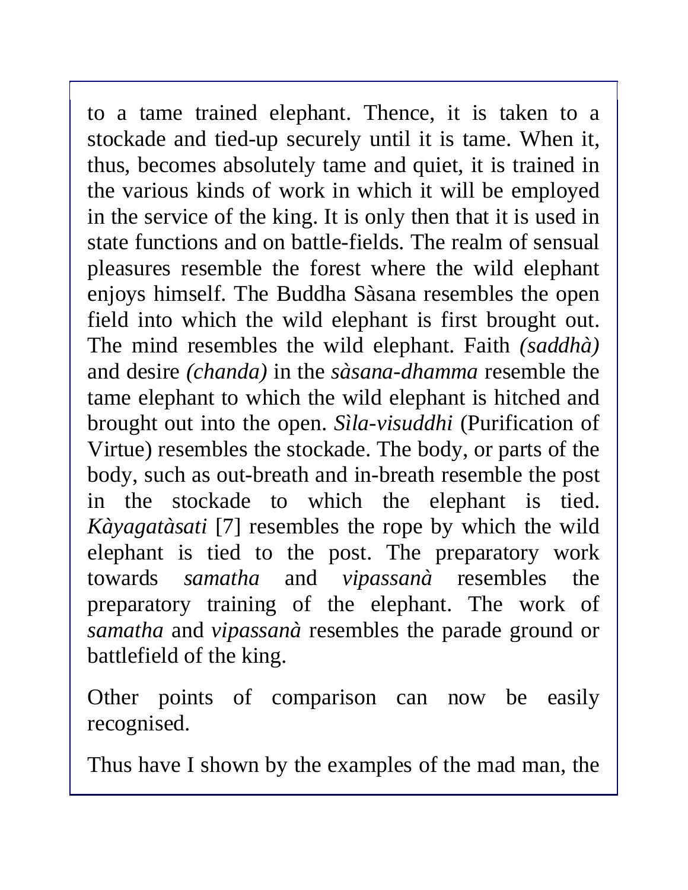to a tame trained elephant. Thence, it is taken to a stockade and tied-up securely until it is tame. When it, thus, becomes absolutely tame and quiet, it is trained in the various kinds of work in which it will be employed in the service of the king. It is only then that it is used in state functions and on battle-fields. The realm of sensual pleasures resemble the forest where the wild elephant enjoys himself. The Buddha Sàsana resembles the open field into which the wild elephant is first brought out. The mind resembles the wild elephant. Faith *(saddhà)* and desire *(chanda)* in the *sàsana-dhamma* resemble the tame elephant to which the wild elephant is hitched and brought out into the open. *Sìla-visuddhi* (Purification of Virtue) resembles the stockade. The body, or parts of the body, such as out-breath and in-breath resemble the post in the stockade to which the elephant is tied. *Kàyagatàsati* [7] resembles the rope by which the wild elephant is tied to the post. The preparatory work towards *samatha* and *vipassanà* resembles the preparatory training of the elephant. The work of *samatha* and *vipassanà* resembles the parade ground or battlefield of the king.

Other points of comparison can now be easily recognised.

Thus have I shown by the examples of the mad man, the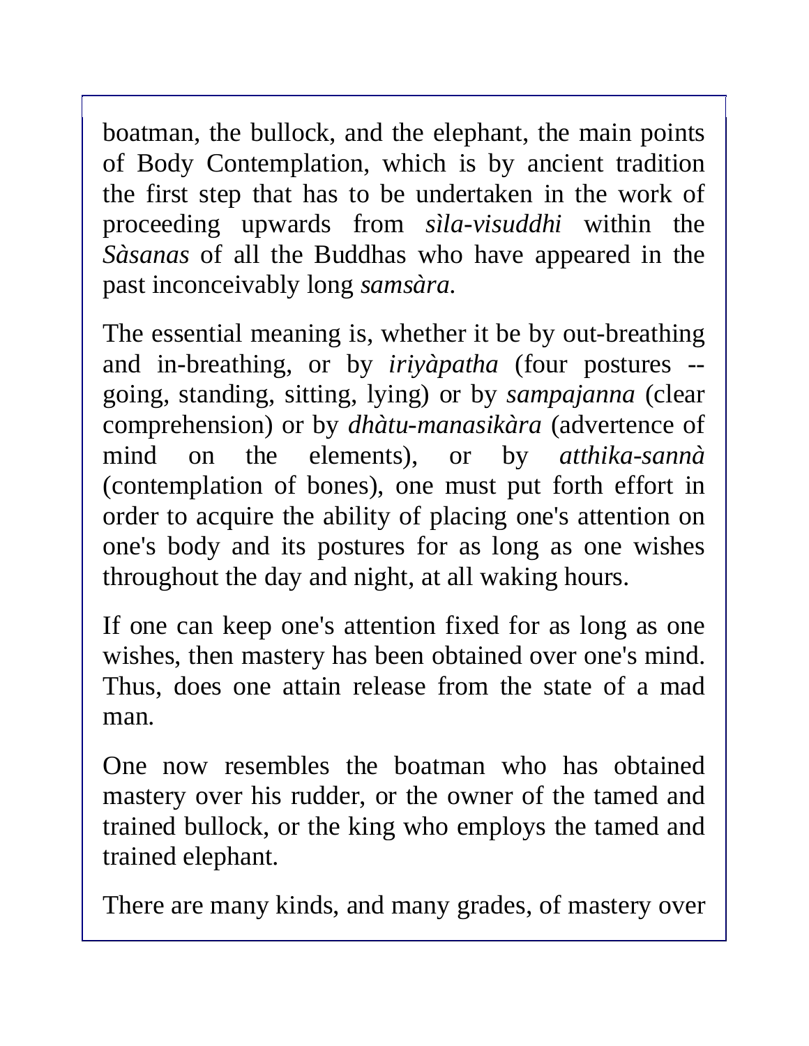boatman, the bullock, and the elephant, the main points of Body Contemplation, which is by ancient tradition the first step that has to be undertaken in the work of proceeding upwards from *sìla-visuddhi* within the *Sàsanas* of all the Buddhas who have appeared in the past inconceivably long *samsàra.*

The essential meaning is, whether it be by out-breathing and in-breathing, or by *iriyàpatha* (four postures -- going, standing, sitting, lying) or by *sampajanna* (clear comprehension) or by *dhàtu-manasikàra* (advertence of mind on the elements), or by *atthika-sannà* (contemplation of bones), one must put forth effort in order to acquire the ability of placing one's attention on one's body and its postures for as long as one wishes throughout the day and night, at all waking hours.

If one can keep one's attention fixed for as long as one wishes, then mastery has been obtained over one's mind. Thus, does one attain release from the state of a mad man.

One now resembles the boatman who has obtained mastery over his rudder, or the owner of the tamed and trained bullock, or the king who employs the tamed and trained elephant.

There are many kinds, and many grades, of mastery over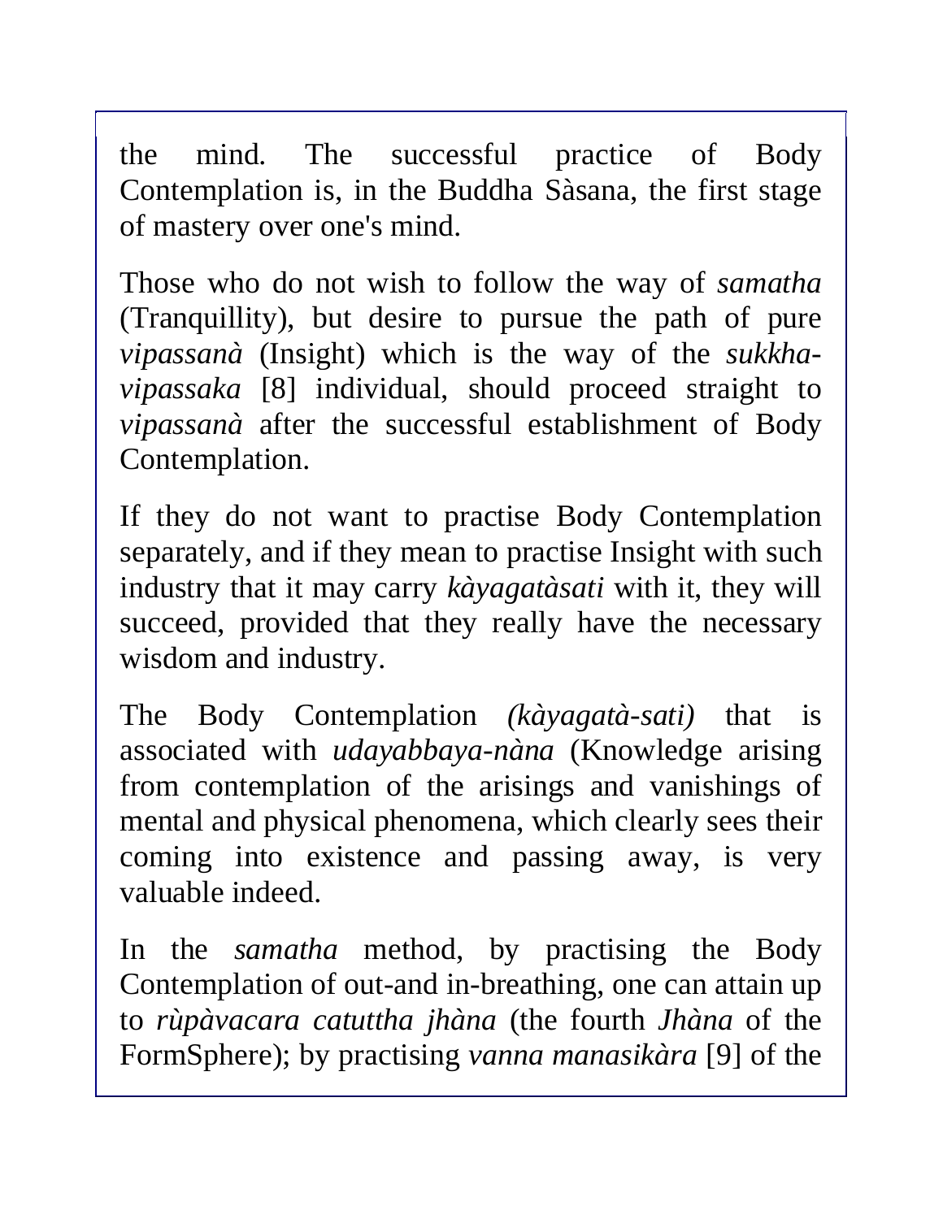the mind. The successful practice of Body Contemplation is, in the Buddha Sàsana, the first stage of mastery over one's mind.

Those who do not wish to follow the way of *samatha* (Tranquillity), but desire to pursue the path of pure *vipassanà* (Insight) which is the way of the *sukkha-vipassaka* [8] individual, should proceed straight to *vipassanà* after the successful establishment of Body Contemplation.

If they do not want to practise Body Contemplation separately, and if they mean to practise Insight with such industry that it may carry *kàyagatàsati* with it, they will succeed, provided that they really have the necessary wisdom and industry.

The Body Contemplation *(kàyagatà-sati)* that is associated with *udayabbaya-nàna* (Knowledge arising from contemplation of the arisings and vanishings of mental and physical phenomena, which clearly sees their coming into existence and passing away, is very valuable indeed.

In the *samatha* method, by practising the Body Contemplation of out-and in-breathing, one can attain up to *rùpàvacara catuttha jhàna* (the fourth *Jhàna* of the FormSphere); by practising *vanna manasikàra* [9] of the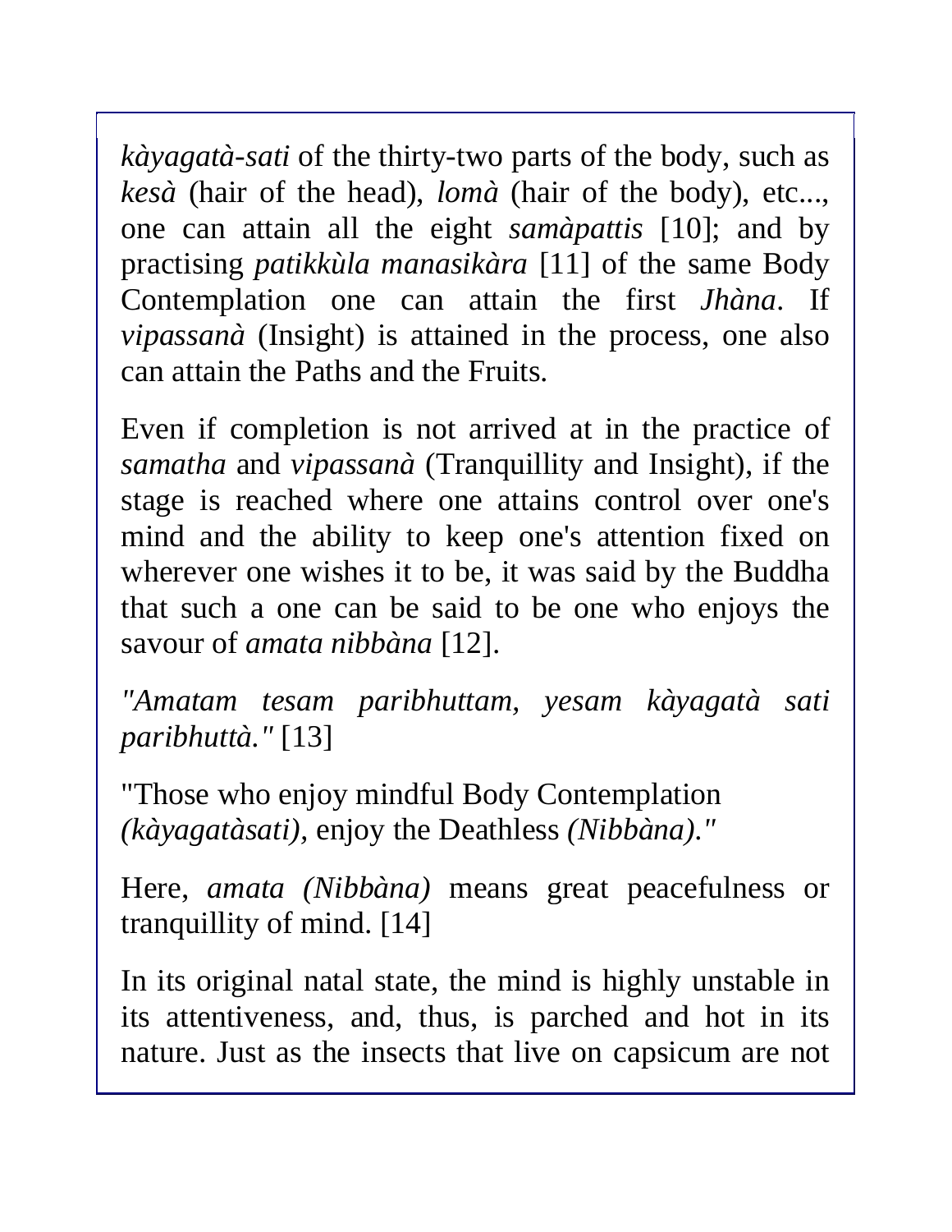*kàyagatà-sati* of the thirty-two parts of the body, such as *kesà* (hair of the head), *lomà* (hair of the body), etc..., one can attain all the eight *samàpattis* [10]; and by practising *patikkùla manasikàra* [11] of the same Body Contemplation one can attain the first *Jhàna*. If *vipassanà* (Insight) is attained in the process, one also can attain the Paths and the Fruits.

Even if completion is not arrived at in the practice of *samatha* and *vipassanà* (Tranquillity and Insight), if the stage is reached where one attains control over one's mind and the ability to keep one's attention fixed on wherever one wishes it to be, it was said by the Buddha that such a one can be said to be one who enjoys the savour of *amata nibbàna* [12].

*"Amatam tesam paribhuttam, yesam kàyagatà sati paribhuttà."* [13]

"Those who enjoy mindful Body Contemplation *(kàyagatàsati)*, enjoy the Deathless *(Nibbàna)."*

Here, *amata (Nibbàna)* means great peacefulness or tranquillity of mind. [14]

In its original natal state, the mind is highly unstable in its attentiveness, and, thus, is parched and hot in its nature. Just as the insects that live on capsicum are not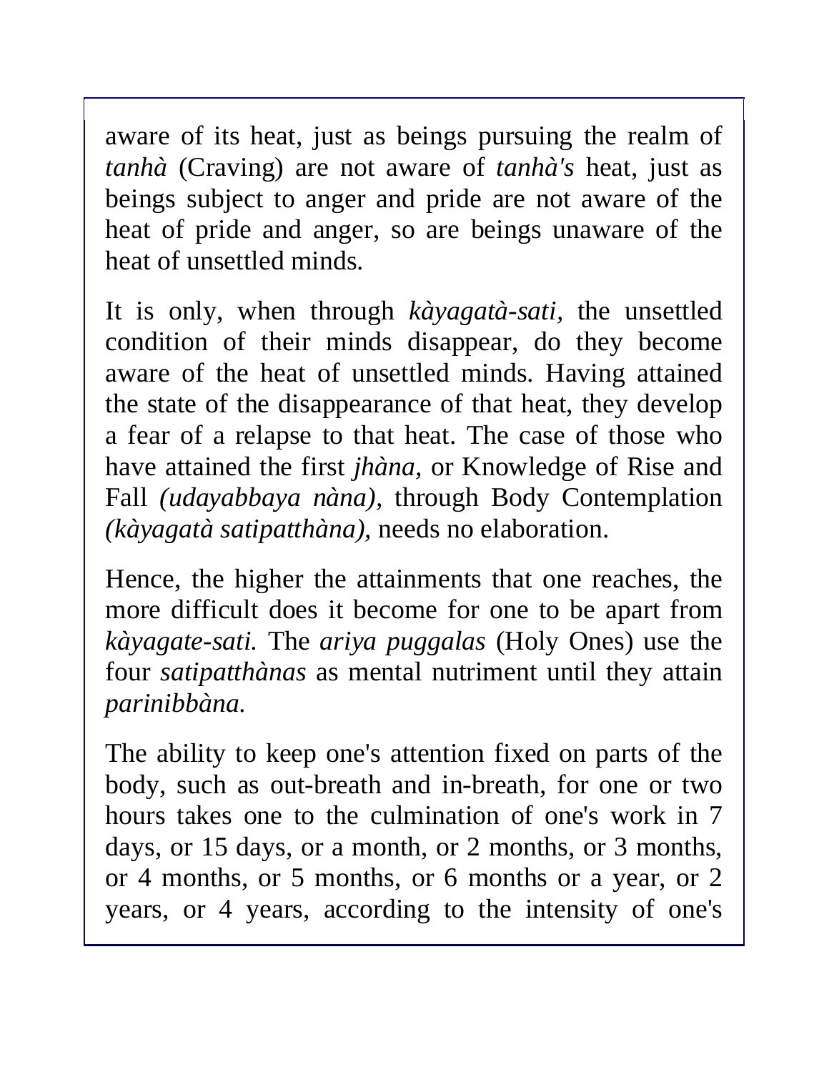aware of its heat, just as beings pursuing the realm of *tanhà* (Craving) are not aware of *tanhà's* heat, just as beings subject to anger and pride are not aware of the heat of pride and anger, so are beings unaware of the heat of unsettled minds.

It is only, when through *kàyagatà-sati,* the unsettled condition of their minds disappear, do they become aware of the heat of unsettled minds. Having attained the state of the disappearance of that heat, they develop a fear of a relapse to that heat. The case of those who have attained the first *jhàna,* or Knowledge of Rise and Fall *(udayabbaya nàna),* through Body Contemplation *(kàyagatà satipatthàna),* needs no elaboration.

Hence, the higher the attainments that one reaches, the more difficult does it become for one to be apart from *kàyagate-sati.* The *ariya puggalas* (Holy Ones) use the four *satipatthànas* as mental nutriment until they attain *parinibbàna.*

The ability to keep one's attention fixed on parts of the body, such as out-breath and in-breath, for one or two hours takes one to the culmination of one's work in 7 days, or 15 days, or a month, or 2 months, or 3 months, or 4 months, or 5 months, or 6 months or a year, or 2 years, or 4 years, according to the intensity of one's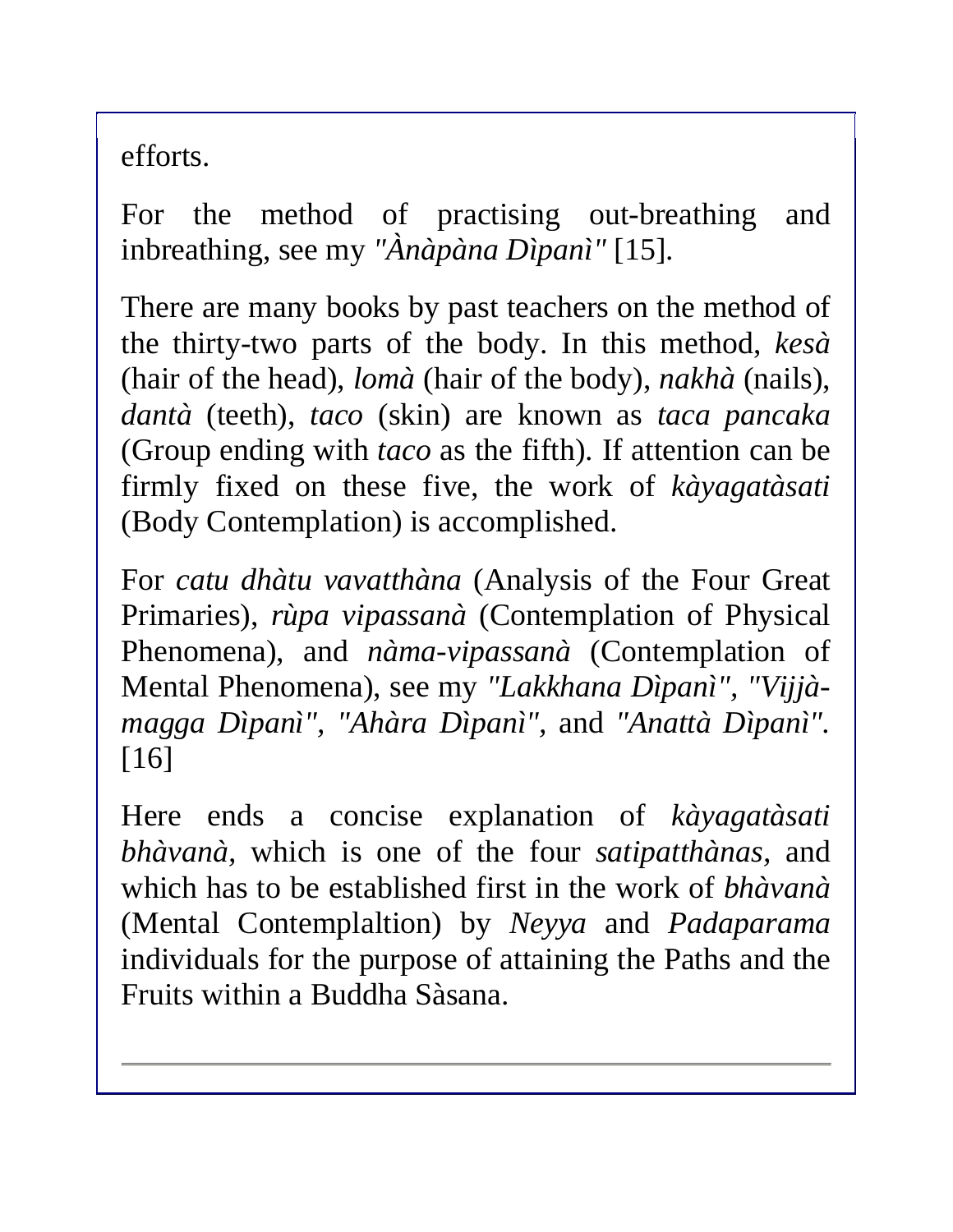efforts.

For the method of practising out-breathing and inbreathing, see my *"Ànàpàna Dìpanì"* [15].

There are many books by past teachers on the method of the thirty-two parts of the body. In this method, *kesà* (hair of the head), *lomà* (hair of the body), *nakhà* (nails), *dantà* (teeth), *taco* (skin) are known as *taca pancaka* (Group ending with *taco* as the fifth). If attention can be firmly fixed on these five, the work of *kàyagatàsati* (Body Contemplation) is accomplished.

For *catu dhàtu vavatthàna* (Analysis of the Four Great Primaries), *rùpa vipassanà* (Contemplation of Physical Phenomena), and *nàma-vipassanà* (Contemplation of Mental Phenomena), see my *"Lakkhana Dìpanì"*, *"Vijjà-magga Dìpanì"*, *"Ahàra Dìpanì"*, and *"Anattà Dìpanì"*. [16]

Here ends a concise explanation of *kàyagatàsati bhàvanà*, which is one of the four *satipatthànas*, and which has to be established first in the work of *bhàvanà* (Mental Contemplaltion) by *Neyya* and *Padaparama* individuals for the purpose of attaining the Paths and the Fruits within a Buddha Sàsana.

---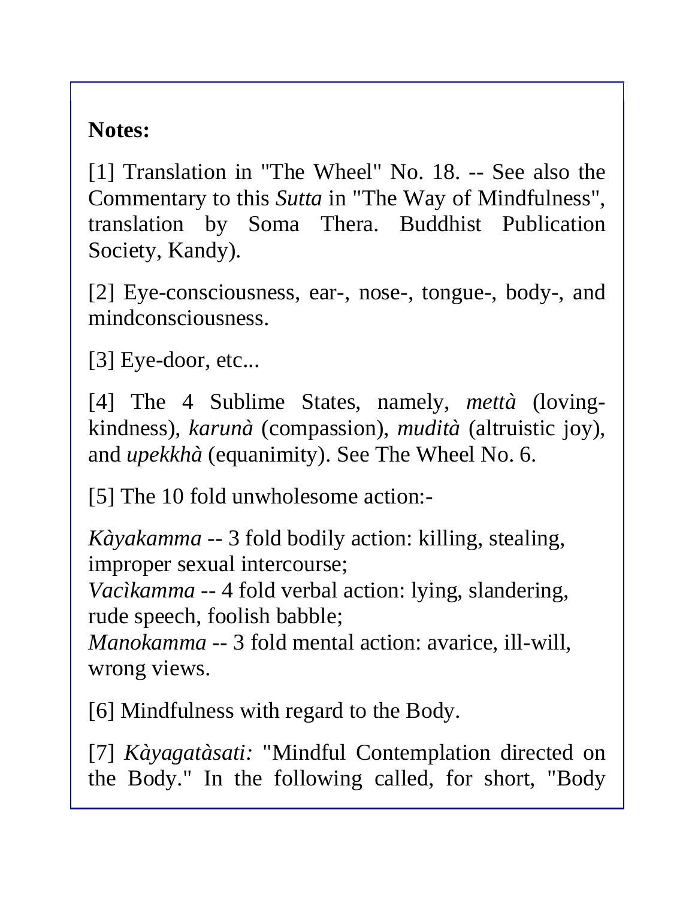**Notes:**

[1] Translation in "The Wheel" No. 18. -- See also the Commentary to this *Sutta* in "The Way of Mindfulness", translation by Soma Thera. Buddhist Publication Society, Kandy).

[2] Eye-consciousness, ear-, nose-, tongue-, body-, and mindconsciousness.

[3] Eye-door, etc...

[4] The 4 Sublime States, namely, *mettà* (loving-kindness), *karunà* (compassion), *mudità* (altruistic joy), and *upekkhà* (equanimity). See The Wheel No. 6.

[5] The 10 fold unwholesome action:-

*Kàyakamma* -- 3 fold bodily action: killing, stealing, improper sexual intercourse;
*Vacìkamma* -- 4 fold verbal action: lying, slandering, rude speech, foolish babble;
*Manokamma* -- 3 fold mental action: avarice, ill-will, wrong views.

[6] Mindfulness with regard to the Body.

[7] *Kàyagatàsati:* "Mindful Contemplation directed on the Body." In the following called, for short, "Body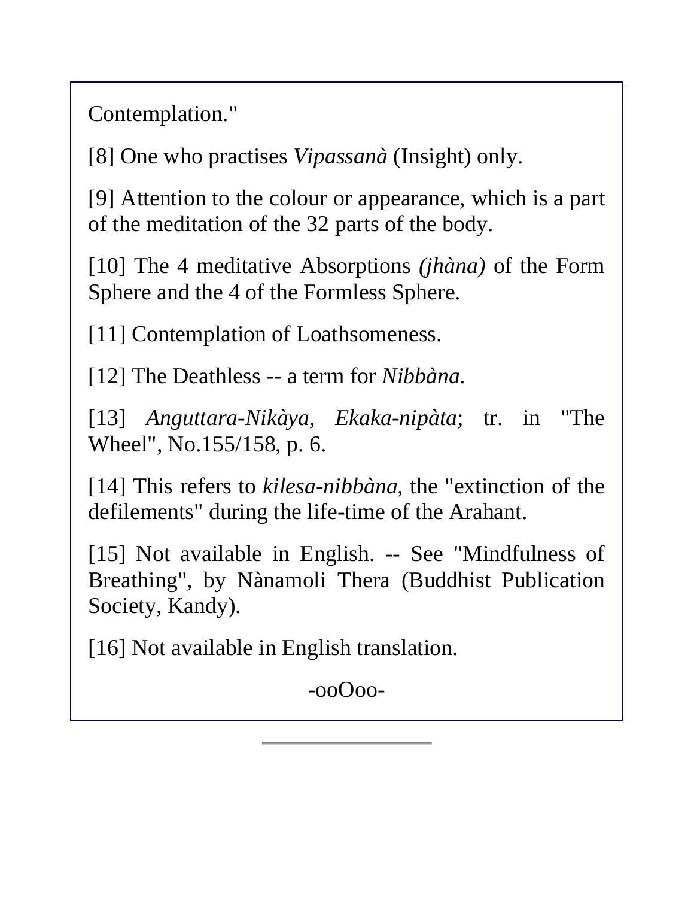Contemplation."

[8] One who practises *Vipassanà* (Insight) only.

[9] Attention to the colour or appearance, which is a part of the meditation of the 32 parts of the body.

[10] The 4 meditative Absorptions *(jhàna)* of the Form Sphere and the 4 of the Formless Sphere.

[11] Contemplation of Loathsomeness.

[12] The Deathless -- a term for *Nibbàna.*

[13] *Anguttara-Nikàya*, *Ekaka-nipàta*; tr. in "The Wheel", No.155/158, p. 6.

[14] This refers to *kilesa-nibbàna,* the "extinction of the defilements" during the life-time of the Arahant.

[15] Not available in English. -- See "Mindfulness of Breathing", by Nànamoli Thera (Buddhist Publication Society, Kandy).

[16] Not available in English translation.

-ooOoo-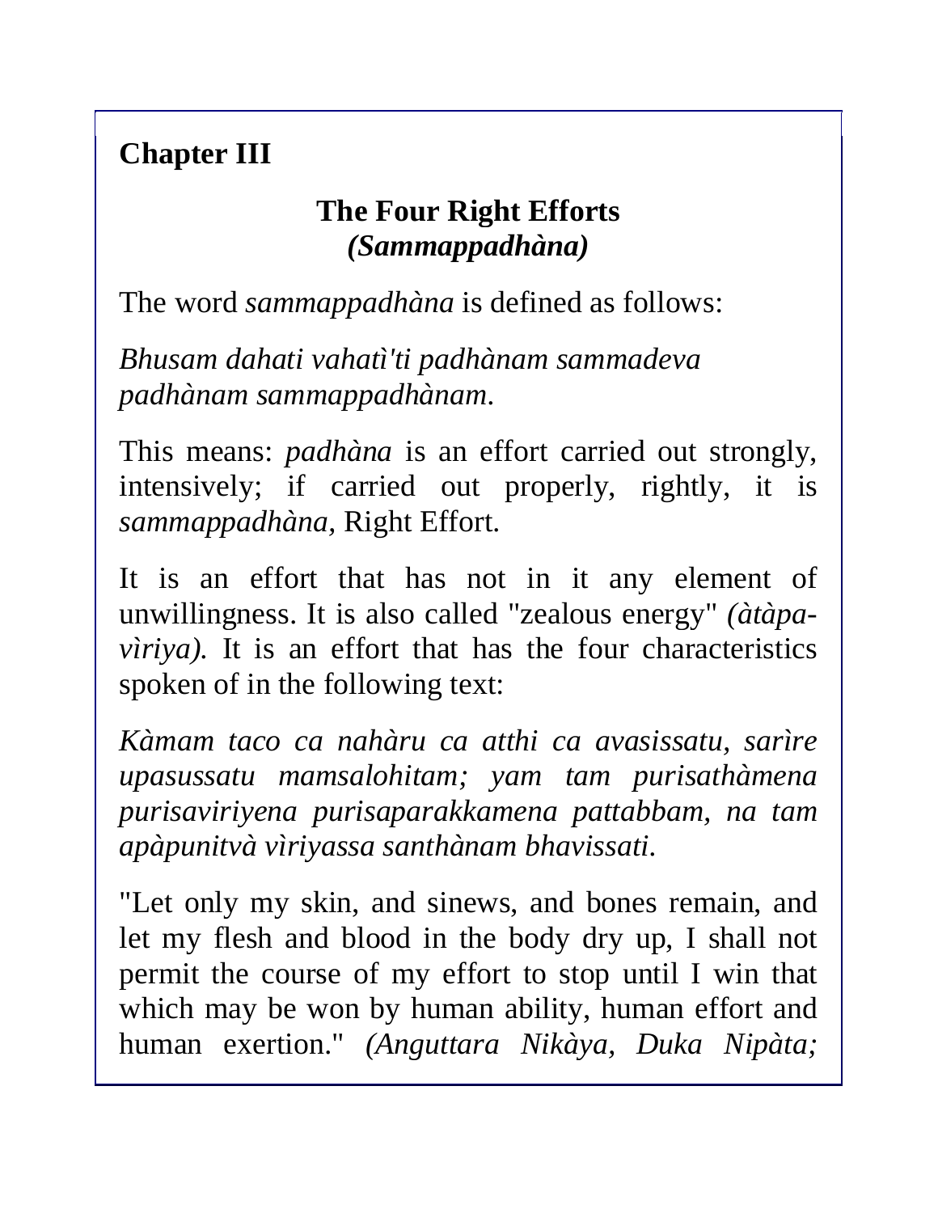## Chapter III

### The Four Right Efforts
### *(Sammappadhàna)*

The word *sammappadhàna* is defined as follows:

*Bhusam dahati vahatì'ti padhànam sammadeva padhànam sammappadhànam.*

This means: *padhàna* is an effort carried out strongly, intensively; if carried out properly, rightly, it is *sammappadhàna*, Right Effort.

It is an effort that has not in it any element of unwillingness. It is also called "zealous energy" *(àtàpa-vìriya)*. It is an effort that has the four characteristics spoken of in the following text:

*Kàmam taco ca nahàru ca atthi ca avasissatu, sarìre upasussatu mamsalohitam; yam tam purisathàmena purisaviriyena purisaparakkamena pattabbam, na tam apàpunitvà vìriyassa santhànam bhavissati.*

"Let only my skin, and sinews, and bones remain, and let my flesh and blood in the body dry up, I shall not permit the course of my effort to stop until I win that which may be won by human ability, human effort and human exertion." *(Anguttara Nikàya, Duka Nipàta;*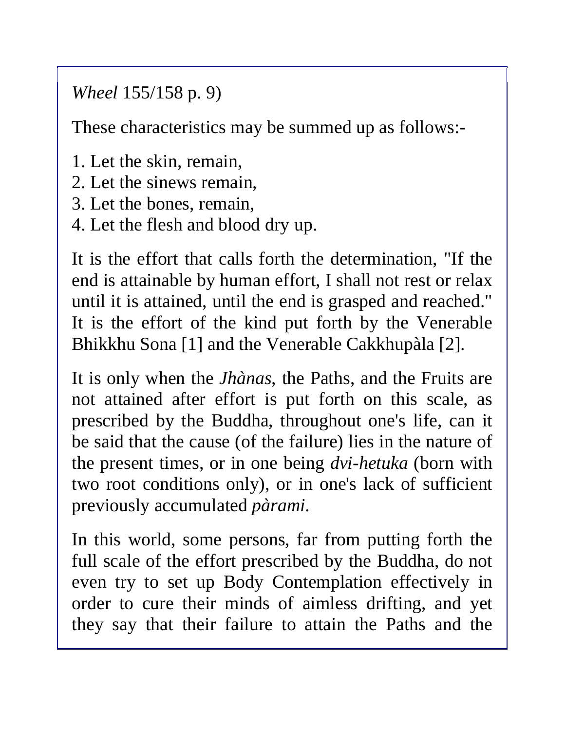*Wheel* 155/158 p. 9)

These characteristics may be summed up as follows:-

1. Let the skin, remain,
2. Let the sinews remain,
3. Let the bones, remain,
4. Let the flesh and blood dry up.

It is the effort that calls forth the determination, "If the end is attainable by human effort, I shall not rest or relax until it is attained, until the end is grasped and reached." It is the effort of the kind put forth by the Venerable Bhikkhu Sona [1] and the Venerable Cakkhupàla [2].

It is only when the *Jhànas*, the Paths, and the Fruits are not attained after effort is put forth on this scale, as prescribed by the Buddha, throughout one's life, can it be said that the cause (of the failure) lies in the nature of the present times, or in one being *dvi-hetuka* (born with two root conditions only), or in one's lack of sufficient previously accumulated *pàrami*.

In this world, some persons, far from putting forth the full scale of the effort prescribed by the Buddha, do not even try to set up Body Contemplation effectively in order to cure their minds of aimless drifting, and yet they say that their failure to attain the Paths and the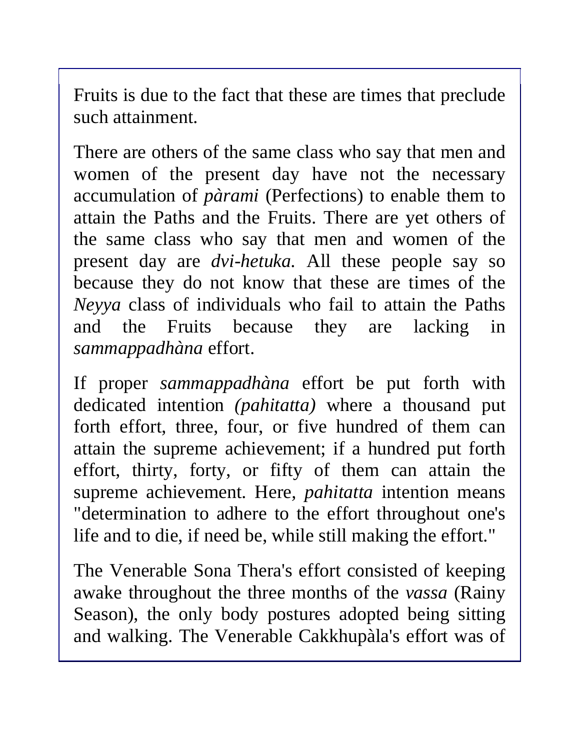Fruits is due to the fact that these are times that preclude such attainment.

There are others of the same class who say that men and women of the present day have not the necessary accumulation of *pàrami* (Perfections) to enable them to attain the Paths and the Fruits. There are yet others of the same class who say that men and women of the present day are *dvi-hetuka*. All these people say so because they do not know that these are times of the *Neyya* class of individuals who fail to attain the Paths and the Fruits because they are lacking in *sammappadhàna* effort.

If proper *sammappadhàna* effort be put forth with dedicated intention *(pahitatta)* where a thousand put forth effort, three, four, or five hundred of them can attain the supreme achievement; if a hundred put forth effort, thirty, forty, or fifty of them can attain the supreme achievement. Here, *pahitatta* intention means "determination to adhere to the effort throughout one's life and to die, if need be, while still making the effort."

The Venerable Sona Thera's effort consisted of keeping awake throughout the three months of the *vassa* (Rainy Season), the only body postures adopted being sitting and walking. The Venerable Cakkhupàla's effort was of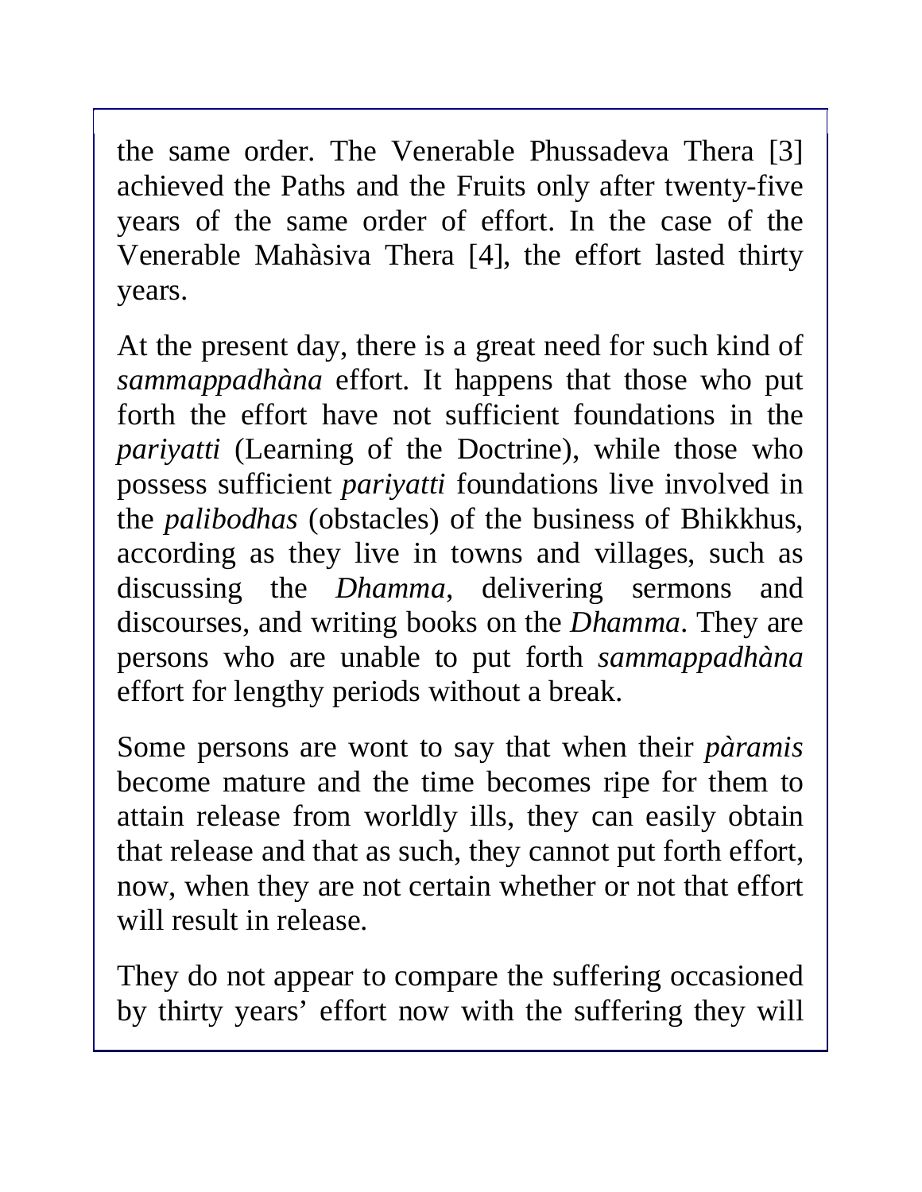the same order. The Venerable Phussadeva Thera [3] achieved the Paths and the Fruits only after twenty-five years of the same order of effort. In the case of the Venerable Mahàsiva Thera [4], the effort lasted thirty years.

At the present day, there is a great need for such kind of *sammappadhàna* effort. It happens that those who put forth the effort have not sufficient foundations in the *pariyatti* (Learning of the Doctrine), while those who possess sufficient *pariyatti* foundations live involved in the *palibodhas* (obstacles) of the business of Bhikkhus, according as they live in towns and villages, such as discussing the *Dhamma*, delivering sermons and discourses, and writing books on the *Dhamma*. They are persons who are unable to put forth *sammappadhàna* effort for lengthy periods without a break.

Some persons are wont to say that when their *pàramis* become mature and the time becomes ripe for them to attain release from worldly ills, they can easily obtain that release and that as such, they cannot put forth effort, now, when they are not certain whether or not that effort will result in release.

They do not appear to compare the suffering occasioned by thirty years' effort now with the suffering they will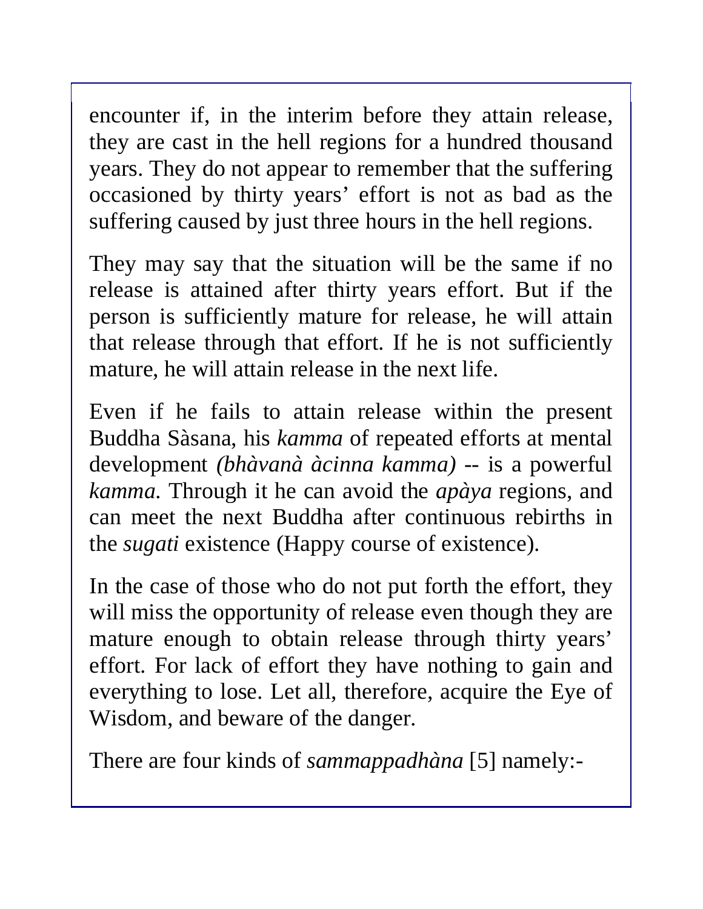encounter if, in the interim before they attain release, they are cast in the hell regions for a hundred thousand years. They do not appear to remember that the suffering occasioned by thirty years' effort is not as bad as the suffering caused by just three hours in the hell regions.

They may say that the situation will be the same if no release is attained after thirty years effort. But if the person is sufficiently mature for release, he will attain that release through that effort. If he is not sufficiently mature, he will attain release in the next life.

Even if he fails to attain release within the present Buddha Sàsana, his *kamma* of repeated efforts at mental development *(bhàvanà àcinna kamma)* -- is a powerful *kamma.* Through it he can avoid the *apàya* regions, and can meet the next Buddha after continuous rebirths in the *sugati* existence (Happy course of existence).

In the case of those who do not put forth the effort, they will miss the opportunity of release even though they are mature enough to obtain release through thirty years' effort. For lack of effort they have nothing to gain and everything to lose. Let all, therefore, acquire the Eye of Wisdom, and beware of the danger.

There are four kinds of *sammappadhàna* [5] namely:-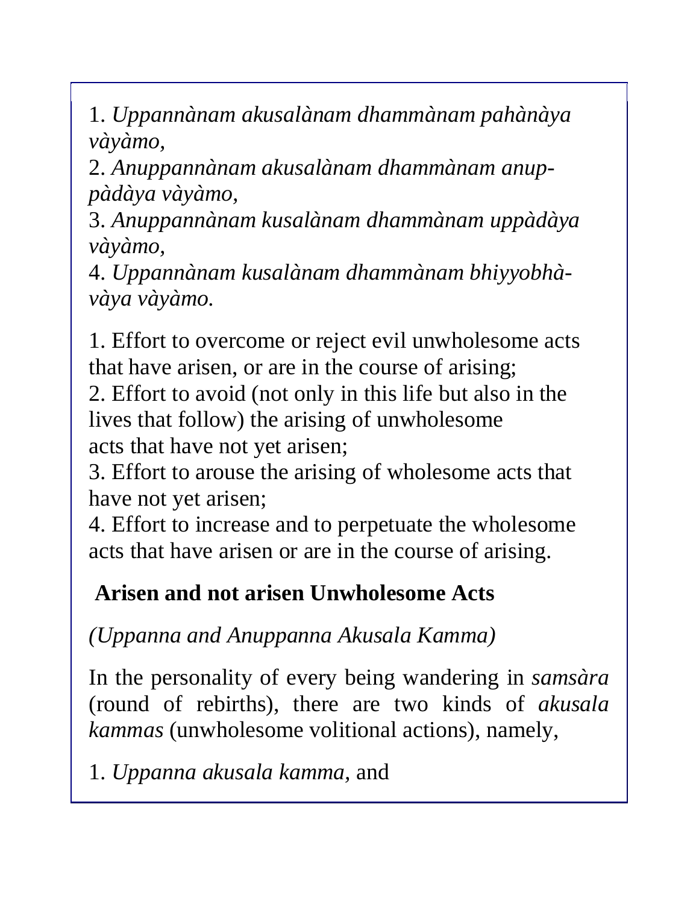1. *Uppannànam akusalànam dhammànam pahànàya vàyàmo,*
2. *Anuppannànam akusalànam dhammànam anuppàdàya vàyàmo,*
3. *Anuppannànam kusalànam dhammànam uppàdàya vàyàmo,*
4. *Uppannànam kusalànam dhammànam bhiyyobhàvàya vàyàmo.*

1. Effort to overcome or reject evil unwholesome acts that have arisen, or are in the course of arising;
2. Effort to avoid (not only in this life but also in the lives that follow) the arising of unwholesome acts that have not yet arisen;
3. Effort to arouse the arising of wholesome acts that have not yet arisen;
4. Effort to increase and to perpetuate the wholesome acts that have arisen or are in the course of arising.

### Arisen and not arisen Unwholesome Acts

*(Uppanna and Anuppanna Akusala Kamma)*

In the personality of every being wandering in *samsàra* (round of rebirths), there are two kinds of *akusala kammas* (unwholesome volitional actions), namely,

1. *Uppanna akusala kamma*, and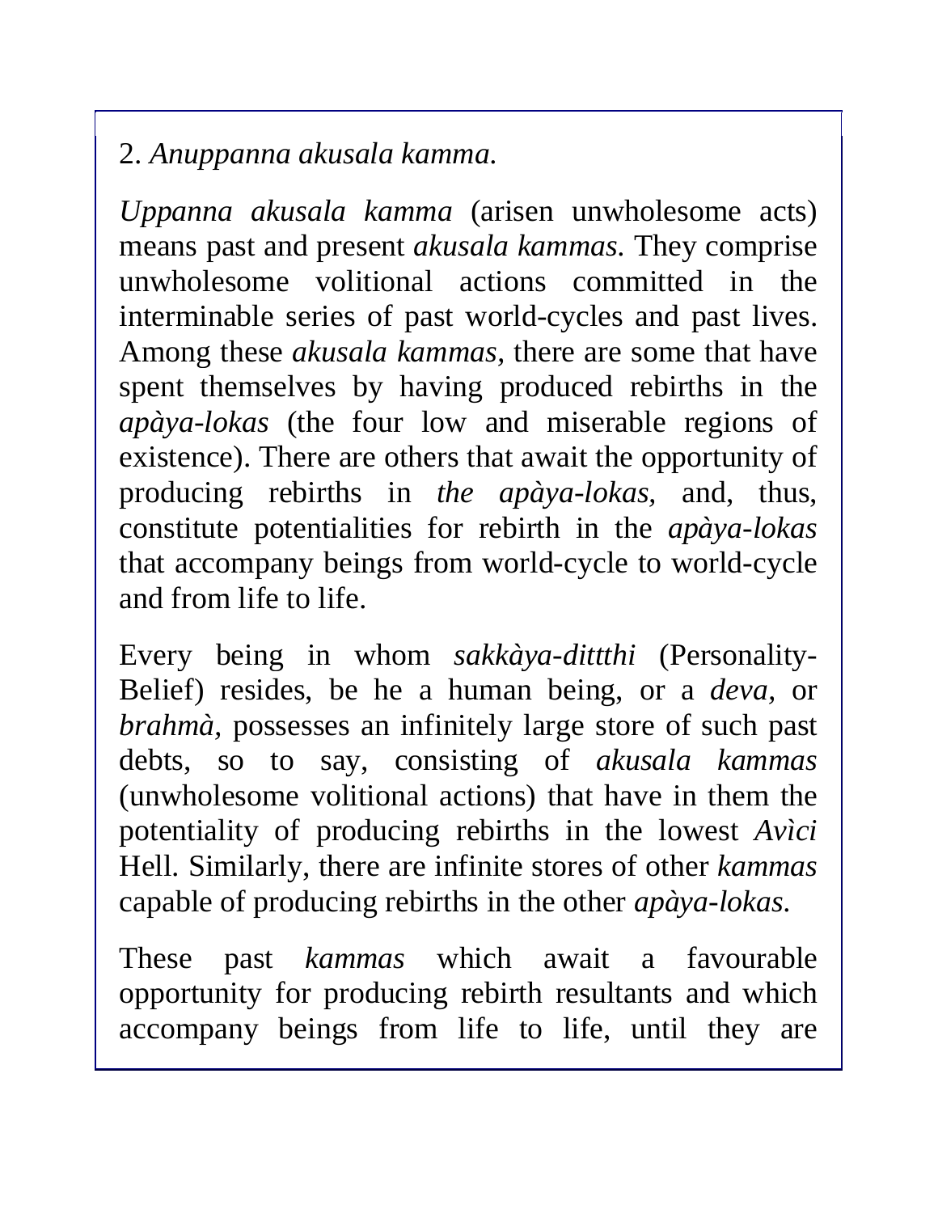2. *Anuppanna akusala kamma.*

*Uppanna akusala kamma* (arisen unwholesome acts) means past and present *akusala kammas.* They comprise unwholesome volitional actions committed in the interminable series of past world-cycles and past lives. Among these *akusala kammas,* there are some that have spent themselves by having produced rebirths in the *apàya-lokas* (the four low and miserable regions of existence). There are others that await the opportunity of producing rebirths in *the apàya-lokas,* and, thus, constitute potentialities for rebirth in the *apàya-lokas* that accompany beings from world-cycle to world-cycle and from life to life.

Every being in whom *sakkàya-dittthi* (Personality-Belief) resides, be he a human being, or a *deva*, or *brahmà,* possesses an infinitely large store of such past debts, so to say, consisting of *akusala kammas* (unwholesome volitional actions) that have in them the potentiality of producing rebirths in the lowest *Avìci* Hell. Similarly, there are infinite stores of other *kammas* capable of producing rebirths in the other *apàya-lokas.*

These past *kammas* which await a favourable opportunity for producing rebirth resultants and which accompany beings from life to life, until they are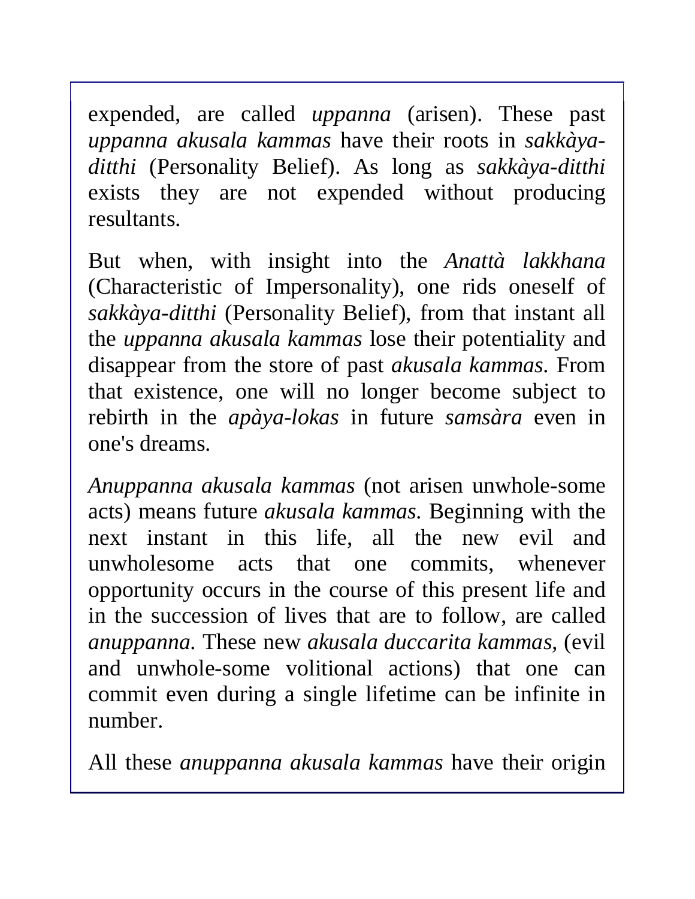expended, are called *uppanna* (arisen). These past *uppanna akusala kammas* have their roots in *sakkàya-ditthi* (Personality Belief). As long as *sakkàya-ditthi* exists they are not expended without producing resultants.

But when, with insight into the *Anattà lakkhana* (Characteristic of Impersonality), one rids oneself of *sakkàya-ditthi* (Personality Belief), from that instant all the *uppanna akusala kammas* lose their potentiality and disappear from the store of past *akusala kammas*. From that existence, one will no longer become subject to rebirth in the *apàya-lokas* in future *samsàra* even in one's dreams.

*Anuppanna akusala kammas* (not arisen unwhole-some acts) means future *akusala kammas*. Beginning with the next instant in this life, all the new evil and unwholesome acts that one commits, whenever opportunity occurs in the course of this present life and in the succession of lives that are to follow, are called *anuppanna*. These new *akusala duccarita kammas*, (evil and unwhole-some volitional actions) that one can commit even during a single lifetime can be infinite in number.

All these *anuppanna akusala kammas* have their origin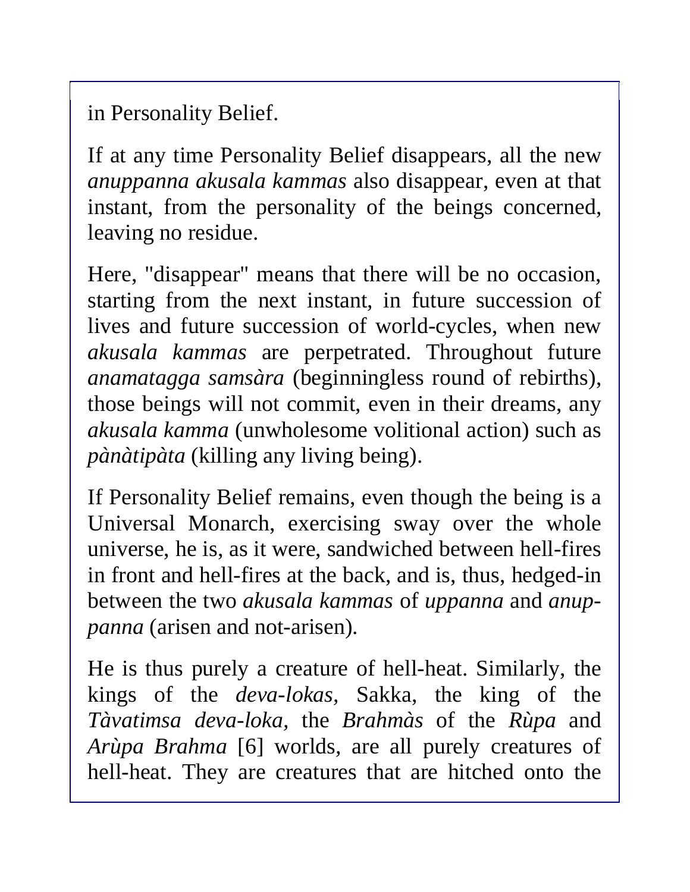in Personality Belief.

If at any time Personality Belief disappears, all the new *anuppanna akusala kammas* also disappear, even at that instant, from the personality of the beings concerned, leaving no residue.

Here, "disappear" means that there will be no occasion, starting from the next instant, in future succession of lives and future succession of world-cycles, when new *akusala kammas* are perpetrated. Throughout future *anamatagga samsàra* (beginningless round of rebirths), those beings will not commit, even in their dreams, any *akusala kamma* (unwholesome volitional action) such as *pànàtipàta* (killing any living being).

If Personality Belief remains, even though the being is a Universal Monarch, exercising sway over the whole universe, he is, as it were, sandwiched between hell-fires in front and hell-fires at the back, and is, thus, hedged-in between the two *akusala kammas* of *uppanna* and *anuppanna* (arisen and not-arisen).

He is thus purely a creature of hell-heat. Similarly, the kings of the *deva-lokas,* Sakka, the king of the *Tàvatimsa deva-loka,* the *Brahmàs* of the *Rùpa* and *Arùpa Brahma* [6] worlds, are all purely creatures of hell-heat. They are creatures that are hitched onto the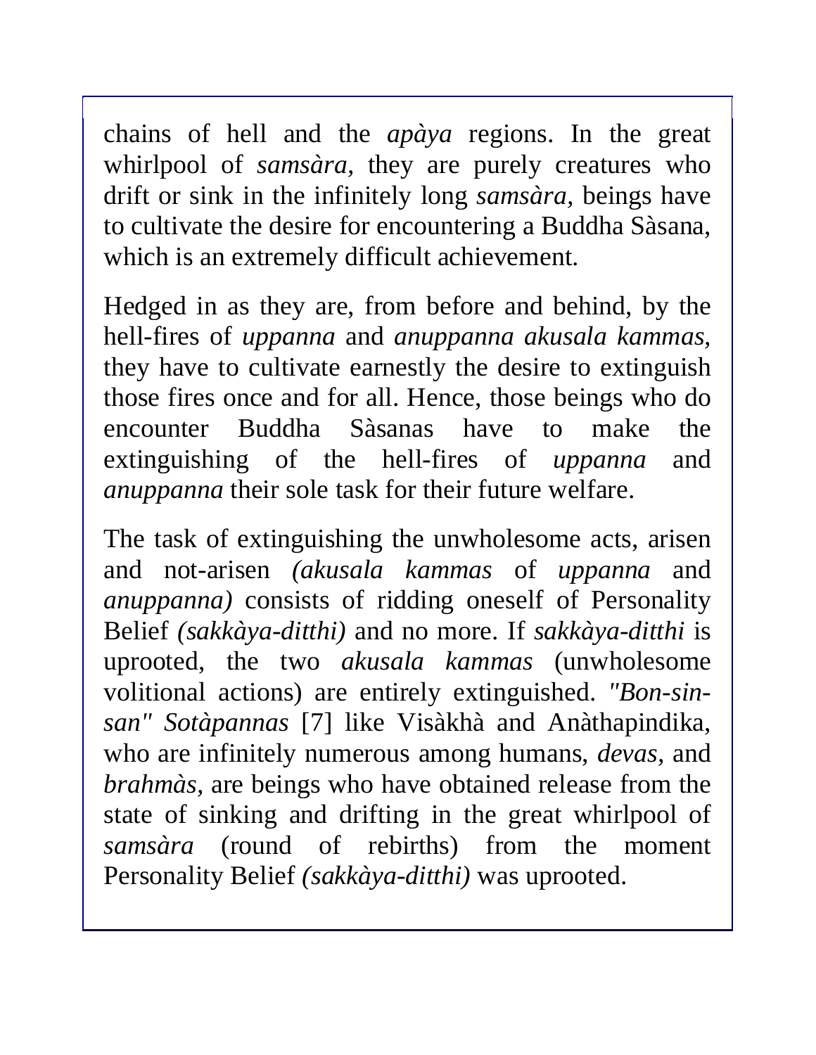chains of hell and the *apàya* regions. In the great whirlpool of *samsàra,* they are purely creatures who drift or sink in the infinitely long *samsàra,* beings have to cultivate the desire for encountering a Buddha Sàsana, which is an extremely difficult achievement.

Hedged in as they are, from before and behind, by the hell-fires of *uppanna* and *anuppanna akusala kammas,* they have to cultivate earnestly the desire to extinguish those fires once and for all. Hence, those beings who do encounter Buddha Sàsanas have to make the extinguishing of the hell-fires of *uppanna* and *anuppanna* their sole task for their future welfare.

The task of extinguishing the unwholesome acts, arisen and not-arisen *(akusala kammas* of *uppanna* and *anuppanna)* consists of ridding oneself of Personality Belief *(sakkàya-ditthi)* and no more. If *sakkàya-ditthi* is uprooted, the two *akusala kammas* (unwholesome volitional actions) are entirely extinguished. *"Bon-sin-san" Sotàpannas* [7] like Visàkhà and Anàthapindika, who are infinitely numerous among humans, *devas*, and *brahmàs,* are beings who have obtained release from the state of sinking and drifting in the great whirlpool of *samsàra* (round of rebirths) from the moment Personality Belief *(sakkàya-ditthi)* was uprooted.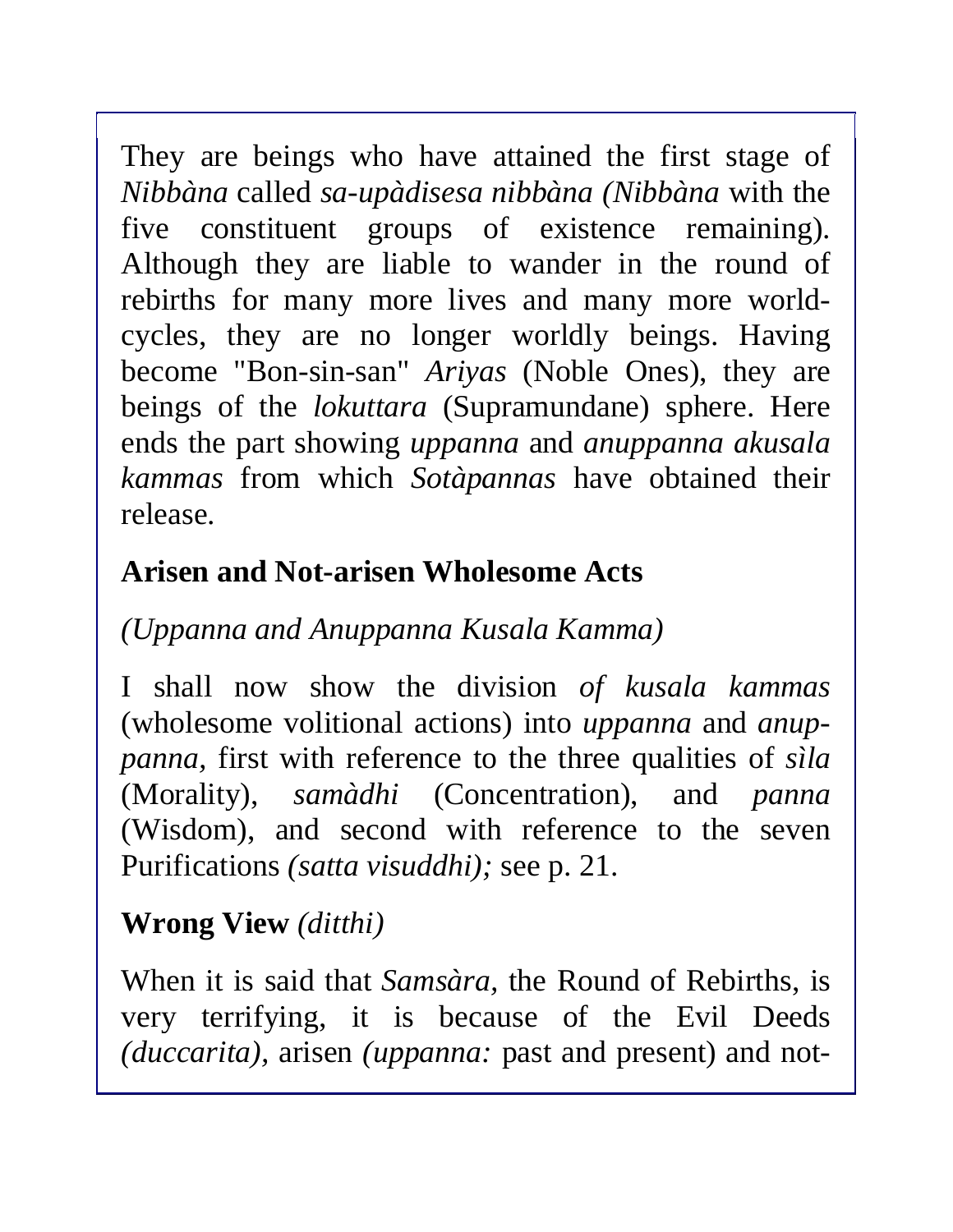They are beings who have attained the first stage of *Nibbàna* called *sa-upàdisesa nibbàna (Nibbàna* with the five constituent groups of existence remaining). Although they are liable to wander in the round of rebirths for many more lives and many more world-cycles, they are no longer worldly beings. Having become "Bon-sin-san" *Ariyas* (Noble Ones), they are beings of the *lokuttara* (Supramundane) sphere. Here ends the part showing *uppanna* and *anuppanna akusala kammas* from which *Sotàpannas* have obtained their release.

## Arisen and Not-arisen Wholesome Acts

*(Uppanna and Anuppanna Kusala Kamma)*

I shall now show the division *of kusala kammas* (wholesome volitional actions) into *uppanna* and *anuppanna,* first with reference to the three qualities of *sìla* (Morality), *samàdhi* (Concentration), and *panna* (Wisdom), and second with reference to the seven Purifications *(satta visuddhi);* see p. 21.

## Wrong View *(ditthi)*

When it is said that *Samsàra,* the Round of Rebirths, is very terrifying, it is because of the Evil Deeds *(duccarita),* arisen *(uppanna:* past and present) and not-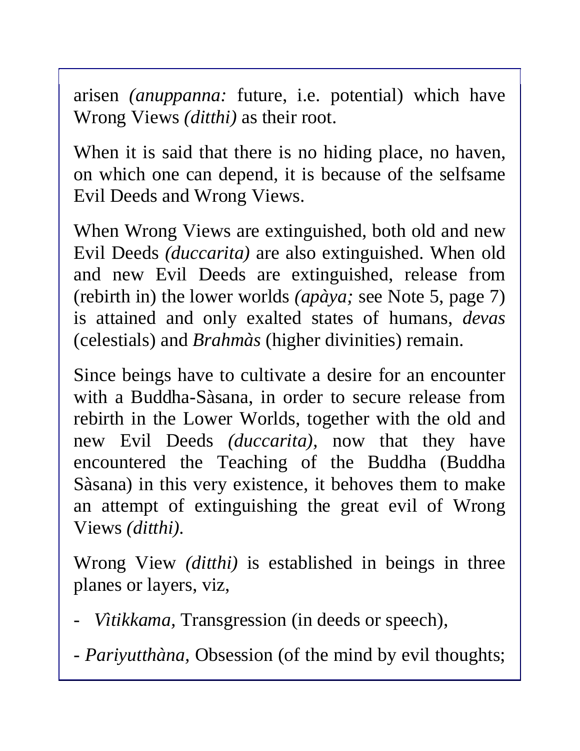arisen *(anuppanna:* future, i.e. potential) which have Wrong Views *(ditthi)* as their root.

When it is said that there is no hiding place, no haven, on which one can depend, it is because of the selfsame Evil Deeds and Wrong Views.

When Wrong Views are extinguished, both old and new Evil Deeds *(duccarita)* are also extinguished. When old and new Evil Deeds are extinguished, release from (rebirth in) the lower worlds *(apàya;* see Note 5, page 7) is attained and only exalted states of humans, *devas* (celestials) and *Brahmàs* (higher divinities) remain.

Since beings have to cultivate a desire for an encounter with a Buddha-Sàsana, in order to secure release from rebirth in the Lower Worlds, together with the old and new Evil Deeds *(duccarita)*, now that they have encountered the Teaching of the Buddha (Buddha Sàsana) in this very existence, it behoves them to make an attempt of extinguishing the great evil of Wrong Views *(ditthi)*.

Wrong View *(ditthi)* is established in beings in three planes or layers, viz,

- *Vìtikkama,* Transgression (in deeds or speech),
- *Pariyutthàna,* Obsession (of the mind by evil thoughts;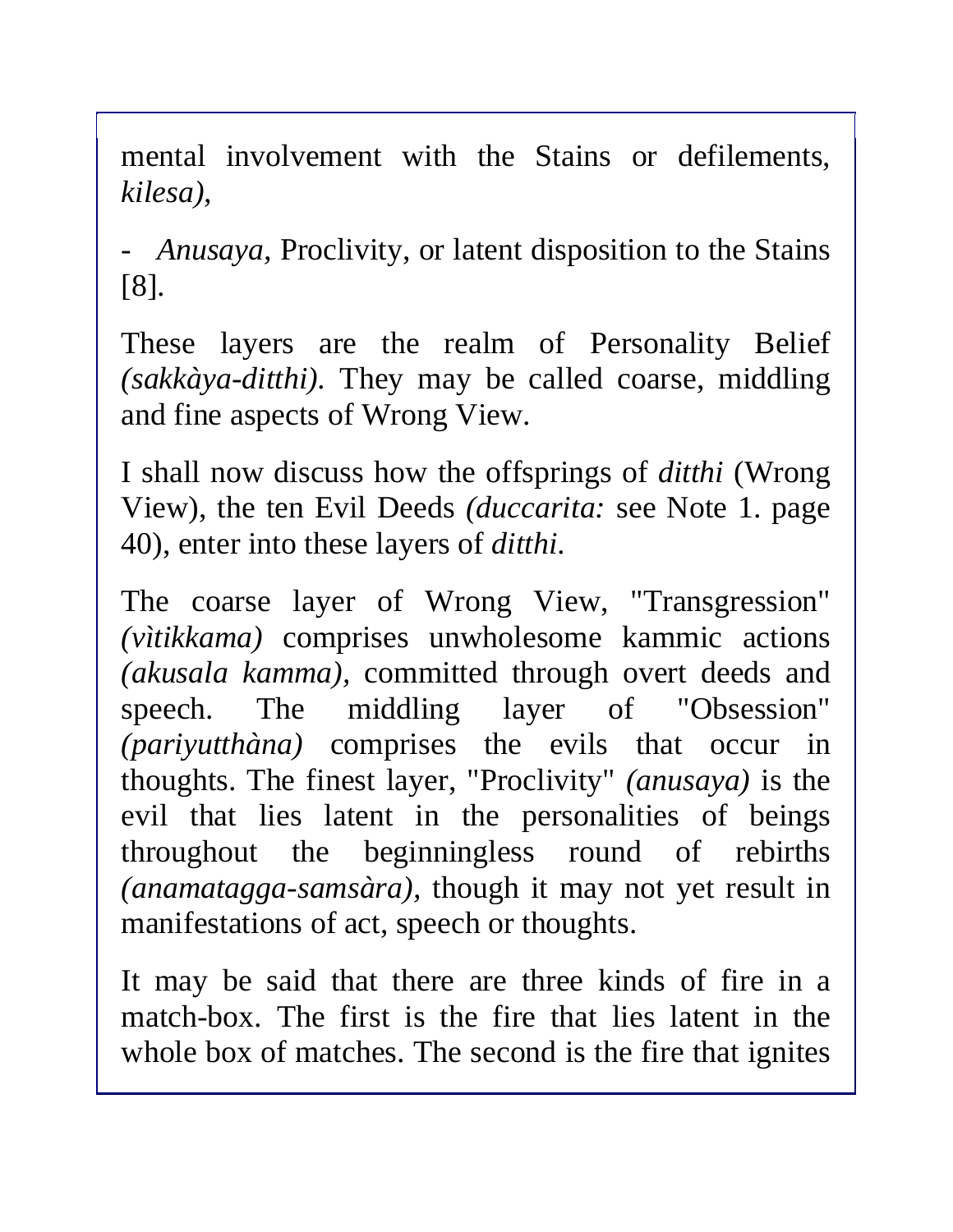mental involvement with the Stains or defilements, *kilesa),*

- *Anusaya,* Proclivity, or latent disposition to the Stains [8].

These layers are the realm of Personality Belief *(sakkàya-ditthi).* They may be called coarse, middling and fine aspects of Wrong View.

I shall now discuss how the offsprings of *ditthi* (Wrong View), the ten Evil Deeds *(duccarita:* see Note 1. page 40), enter into these layers of *ditthi.*

The coarse layer of Wrong View, "Transgression" *(vìtikkama)* comprises unwholesome kammic actions *(akusala kamma),* committed through overt deeds and speech. The middling layer of "Obsession" *(pariyutthàna)* comprises the evils that occur in thoughts. The finest layer, "Proclivity" *(anusaya)* is the evil that lies latent in the personalities of beings throughout the beginningless round of rebirths *(anamatagga-samsàra),* though it may not yet result in manifestations of act, speech or thoughts.

It may be said that there are three kinds of fire in a match-box. The first is the fire that lies latent in the whole box of matches. The second is the fire that ignites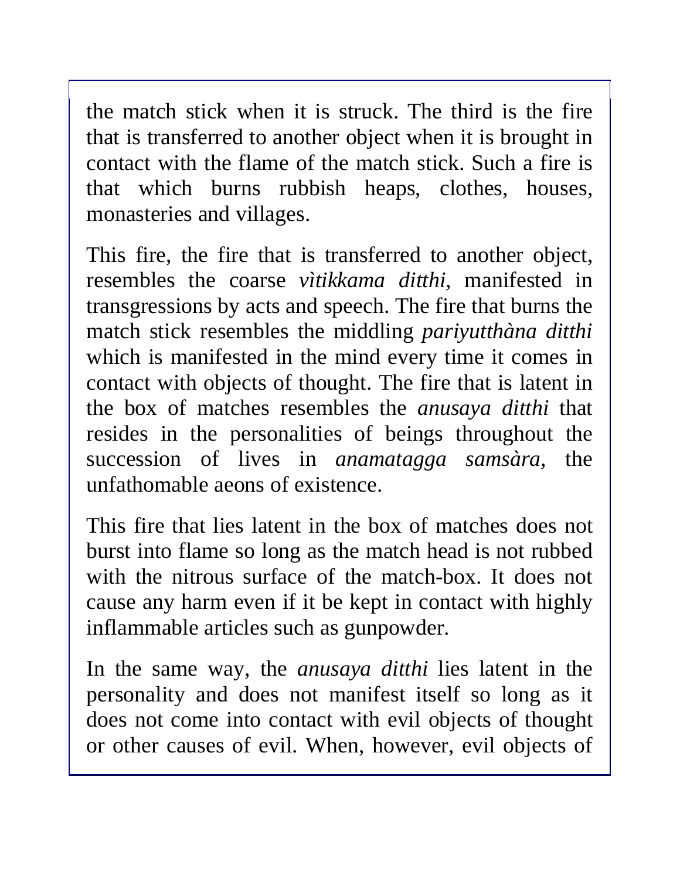the match stick when it is struck. The third is the fire that is transferred to another object when it is brought in contact with the flame of the match stick. Such a fire is that which burns rubbish heaps, clothes, houses, monasteries and villages.

This fire, the fire that is transferred to another object, resembles the coarse *vìtikkama ditthi,* manifested in transgressions by acts and speech. The fire that burns the match stick resembles the middling *pariyutthàna ditthi* which is manifested in the mind every time it comes in contact with objects of thought. The fire that is latent in the box of matches resembles the *anusaya ditthi* that resides in the personalities of beings throughout the succession of lives in *anamatagga samsàra*, the unfathomable aeons of existence.

This fire that lies latent in the box of matches does not burst into flame so long as the match head is not rubbed with the nitrous surface of the match-box. It does not cause any harm even if it be kept in contact with highly inflammable articles such as gunpowder.

In the same way, the *anusaya ditthi* lies latent in the personality and does not manifest itself so long as it does not come into contact with evil objects of thought or other causes of evil. When, however, evil objects of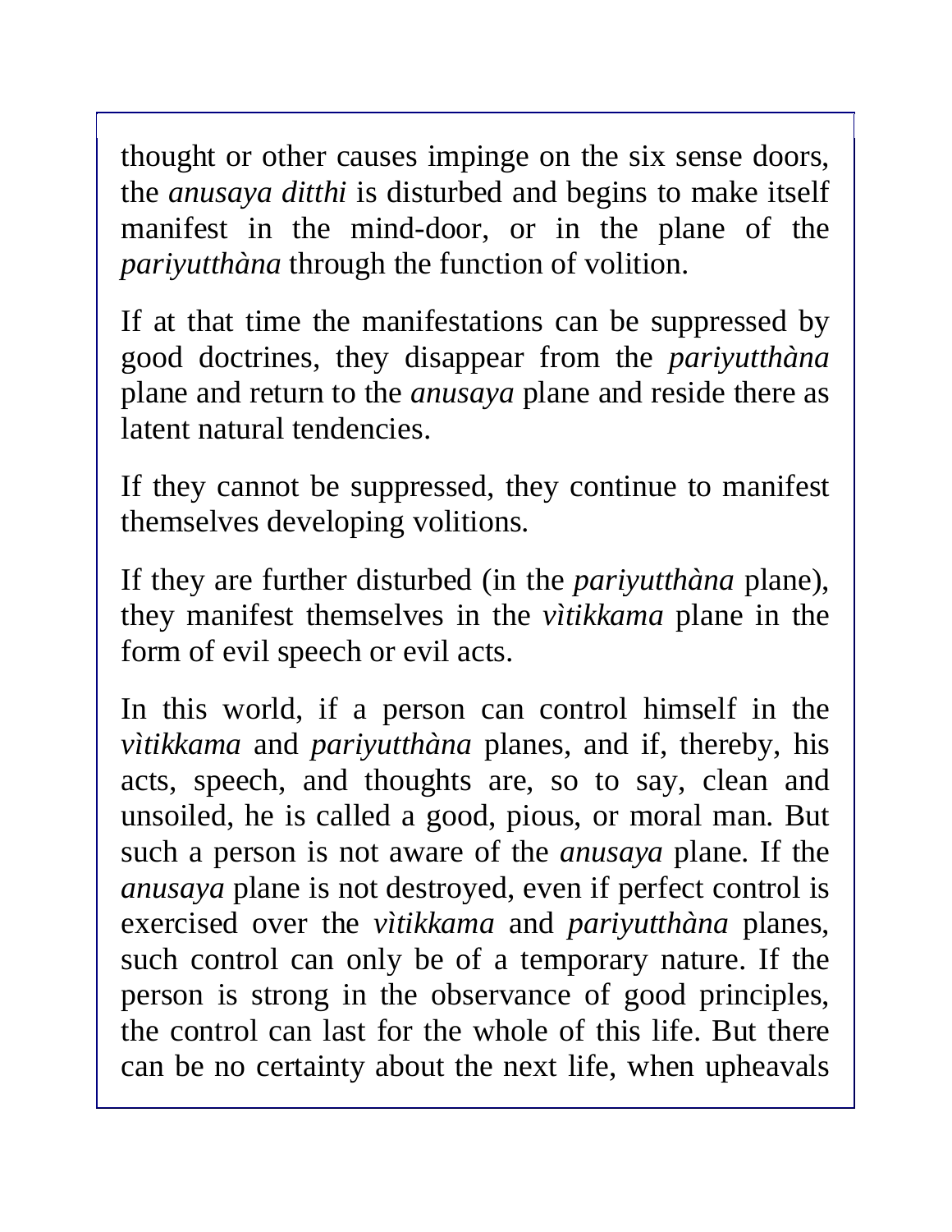thought or other causes impinge on the six sense doors, the *anusaya ditthi* is disturbed and begins to make itself manifest in the mind-door, or in the plane of the *pariyutthàna* through the function of volition.

If at that time the manifestations can be suppressed by good doctrines, they disappear from the *pariyutthàna* plane and return to the *anusaya* plane and reside there as latent natural tendencies.

If they cannot be suppressed, they continue to manifest themselves developing volitions.

If they are further disturbed (in the *pariyutthàna* plane), they manifest themselves in the *vìtikkama* plane in the form of evil speech or evil acts.

In this world, if a person can control himself in the *vìtikkama* and *pariyutthàna* planes, and if, thereby, his acts, speech, and thoughts are, so to say, clean and unsoiled, he is called a good, pious, or moral man. But such a person is not aware of the *anusaya* plane. If the *anusaya* plane is not destroyed, even if perfect control is exercised over the *vìtikkama* and *pariyutthàna* planes, such control can only be of a temporary nature. If the person is strong in the observance of good principles, the control can last for the whole of this life. But there can be no certainty about the next life, when upheavals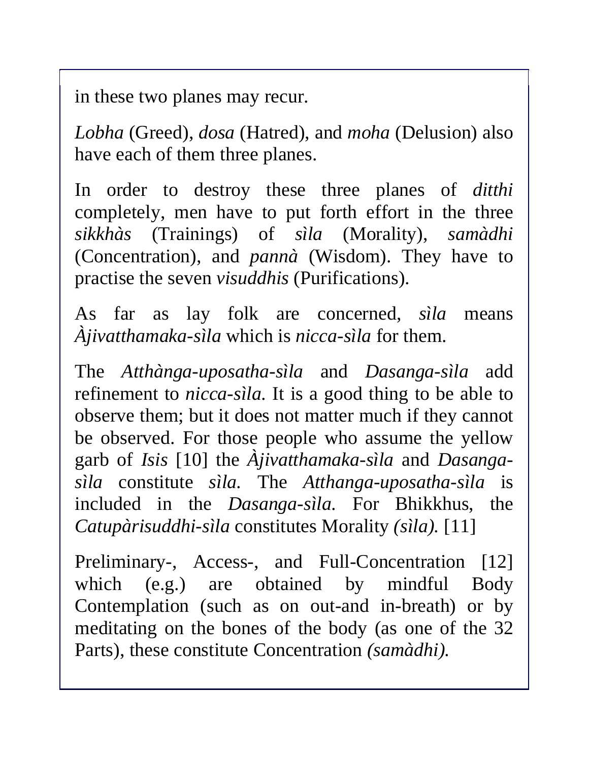in these two planes may recur.

*Lobha* (Greed), *dosa* (Hatred), and *moha* (Delusion) also have each of them three planes.

In order to destroy these three planes of *ditthi* completely, men have to put forth effort in the three *sikkhàs* (Trainings) of *sìla* (Morality), *samàdhi* (Concentration), and *pannà* (Wisdom). They have to practise the seven *visuddhis* (Purifications).

As far as lay folk are concerned, *sìla* means *Àjivatthamaka-sìla* which is *nicca-sìla* for them.

The *Atthànga-uposatha-sìla* and *Dasanga-sìla* add refinement to *nicca-sìla*. It is a good thing to be able to observe them; but it does not matter much if they cannot be observed. For those people who assume the yellow garb of *Isis* [10] the *Àjivatthamaka-sìla* and *Dasanga-sìla* constitute *sìla*. The *Atthanga-uposatha-sìla* is included in the *Dasanga-sìla*. For Bhikkhus, the *Catupàrisuddhi-sìla* constitutes Morality *(sìla)*. [11]

Preliminary-, Access-, and Full-Concentration [12] which (e.g.) are obtained by mindful Body Contemplation (such as on out-and in-breath) or by meditating on the bones of the body (as one of the 32 Parts), these constitute Concentration *(samàdhi)*.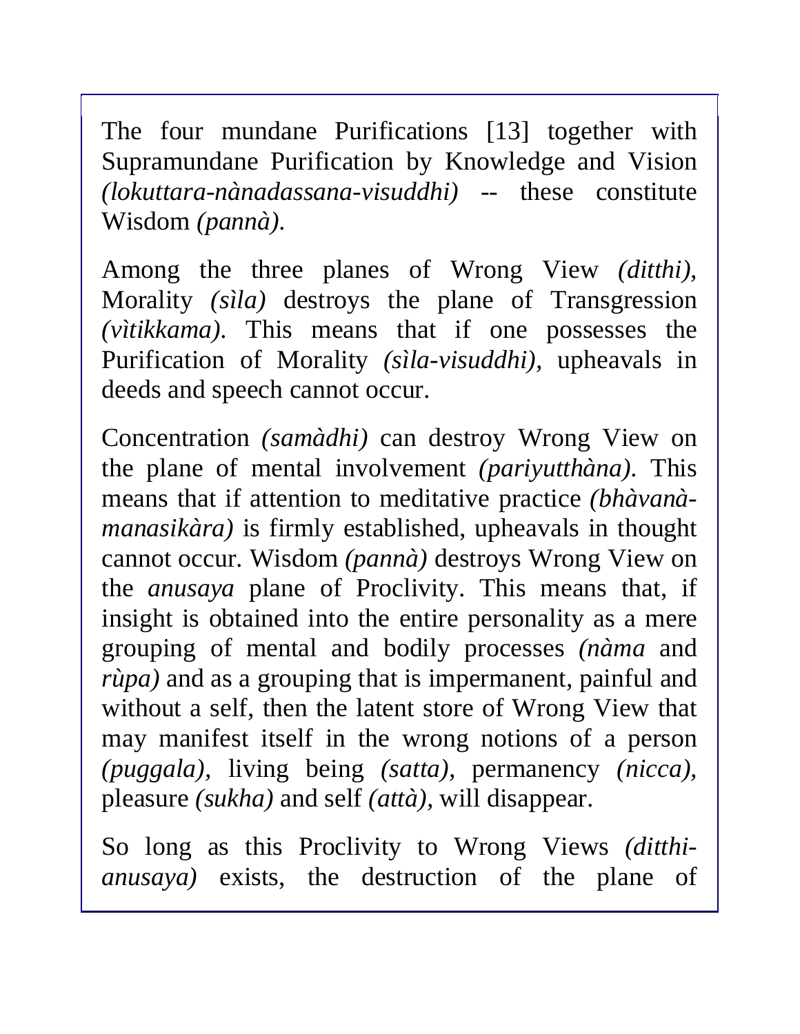The four mundane Purifications [13] together with Supramundane Purification by Knowledge and Vision *(lokuttara-nànadassana-visuddhi)* -- these constitute Wisdom *(pannà)*.

Among the three planes of Wrong View *(ditthi)*, Morality *(sìla)* destroys the plane of Transgression *(vìtikkama)*. This means that if one possesses the Purification of Morality *(sìla-visuddhi)*, upheavals in deeds and speech cannot occur.

Concentration *(samàdhi)* can destroy Wrong View on the plane of mental involvement *(pariyutthàna)*. This means that if attention to meditative practice *(bhàvanà-manasikàra)* is firmly established, upheavals in thought cannot occur. Wisdom *(pannà)* destroys Wrong View on the *anusaya* plane of Proclivity. This means that, if insight is obtained into the entire personality as a mere grouping of mental and bodily processes *(nàma* and *rùpa)* and as a grouping that is impermanent, painful and without a self, then the latent store of Wrong View that may manifest itself in the wrong notions of a person *(puggala)*, living being *(satta)*, permanency *(nicca)*, pleasure *(sukha)* and self *(attà)*, will disappear.

So long as this Proclivity to Wrong Views *(ditthi-anusaya)* exists, the destruction of the plane of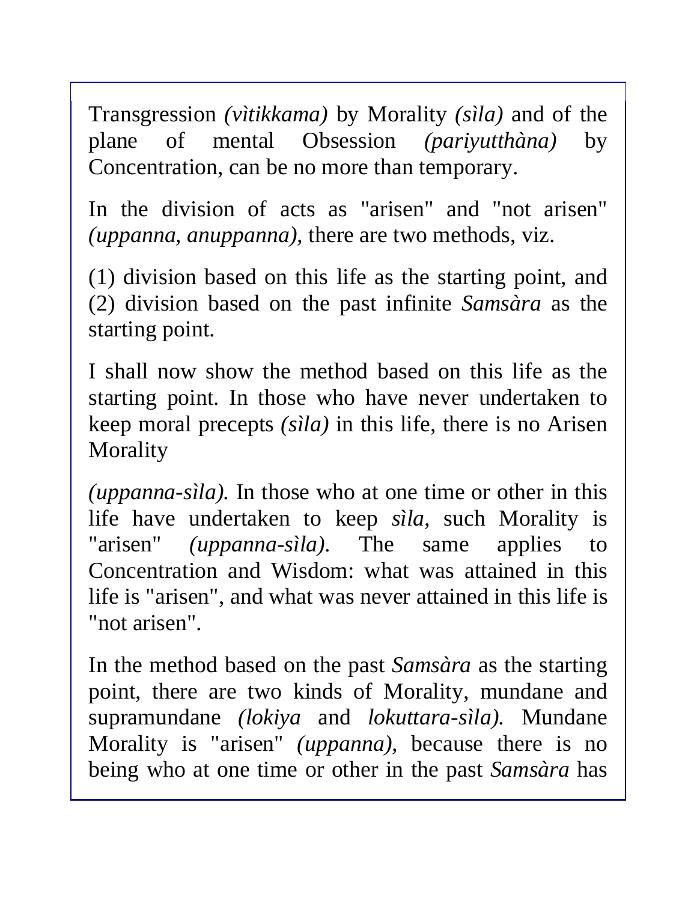Transgression *(vìtikkama)* by Morality *(sìla)* and of the plane of mental Obsession *(pariyutthàna)* by Concentration, can be no more than temporary.

In the division of acts as "arisen" and "not arisen" *(uppanna, anuppanna),* there are two methods, viz.

(1) division based on this life as the starting point, and (2) division based on the past infinite *Samsàra* as the starting point.

I shall now show the method based on this life as the starting point. In those who have never undertaken to keep moral precepts *(sìla)* in this life, there is no Arisen Morality

*(uppanna-sìla).* In those who at one time or other in this life have undertaken to keep *sìla,* such Morality is "arisen" *(uppanna-sìla).* The same applies to Concentration and Wisdom: what was attained in this life is "arisen", and what was never attained in this life is "not arisen".

In the method based on the past *Samsàra* as the starting point, there are two kinds of Morality, mundane and supramundane *(lokiya* and *lokuttara-sìla).* Mundane Morality is "arisen" *(uppanna),* because there is no being who at one time or other in the past *Samsàra* has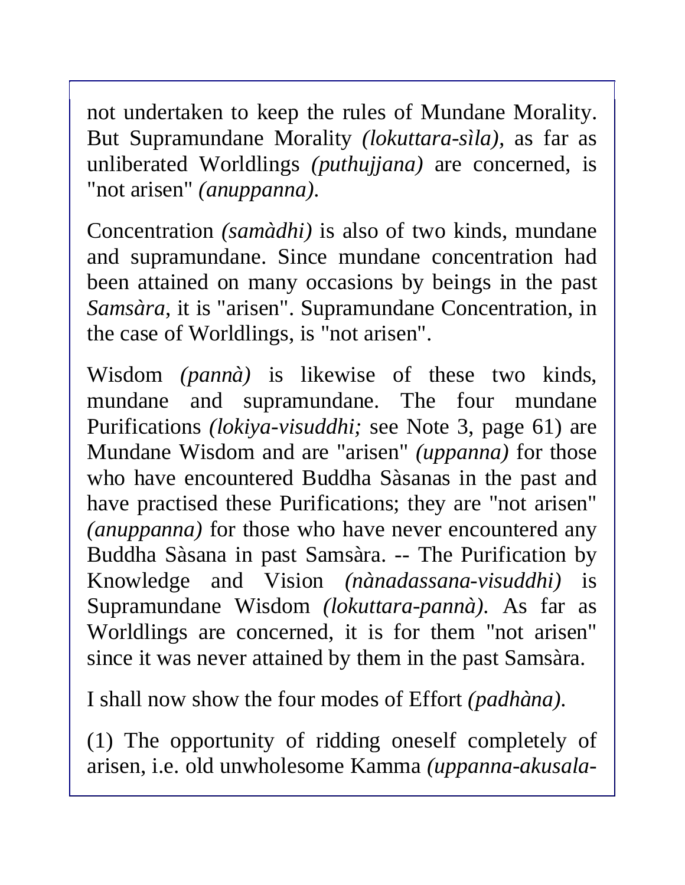not undertaken to keep the rules of Mundane Morality. But Supramundane Morality *(lokuttara-sìla),* as far as unliberated Worldlings *(puthujjana)* are concerned, is "not arisen" *(anuppanna).*

Concentration *(samàdhi)* is also of two kinds, mundane and supramundane. Since mundane concentration had been attained on many occasions by beings in the past *Samsàra,* it is "arisen". Supramundane Concentration, in the case of Worldlings, is "not arisen".

Wisdom *(pannà)* is likewise of these two kinds, mundane and supramundane. The four mundane Purifications *(lokiya-visuddhi;* see Note 3, page 61) are Mundane Wisdom and are "arisen" *(uppanna)* for those who have encountered Buddha Sàsanas in the past and have practised these Purifications; they are "not arisen" *(anuppanna)* for those who have never encountered any Buddha Sàsana in past Samsàra. -- The Purification by Knowledge and Vision *(nànadassana-visuddhi)* is Supramundane Wisdom *(lokuttara-pannà).* As far as Worldlings are concerned, it is for them "not arisen" since it was never attained by them in the past Samsàra.

I shall now show the four modes of Effort *(padhàna).*

(1) The opportunity of ridding oneself completely of arisen, i.e. old unwholesome Kamma *(uppanna-akusala-*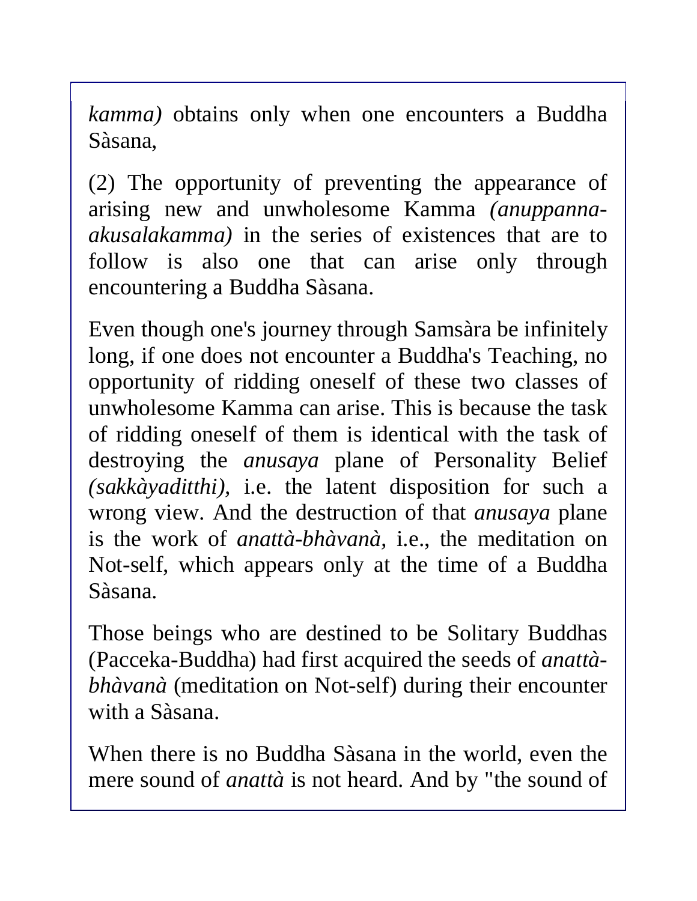*kamma)* obtains only when one encounters a Buddha Sàsana,

(2) The opportunity of preventing the appearance of arising new and unwholesome Kamma *(anuppanna-akusalakamma)* in the series of existences that are to follow is also one that can arise only through encountering a Buddha Sàsana.

Even though one's journey through Samsàra be infinitely long, if one does not encounter a Buddha's Teaching, no opportunity of ridding oneself of these two classes of unwholesome Kamma can arise. This is because the task of ridding oneself of them is identical with the task of destroying the *anusaya* plane of Personality Belief *(sakkàyaditthi)*, i.e. the latent disposition for such a wrong view. And the destruction of that *anusaya* plane is the work of *anattà-bhàvanà,* i.e., the meditation on Not-self, which appears only at the time of a Buddha Sàsana.

Those beings who are destined to be Solitary Buddhas (Pacceka-Buddha) had first acquired the seeds of *anattà-bhàvanà* (meditation on Not-self) during their encounter with a Sàsana.

When there is no Buddha Sàsana in the world, even the mere sound of *anattà* is not heard. And by "the sound of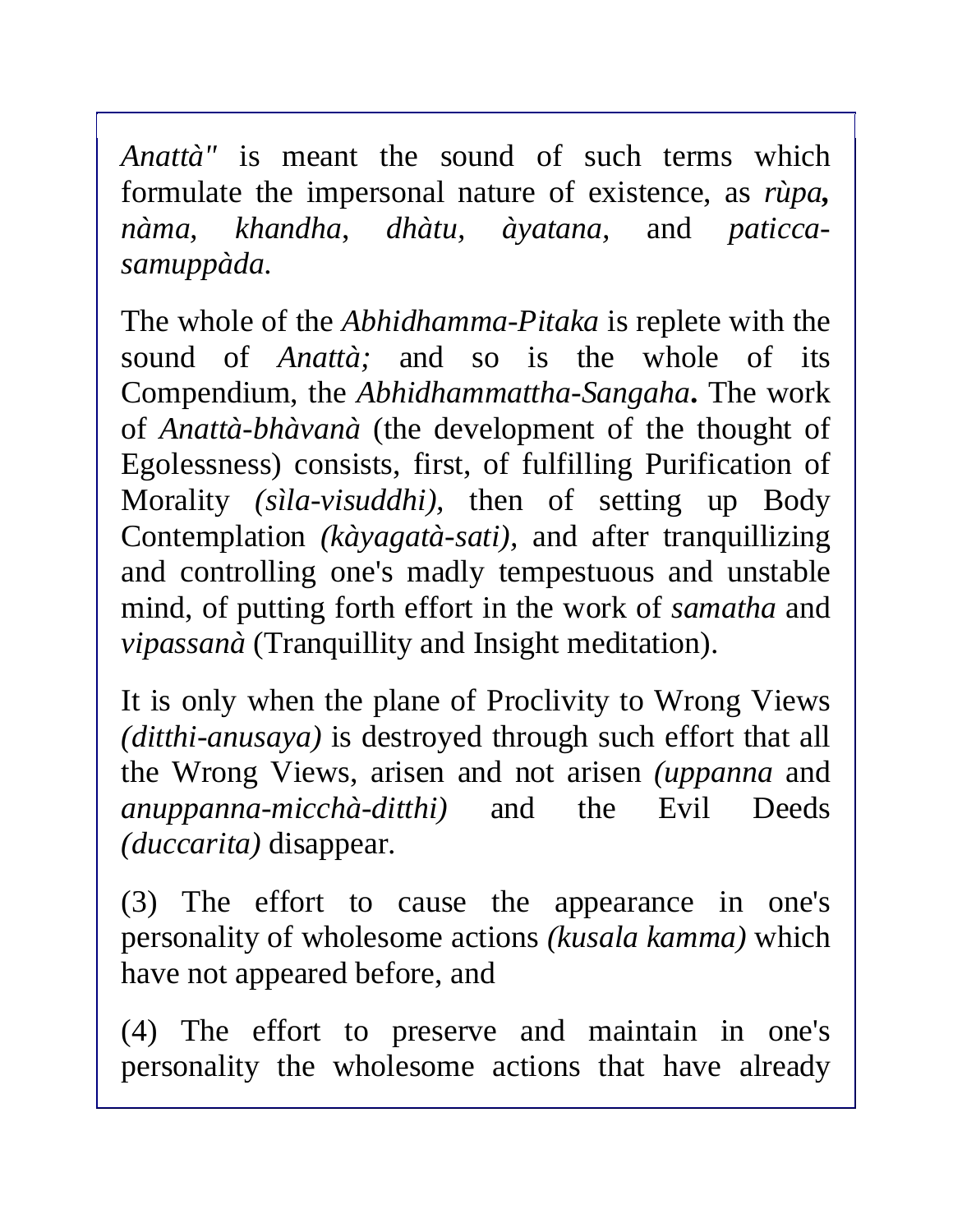*Anattà"* is meant the sound of such terms which formulate the impersonal nature of existence, as ***rùpa,*** *nàma, khandha, dhàtu, àyatana,* and *paticca-samuppàda.*

The whole of the *Abhidhamma-Pitaka* is replete with the sound of *Anattà;* and so is the whole of its Compendium, the *Abhidhammattha-Sangaha***.** The work of *Anattà-bhàvanà* (the development of the thought of Egolessness) consists, first, of fulfilling Purification of Morality *(sìla-visuddhi),* then of setting up Body Contemplation *(kàyagatà-sati),* and after tranquillizing and controlling one's madly tempestuous and unstable mind, of putting forth effort in the work of *samatha* and *vipassanà* (Tranquillity and Insight meditation).

It is only when the plane of Proclivity to Wrong Views *(ditthi-anusaya)* is destroyed through such effort that all the Wrong Views, arisen and not arisen *(uppanna* and *anuppanna-micchà-ditthi)* and the Evil Deeds *(duccarita)* disappear.

(3) The effort to cause the appearance in one's personality of wholesome actions *(kusala kamma)* which have not appeared before, and

(4) The effort to preserve and maintain in one's personality the wholesome actions that have already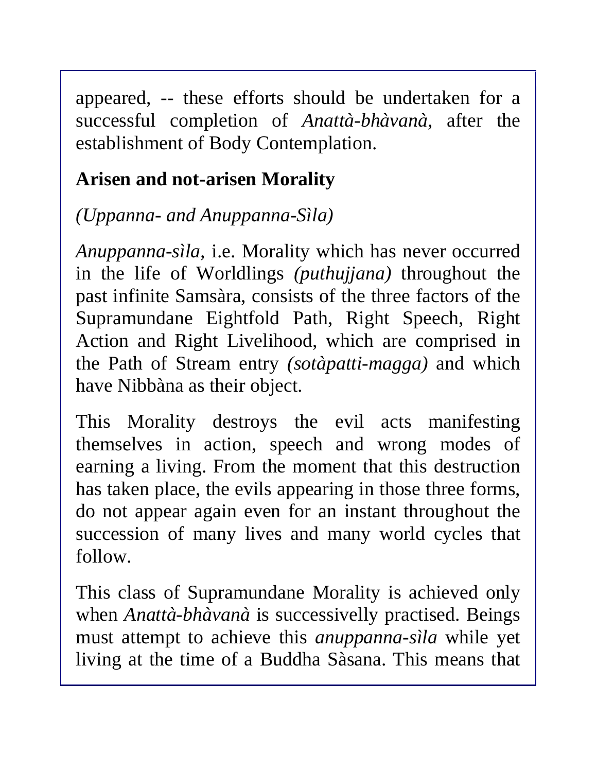appeared, -- these efforts should be undertaken for a successful completion of *Anattà-bhàvanà,* after the establishment of Body Contemplation.

### Arisen and not-arisen Morality

*(Uppanna- and Anuppanna-Sìla)*

*Anuppanna-sìla*, i.e. Morality which has never occurred in the life of Worldlings *(puthujjana)* throughout the past infinite Samsàra, consists of the three factors of the Supramundane Eightfold Path, Right Speech, Right Action and Right Livelihood, which are comprised in the Path of Stream entry *(sotàpatti-magga)* and which have Nibbàna as their object.

This Morality destroys the evil acts manifesting themselves in action, speech and wrong modes of earning a living. From the moment that this destruction has taken place, the evils appearing in those three forms, do not appear again even for an instant throughout the succession of many lives and many world cycles that follow.

This class of Supramundane Morality is achieved only when *Anattà-bhàvanà* is successivelly practised. Beings must attempt to achieve this *anuppanna-sìla* while yet living at the time of a Buddha Sàsana. This means that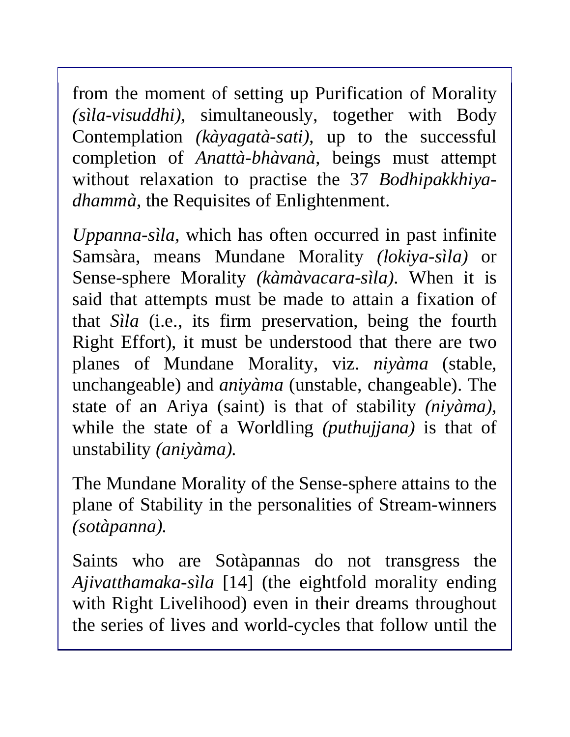from the moment of setting up Purification of Morality *(sìla-visuddhi)*, simultaneously, together with Body Contemplation *(kàyagatà-sati)*, up to the successful completion of *Anattà-bhàvanà*, beings must attempt without relaxation to practise the 37 *Bodhipakkhiya-dhammà*, the Requisites of Enlightenment.

*Uppanna-sìla*, which has often occurred in past infinite Samsàra, means Mundane Morality *(lokiya-sìla)* or Sense-sphere Morality *(kàmàvacara-sìla)*. When it is said that attempts must be made to attain a fixation of that *Sìla* (i.e., its firm preservation, being the fourth Right Effort), it must be understood that there are two planes of Mundane Morality, viz. *niyàma* (stable, unchangeable) and *aniyàma* (unstable, changeable). The state of an Ariya (saint) is that of stability *(niyàma)*, while the state of a Worldling *(puthujjana)* is that of unstability *(aniyàma)*.

The Mundane Morality of the Sense-sphere attains to the plane of Stability in the personalities of Stream-winners *(sotàpanna)*.

Saints who are Sotàpannas do not transgress the *Ajivatthamaka-sìla* [14] (the eightfold morality ending with Right Livelihood) even in their dreams throughout the series of lives and world-cycles that follow until the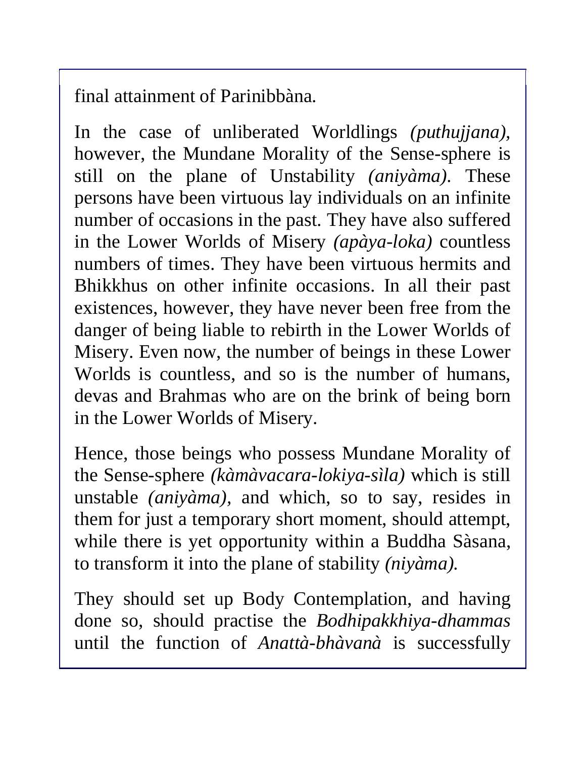final attainment of Parinibbàna.

In the case of unliberated Worldlings *(puthujjana)*, however, the Mundane Morality of the Sense-sphere is still on the plane of Unstability *(aniyàma)*. These persons have been virtuous lay individuals on an infinite number of occasions in the past. They have also suffered in the Lower Worlds of Misery *(apàya-loka)* countless numbers of times. They have been virtuous hermits and Bhikkhus on other infinite occasions. In all their past existences, however, they have never been free from the danger of being liable to rebirth in the Lower Worlds of Misery. Even now, the number of beings in these Lower Worlds is countless, and so is the number of humans, devas and Brahmas who are on the brink of being born in the Lower Worlds of Misery.

Hence, those beings who possess Mundane Morality of the Sense-sphere *(kàmàvacara-lokiya-sìla)* which is still unstable *(aniyàma)*, and which, so to say, resides in them for just a temporary short moment, should attempt, while there is yet opportunity within a Buddha Sàsana, to transform it into the plane of stability *(niyàma)*.

They should set up Body Contemplation, and having done so, should practise the *Bodhipakkhiya-dhammas* until the function of *Anattà-bhàvanà* is successfully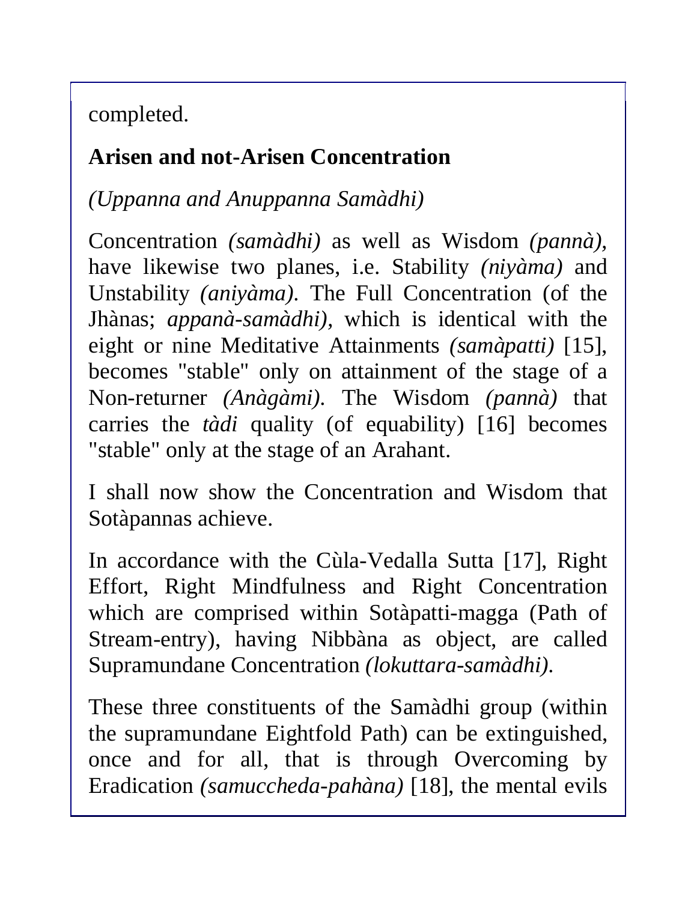completed.

## Arisen and not-Arisen Concentration

*(Uppanna and Anuppanna Samàdhi)*

Concentration *(samàdhi)* as well as Wisdom *(pannà)*, have likewise two planes, i.e. Stability *(niyàma)* and Unstability *(aniyàma)*. The Full Concentration (of the Jhànas; *appanà-samàdhi)*, which is identical with the eight or nine Meditative Attainments *(samàpatti)* [15], becomes "stable" only on attainment of the stage of a Non-returner *(Anàgàmi)*. The Wisdom *(pannà)* that carries the *tàdi* quality (of equability) [16] becomes "stable" only at the stage of an Arahant.

I shall now show the Concentration and Wisdom that Sotàpannas achieve.

In accordance with the Cùla-Vedalla Sutta [17], Right Effort, Right Mindfulness and Right Concentration which are comprised within Sotàpatti-magga (Path of Stream-entry), having Nibbàna as object, are called Supramundane Concentration *(lokuttara-samàdhi)*.

These three constituents of the Samàdhi group (within the supramundane Eightfold Path) can be extinguished, once and for all, that is through Overcoming by Eradication *(samuccheda-pahàna)* [18], the mental evils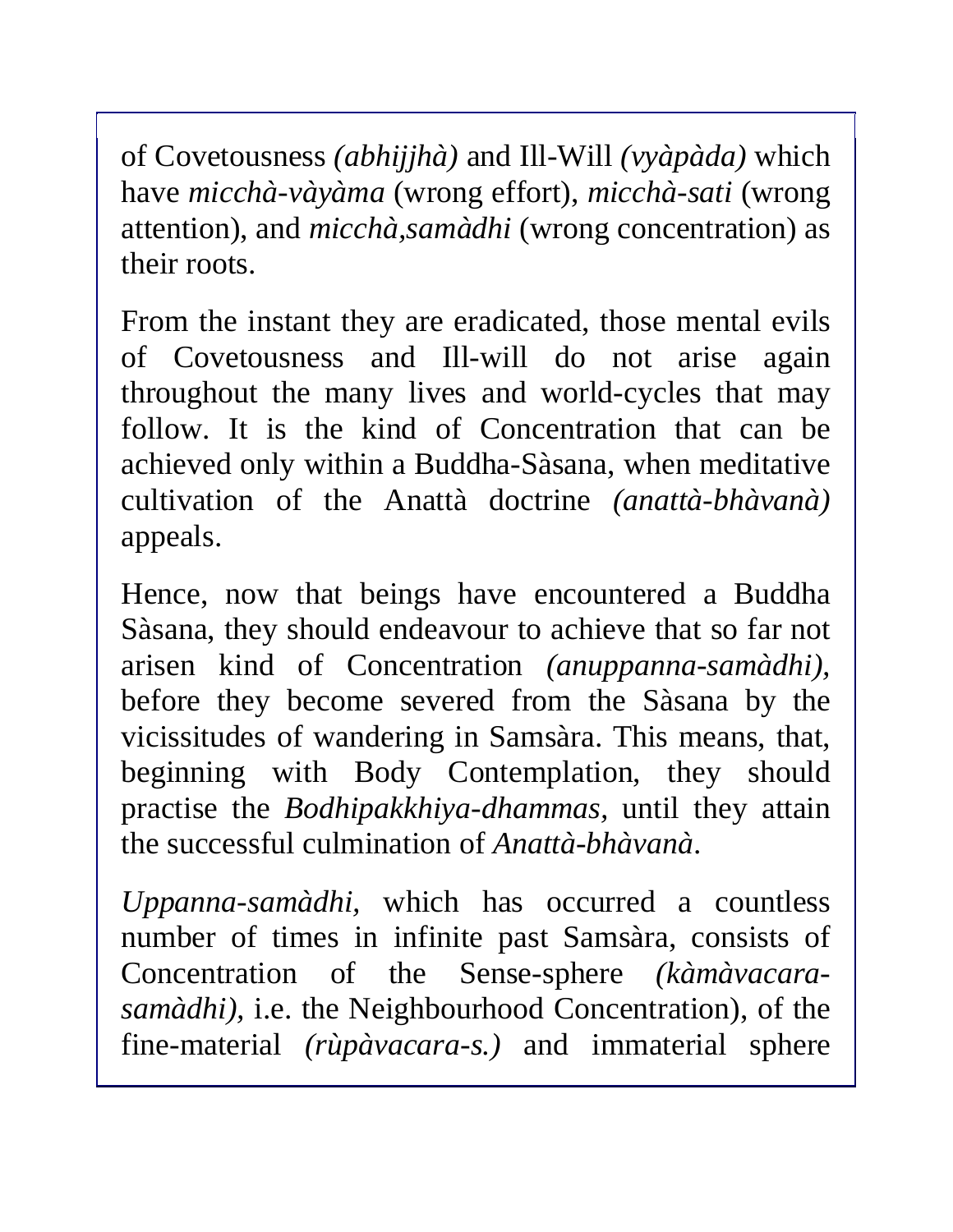of Covetousness *(abhijjhà)* and Ill-Will *(vyàpàda)* which have *micchà-vàyàma* (wrong effort), *micchà-sati* (wrong attention), and *micchà,samàdhi* (wrong concentration) as their roots.

From the instant they are eradicated, those mental evils of Covetousness and Ill-will do not arise again throughout the many lives and world-cycles that may follow. It is the kind of Concentration that can be achieved only within a Buddha-Sàsana, when meditative cultivation of the Anattà doctrine *(anattà-bhàvanà)* appeals.

Hence, now that beings have encountered a Buddha Sàsana, they should endeavour to achieve that so far not arisen kind of Concentration *(anuppanna-samàdhi),* before they become severed from the Sàsana by the vicissitudes of wandering in Samsàra. This means, that, beginning with Body Contemplation, they should practise the *Bodhipakkhiya-dhammas,* until they attain the successful culmination of *Anattà-bhàvanà*.

*Uppanna-samàdhi,* which has occurred a countless number of times in infinite past Samsàra, consists of Concentration of the Sense-sphere *(kàmàvacara-samàdhi),* i.e. the Neighbourhood Concentration), of the fine-material *(rùpàvacara-s.)* and immaterial sphere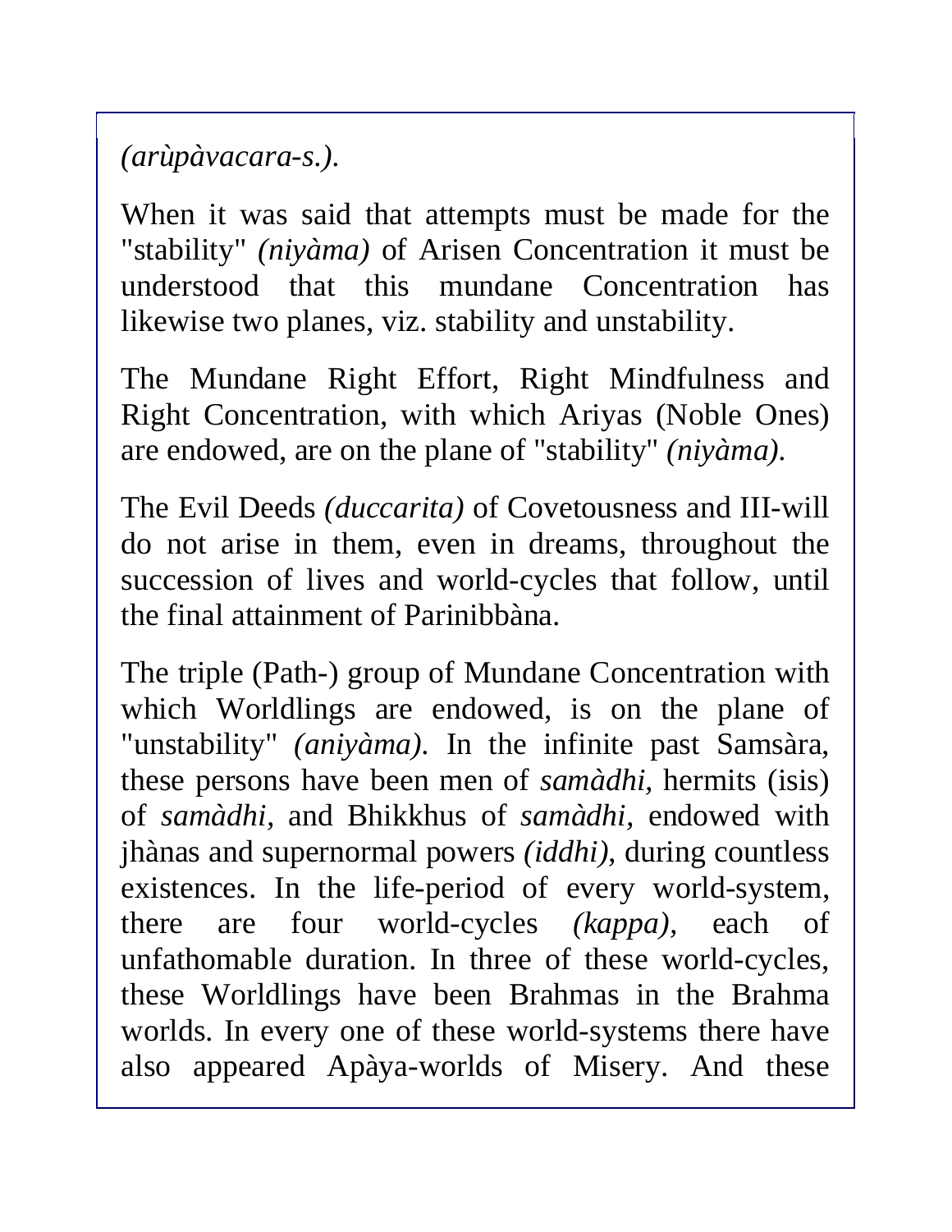*(arùpàvacara-s.).*

When it was said that attempts must be made for the "stability" *(niyàma)* of Arisen Concentration it must be understood that this mundane Concentration has likewise two planes, viz. stability and unstability.

The Mundane Right Effort, Right Mindfulness and Right Concentration, with which Ariyas (Noble Ones) are endowed, are on the plane of "stability" *(niyàma).*

The Evil Deeds *(duccarita)* of Covetousness and III-will do not arise in them, even in dreams, throughout the succession of lives and world-cycles that follow, until the final attainment of Parinibbàna.

The triple (Path-) group of Mundane Concentration with which Worldlings are endowed, is on the plane of "unstability" *(aniyàma).* In the infinite past Samsàra, these persons have been men of *samàdhi,* hermits (isis) of *samàdhi,* and Bhikkhus of *samàdhi,* endowed with jhànas and supernormal powers *(iddhi),* during countless existences. In the life-period of every world-system, there are four world-cycles *(kappa),* each of unfathomable duration. In three of these world-cycles, these Worldlings have been Brahmas in the Brahma worlds. In every one of these world-systems there have also appeared Apàya-worlds of Misery. And these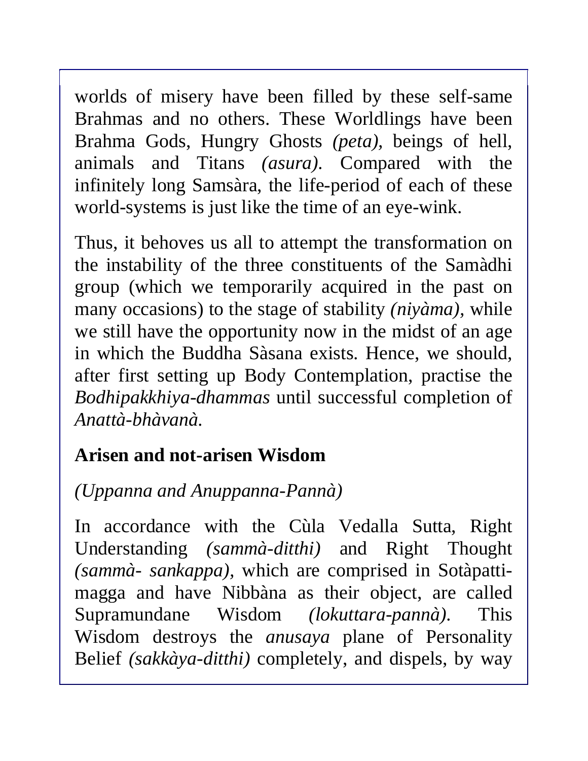worlds of misery have been filled by these self-same Brahmas and no others. These Worldlings have been Brahma Gods, Hungry Ghosts *(peta),* beings of hell, animals and Titans *(asura).* Compared with the infinitely long Samsàra, the life-period of each of these world-systems is just like the time of an eye-wink.

Thus, it behoves us all to attempt the transformation on the instability of the three constituents of the Samàdhi group (which we temporarily acquired in the past on many occasions) to the stage of stability *(niyàma),* while we still have the opportunity now in the midst of an age in which the Buddha Sàsana exists. Hence, we should, after first setting up Body Contemplation, practise the *Bodhipakkhiya-dhammas* until successful completion of *Anattà-bhàvanà.*

## Arisen and not-arisen Wisdom

*(Uppanna and Anuppanna-Pannà)*

In accordance with the Cùla Vedalla Sutta, Right Understanding *(sammà-ditthi)* and Right Thought *(sammà- sankappa),* which are comprised in Sotàpatti-magga and have Nibbàna as their object, are called Supramundane Wisdom *(lokuttara-pannà).* This Wisdom destroys the *anusaya* plane of Personality Belief *(sakkàya-ditthi)* completely, and dispels, by way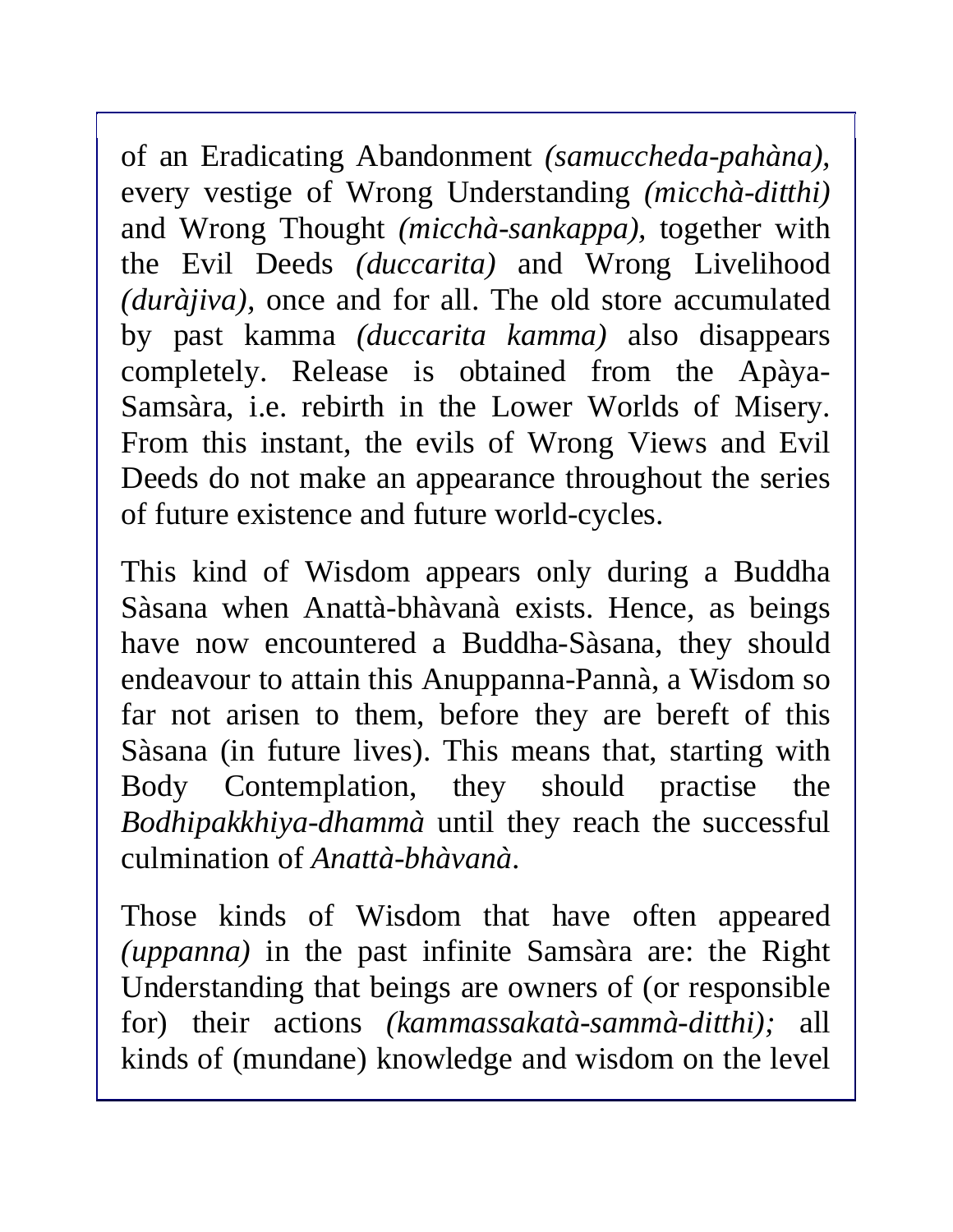of an Eradicating Abandonment *(samuccheda-pahàna),* every vestige of Wrong Understanding *(micchà-ditthi)* and Wrong Thought *(micchà-sankappa),* together with the Evil Deeds *(duccarita)* and Wrong Livelihood *(duràjiva),* once and for all. The old store accumulated by past kamma *(duccarita kamma)* also disappears completely. Release is obtained from the Apàya-Samsàra, i.e. rebirth in the Lower Worlds of Misery. From this instant, the evils of Wrong Views and Evil Deeds do not make an appearance throughout the series of future existence and future world-cycles.

This kind of Wisdom appears only during a Buddha Sàsana when Anattà-bhàvanà exists. Hence, as beings have now encountered a Buddha-Sàsana, they should endeavour to attain this Anuppanna-Pannà, a Wisdom so far not arisen to them, before they are bereft of this Sàsana (in future lives). This means that, starting with Body Contemplation, they should practise the *Bodhipakkhiya-dhammà* until they reach the successful culmination of *Anattà-bhàvanà*.

Those kinds of Wisdom that have often appeared *(uppanna)* in the past infinite Samsàra are: the Right Understanding that beings are owners of (or responsible for) their actions *(kammassakatà-sammà-ditthi);* all kinds of (mundane) knowledge and wisdom on the level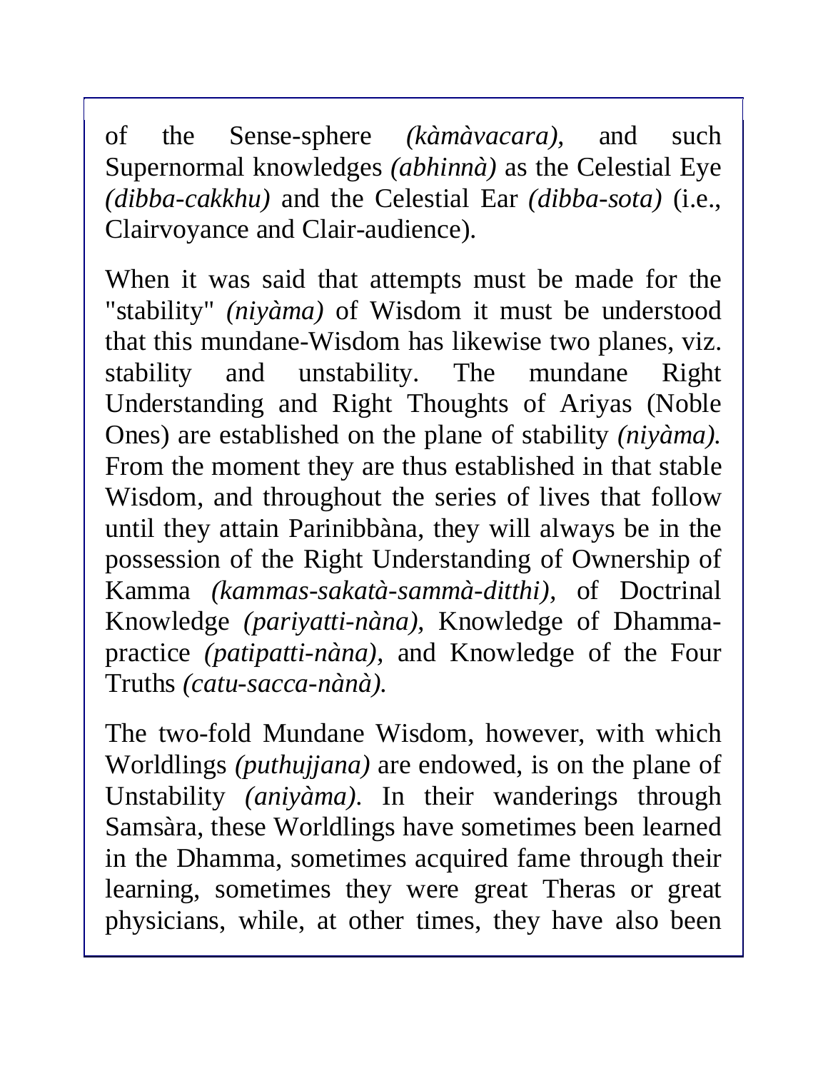of the Sense-sphere *(kàmàvacara)*, and such Supernormal knowledges *(abhinnà)* as the Celestial Eye *(dibba-cakkhu)* and the Celestial Ear *(dibba-sota)* (i.e., Clairvoyance and Clair-audience).

When it was said that attempts must be made for the "stability" *(niyàma)* of Wisdom it must be understood that this mundane-Wisdom has likewise two planes, viz. stability and unstability. The mundane Right Understanding and Right Thoughts of Ariyas (Noble Ones) are established on the plane of stability *(niyàma)*. From the moment they are thus established in that stable Wisdom, and throughout the series of lives that follow until they attain Parinibbàna, they will always be in the possession of the Right Understanding of Ownership of Kamma *(kammas-sakatà-sammà-ditthi)*, of Doctrinal Knowledge *(pariyatti-nàna)*, Knowledge of Dhamma-practice *(patipatti-nàna)*, and Knowledge of the Four Truths *(catu-sacca-nànà)*.

The two-fold Mundane Wisdom, however, with which Worldlings *(puthujjana)* are endowed, is on the plane of Unstability *(aniyàma)*. In their wanderings through Samsàra, these Worldlings have sometimes been learned in the Dhamma, sometimes acquired fame through their learning, sometimes they were great Theras or great physicians, while, at other times, they have also been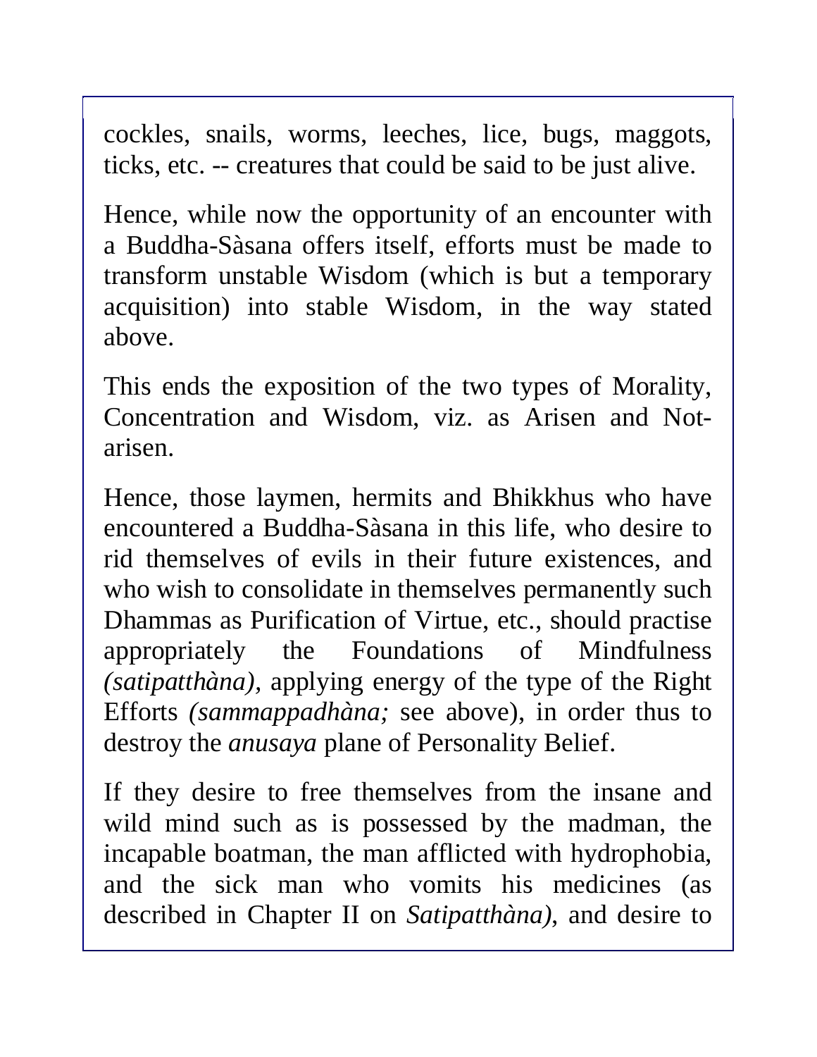cockles, snails, worms, leeches, lice, bugs, maggots, ticks, etc. -- creatures that could be said to be just alive.

Hence, while now the opportunity of an encounter with a Buddha-Sàsana offers itself, efforts must be made to transform unstable Wisdom (which is but a temporary acquisition) into stable Wisdom, in the way stated above.

This ends the exposition of the two types of Morality, Concentration and Wisdom, viz. as Arisen and Not-arisen.

Hence, those laymen, hermits and Bhikkhus who have encountered a Buddha-Sàsana in this life, who desire to rid themselves of evils in their future existences, and who wish to consolidate in themselves permanently such Dhammas as Purification of Virtue, etc., should practise appropriately the Foundations of Mindfulness *(satipatthàna)*, applying energy of the type of the Right Efforts *(sammappadhàna;* see above), in order thus to destroy the *anusaya* plane of Personality Belief.

If they desire to free themselves from the insane and wild mind such as is possessed by the madman, the incapable boatman, the man afflicted with hydrophobia, and the sick man who vomits his medicines (as described in Chapter II on *Satipatthàna)*, and desire to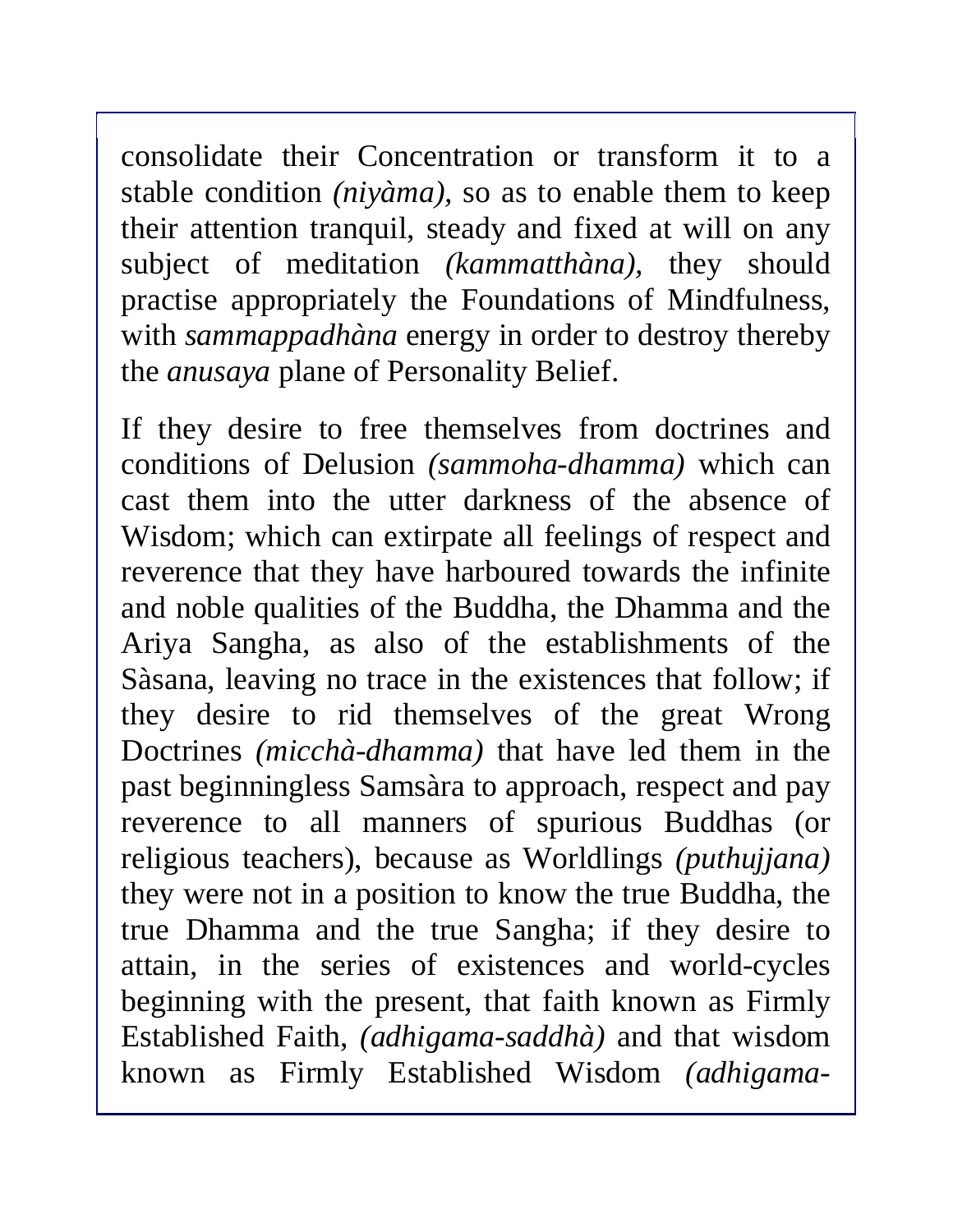consolidate their Concentration or transform it to a stable condition *(niyàma)*, so as to enable them to keep their attention tranquil, steady and fixed at will on any subject of meditation *(kammatthàna)*, they should practise appropriately the Foundations of Mindfulness, with *sammappadhàna* energy in order to destroy thereby the *anusaya* plane of Personality Belief.

If they desire to free themselves from doctrines and conditions of Delusion *(sammoha-dhamma)* which can cast them into the utter darkness of the absence of Wisdom; which can extirpate all feelings of respect and reverence that they have harboured towards the infinite and noble qualities of the Buddha, the Dhamma and the Ariya Sangha, as also of the establishments of the Sàsana, leaving no trace in the existences that follow; if they desire to rid themselves of the great Wrong Doctrines *(micchà-dhamma)* that have led them in the past beginningless Samsàra to approach, respect and pay reverence to all manners of spurious Buddhas (or religious teachers), because as Worldlings *(puthujjana)* they were not in a position to know the true Buddha, the true Dhamma and the true Sangha; if they desire to attain, in the series of existences and world-cycles beginning with the present, that faith known as Firmly Established Faith, *(adhigama-saddhà)* and that wisdom known as Firmly Established Wisdom *(adhigama-*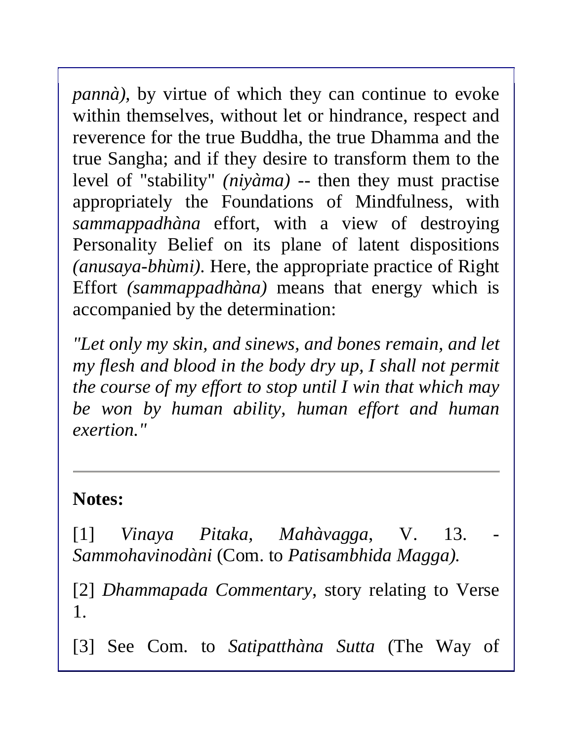*pannà),* by virtue of which they can continue to evoke within themselves, without let or hindrance, respect and reverence for the true Buddha, the true Dhamma and the true Sangha; and if they desire to transform them to the level of "stability" *(niyàma)* -- then they must practise appropriately the Foundations of Mindfulness, with *sammappadhàna* effort, with a view of destroying Personality Belief on its plane of latent dispositions *(anusaya-bhùmi)*. Here, the appropriate practice of Right Effort *(sammappadhàna)* means that energy which is accompanied by the determination:

*"Let only my skin, and sinews, and bones remain, and let my flesh and blood in the body dry up, I shall not permit the course of my effort to stop until I win that which may be won by human ability, human effort and human exertion."*

---

**Notes:**

[1] *Vinaya Pitaka, Mahàvagga*, V. 13. - *Sammohavinodàni* (Com. to *Patisambhida Magga).*

[2] *Dhammapada Commentary*, story relating to Verse 1.

[3] See Com. to *Satipatthàna Sutta* (The Way of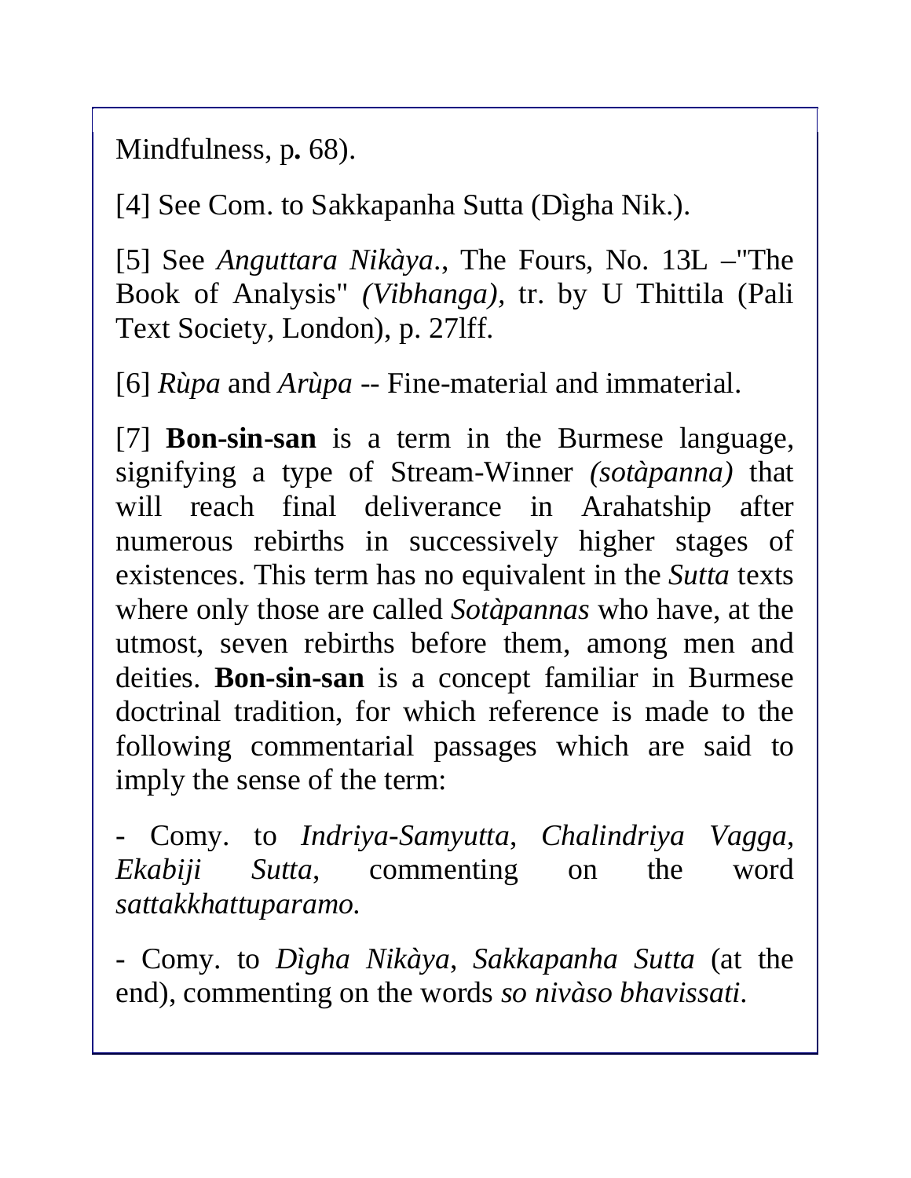Mindfulness, p**.** 68).

[4] See Com. to Sakkapanha Sutta (Dìgha Nik.).

[5] See *Anguttara Nikàya*., The Fours, No. 13L –"The Book of Analysis" *(Vibhanga),* tr. by U Thittila (Pali Text Society, London), p. 27lff.

[6] *Rùpa* and *Arùpa* -- Fine-material and immaterial.

[7] **Bon-sin-san** is a term in the Burmese language, signifying a type of Stream-Winner *(sotàpanna)* that will reach final deliverance in Arahatship after numerous rebirths in successively higher stages of existences. This term has no equivalent in the *Sutta* texts where only those are called *Sotàpannas* who have, at the utmost, seven rebirths before them, among men and deities. **Bon-sin-san** is a concept familiar in Burmese doctrinal tradition, for which reference is made to the following commentarial passages which are said to imply the sense of the term:

- Comy. to *Indriya-Samyutta, Chalindriya Vagga, Ekabiji Sutta*, commenting on the word *sattakkhattuparamo.*

- Comy. to *Dìgha Nikàya, Sakkapanha Sutta* (at the end), commenting on the words *so nivàso bhavissati*.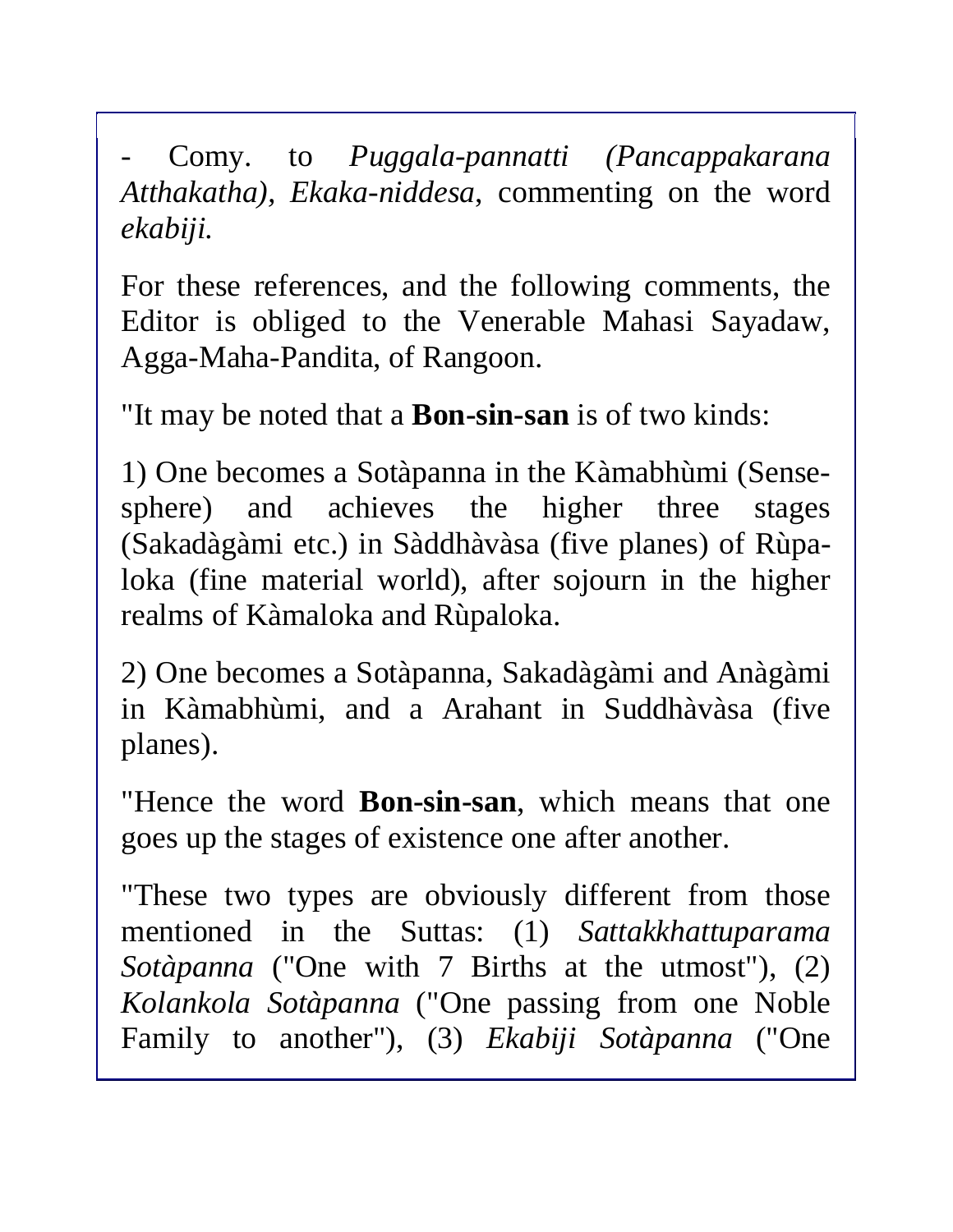- Comy. to *Puggala-pannatti (Pancappakarana Atthakatha), Ekaka-niddesa*, commenting on the word *ekabiji.*

For these references, and the following comments, the Editor is obliged to the Venerable Mahasi Sayadaw, Agga-Maha-Pandita, of Rangoon.

"It may be noted that a **Bon-sin-san** is of two kinds:

1) One becomes a Sotàpanna in the Kàmabhùmi (Sense-sphere) and achieves the higher three stages (Sakadàgàmi etc.) in Sàddhàvàsa (five planes) of Rùpa-loka (fine material world), after sojourn in the higher realms of Kàmaloka and Rùpaloka.

2) One becomes a Sotàpanna, Sakadàgàmi and Anàgàmi in Kàmabhùmi, and a Arahant in Suddhàvàsa (five planes).

"Hence the word **Bon-sin-san**, which means that one goes up the stages of existence one after another.

"These two types are obviously different from those mentioned in the Suttas: (1) *Sattakkhattuparama Sotàpanna* ("One with 7 Births at the utmost"), (2) *Kolankola Sotàpanna* ("One passing from one Noble Family to another"), (3) *Ekabiji Sotàpanna* ("One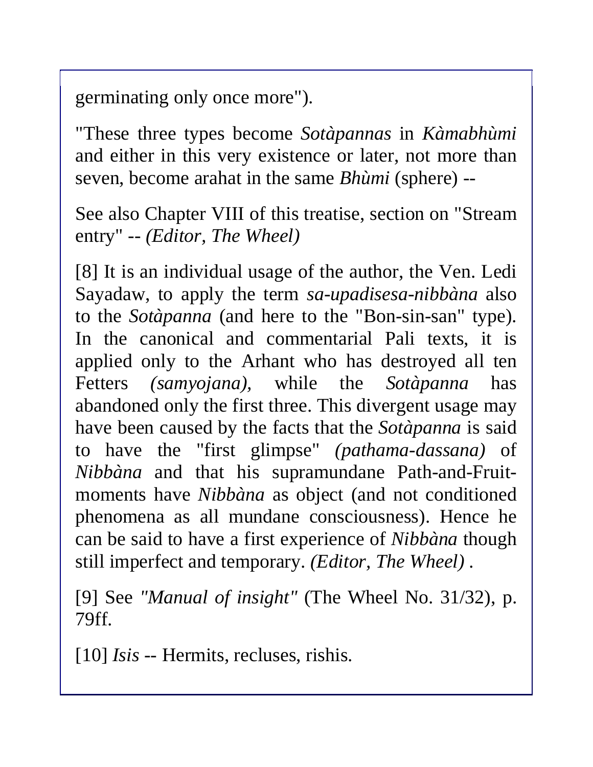germinating only once more").

"These three types become *Sotàpannas* in *Kàmabhùmi* and either in this very existence or later, not more than seven, become arahat in the same *Bhùmi* (sphere) --

See also Chapter VIII of this treatise, section on "Stream entry" -- *(Editor, The Wheel)*

[8] It is an individual usage of the author, the Ven. Ledi Sayadaw, to apply the term *sa-upadisesa-nibbàna* also to the *Sotàpanna* (and here to the "Bon-sin-san" type). In the canonical and commentarial Pali texts, it is applied only to the Arhant who has destroyed all ten Fetters *(samyojana),* while the *Sotàpanna* has abandoned only the first three. This divergent usage may have been caused by the facts that the *Sotàpanna* is said to have the "first glimpse" *(pathama-dassana)* of *Nibbàna* and that his supramundane Path-and-Fruit-moments have *Nibbàna* as object (and not conditioned phenomena as all mundane consciousness). Hence he can be said to have a first experience of *Nibbàna* though still imperfect and temporary. *(Editor, The Wheel)* .

[9] See *"Manual of insight"* (The Wheel No. 31/32), p. 79ff.

[10] *Isis* -- Hermits, recluses, rishis.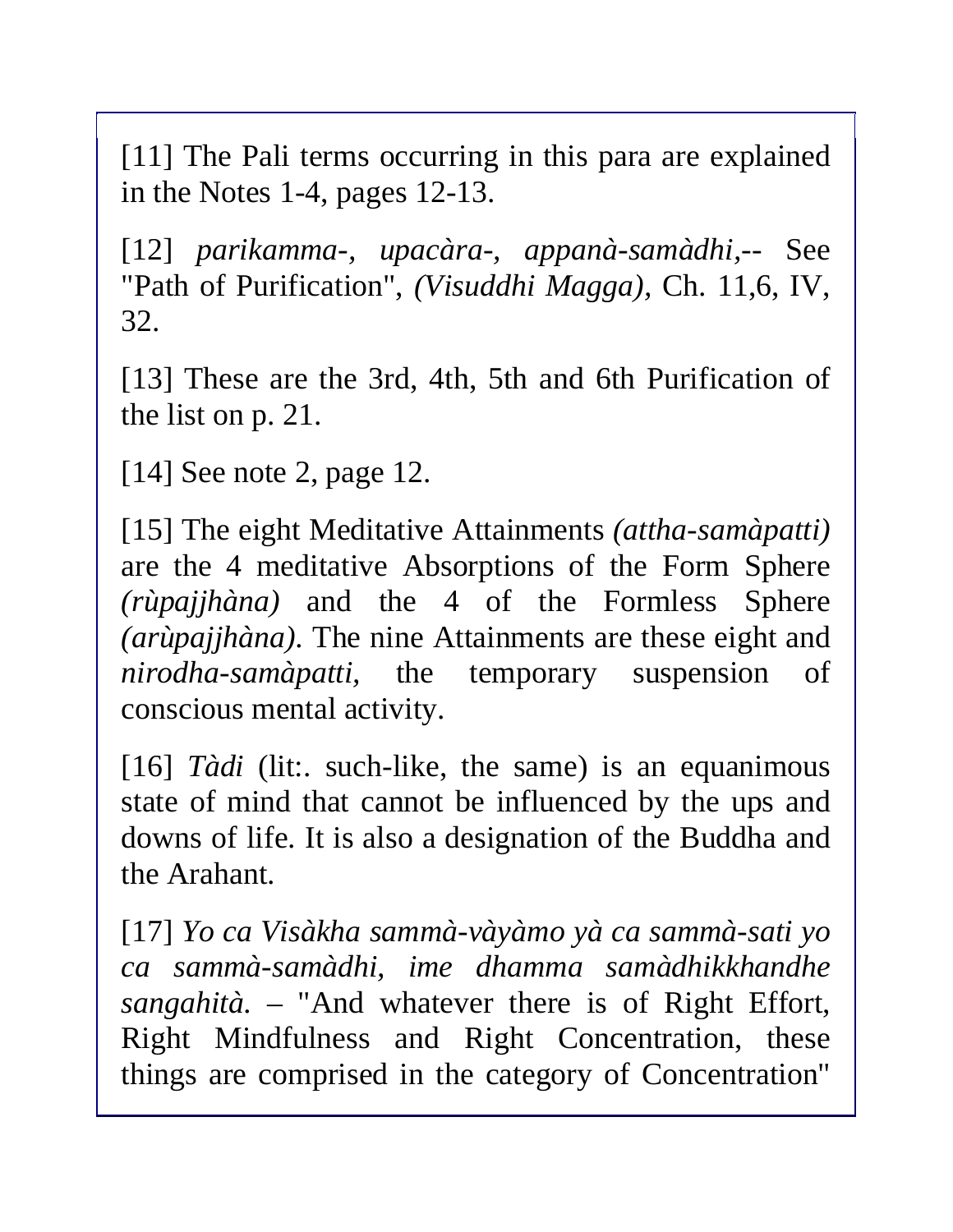[11] The Pali terms occurring in this para are explained in the Notes 1-4, pages 12-13.

[12] *parikamma-, upacàra-, appanà-samàdhi,*-- See "Path of Purification", *(Visuddhi Magga)*, Ch. 11,6, IV, 32.

[13] These are the 3rd, 4th, 5th and 6th Purification of the list on p. 21.

[14] See note 2, page 12.

[15] The eight Meditative Attainments *(attha-samàpatti)* are the 4 meditative Absorptions of the Form Sphere *(rùpajjhàna)* and the 4 of the Formless Sphere *(arùpajjhàna)*. The nine Attainments are these eight and *nirodha-samàpatti,* the temporary suspension of conscious mental activity.

[16] *Tàdi* (lit:. such-like, the same) is an equanimous state of mind that cannot be influenced by the ups and downs of life. It is also a designation of the Buddha and the Arahant.

[17] *Yo ca Visàkha sammà-vàyàmo yà ca sammà-sati yo ca sammà-samàdhi, ime dhamma samàdhikkhandhe sangahità.* – "And whatever there is of Right Effort, Right Mindfulness and Right Concentration, these things are comprised in the category of Concentration"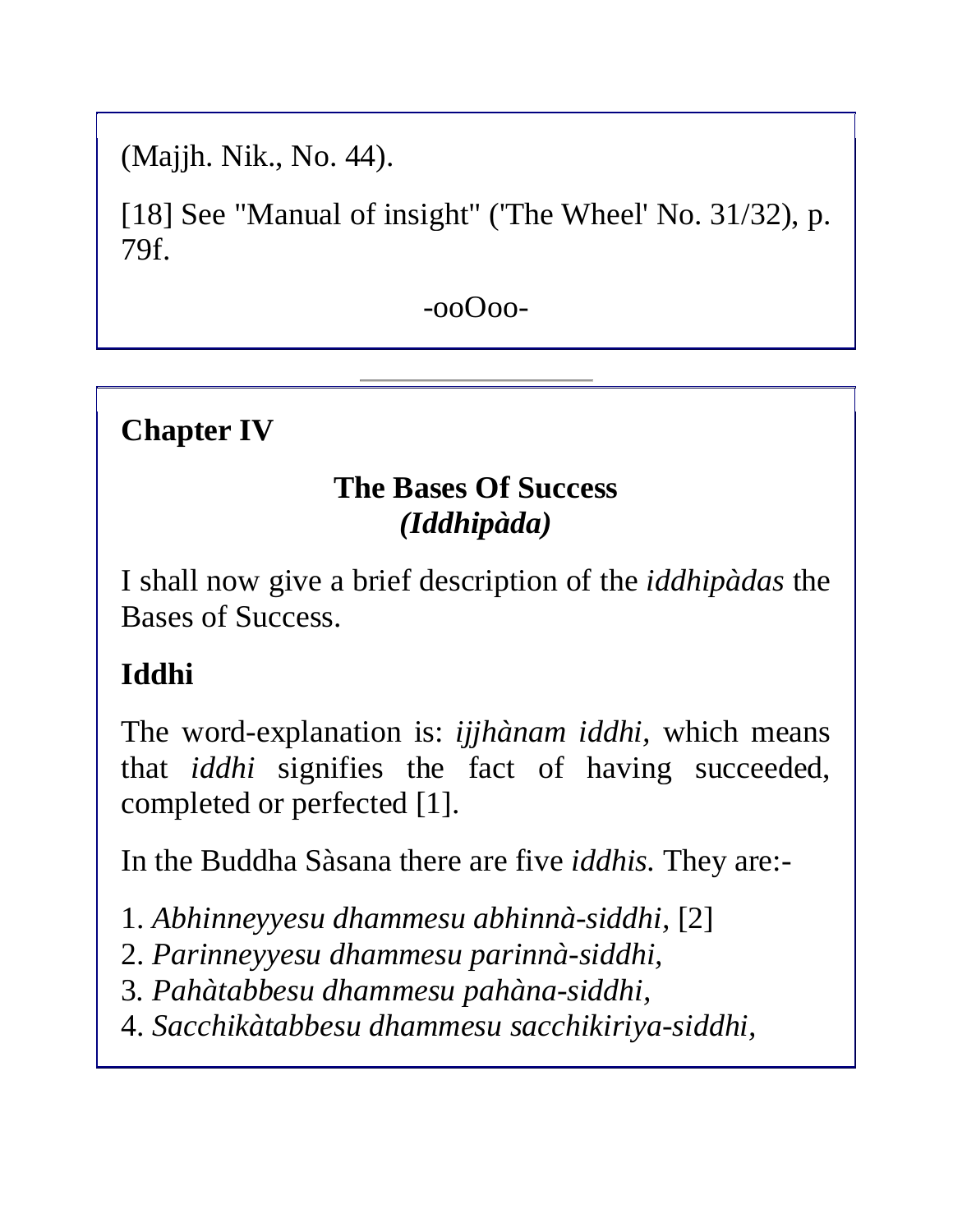(Majjh. Nik., No. 44).

[18] See "Manual of insight" ('The Wheel' No. 31/32), p. 79f.

-ooOoo-

---

## Chapter IV

### The Bases Of Success
### *(Iddhipàda)*

I shall now give a brief description of the *iddhipàdas* the Bases of Success.

### Iddhi

The word-explanation is: *ijjhànam iddhi,* which means that *iddhi* signifies the fact of having succeeded, completed or perfected [1].

In the Buddha Sàsana there are five *iddhis.* They are:-

1. *Abhinneyyesu dhammesu abhinnà-siddhi,* [2]
2. *Parinneyyesu dhammesu parinnà-siddhi,*
3. *Pahàtabbesu dhammesu pahàna-siddhi,*
4. *Sacchikàtabbesu dhammesu sacchikiriya-siddhi,*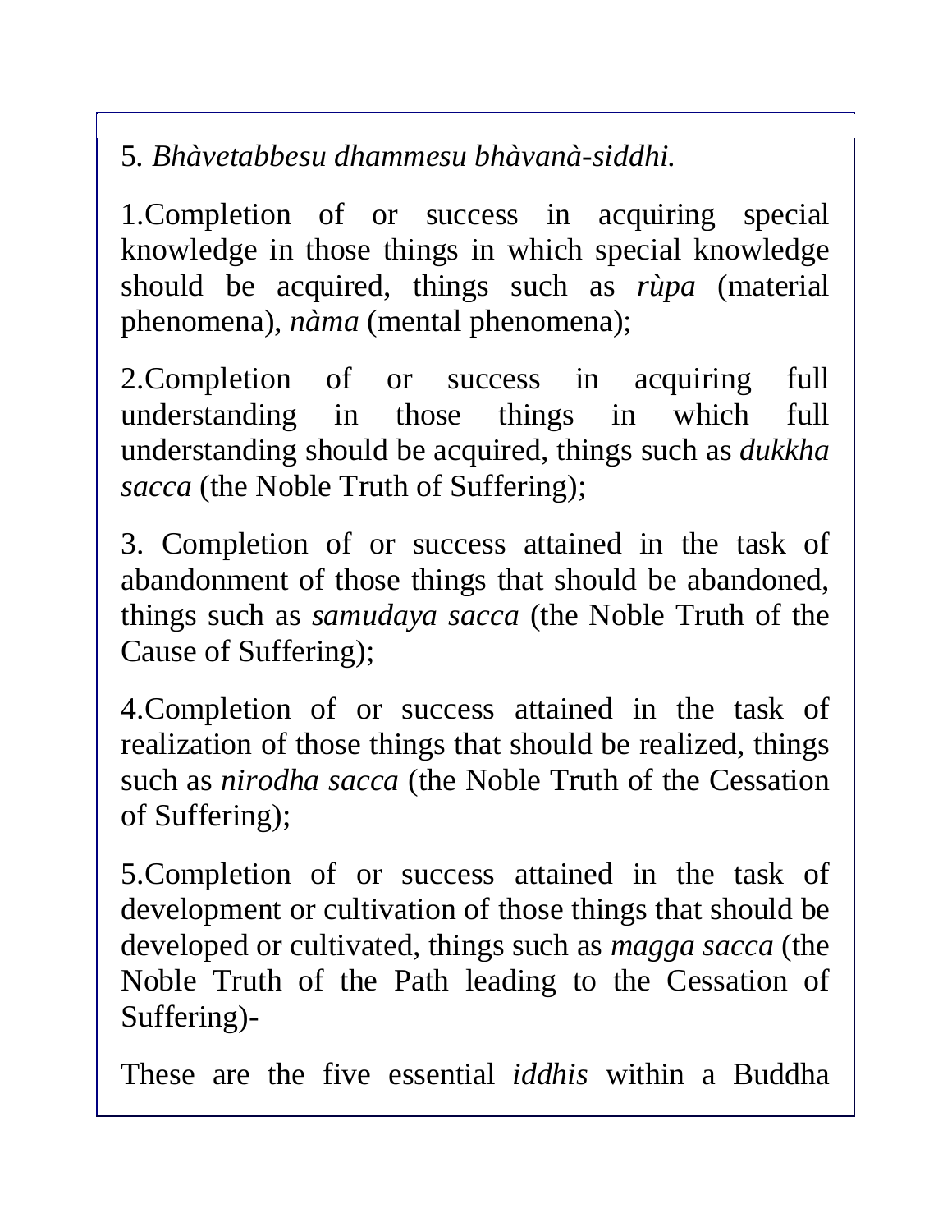5. *Bhàvetabbesu dhammesu bhàvanà-siddhi.*

1.Completion of or success in acquiring special knowledge in those things in which special knowledge should be acquired, things such as *rùpa* (material phenomena), *nàma* (mental phenomena);

2.Completion of or success in acquiring full understanding in those things in which full understanding should be acquired, things such as *dukkha sacca* (the Noble Truth of Suffering);

3. Completion of or success attained in the task of abandonment of those things that should be abandoned, things such as *samudaya sacca* (the Noble Truth of the Cause of Suffering);

4.Completion of or success attained in the task of realization of those things that should be realized, things such as *nirodha sacca* (the Noble Truth of the Cessation of Suffering);

5.Completion of or success attained in the task of development or cultivation of those things that should be developed or cultivated, things such as *magga sacca* (the Noble Truth of the Path leading to the Cessation of Suffering)-

These are the five essential *iddhis* within a Buddha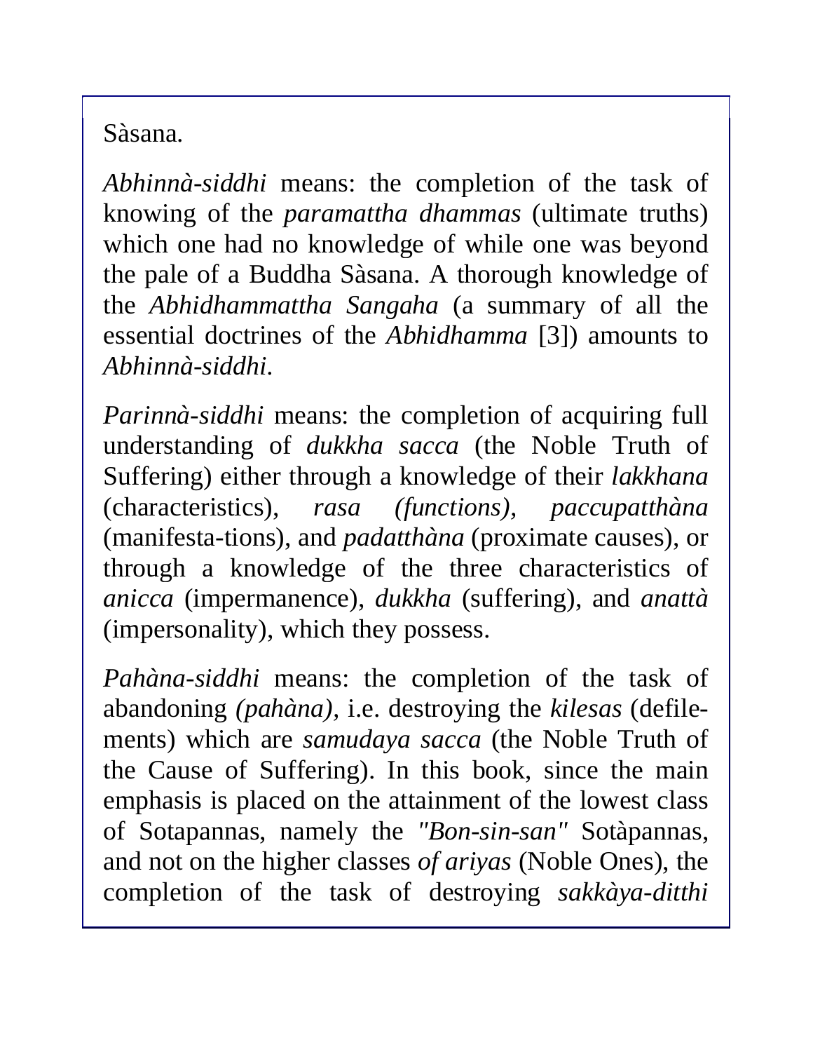Sàsana.

*Abhinnà-siddhi* means: the completion of the task of knowing of the *paramattha dhammas* (ultimate truths) which one had no knowledge of while one was beyond the pale of a Buddha Sàsana. A thorough knowledge of the *Abhidhammattha Sangaha* (a summary of all the essential doctrines of the *Abhidhamma* [3]) amounts to *Abhinnà-siddhi*.

*Parinnà-siddhi* means: the completion of acquiring full understanding of *dukkha sacca* (the Noble Truth of Suffering) either through a knowledge of their *lakkhana* (characteristics), *rasa (functions), paccupatthàna* (manifesta-tions), and *padatthàna* (proximate causes), or through a knowledge of the three characteristics of *anicca* (impermanence), *dukkha* (suffering), and *anattà* (impersonality), which they possess.

*Pahàna-siddhi* means: the completion of the task of abandoning *(pahàna)*, i.e. destroying the *kilesas* (defile-ments) which are *samudaya sacca* (the Noble Truth of the Cause of Suffering). In this book, since the main emphasis is placed on the attainment of the lowest class of Sotapannas, namely the *"Bon-sin-san"* Sotàpannas, and not on the higher classes *of ariyas* (Noble Ones), the completion of the task of destroying *sakkàya-ditthi*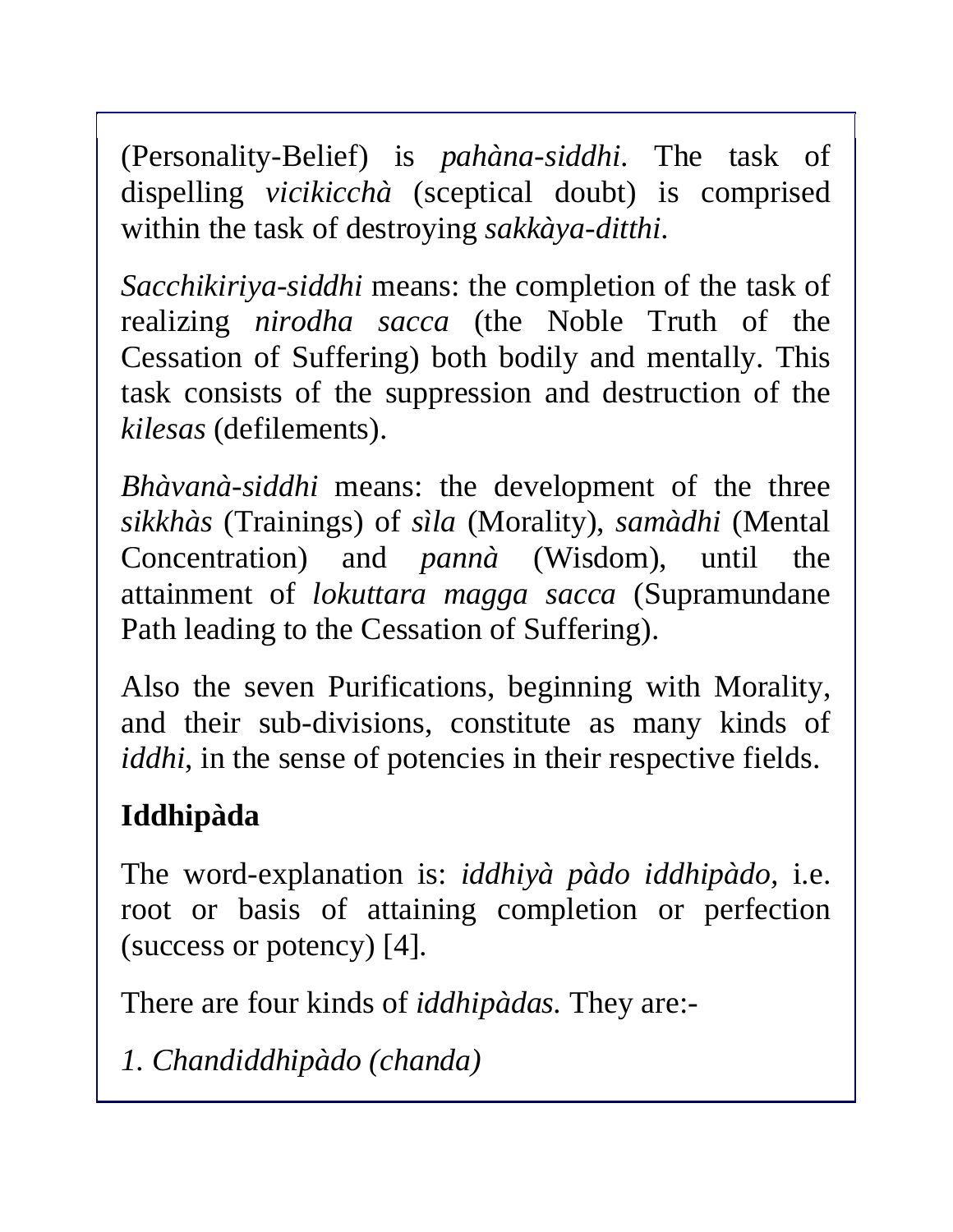(Personality-Belief) is *pahàna-siddhi*. The task of dispelling *vicikicchà* (sceptical doubt) is comprised within the task of destroying *sakkàya-ditthi*.

*Sacchikiriya-siddhi* means: the completion of the task of realizing *nirodha sacca* (the Noble Truth of the Cessation of Suffering) both bodily and mentally. This task consists of the suppression and destruction of the *kilesas* (defilements).

*Bhàvanà-siddhi* means: the development of the three *sikkhàs* (Trainings) of *sìla* (Morality), *samàdhi* (Mental Concentration) and *pannà* (Wisdom), until the attainment of *lokuttara magga sacca* (Supramundane Path leading to the Cessation of Suffering).

Also the seven Purifications, beginning with Morality, and their sub-divisions, constitute as many kinds of *iddhi*, in the sense of potencies in their respective fields.

**Iddhipàda**

The word-explanation is: *iddhiyà pàdo iddhipàdo,* i.e. root or basis of attaining completion or perfection (success or potency) [4].

There are four kinds of *iddhipàdas*. They are:-

*1. Chandiddhipàdo (chanda)*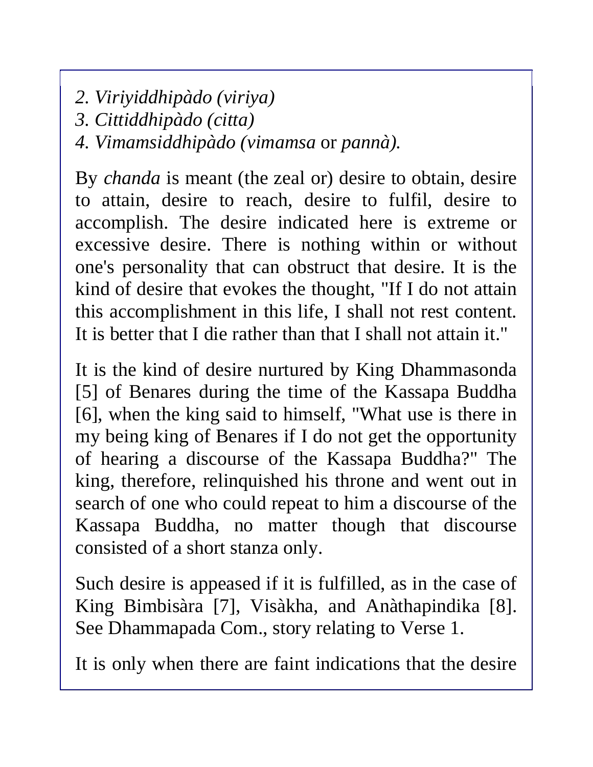*2. Viriyiddhipàdo (viriya)*
*3. Cittiddhipàdo (citta)*
*4. Vimamsiddhipàdo (vimamsa* or *pannà).*

By *chanda* is meant (the zeal or) desire to obtain, desire to attain, desire to reach, desire to fulfil, desire to accomplish. The desire indicated here is extreme or excessive desire. There is nothing within or without one's personality that can obstruct that desire. It is the kind of desire that evokes the thought, "If I do not attain this accomplishment in this life, I shall not rest content. It is better that I die rather than that I shall not attain it."

It is the kind of desire nurtured by King Dhammasonda [5] of Benares during the time of the Kassapa Buddha [6], when the king said to himself, "What use is there in my being king of Benares if I do not get the opportunity of hearing a discourse of the Kassapa Buddha?" The king, therefore, relinquished his throne and went out in search of one who could repeat to him a discourse of the Kassapa Buddha, no matter though that discourse consisted of a short stanza only.

Such desire is appeased if it is fulfilled, as in the case of King Bimbisàra [7], Visàkha, and Anàthapindika [8]. See Dhammapada Com., story relating to Verse 1.

It is only when there are faint indications that the desire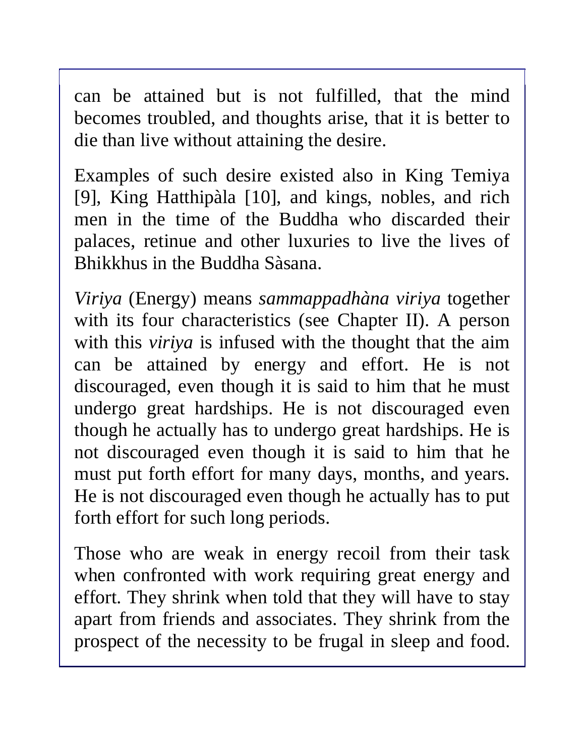can be attained but is not fulfilled, that the mind becomes troubled, and thoughts arise, that it is better to die than live without attaining the desire.

Examples of such desire existed also in King Temiya [9], King Hatthipàla [10], and kings, nobles, and rich men in the time of the Buddha who discarded their palaces, retinue and other luxuries to live the lives of Bhikkhus in the Buddha Sàsana.

*Viriya* (Energy) means *sammappadhàna viriya* together with its four characteristics (see Chapter II). A person with this *viriya* is infused with the thought that the aim can be attained by energy and effort. He is not discouraged, even though it is said to him that he must undergo great hardships. He is not discouraged even though he actually has to undergo great hardships. He is not discouraged even though it is said to him that he must put forth effort for many days, months, and years. He is not discouraged even though he actually has to put forth effort for such long periods.

Those who are weak in energy recoil from their task when confronted with work requiring great energy and effort. They shrink when told that they will have to stay apart from friends and associates. They shrink from the prospect of the necessity to be frugal in sleep and food.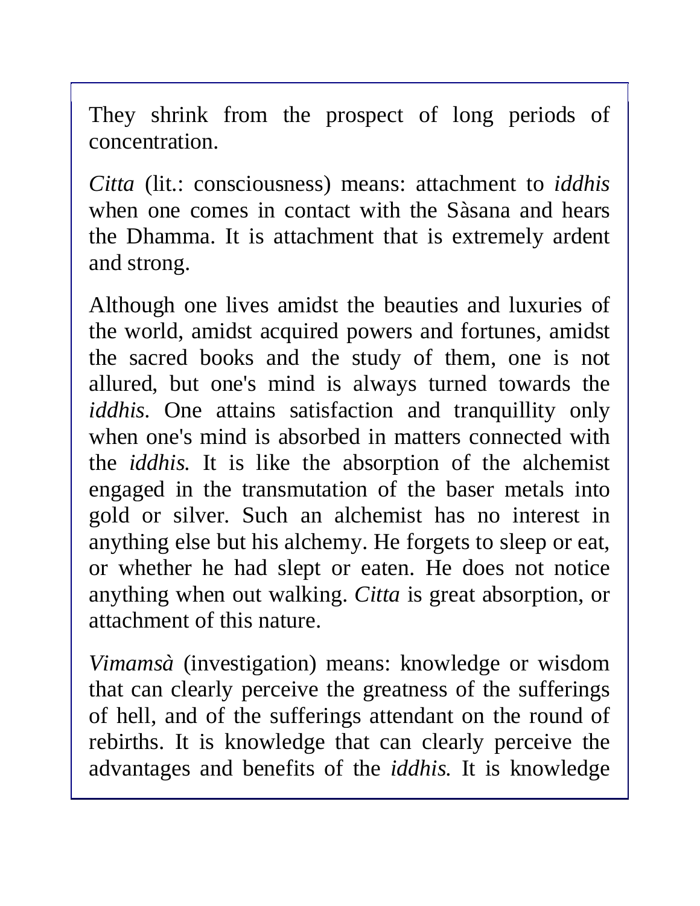They shrink from the prospect of long periods of concentration.

*Citta* (lit.: consciousness) means: attachment to *iddhis* when one comes in contact with the Sàsana and hears the Dhamma. It is attachment that is extremely ardent and strong.

Although one lives amidst the beauties and luxuries of the world, amidst acquired powers and fortunes, amidst the sacred books and the study of them, one is not allured, but one's mind is always turned towards the *iddhis*. One attains satisfaction and tranquillity only when one's mind is absorbed in matters connected with the *iddhis.* It is like the absorption of the alchemist engaged in the transmutation of the baser metals into gold or silver. Such an alchemist has no interest in anything else but his alchemy. He forgets to sleep or eat, or whether he had slept or eaten. He does not notice anything when out walking. *Citta* is great absorption, or attachment of this nature.

*Vimamsà* (investigation) means: knowledge or wisdom that can clearly perceive the greatness of the sufferings of hell, and of the sufferings attendant on the round of rebirths. It is knowledge that can clearly perceive the advantages and benefits of the *iddhis.* It is knowledge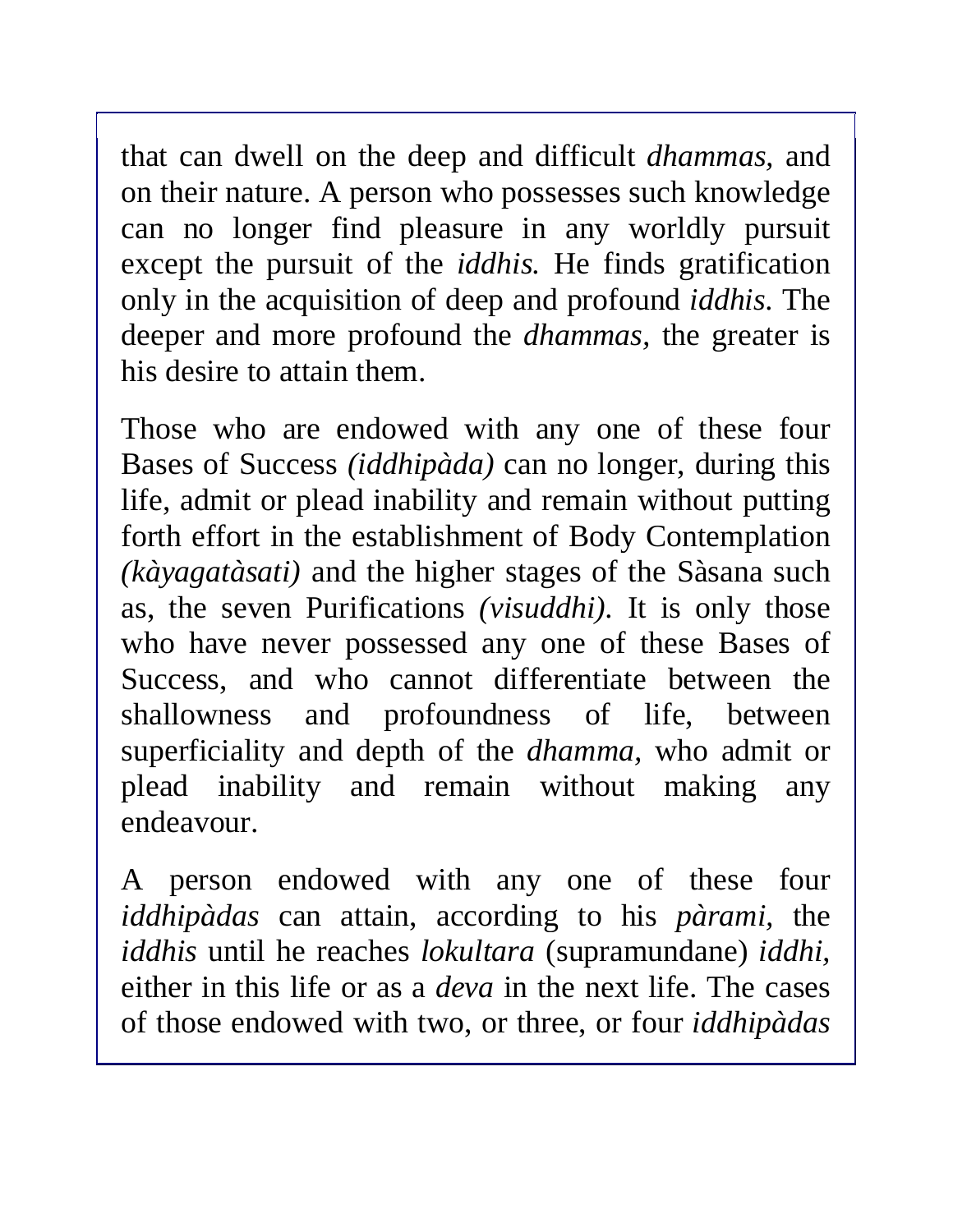that can dwell on the deep and difficult *dhammas,* and on their nature. A person who possesses such knowledge can no longer find pleasure in any worldly pursuit except the pursuit of the *iddhis.* He finds gratification only in the acquisition of deep and profound *iddhis*. The deeper and more profound the *dhammas,* the greater is his desire to attain them.

Those who are endowed with any one of these four Bases of Success *(iddhipàda)* can no longer, during this life, admit or plead inability and remain without putting forth effort in the establishment of Body Contemplation *(kàyagatàsati)* and the higher stages of the Sàsana such as, the seven Purifications *(visuddhi)*. It is only those who have never possessed any one of these Bases of Success, and who cannot differentiate between the shallowness and profoundness of life, between superficiality and depth of the *dhamma,* who admit or plead inability and remain without making any endeavour.

A person endowed with any one of these four *iddhipàdas* can attain, according to his *pàrami,* the *iddhis* until he reaches *lokultara* (supramundane) *iddhi,* either in this life or as a *deva* in the next life. The cases of those endowed with two, or three, or four *iddhipàdas*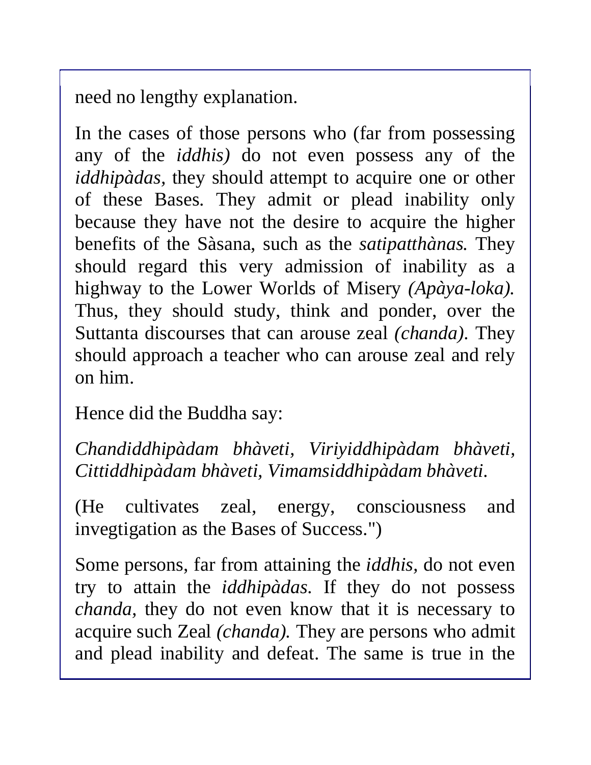need no lengthy explanation.

In the cases of those persons who (far from possessing any of the *iddhis)* do not even possess any of the *iddhipàdas*, they should attempt to acquire one or other of these Bases. They admit or plead inability only because they have not the desire to acquire the higher benefits of the Sàsana, such as the *satipatthànas.* They should regard this very admission of inability as a highway to the Lower Worlds of Misery *(Apàya-loka).* Thus, they should study, think and ponder, over the Suttanta discourses that can arouse zeal *(chanda).* They should approach a teacher who can arouse zeal and rely on him.

Hence did the Buddha say:

*Chandiddhipàdam bhàveti, Viriyiddhipàdam bhàveti, Cittiddhipàdam bhàveti, Vimamsiddhipàdam bhàveti.*

(He cultivates zeal, energy, consciousness and invegtigation as the Bases of Success.")

Some persons, far from attaining the *iddhis,* do not even try to attain the *iddhipàdas.* If they do not possess *chanda,* they do not even know that it is necessary to acquire such Zeal *(chanda).* They are persons who admit and plead inability and defeat. The same is true in the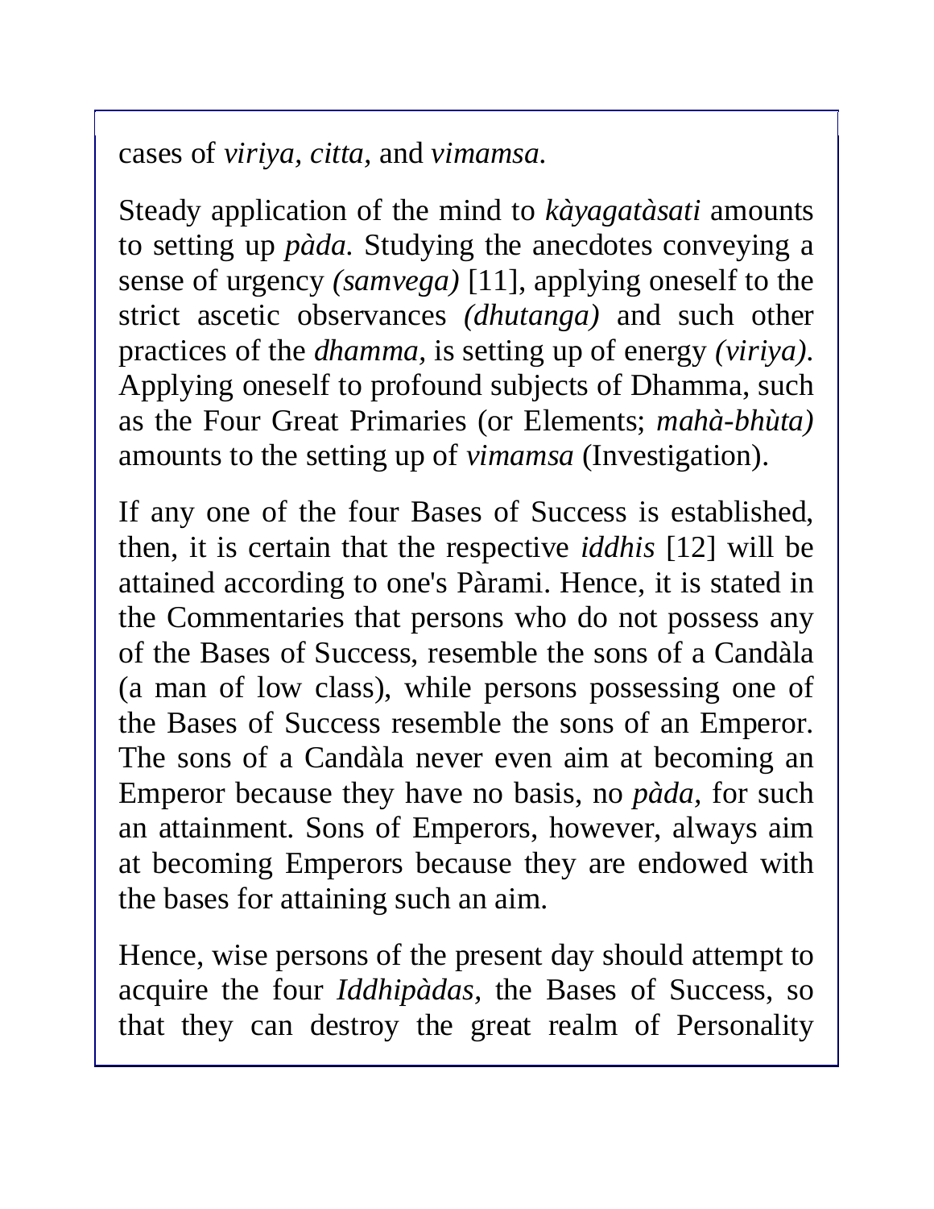cases of *viriya, citta,* and *vimamsa.*

Steady application of the mind to *kàyagatàsati* amounts to setting up *pàda.* Studying the anecdotes conveying a sense of urgency *(samvega)* [11], applying oneself to the strict ascetic observances *(dhutanga)* and such other practices of the *dhamma,* is setting up of energy *(viriya).* Applying oneself to profound subjects of Dhamma, such as the Four Great Primaries (or Elements; *mahà-bhùta)* amounts to the setting up of *vimamsa* (Investigation).

If any one of the four Bases of Success is established, then, it is certain that the respective *iddhis* [12] will be attained according to one's Pàrami. Hence, it is stated in the Commentaries that persons who do not possess any of the Bases of Success, resemble the sons of a Candàla (a man of low class), while persons possessing one of the Bases of Success resemble the sons of an Emperor. The sons of a Candàla never even aim at becoming an Emperor because they have no basis, no *pàda,* for such an attainment. Sons of Emperors, however, always aim at becoming Emperors because they are endowed with the bases for attaining such an aim.

Hence, wise persons of the present day should attempt to acquire the four *Iddhipàdas,* the Bases of Success, so that they can destroy the great realm of Personality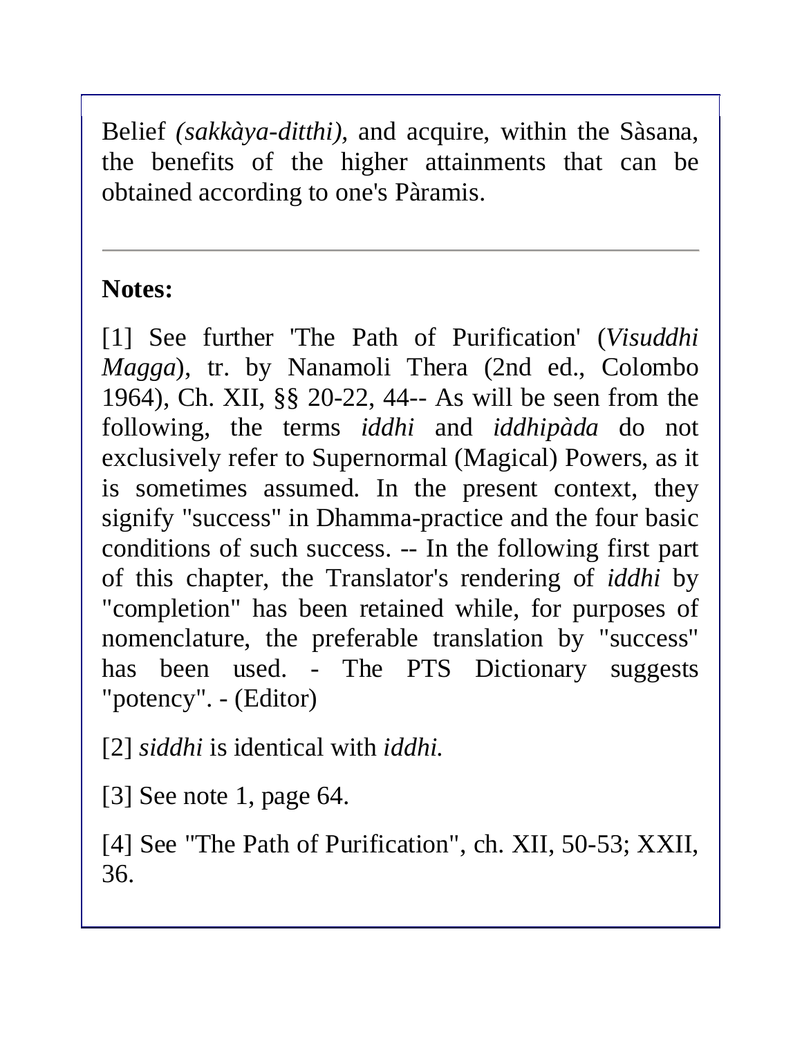Belief *(sakkàya-ditthi),* and acquire, within the Sàsana, the benefits of the higher attainments that can be obtained according to one's Pàramis.

---

**Notes:**

[1] See further 'The Path of Purification' (*Visuddhi Magga*), tr. by Nanamoli Thera (2nd ed., Colombo 1964), Ch. XII, §§ 20-22, 44-- As will be seen from the following, the terms *iddhi* and *iddhipàda* do not exclusively refer to Supernormal (Magical) Powers, as it is sometimes assumed. In the present context, they signify "success" in Dhamma-practice and the four basic conditions of such success. -- In the following first part of this chapter, the Translator's rendering of *iddhi* by "completion" has been retained while, for purposes of nomenclature, the preferable translation by "success" has been used. - The PTS Dictionary suggests "potency". - (Editor)

[2] *siddhi* is identical with *iddhi.*

[3] See note 1, page 64.

[4] See "The Path of Purification", ch. XII, 50-53; XXII, 36.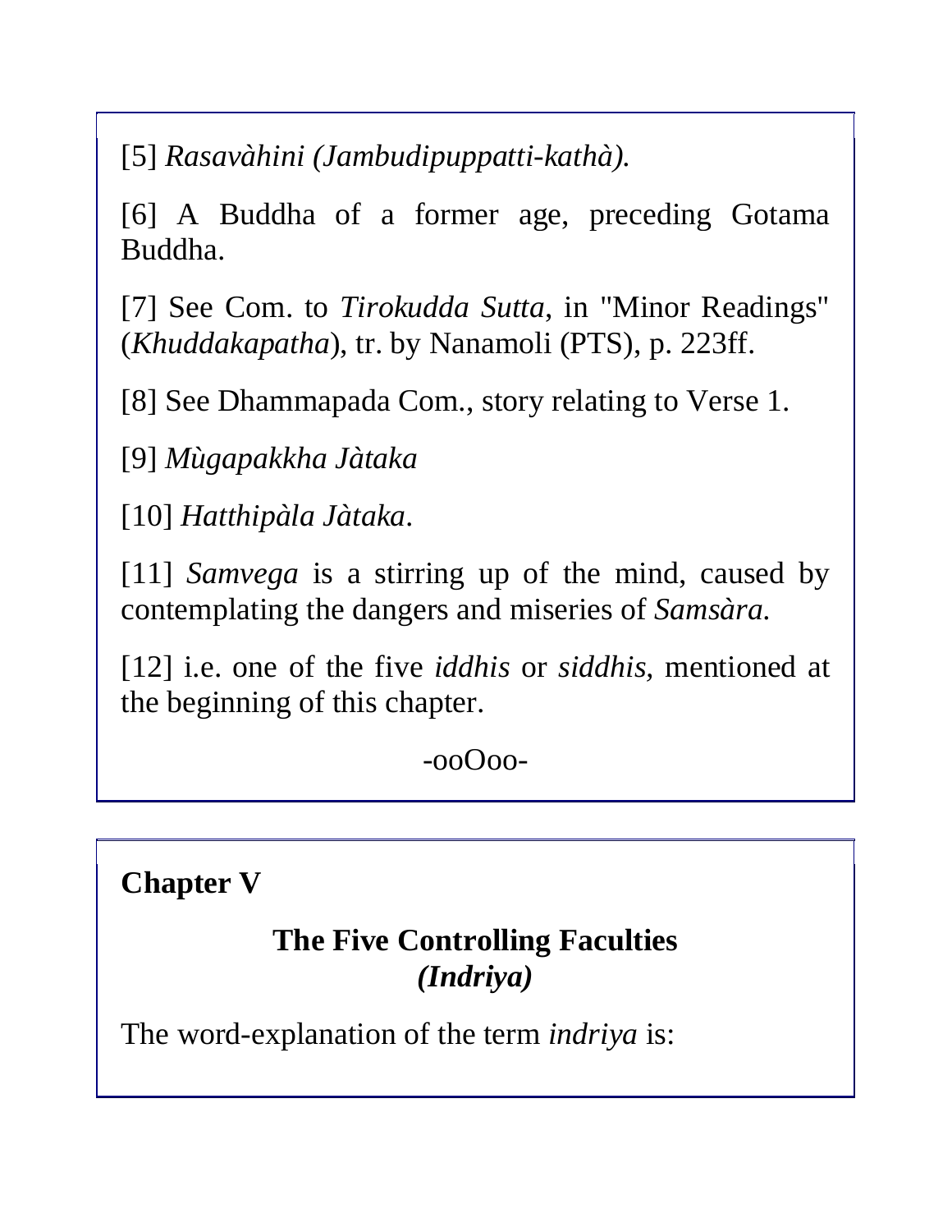[5] *Rasavàhini (Jambudipuppatti-kathà).*

[6] A Buddha of a former age, preceding Gotama Buddha.

[7] See Com. to *Tirokudda Sutta,* in "Minor Readings" (*Khuddakapatha*), tr. by Nanamoli (PTS), p. 223ff.

[8] See Dhammapada Com., story relating to Verse 1.

[9] *Mùgapakkha Jàtaka*

[10] *Hatthipàla Jàtaka*.

[11] *Samvega* is a stirring up of the mind, caused by contemplating the dangers and miseries of *Samsàra.*

[12] i.e. one of the five *iddhis* or *siddhis,* mentioned at the beginning of this chapter.

-ooOoo-

## Chapter V

### The Five Controlling Faculties *(Indriya)*

The word-explanation of the term *indriya* is: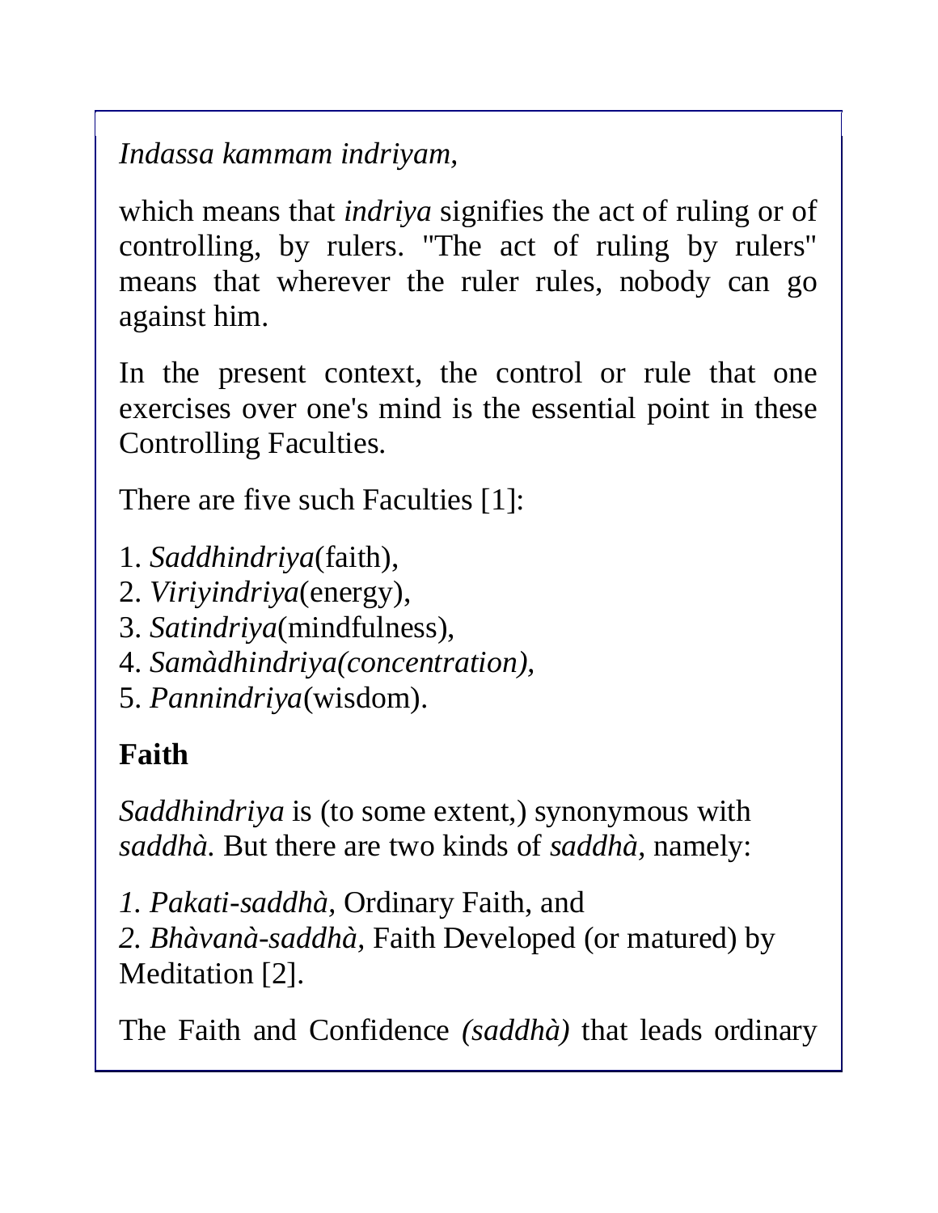*Indassa kammam indriyam,*

which means that *indriya* signifies the act of ruling or of controlling, by rulers. "The act of ruling by rulers" means that wherever the ruler rules, nobody can go against him.

In the present context, the control or rule that one exercises over one's mind is the essential point in these Controlling Faculties.

There are five such Faculties [1]:

1. *Saddhindriya*(faith),
2. *Viriyindriya*(energy),
3. *Satindriya*(mindfulness),
4. *Samàdhindriya(concentration),*
5. *Pannindriya*(wisdom).

**Faith**

*Saddhindriya* is (to some extent,) synonymous with *saddhà.* But there are two kinds of *saddhà,* namely:

*1. Pakati-saddhà,* Ordinary Faith, and
*2. Bhàvanà-saddhà,* Faith Developed (or matured) by Meditation [2].

The Faith and Confidence *(saddhà)* that leads ordinary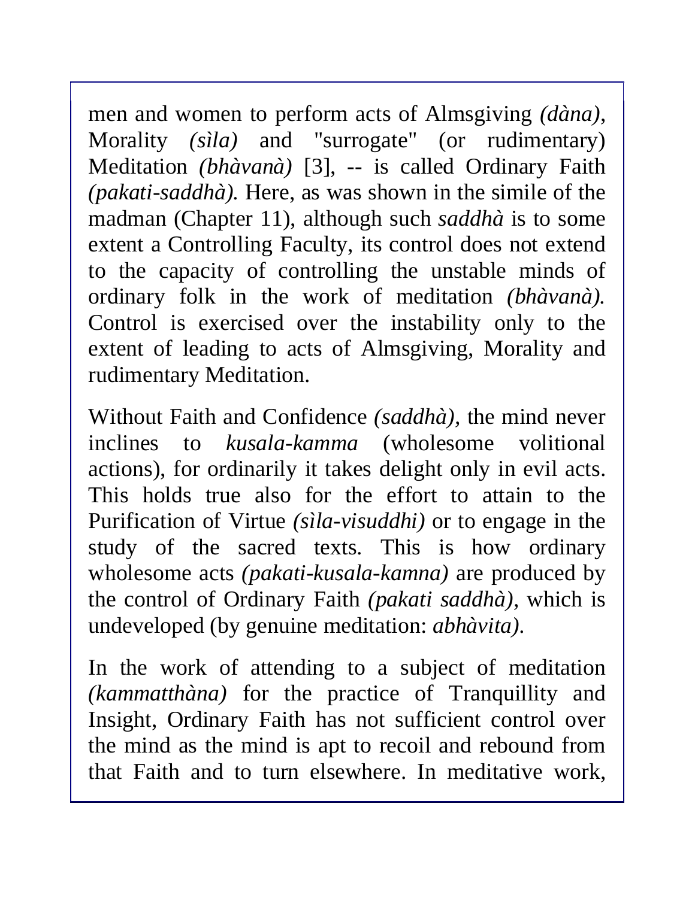men and women to perform acts of Almsgiving *(dàna)*, Morality *(sìla)* and "surrogate" (or rudimentary) Meditation *(bhàvanà)* [3], -- is called Ordinary Faith *(pakati-saddhà)*. Here, as was shown in the simile of the madman (Chapter 11), although such *saddhà* is to some extent a Controlling Faculty, its control does not extend to the capacity of controlling the unstable minds of ordinary folk in the work of meditation *(bhàvanà)*. Control is exercised over the instability only to the extent of leading to acts of Almsgiving, Morality and rudimentary Meditation.

Without Faith and Confidence *(saddhà)*, the mind never inclines to *kusala-kamma* (wholesome volitional actions), for ordinarily it takes delight only in evil acts. This holds true also for the effort to attain to the Purification of Virtue *(sìla-visuddhi)* or to engage in the study of the sacred texts. This is how ordinary wholesome acts *(pakati-kusala-kamna)* are produced by the control of Ordinary Faith *(pakati saddhà)*, which is undeveloped (by genuine meditation: *abhàvita)*.

In the work of attending to a subject of meditation *(kammatthàna)* for the practice of Tranquillity and Insight, Ordinary Faith has not sufficient control over the mind as the mind is apt to recoil and rebound from that Faith and to turn elsewhere. In meditative work,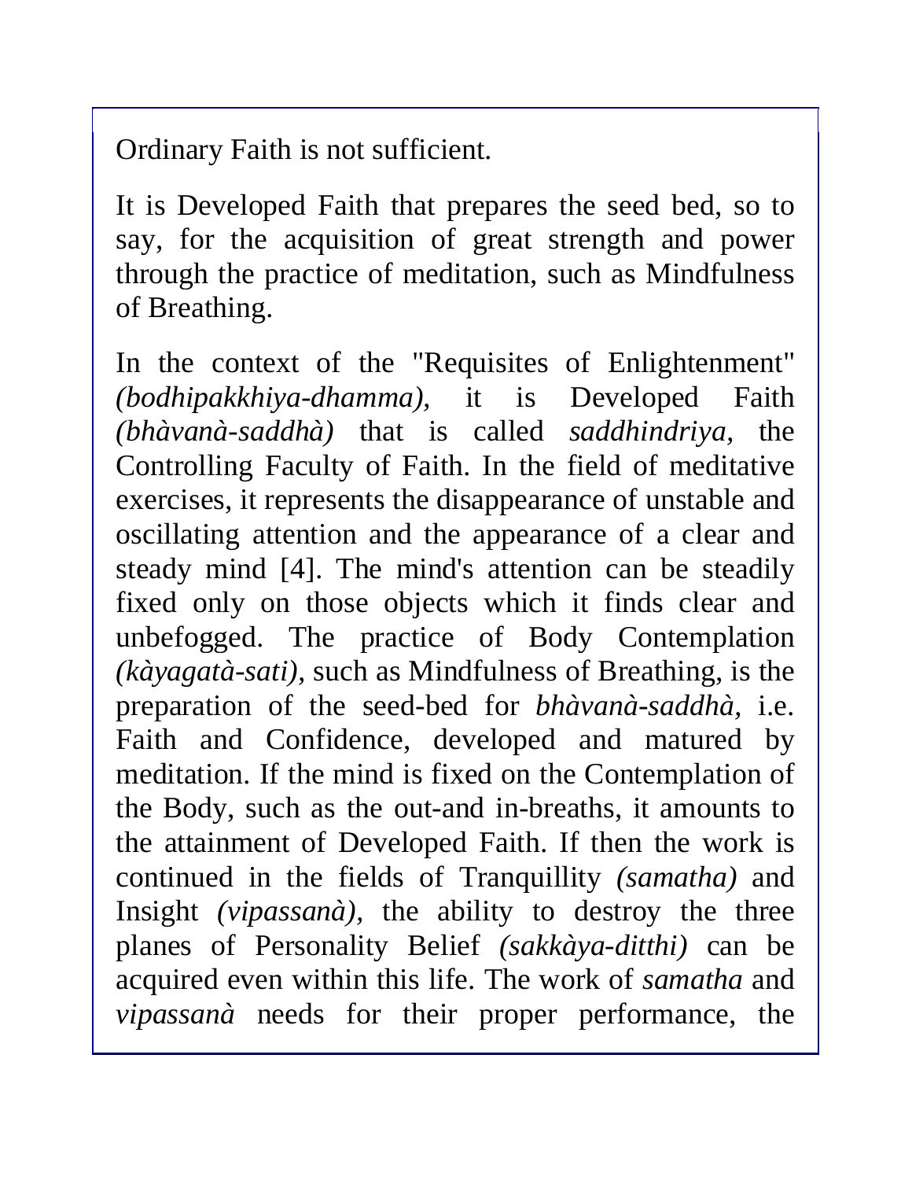Ordinary Faith is not sufficient.

It is Developed Faith that prepares the seed bed, so to say, for the acquisition of great strength and power through the practice of meditation, such as Mindfulness of Breathing.

In the context of the "Requisites of Enlightenment" *(bodhipakkhiya-dhamma),* it is Developed Faith *(bhàvanà-saddhà)* that is called *saddhindriya,* the Controlling Faculty of Faith. In the field of meditative exercises, it represents the disappearance of unstable and oscillating attention and the appearance of a clear and steady mind [4]. The mind's attention can be steadily fixed only on those objects which it finds clear and unbefogged. The practice of Body Contemplation *(kàyagatà-sati),* such as Mindfulness of Breathing, is the preparation of the seed-bed for *bhàvanà-saddhà*, i.e. Faith and Confidence, developed and matured by meditation. If the mind is fixed on the Contemplation of the Body, such as the out-and in-breaths, it amounts to the attainment of Developed Faith. If then the work is continued in the fields of Tranquillity *(samatha)* and Insight *(vipassanà),* the ability to destroy the three planes of Personality Belief *(sakkàya-ditthi)* can be acquired even within this life. The work of *samatha* and *vipassanà* needs for their proper performance, the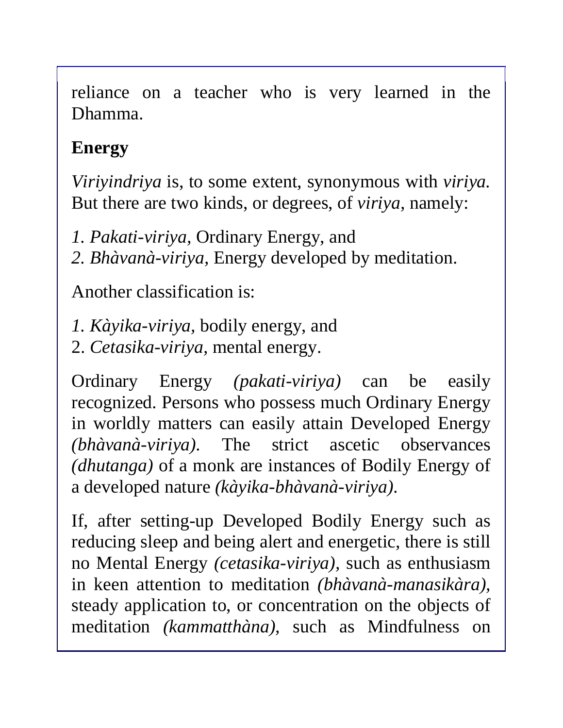reliance on a teacher who is very learned in the Dhamma.

**Energy**

*Viriyindriya* is, to some extent, synonymous with *viriya.* But there are two kinds, or degrees, of *viriya*, namely:

*1. Pakati-viriya,* Ordinary Energy, and
*2. Bhàvanà-viriya,* Energy developed by meditation.

Another classification is:

*1. Kàyika-viriya,* bodily energy, and
2. *Cetasika-viriya,* mental energy.

Ordinary Energy *(pakati-viriya)* can be easily recognized. Persons who possess much Ordinary Energy in worldly matters can easily attain Developed Energy *(bhàvanà-viriya).* The strict ascetic observances *(dhutanga)* of a monk are instances of Bodily Energy of a developed nature *(kàyika-bhàvanà-viriya).*

If, after setting-up Developed Bodily Energy such as reducing sleep and being alert and energetic, there is still no Mental Energy *(cetasika-viriya),* such as enthusiasm in keen attention to meditation *(bhàvanà-manasikàra),* steady application to, or concentration on the objects of meditation *(kammatthàna),* such as Mindfulness on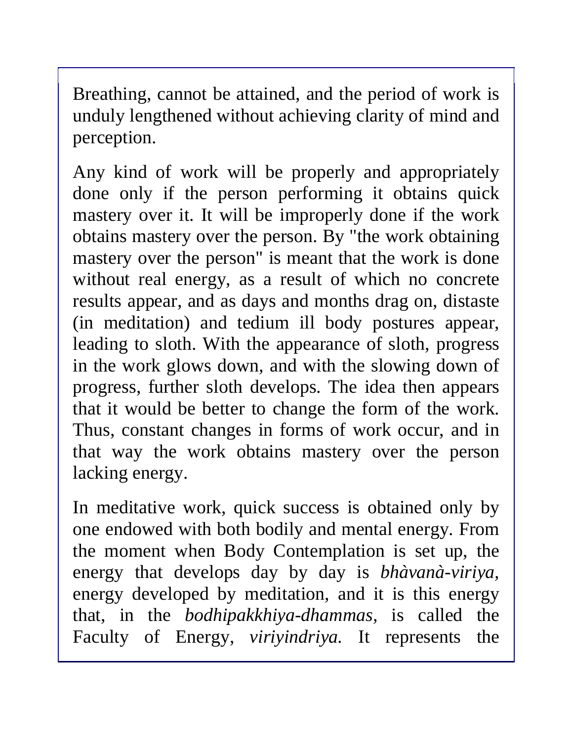Breathing, cannot be attained, and the period of work is unduly lengthened without achieving clarity of mind and perception.

Any kind of work will be properly and appropriately done only if the person performing it obtains quick mastery over it. It will be improperly done if the work obtains mastery over the person. By "the work obtaining mastery over the person" is meant that the work is done without real energy, as a result of which no concrete results appear, and as days and months drag on, distaste (in meditation) and tedium ill body postures appear, leading to sloth. With the appearance of sloth, progress in the work glows down, and with the slowing down of progress, further sloth develops. The idea then appears that it would be better to change the form of the work. Thus, constant changes in forms of work occur, and in that way the work obtains mastery over the person lacking energy.

In meditative work, quick success is obtained only by one endowed with both bodily and mental energy. From the moment when Body Contemplation is set up, the energy that develops day by day is *bhàvanà-viriya,* energy developed by meditation, and it is this energy that, in the *bodhipakkhiya-dhammas*, is called the Faculty of Energy, *viriyindriya*. It represents the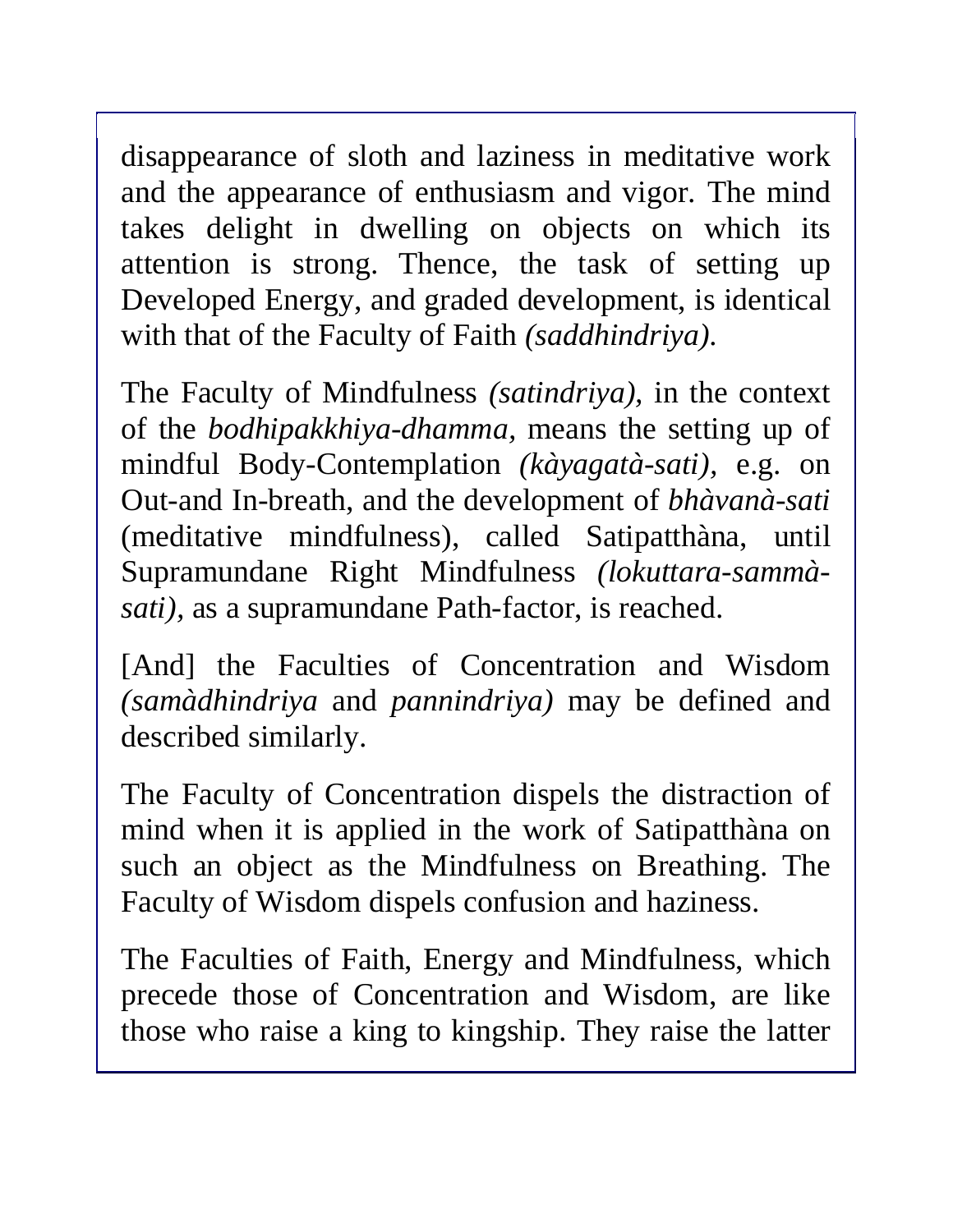disappearance of sloth and laziness in meditative work and the appearance of enthusiasm and vigor. The mind takes delight in dwelling on objects on which its attention is strong. Thence, the task of setting up Developed Energy, and graded development, is identical with that of the Faculty of Faith *(saddhindriya)*.

The Faculty of Mindfulness *(satindriya),* in the context of the *bodhipakkhiya-dhamma,* means the setting up of mindful Body-Contemplation *(kàyagatà-sati),* e.g. on Out-and In-breath, and the development of *bhàvanà-sati* (meditative mindfulness), called Satipatthàna, until Supramundane Right Mindfulness *(lokuttara-sammà-sati),* as a supramundane Path-factor, is reached.

[And] the Faculties of Concentration and Wisdom *(samàdhindriya* and *pannindriya)* may be defined and described similarly.

The Faculty of Concentration dispels the distraction of mind when it is applied in the work of Satipatthàna on such an object as the Mindfulness on Breathing. The Faculty of Wisdom dispels confusion and haziness.

The Faculties of Faith, Energy and Mindfulness, which precede those of Concentration and Wisdom, are like those who raise a king to kingship. They raise the latter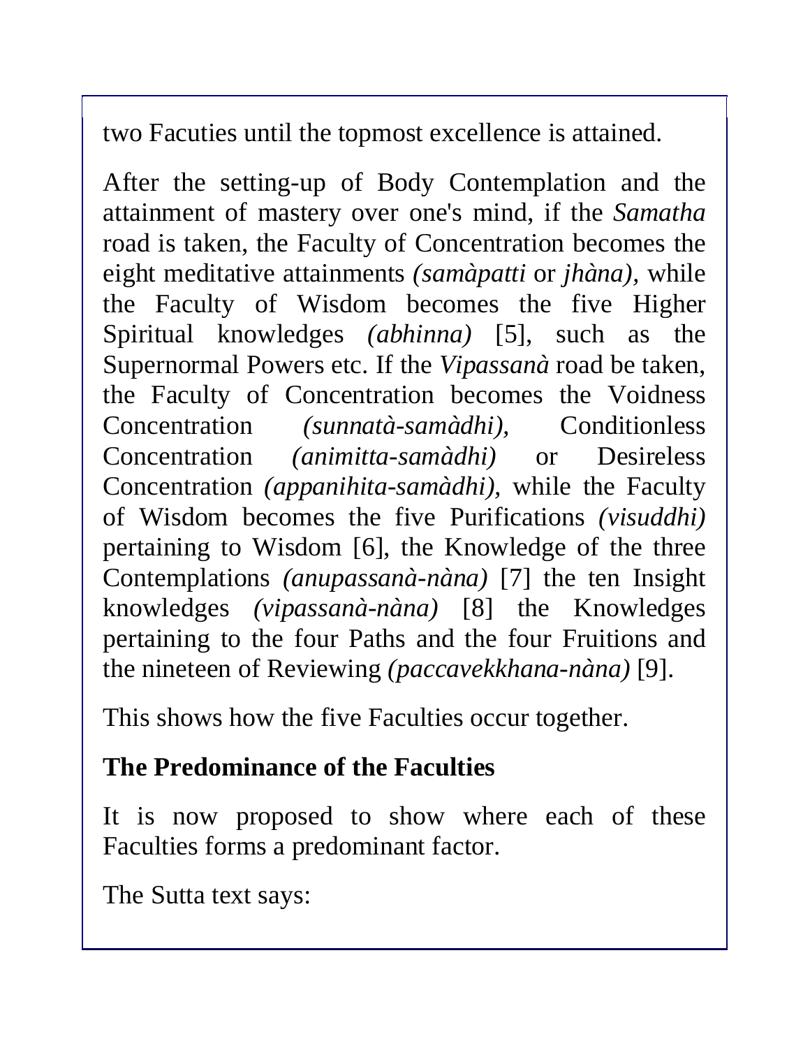two Facuties until the topmost excellence is attained.

After the setting-up of Body Contemplation and the attainment of mastery over one's mind, if the *Samatha* road is taken, the Faculty of Concentration becomes the eight meditative attainments *(samàpatti* or *jhàna)*, while the Faculty of Wisdom becomes the five Higher Spiritual knowledges *(abhinna)* [5], such as the Supernormal Powers etc. If the *Vipassanà* road be taken, the Faculty of Concentration becomes the Voidness Concentration *(sunnatà-samàdhi),* Conditionless Concentration *(animitta-samàdhi)* or Desireless Concentration *(appanihita-samàdhi),* while the Faculty of Wisdom becomes the five Purifications *(visuddhi)* pertaining to Wisdom [6], the Knowledge of the three Contemplations *(anupassanà-nàna)* [7] the ten Insight knowledges *(vipassanà-nàna)* [8] the Knowledges pertaining to the four Paths and the four Fruitions and the nineteen of Reviewing *(paccavekkhana-nàna)* [9].

This shows how the five Faculties occur together.

## The Predominance of the Faculties

It is now proposed to show where each of these Faculties forms a predominant factor.

The Sutta text says: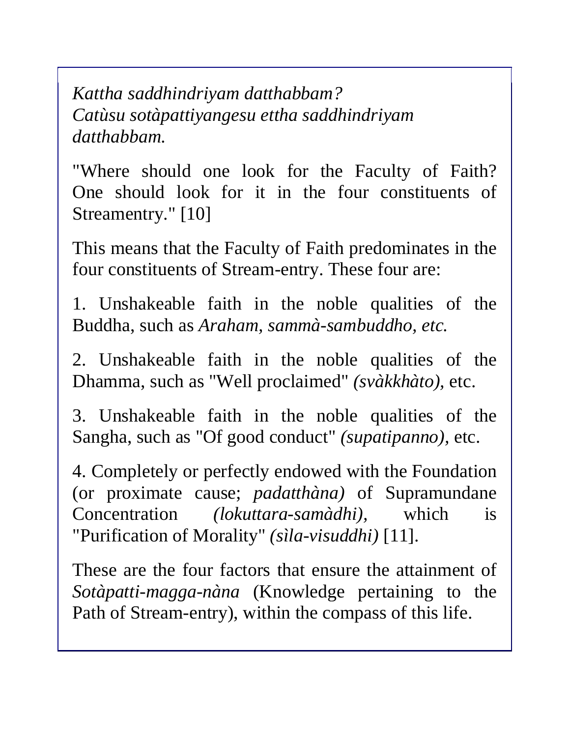*Kattha saddhindriyam datthabbam?*
*Catùsu sotàpattiyangesu ettha saddhindriyam datthabbam.*

"Where should one look for the Faculty of Faith? One should look for it in the four constituents of Streamentry." [10]

This means that the Faculty of Faith predominates in the four constituents of Stream-entry. These four are:

1. Unshakeable faith in the noble qualities of the Buddha, such as *Araham, sammà-sambuddho, etc.*

2. Unshakeable faith in the noble qualities of the Dhamma, such as "Well proclaimed" *(svàkkhàto),* etc.

3. Unshakeable faith in the noble qualities of the Sangha, such as "Of good conduct" *(supatipanno),* etc.

4. Completely or perfectly endowed with the Foundation (or proximate cause; *padatthàna)* of Supramundane Concentration *(lokuttara-samàdhi),* which is "Purification of Morality" *(sìla-visuddhi)* [11].

These are the four factors that ensure the attainment of *Sotàpatti-magga-nàna* (Knowledge pertaining to the Path of Stream-entry), within the compass of this life.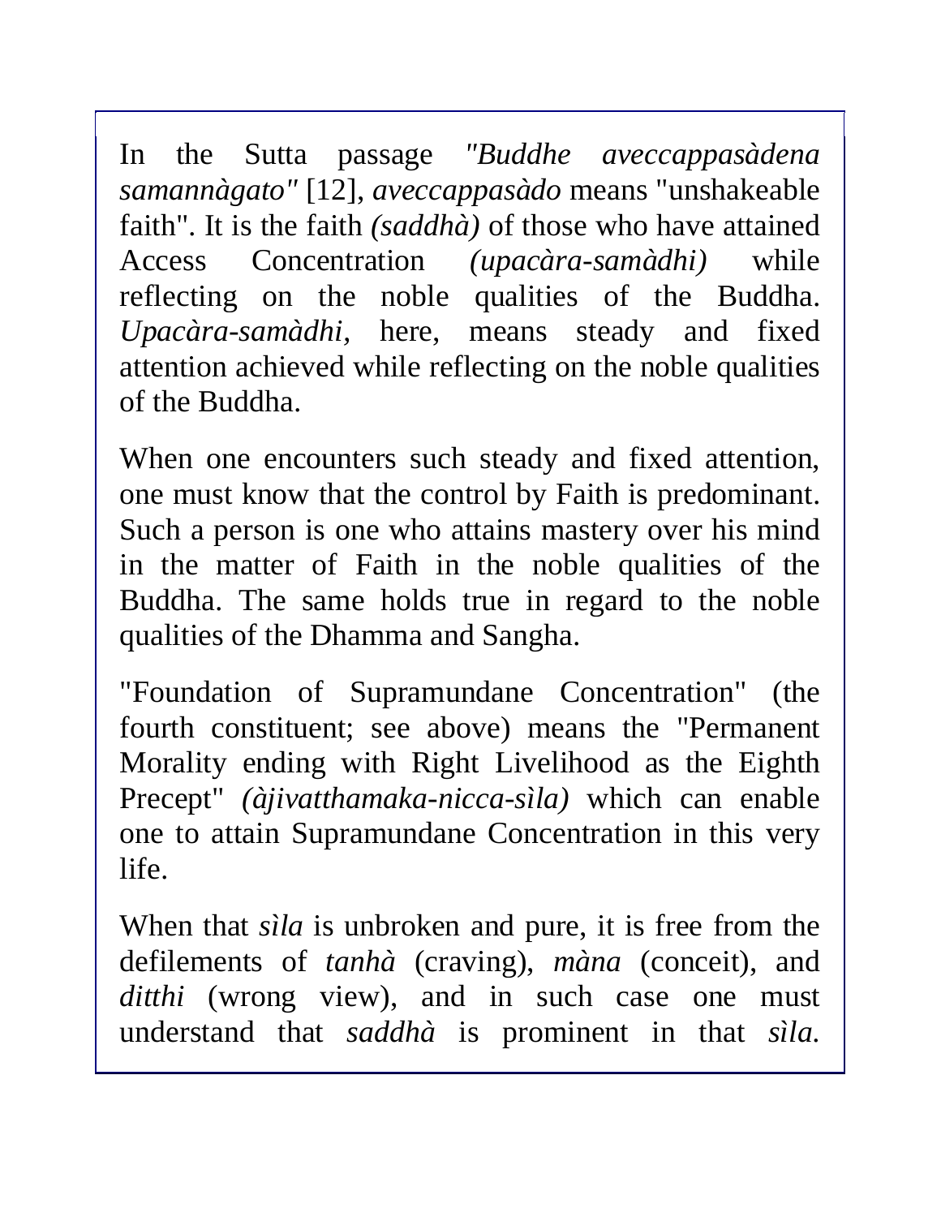In the Sutta passage *"Buddhe aveccappasàdena samannàgato"* [12], *aveccappasàdo* means "unshakeable faith". It is the faith *(saddhà)* of those who have attained Access Concentration *(upacàra-samàdhi)* while reflecting on the noble qualities of the Buddha. *Upacàra-samàdhi,* here, means steady and fixed attention achieved while reflecting on the noble qualities of the Buddha.

When one encounters such steady and fixed attention, one must know that the control by Faith is predominant. Such a person is one who attains mastery over his mind in the matter of Faith in the noble qualities of the Buddha. The same holds true in regard to the noble qualities of the Dhamma and Sangha.

"Foundation of Supramundane Concentration" (the fourth constituent; see above) means the "Permanent Morality ending with Right Livelihood as the Eighth Precept" *(àjivatthamaka-nicca-sìla)* which can enable one to attain Supramundane Concentration in this very life.

When that *sìla* is unbroken and pure, it is free from the defilements of *tanhà* (craving), *màna* (conceit), and *ditthi* (wrong view), and in such case one must understand that *saddhà* is prominent in that *sìla.*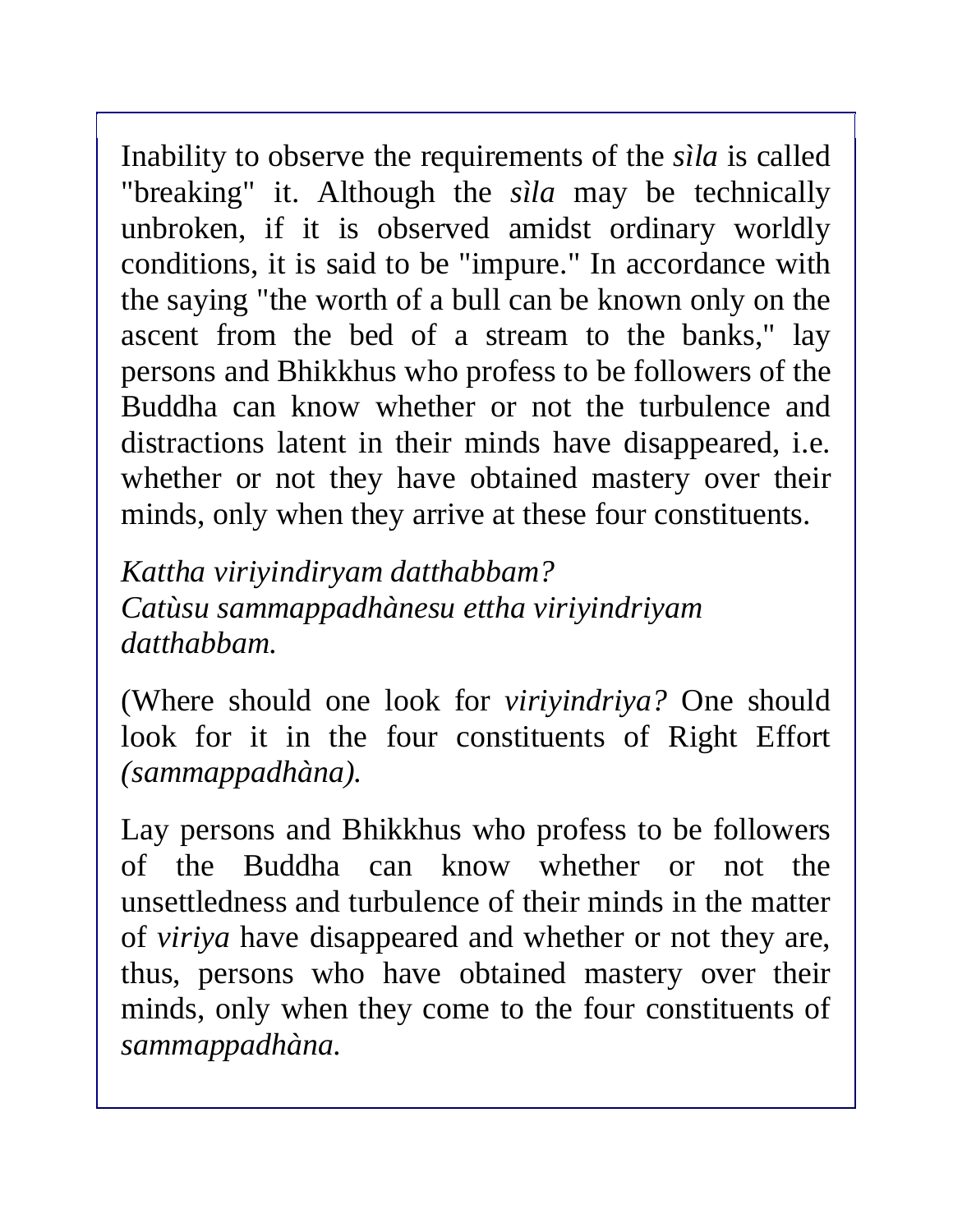Inability to observe the requirements of the *sìla* is called "breaking" it. Although the *sìla* may be technically unbroken, if it is observed amidst ordinary worldly conditions, it is said to be "impure." In accordance with the saying "the worth of a bull can be known only on the ascent from the bed of a stream to the banks," lay persons and Bhikkhus who profess to be followers of the Buddha can know whether or not the turbulence and distractions latent in their minds have disappeared, i.e. whether or not they have obtained mastery over their minds, only when they arrive at these four constituents.

*Kattha viriyindiryam datthabbam?*
*Catùsu sammappadhànesu ettha viriyindriyam datthabbam.*

(Where should one look for *viriyindriya?* One should look for it in the four constituents of Right Effort *(sammappadhàna).*

Lay persons and Bhikkhus who profess to be followers of the Buddha can know whether or not the unsettledness and turbulence of their minds in the matter of *viriya* have disappeared and whether or not they are, thus, persons who have obtained mastery over their minds, only when they come to the four constituents of *sammappadhàna.*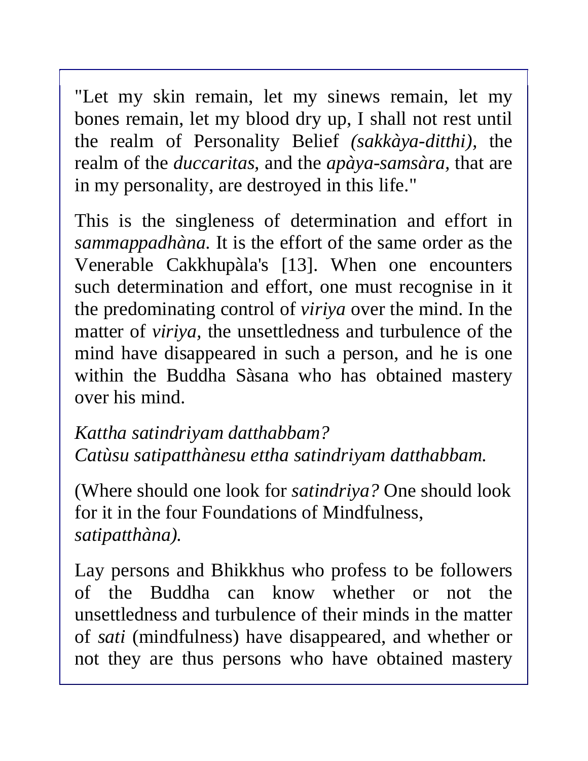"Let my skin remain, let my sinews remain, let my bones remain, let my blood dry up, I shall not rest until the realm of Personality Belief *(sakkàya-ditthi),* the realm of the *duccaritas,* and the *apàya-samsàra*, that are in my personality, are destroyed in this life."

This is the singleness of determination and effort in *sammappadhàna.* It is the effort of the same order as the Venerable Cakkhupàla's [13]. When one encounters such determination and effort, one must recognise in it the predominating control of *viriya* over the mind. In the matter of *viriya,* the unsettledness and turbulence of the mind have disappeared in such a person, and he is one within the Buddha Sàsana who has obtained mastery over his mind.

*Kattha satindriyam datthabbam?*
*Catùsu satipatthànesu ettha satindriyam datthabbam.*

(Where should one look for *satindriya?* One should look for it in the four Foundations of Mindfulness, *satipatthàna).*

Lay persons and Bhikkhus who profess to be followers of the Buddha can know whether or not the unsettledness and turbulence of their minds in the matter of *sati* (mindfulness) have disappeared, and whether or not they are thus persons who have obtained mastery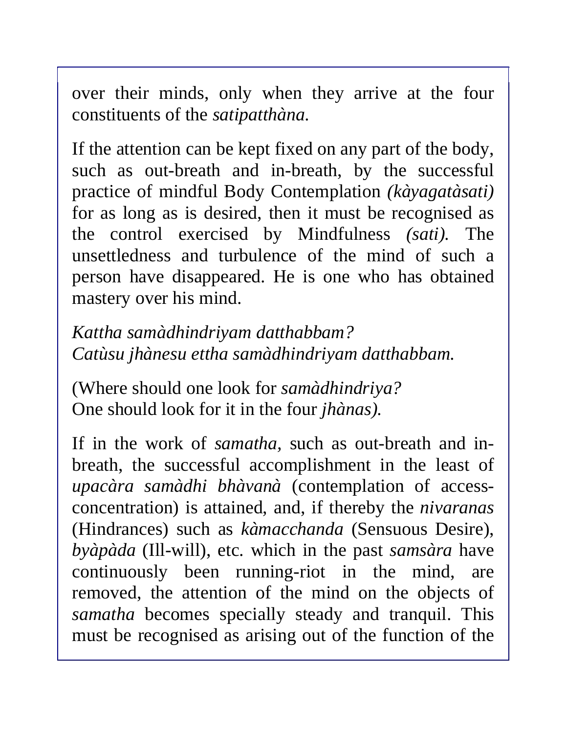over their minds, only when they arrive at the four constituents of the *satipatthàna*.

If the attention can be kept fixed on any part of the body, such as out-breath and in-breath, by the successful practice of mindful Body Contemplation *(kàyagatàsati)* for as long as is desired, then it must be recognised as the control exercised by Mindfulness *(sati)*. The unsettledness and turbulence of the mind of such a person have disappeared. He is one who has obtained mastery over his mind.

*Kattha samàdhindriyam datthabbam?*
*Catùsu jhànesu ettha samàdhindriyam datthabbam.*

(Where should one look for *samàdhindriya?*
One should look for it in the four *jhànas).*

If in the work of *samatha,* such as out-breath and in-breath, the successful accomplishment in the least of *upacàra samàdhi bhàvanà* (contemplation of access-concentration) is attained, and, if thereby the *nivaranas* (Hindrances) such as *kàmacchanda* (Sensuous Desire), *byàpàda* (Ill-will), etc. which in the past *samsàra* have continuously been running-riot in the mind, are removed, the attention of the mind on the objects of *samatha* becomes specially steady and tranquil. This must be recognised as arising out of the function of the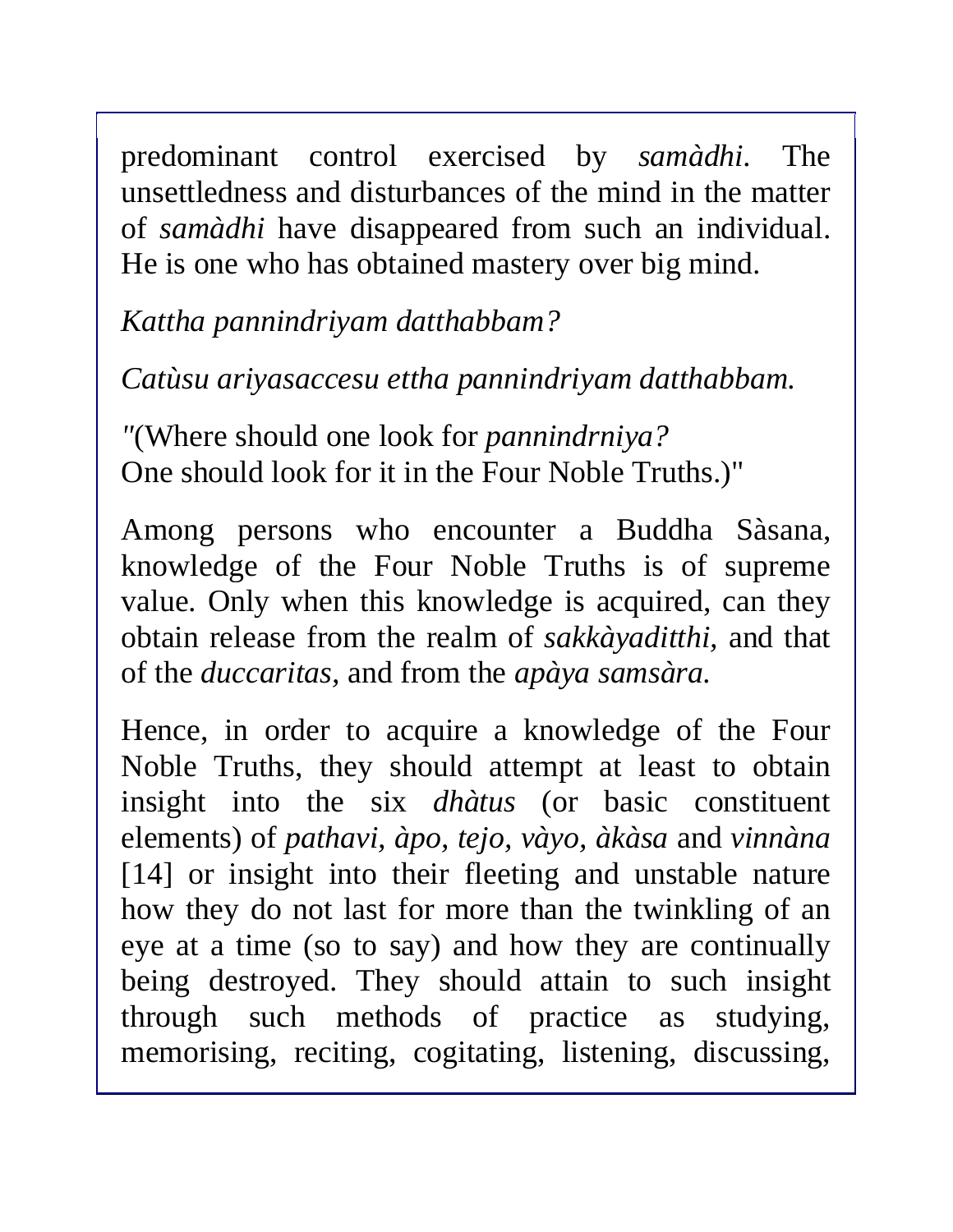predominant control exercised by *samàdhi*. The unsettledness and disturbances of the mind in the matter of *samàdhi* have disappeared from such an individual. He is one who has obtained mastery over big mind.

*Kattha pannindriyam datthabbam?*

*Catùsu ariyasaccesu ettha pannindriyam datthabbam.*

*"*(Where should one look for *pannindrniya?*
One should look for it in the Four Noble Truths.)"

Among persons who encounter a Buddha Sàsana, knowledge of the Four Noble Truths is of supreme value. Only when this knowledge is acquired, can they obtain release from the realm of *sakkàyaditthi,* and that of the *duccaritas,* and from the *apàya samsàra.*

Hence, in order to acquire a knowledge of the Four Noble Truths, they should attempt at least to obtain insight into the six *dhàtus* (or basic constituent elements) of *pathavi, àpo, tejo, vàyo, àkàsa* and *vinnàna* [14] or insight into their fleeting and unstable nature how they do not last for more than the twinkling of an eye at a time (so to say) and how they are continually being destroyed. They should attain to such insight through such methods of practice as studying, memorising, reciting, cogitating, listening, discussing,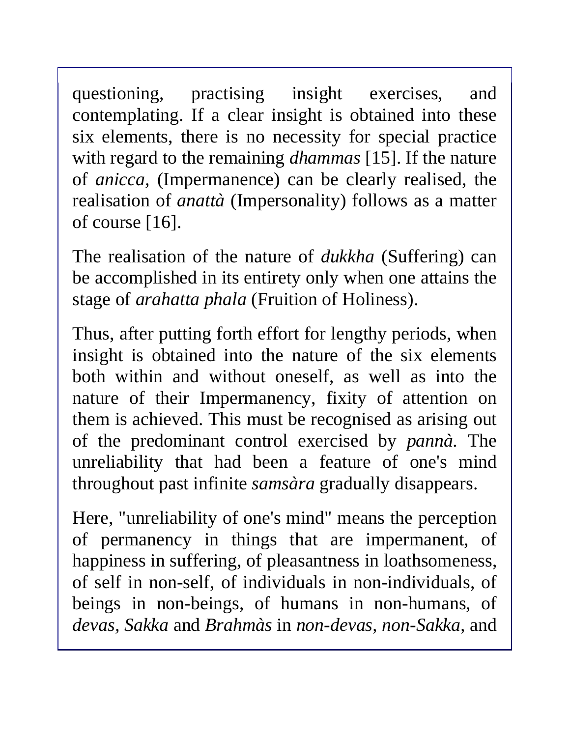questioning, practising insight exercises, and contemplating. If a clear insight is obtained into these six elements, there is no necessity for special practice with regard to the remaining *dhammas* [15]. If the nature of *anicca,* (Impermanence) can be clearly realised, the realisation of *anattà* (Impersonality) follows as a matter of course [16].

The realisation of the nature of *dukkha* (Suffering) can be accomplished in its entirety only when one attains the stage of *arahatta phala* (Fruition of Holiness).

Thus, after putting forth effort for lengthy periods, when insight is obtained into the nature of the six elements both within and without oneself, as well as into the nature of their Impermanency, fixity of attention on them is achieved. This must be recognised as arising out of the predominant control exercised by *pannà.* The unreliability that had been a feature of one's mind throughout past infinite *samsàra* gradually disappears.

Here, "unreliability of one's mind" means the perception of permanency in things that are impermanent, of happiness in suffering, of pleasantness in loathsomeness, of self in non-self, of individuals in non-individuals, of beings in non-beings, of humans in non-humans, of *devas*, *Sakka* and *Brahmàs* in *non-devas, non-Sakka,* and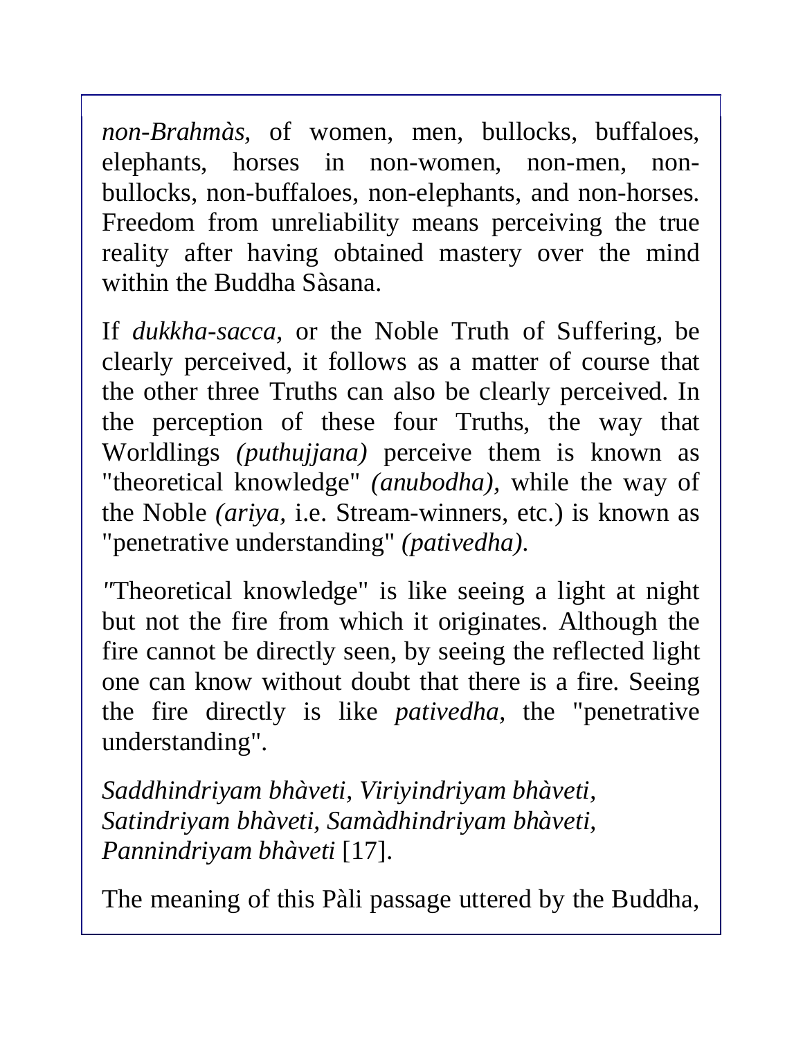*non-Brahmàs,* of women, men, bullocks, buffaloes, elephants, horses in non-women, non-men, non-bullocks, non-buffaloes, non-elephants, and non-horses. Freedom from unreliability means perceiving the true reality after having obtained mastery over the mind within the Buddha Sàsana.

If *dukkha-sacca,* or the Noble Truth of Suffering, be clearly perceived, it follows as a matter of course that the other three Truths can also be clearly perceived. In the perception of these four Truths, the way that Worldlings *(puthujjana)* perceive them is known as "theoretical knowledge" *(anubodha),* while the way of the Noble *(ariya,* i.e. Stream-winners, etc.) is known as "penetrative understanding" *(pativedha).*

"Theoretical knowledge" is like seeing a light at night but not the fire from which it originates. Although the fire cannot be directly seen, by seeing the reflected light one can know without doubt that there is a fire. Seeing the fire directly is like *pativedha,* the "penetrative understanding".

*Saddhindriyam bhàveti, Viriyindriyam bhàveti,*
*Satindriyam bhàveti, Samàdhindriyam bhàveti,*
*Pannindriyam bhàveti* [17].

The meaning of this Pàli passage uttered by the Buddha,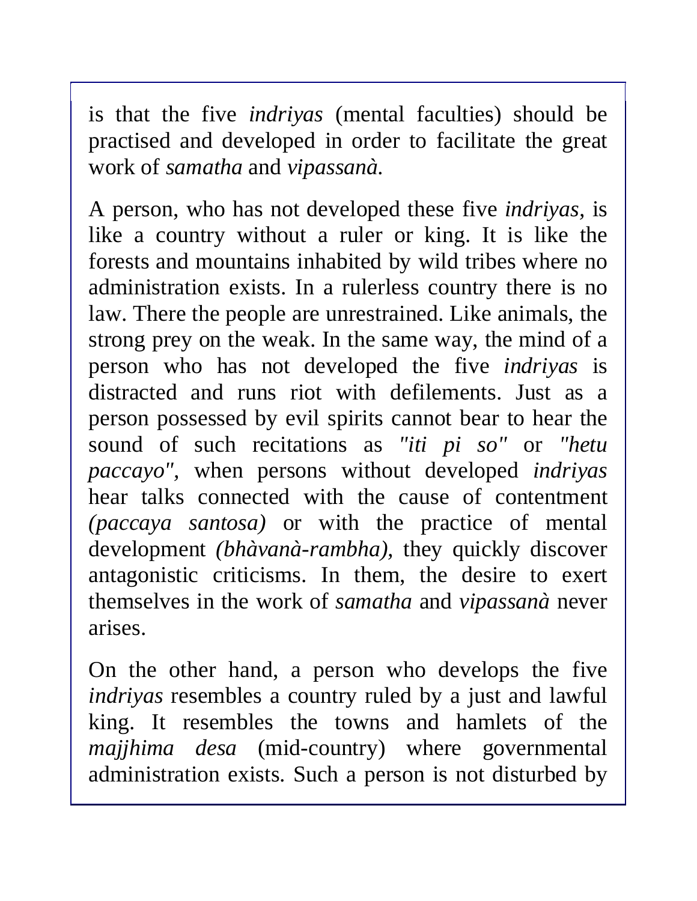is that the five *indriyas* (mental faculties) should be practised and developed in order to facilitate the great work of *samatha* and *vipassanà.*

A person, who has not developed these five *indriyas,* is like a country without a ruler or king. It is like the forests and mountains inhabited by wild tribes where no administration exists. In a rulerless country there is no law. There the people are unrestrained. Like animals, the strong prey on the weak. In the same way, the mind of a person who has not developed the five *indriyas* is distracted and runs riot with defilements. Just as a person possessed by evil spirits cannot bear to hear the sound of such recitations as *"iti pi so"* or *"hetu paccayo",* when persons without developed *indriyas* hear talks connected with the cause of contentment *(paccaya santosa)* or with the practice of mental development *(bhàvanà-rambha),* they quickly discover antagonistic criticisms. In them, the desire to exert themselves in the work of *samatha* and *vipassanà* never arises.

On the other hand, a person who develops the five *indriyas* resembles a country ruled by a just and lawful king. It resembles the towns and hamlets of the *majjhima desa* (mid-country) where governmental administration exists. Such a person is not disturbed by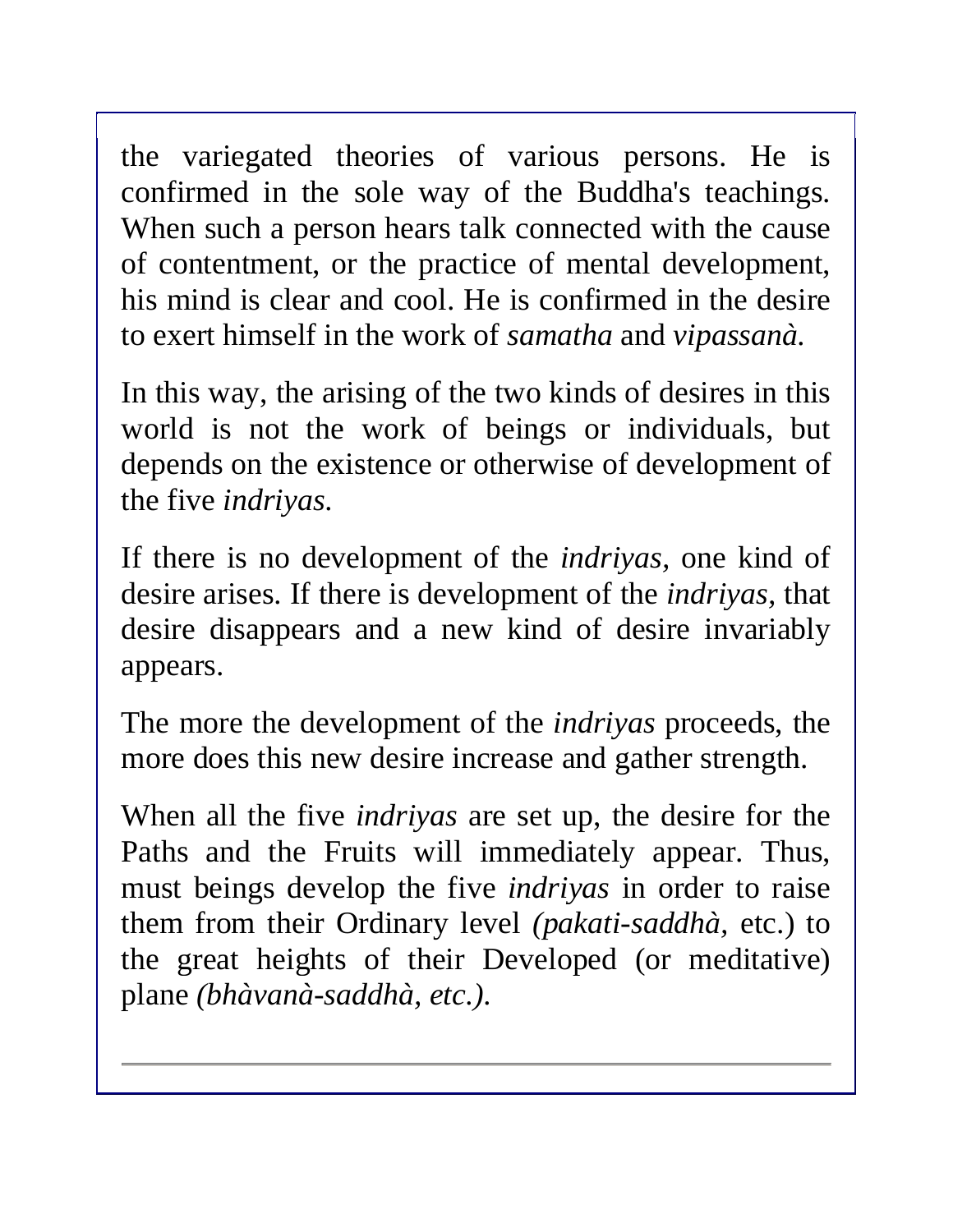the variegated theories of various persons. He is confirmed in the sole way of the Buddha's teachings. When such a person hears talk connected with the cause of contentment, or the practice of mental development, his mind is clear and cool. He is confirmed in the desire to exert himself in the work of *samatha* and *vipassanà.*

In this way, the arising of the two kinds of desires in this world is not the work of beings or individuals, but depends on the existence or otherwise of development of the five *indriyas.*

If there is no development of the *indriyas,* one kind of desire arises. If there is development of the *indriyas*, that desire disappears and a new kind of desire invariably appears.

The more the development of the *indriyas* proceeds, the more does this new desire increase and gather strength.

When all the five *indriyas* are set up, the desire for the Paths and the Fruits will immediately appear. Thus, must beings develop the five *indriyas* in order to raise them from their Ordinary level *(pakati-saddhà,* etc.) to the great heights of their Developed (or meditative) plane *(bhàvanà-saddhà, etc.).*

---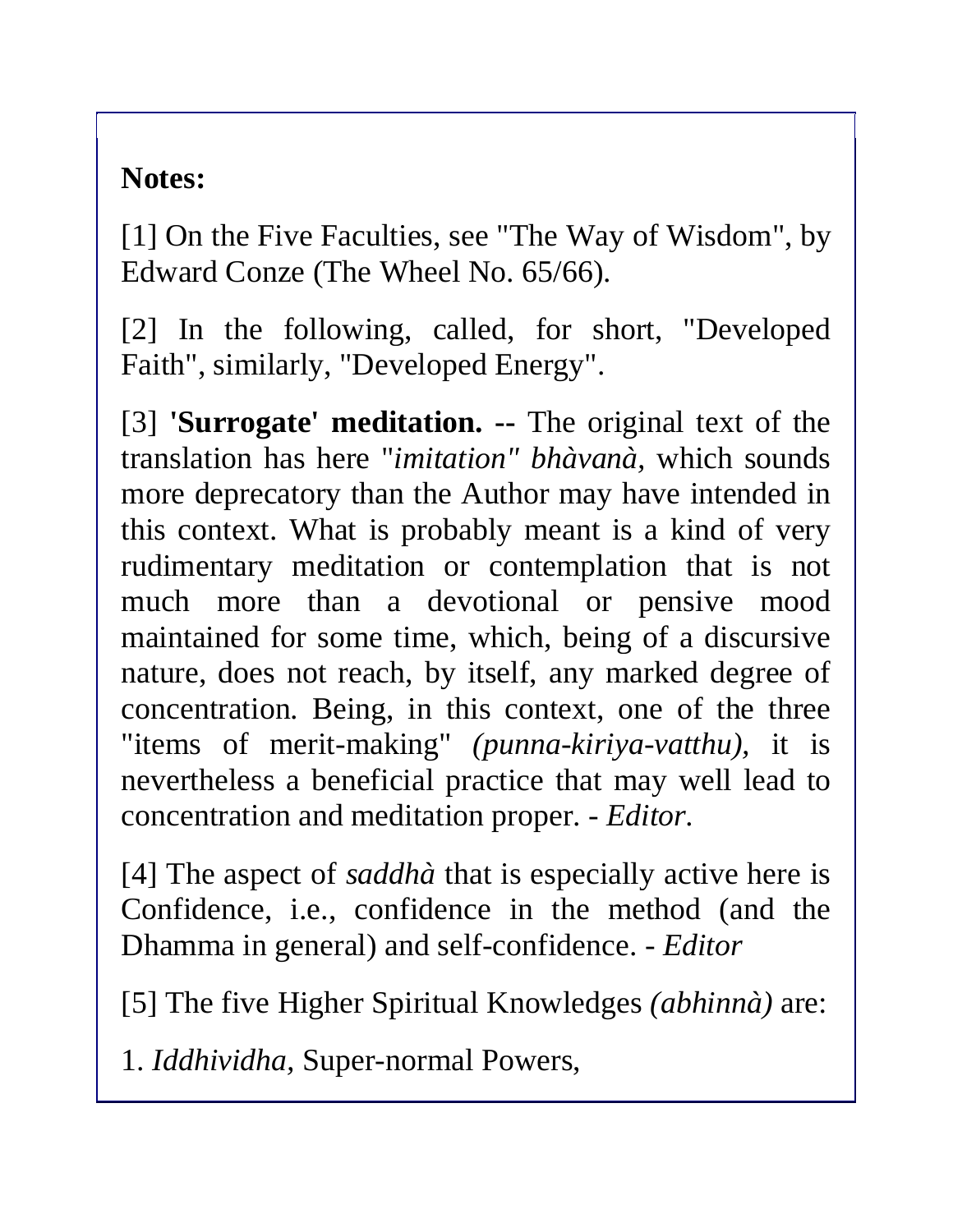**Notes:**

[1] On the Five Faculties, see "The Way of Wisdom", by Edward Conze (The Wheel No. 65/66).

[2] In the following, called, for short, "Developed Faith", similarly, "Developed Energy".

[3] **'Surrogate' meditation. --** The original text of the translation has here "*imitation" bhàvanà,* which sounds more deprecatory than the Author may have intended in this context. What is probably meant is a kind of very rudimentary meditation or contemplation that is not much more than a devotional or pensive mood maintained for some time, which, being of a discursive nature, does not reach, by itself, any marked degree of concentration. Being, in this context, one of the three "items of merit-making" *(punna-kiriya-vatthu),* it is nevertheless a beneficial practice that may well lead to concentration and meditation proper. - *Editor*.

[4] The aspect of *saddhà* that is especially active here is Confidence, i.e., confidence in the method (and the Dhamma in general) and self-confidence. - *Editor*

[5] The five Higher Spiritual Knowledges *(abhinnà)* are:

1. *Iddhividha,* Super-normal Powers,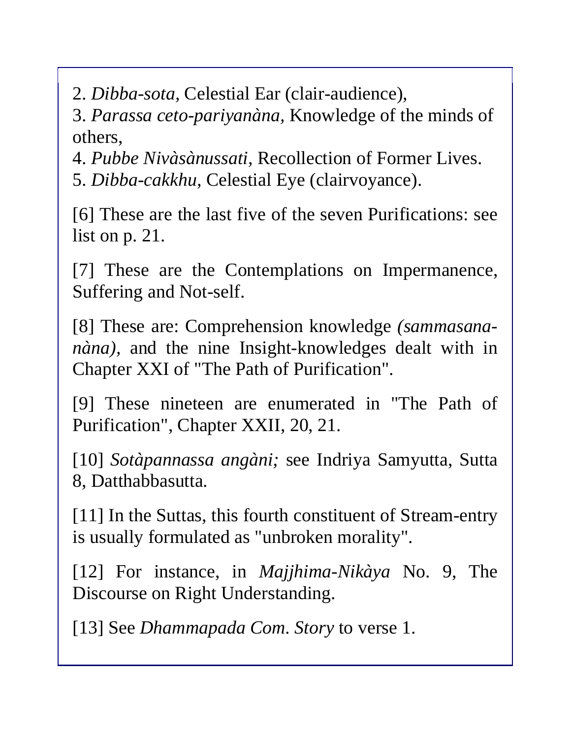2. *Dibba-sota,* Celestial Ear (clair-audience),

3. *Parassa ceto-pariyanàna,* Knowledge of the minds of others,

4. *Pubbe Nivàsànussati,* Recollection of Former Lives.

5. *Dibba-cakkhu,* Celestial Eye (clairvoyance).

[6] These are the last five of the seven Purifications: see list on p. 21.

[7] These are the Contemplations on Impermanence, Suffering and Not-self.

[8] These are: Comprehension knowledge *(sammasana-nàna),* and the nine Insight-knowledges dealt with in Chapter XXI of "The Path of Purification".

[9] These nineteen are enumerated in "The Path of Purification", Chapter XXII, 20, 21.

[10] *Sotàpannassa angàni;* see Indriya Samyutta, Sutta 8, Datthabbasutta.

[11] In the Suttas, this fourth constituent of Stream-entry is usually formulated as "unbroken morality".

[12] For instance, in *Majjhima-Nikàya* No. 9, The Discourse on Right Understanding.

[13] See *Dhammapada Com. Story* to verse 1.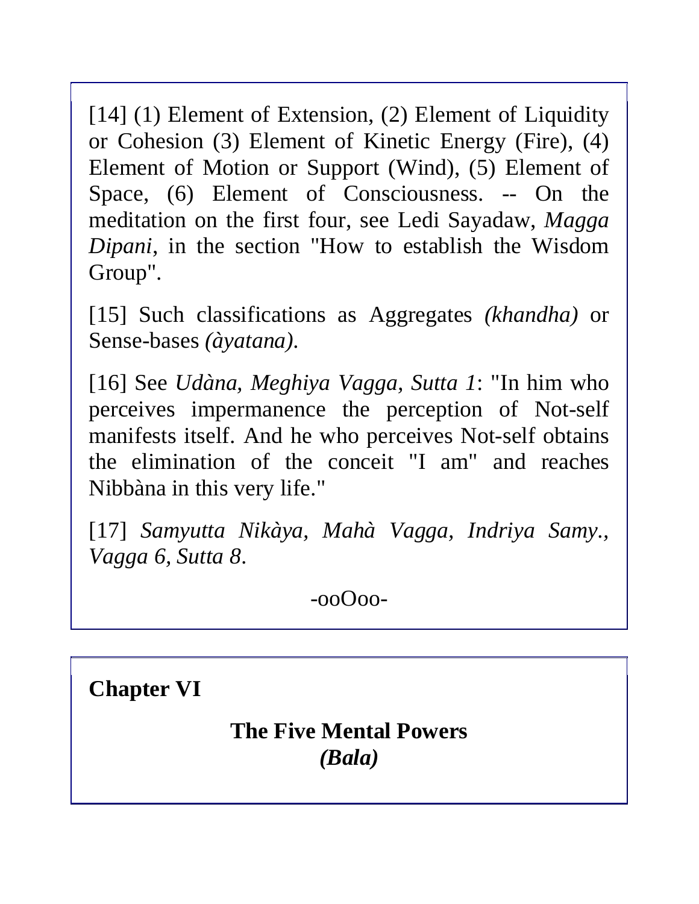[14] (1) Element of Extension, (2) Element of Liquidity or Cohesion (3) Element of Kinetic Energy (Fire), (4) Element of Motion or Support (Wind), (5) Element of Space, (6) Element of Consciousness. -- On the meditation on the first four, see Ledi Sayadaw, *Magga Dipani*, in the section "How to establish the Wisdom Group".

[15] Such classifications as Aggregates *(khandha)* or Sense-bases *(àyatana)*.

[16] See *Udàna, Meghiya Vagga, Sutta 1*: "In him who perceives impermanence the perception of Not-self manifests itself. And he who perceives Not-self obtains the elimination of the conceit "I am" and reaches Nibbàna in this very life."

[17] *Samyutta Nikàya, Mahà Vagga, Indriya Samy., Vagga 6, Sutta 8*.

-ooOoo-

## Chapter VI

### The Five Mental Powers
### *(Bala)*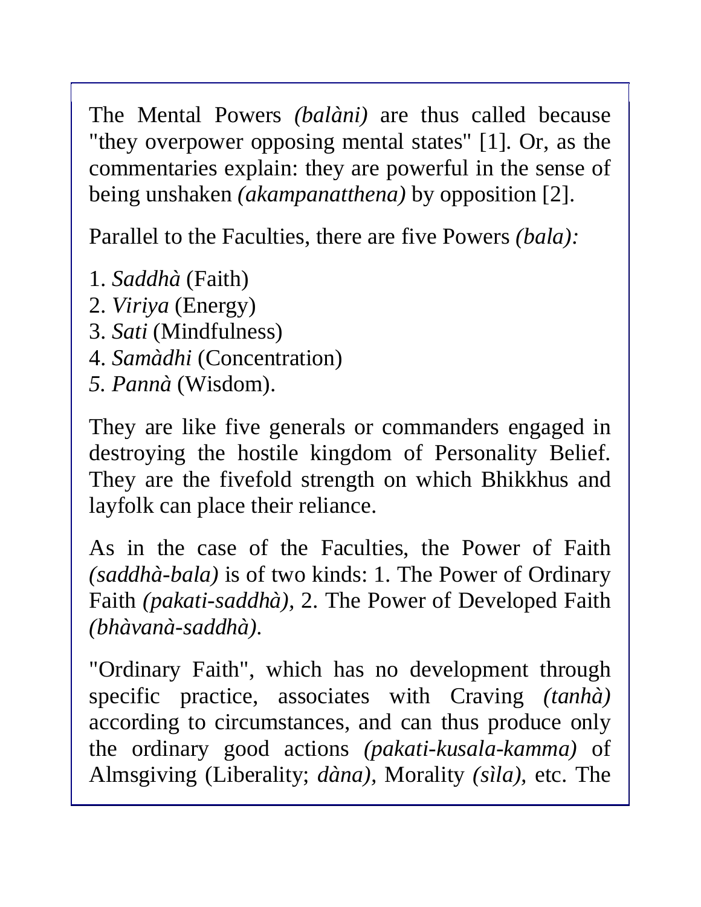The Mental Powers *(balàni)* are thus called because "they overpower opposing mental states" [1]. Or, as the commentaries explain: they are powerful in the sense of being unshaken *(akampanatthena)* by opposition [2].

Parallel to the Faculties, there are five Powers *(bala):*

1. *Saddhà* (Faith)
2. *Viriya* (Energy)
3. *Sati* (Mindfulness)
4. *Samàdhi* (Concentration)
5. *Pannà* (Wisdom).

They are like five generals or commanders engaged in destroying the hostile kingdom of Personality Belief. They are the fivefold strength on which Bhikkhus and layfolk can place their reliance.

As in the case of the Faculties, the Power of Faith *(saddhà-bala)* is of two kinds: 1. The Power of Ordinary Faith *(pakati-saddhà)*, 2. The Power of Developed Faith *(bhàvanà-saddhà)*.

"Ordinary Faith", which has no development through specific practice, associates with Craving *(tanhà)* according to circumstances, and can thus produce only the ordinary good actions *(pakati-kusala-kamma)* of Almsgiving (Liberality; *dàna)*, Morality *(sìla)*, etc. The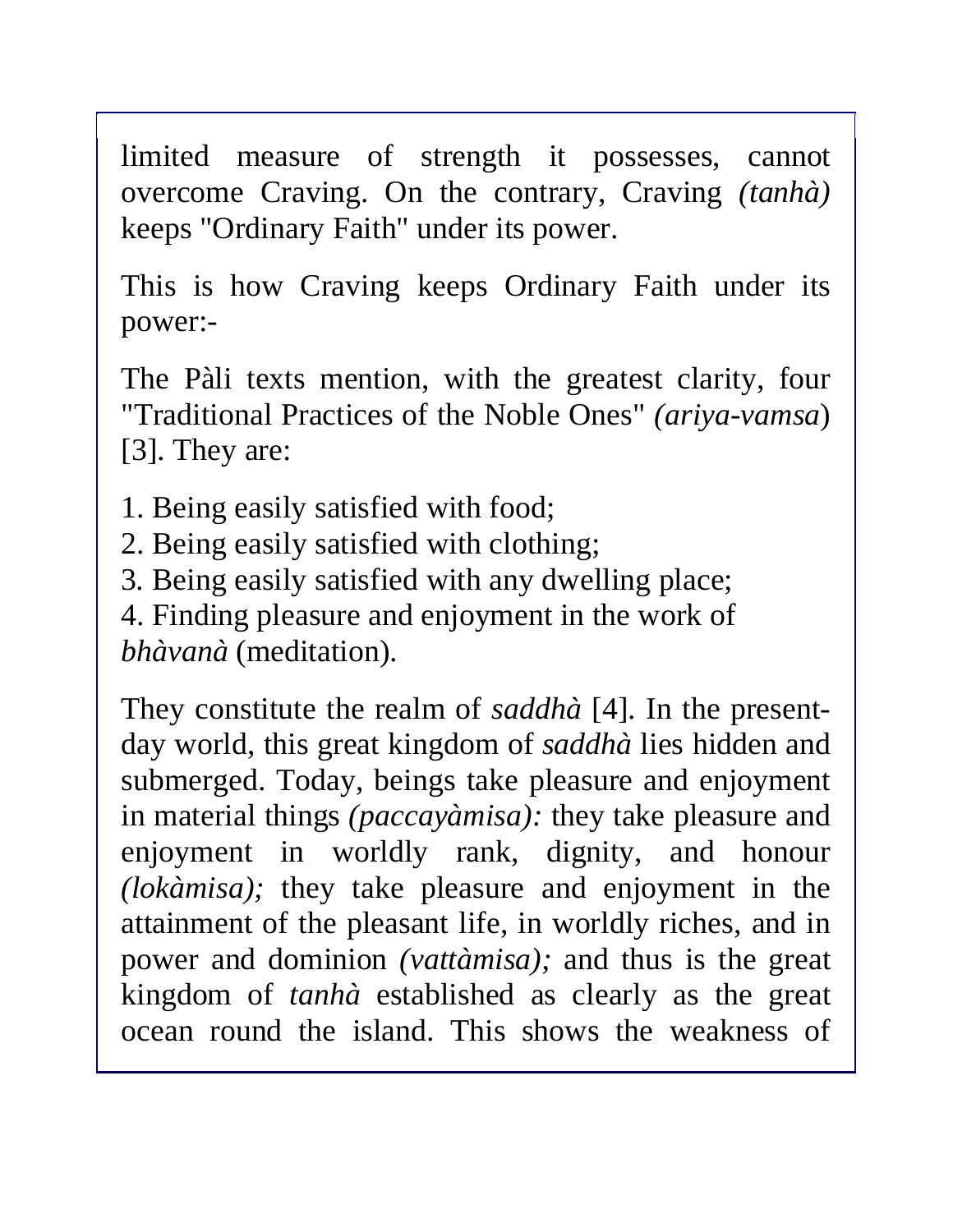limited measure of strength it possesses, cannot overcome Craving. On the contrary, Craving *(tanhà)* keeps "Ordinary Faith" under its power.

This is how Craving keeps Ordinary Faith under its power:-

The Pàli texts mention, with the greatest clarity, four "Traditional Practices of the Noble Ones" *(ariya-vamsa*) [3]. They are:

1. Being easily satisfied with food;
2. Being easily satisfied with clothing;
3. Being easily satisfied with any dwelling place;
4. Finding pleasure and enjoyment in the work of *bhàvanà* (meditation).

They constitute the realm of *saddhà* [4]. In the present-day world, this great kingdom of *saddhà* lies hidden and submerged. Today, beings take pleasure and enjoyment in material things *(paccayàmisa):* they take pleasure and enjoyment in worldly rank, dignity, and honour *(lokàmisa);* they take pleasure and enjoyment in the attainment of the pleasant life, in worldly riches, and in power and dominion *(vattàmisa);* and thus is the great kingdom of *tanhà* established as clearly as the great ocean round the island. This shows the weakness of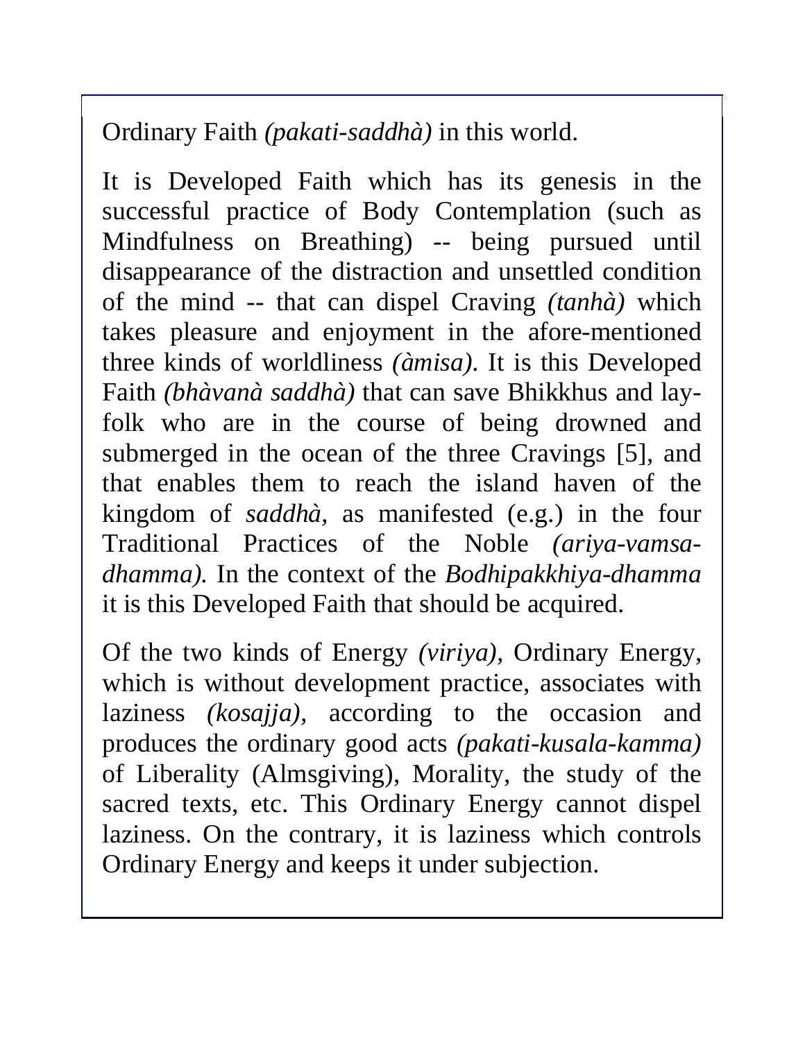Ordinary Faith *(pakati-saddhà)* in this world.

It is Developed Faith which has its genesis in the successful practice of Body Contemplation (such as Mindfulness on Breathing) -- being pursued until disappearance of the distraction and unsettled condition of the mind -- that can dispel Craving *(tanhà)* which takes pleasure and enjoyment in the afore-mentioned three kinds of worldliness *(àmisa)*. It is this Developed Faith *(bhàvanà saddhà)* that can save Bhikkhus and lay-folk who are in the course of being drowned and submerged in the ocean of the three Cravings [5], and that enables them to reach the island haven of the kingdom of *saddhà*, as manifested (e.g.) in the four Traditional Practices of the Noble *(ariya-vamsa-dhamma)*. In the context of the *Bodhipakkhiya-dhamma* it is this Developed Faith that should be acquired.

Of the two kinds of Energy *(viriya)*, Ordinary Energy, which is without development practice, associates with laziness *(kosajja)*, according to the occasion and produces the ordinary good acts *(pakati-kusala-kamma)* of Liberality (Almsgiving), Morality, the study of the sacred texts, etc. This Ordinary Energy cannot dispel laziness. On the contrary, it is laziness which controls Ordinary Energy and keeps it under subjection.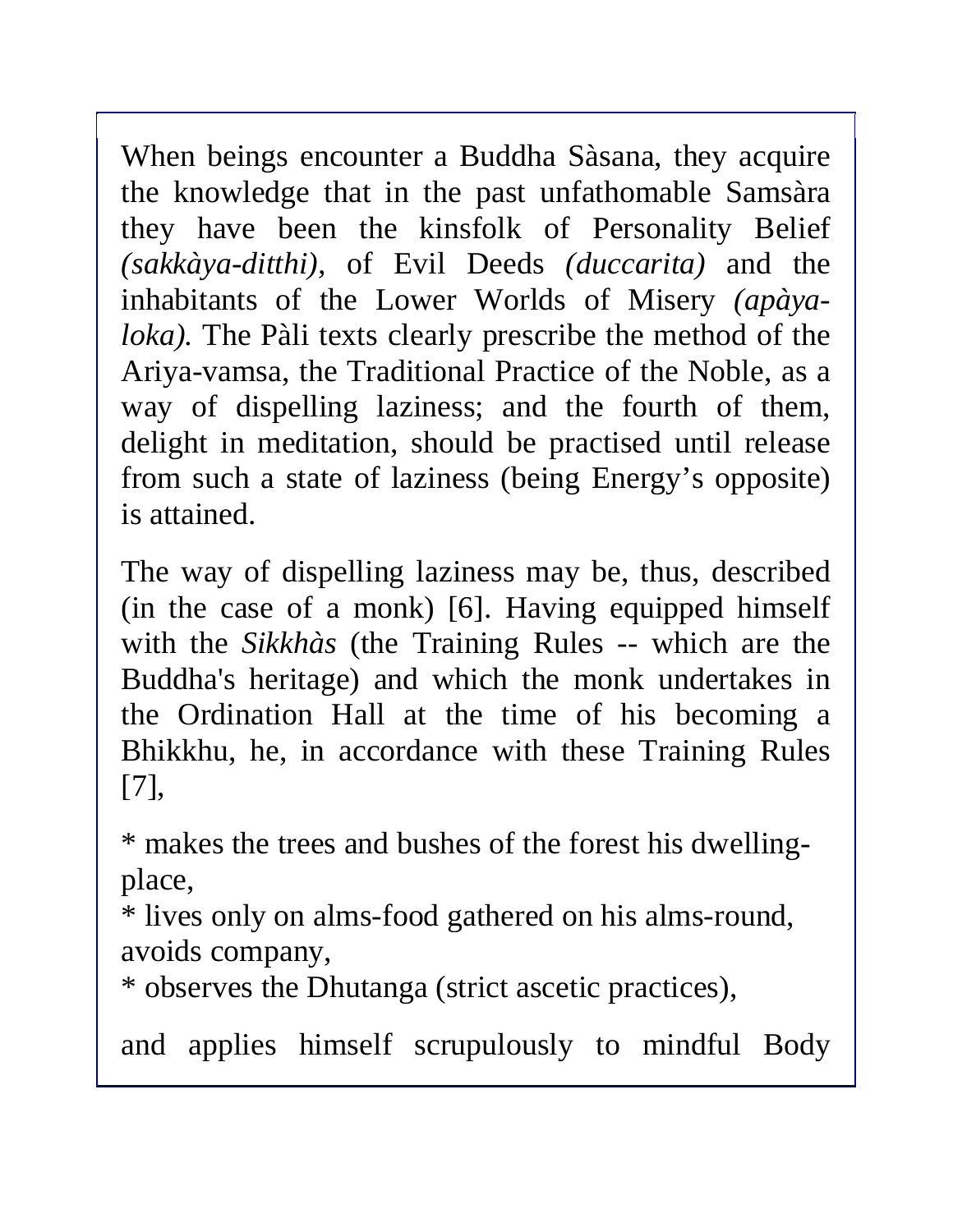When beings encounter a Buddha Sàsana, they acquire the knowledge that in the past unfathomable Samsàra they have been the kinsfolk of Personality Belief *(sakkàya-ditthi)*, of Evil Deeds *(duccarita)* and the inhabitants of the Lower Worlds of Misery *(apàya-loka).* The Pàli texts clearly prescribe the method of the Ariya-vamsa, the Traditional Practice of the Noble, as a way of dispelling laziness; and the fourth of them, delight in meditation, should be practised until release from such a state of laziness (being Energy's opposite) is attained.

The way of dispelling laziness may be, thus, described (in the case of a monk) [6]. Having equipped himself with the *Sikkhàs* (the Training Rules -- which are the Buddha's heritage) and which the monk undertakes in the Ordination Hall at the time of his becoming a Bhikkhu, he, in accordance with these Training Rules [7],

* makes the trees and bushes of the forest his dwelling-place,
* lives only on alms-food gathered on his alms-round, avoids company,
* observes the Dhutanga (strict ascetic practices),

and applies himself scrupulously to mindful Body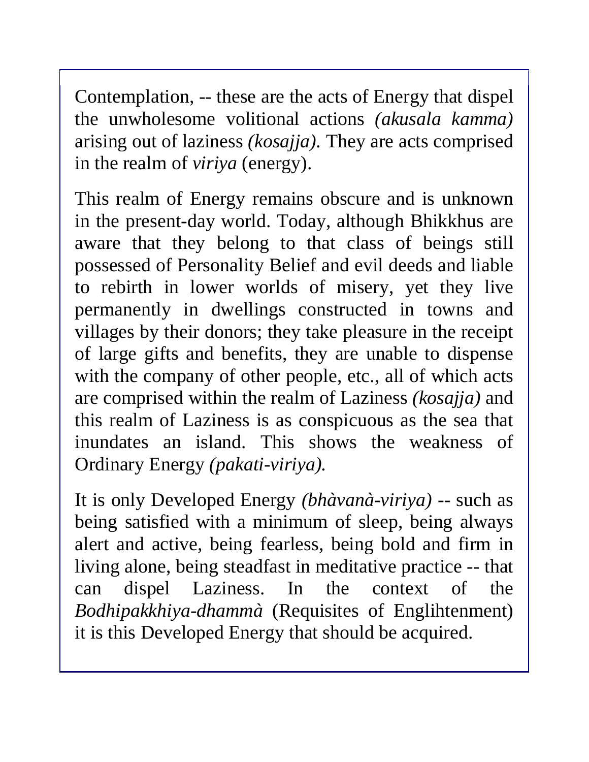Contemplation, -- these are the acts of Energy that dispel the unwholesome volitional actions *(akusala kamma)* arising out of laziness *(kosajja)*. They are acts comprised in the realm of *viriya* (energy).

This realm of Energy remains obscure and is unknown in the present-day world. Today, although Bhikkhus are aware that they belong to that class of beings still possessed of Personality Belief and evil deeds and liable to rebirth in lower worlds of misery, yet they live permanently in dwellings constructed in towns and villages by their donors; they take pleasure in the receipt of large gifts and benefits, they are unable to dispense with the company of other people, etc., all of which acts are comprised within the realm of Laziness *(kosajja)* and this realm of Laziness is as conspicuous as the sea that inundates an island. This shows the weakness of Ordinary Energy *(pakati-viriya).*

It is only Developed Energy *(bhàvanà-viriya)* -- such as being satisfied with a minimum of sleep, being always alert and active, being fearless, being bold and firm in living alone, being steadfast in meditative practice -- that can dispel Laziness. In the context of the *Bodhipakkhiya-dhammà* (Requisites of Englihtenment) it is this Developed Energy that should be acquired.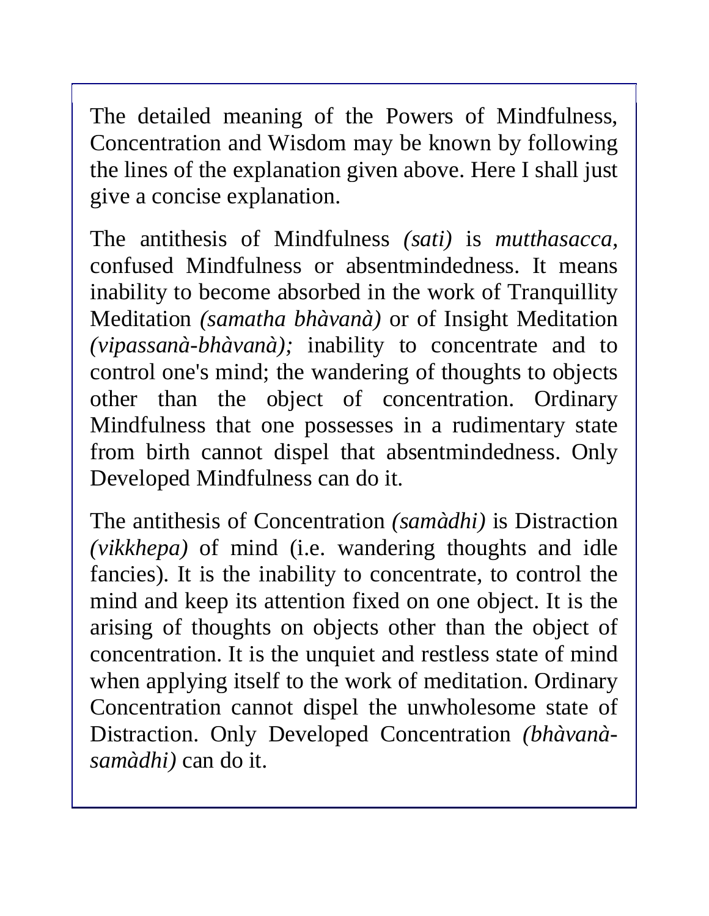The detailed meaning of the Powers of Mindfulness, Concentration and Wisdom may be known by following the lines of the explanation given above. Here I shall just give a concise explanation.

The antithesis of Mindfulness *(sati)* is *mutthasacca*, confused Mindfulness or absentmindedness. It means inability to become absorbed in the work of Tranquillity Meditation *(samatha bhàvanà)* or of Insight Meditation *(vipassanà-bhàvanà);* inability to concentrate and to control one's mind; the wandering of thoughts to objects other than the object of concentration. Ordinary Mindfulness that one possesses in a rudimentary state from birth cannot dispel that absentmindedness. Only Developed Mindfulness can do it.

The antithesis of Concentration *(samàdhi)* is Distraction *(vikkhepa)* of mind (i.e. wandering thoughts and idle fancies). It is the inability to concentrate, to control the mind and keep its attention fixed on one object. It is the arising of thoughts on objects other than the object of concentration. It is the unquiet and restless state of mind when applying itself to the work of meditation. Ordinary Concentration cannot dispel the unwholesome state of Distraction. Only Developed Concentration *(bhàvanà-samàdhi)* can do it.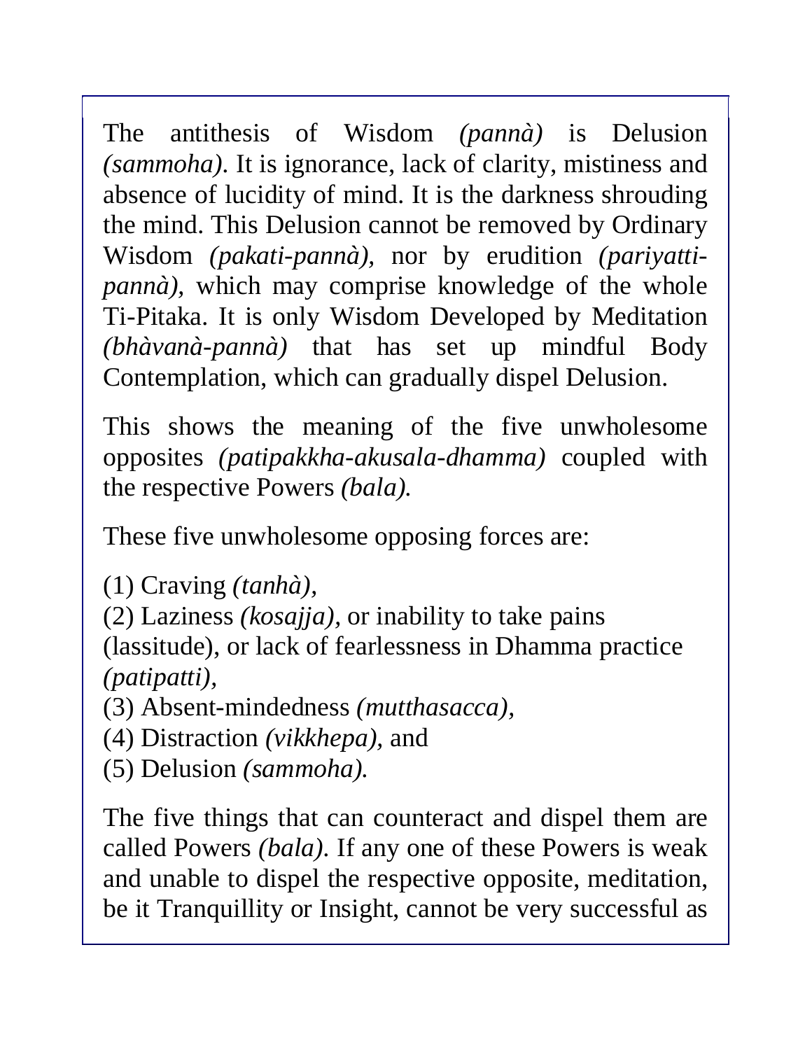The antithesis of Wisdom *(pannà)* is Delusion *(sammoha)*. It is ignorance, lack of clarity, mistiness and absence of lucidity of mind. It is the darkness shrouding the mind. This Delusion cannot be removed by Ordinary Wisdom *(pakati-pannà)*, nor by erudition *(pariyatti-pannà)*, which may comprise knowledge of the whole Ti-Pitaka. It is only Wisdom Developed by Meditation *(bhàvanà-pannà)* that has set up mindful Body Contemplation, which can gradually dispel Delusion.

This shows the meaning of the five unwholesome opposites *(patipakkha-akusala-dhamma)* coupled with the respective Powers *(bala)*.

These five unwholesome opposing forces are:

(1) Craving *(tanhà)*,
(2) Laziness *(kosajja)*, or inability to take pains (lassitude), or lack of fearlessness in Dhamma practice *(patipatti)*,
(3) Absent-mindedness *(mutthasacca)*,
(4) Distraction *(vikkhepa)*, and
(5) Delusion *(sammoha)*.

The five things that can counteract and dispel them are called Powers *(bala)*. If any one of these Powers is weak and unable to dispel the respective opposite, meditation, be it Tranquillity or Insight, cannot be very successful as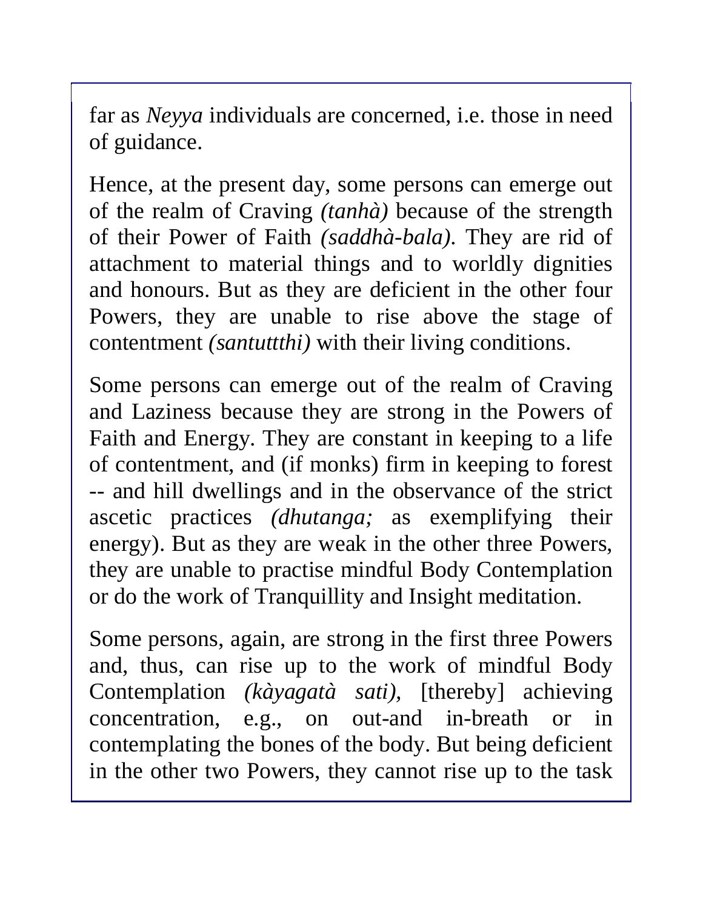far as *Neyya* individuals are concerned, i.e. those in need of guidance.

Hence, at the present day, some persons can emerge out of the realm of Craving *(tanhà)* because of the strength of their Power of Faith *(saddhà-bala)*. They are rid of attachment to material things and to worldly dignities and honours. But as they are deficient in the other four Powers, they are unable to rise above the stage of contentment *(santuttthi)* with their living conditions.

Some persons can emerge out of the realm of Craving and Laziness because they are strong in the Powers of Faith and Energy. They are constant in keeping to a life of contentment, and (if monks) firm in keeping to forest -- and hill dwellings and in the observance of the strict ascetic practices *(dhutanga;* as exemplifying their energy). But as they are weak in the other three Powers, they are unable to practise mindful Body Contemplation or do the work of Tranquillity and Insight meditation.

Some persons, again, are strong in the first three Powers and, thus, can rise up to the work of mindful Body Contemplation *(kàyagatà sati)*, [thereby] achieving concentration, e.g., on out-and in-breath or in contemplating the bones of the body. But being deficient in the other two Powers, they cannot rise up to the task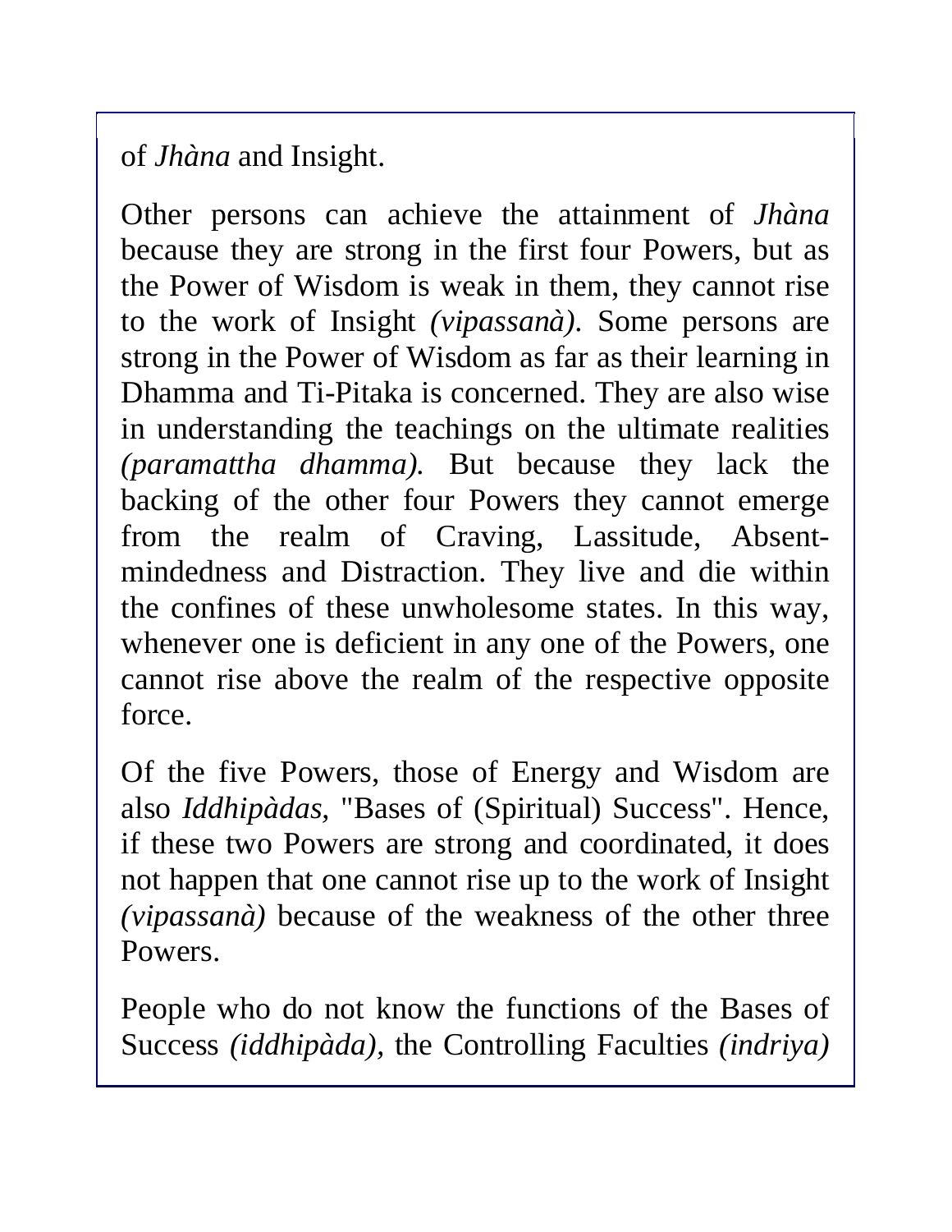of *Jhàna* and Insight.

Other persons can achieve the attainment of *Jhàna* because they are strong in the first four Powers, but as the Power of Wisdom is weak in them, they cannot rise to the work of Insight *(vipassanà)*. Some persons are strong in the Power of Wisdom as far as their learning in Dhamma and Ti-Pitaka is concerned. They are also wise in understanding the teachings on the ultimate realities *(paramattha dhamma).* But because they lack the backing of the other four Powers they cannot emerge from the realm of Craving, Lassitude, Absent-mindedness and Distraction. They live and die within the confines of these unwholesome states. In this way, whenever one is deficient in any one of the Powers, one cannot rise above the realm of the respective opposite force.

Of the five Powers, those of Energy and Wisdom are also *Iddhipàdas,* "Bases of (Spiritual) Success". Hence, if these two Powers are strong and coordinated, it does not happen that one cannot rise up to the work of Insight *(vipassanà)* because of the weakness of the other three Powers.

People who do not know the functions of the Bases of Success *(iddhipàda)*, the Controlling Faculties *(indriya)*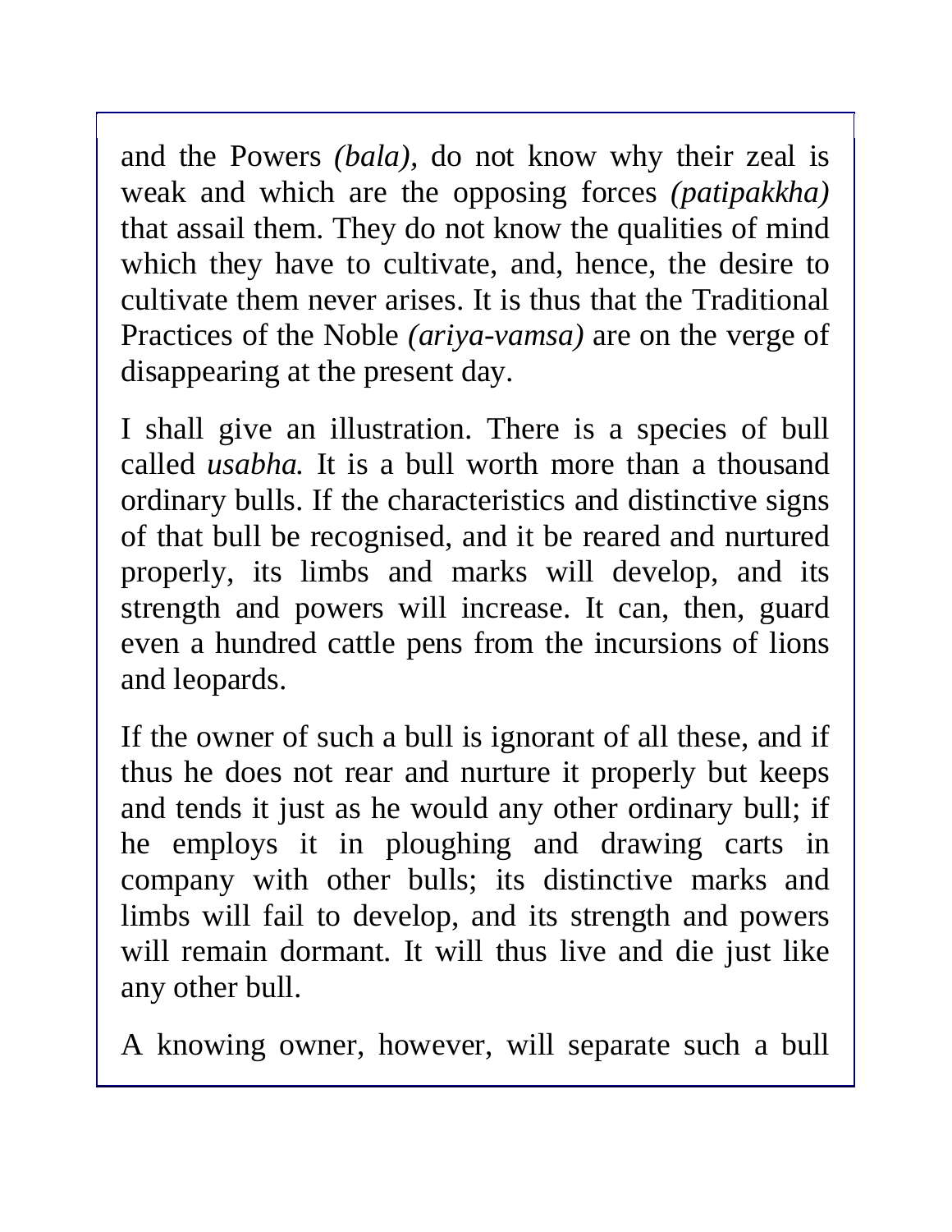and the Powers *(bala),* do not know why their zeal is weak and which are the opposing forces *(patipakkha)* that assail them. They do not know the qualities of mind which they have to cultivate, and, hence, the desire to cultivate them never arises. It is thus that the Traditional Practices of the Noble *(ariya-vamsa)* are on the verge of disappearing at the present day.

I shall give an illustration. There is a species of bull called *usabha.* It is a bull worth more than a thousand ordinary bulls. If the characteristics and distinctive signs of that bull be recognised, and it be reared and nurtured properly, its limbs and marks will develop, and its strength and powers will increase. It can, then, guard even a hundred cattle pens from the incursions of lions and leopards.

If the owner of such a bull is ignorant of all these, and if thus he does not rear and nurture it properly but keeps and tends it just as he would any other ordinary bull; if he employs it in ploughing and drawing carts in company with other bulls; its distinctive marks and limbs will fail to develop, and its strength and powers will remain dormant. It will thus live and die just like any other bull.

A knowing owner, however, will separate such a bull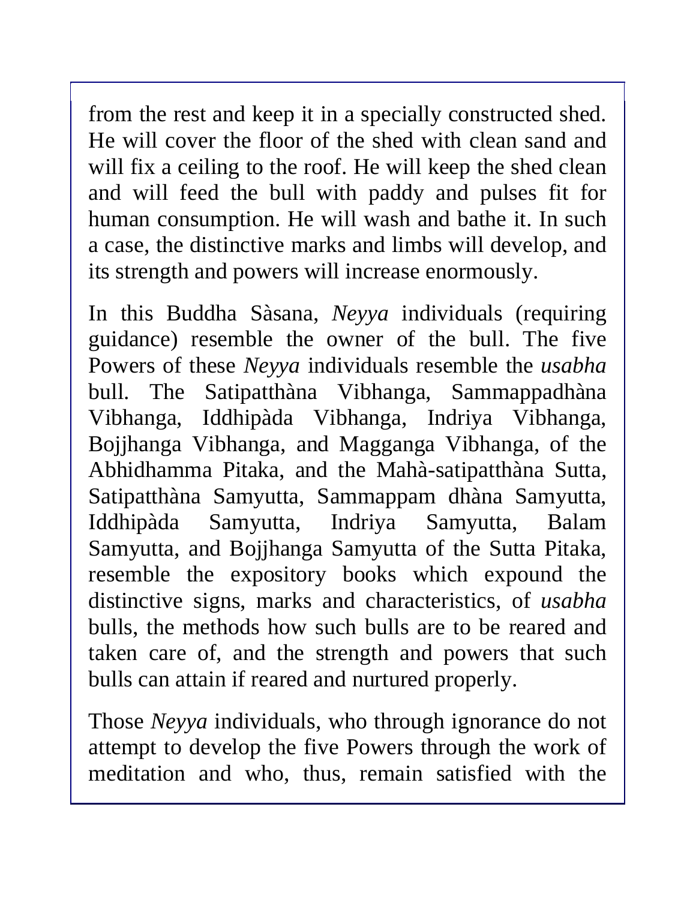from the rest and keep it in a specially constructed shed. He will cover the floor of the shed with clean sand and will fix a ceiling to the roof. He will keep the shed clean and will feed the bull with paddy and pulses fit for human consumption. He will wash and bathe it. In such a case, the distinctive marks and limbs will develop, and its strength and powers will increase enormously.

In this Buddha Sàsana, *Neyya* individuals (requiring guidance) resemble the owner of the bull. The five Powers of these *Neyya* individuals resemble the *usabha* bull. The Satipatthàna Vibhanga, Sammappadhàna Vibhanga, Iddhipàda Vibhanga, Indriya Vibhanga, Bojjhanga Vibhanga, and Magganga Vibhanga, of the Abhidhamma Pitaka, and the Mahà-satipatthàna Sutta, Satipatthàna Samyutta, Sammappam dhàna Samyutta, Iddhipàda Samyutta, Indriya Samyutta, Balam Samyutta, and Bojjhanga Samyutta of the Sutta Pitaka, resemble the expository books which expound the distinctive signs, marks and characteristics, of *usabha* bulls, the methods how such bulls are to be reared and taken care of, and the strength and powers that such bulls can attain if reared and nurtured properly.

Those *Neyya* individuals, who through ignorance do not attempt to develop the five Powers through the work of meditation and who, thus, remain satisfied with the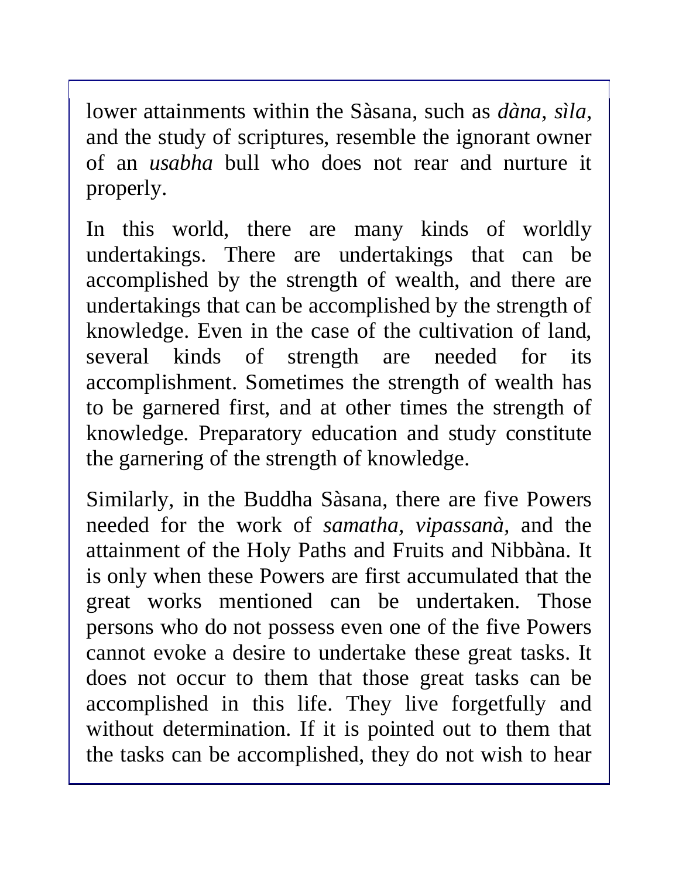lower attainments within the Sàsana, such as *dàna, sìla,* and the study of scriptures, resemble the ignorant owner of an *usabha* bull who does not rear and nurture it properly.

In this world, there are many kinds of worldly undertakings. There are undertakings that can be accomplished by the strength of wealth, and there are undertakings that can be accomplished by the strength of knowledge. Even in the case of the cultivation of land, several kinds of strength are needed for its accomplishment. Sometimes the strength of wealth has to be garnered first, and at other times the strength of knowledge. Preparatory education and study constitute the garnering of the strength of knowledge.

Similarly, in the Buddha Sàsana, there are five Powers needed for the work of *samatha, vipassanà,* and the attainment of the Holy Paths and Fruits and Nibbàna. It is only when these Powers are first accumulated that the great works mentioned can be undertaken. Those persons who do not possess even one of the five Powers cannot evoke a desire to undertake these great tasks. It does not occur to them that those great tasks can be accomplished in this life. They live forgetfully and without determination. If it is pointed out to them that the tasks can be accomplished, they do not wish to hear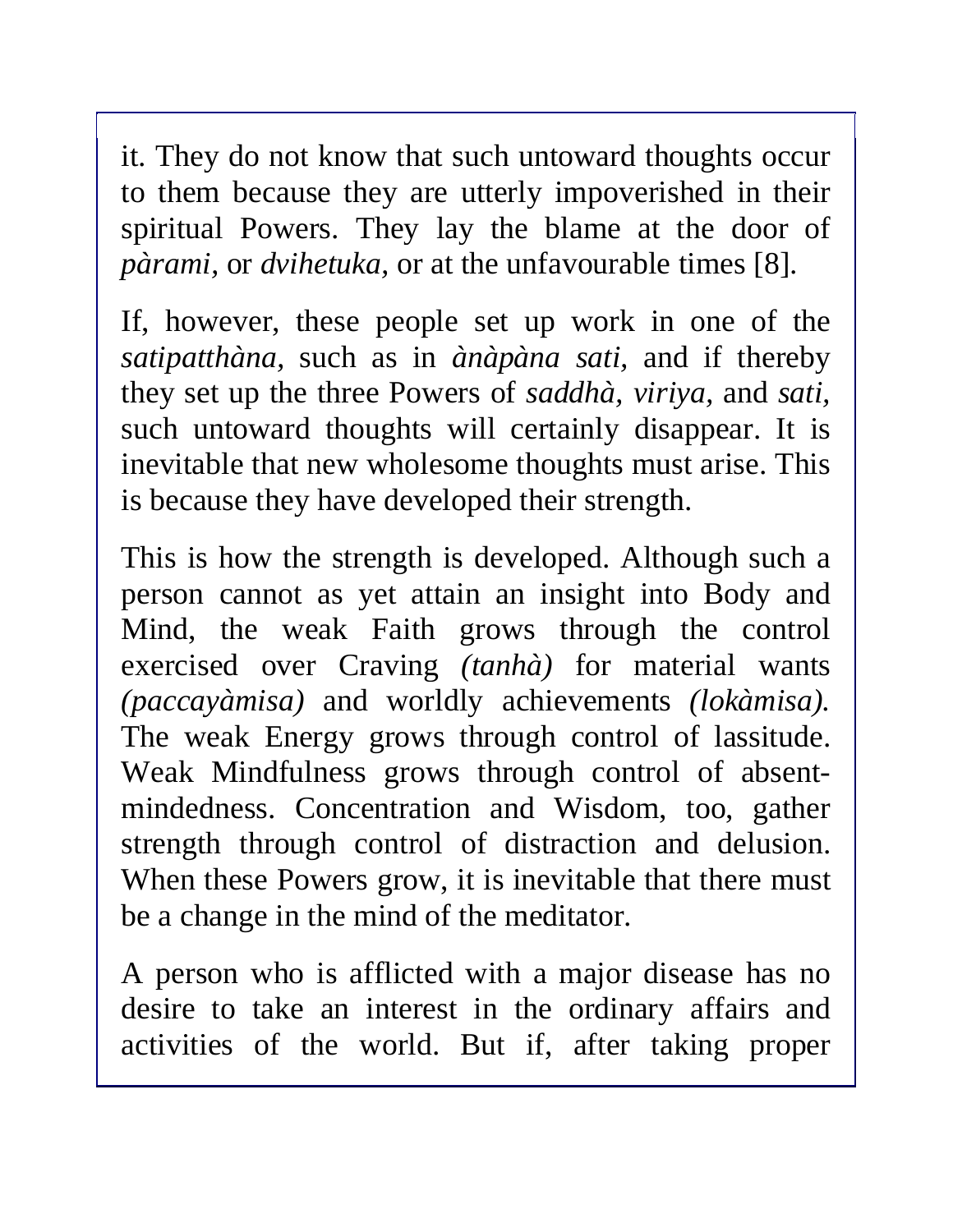it. They do not know that such untoward thoughts occur to them because they are utterly impoverished in their spiritual Powers. They lay the blame at the door of *pàrami,* or *dvihetuka,* or at the unfavourable times [8].

If, however, these people set up work in one of the *satipatthàna,* such as in *ànàpàna sati,* and if thereby they set up the three Powers of *saddhà, viriya,* and *sati,* such untoward thoughts will certainly disappear. It is inevitable that new wholesome thoughts must arise. This is because they have developed their strength.

This is how the strength is developed. Although such a person cannot as yet attain an insight into Body and Mind, the weak Faith grows through the control exercised over Craving *(tanhà)* for material wants *(paccayàmisa)* and worldly achievements *(lokàmisa).* The weak Energy grows through control of lassitude. Weak Mindfulness grows through control of absent-mindedness. Concentration and Wisdom, too, gather strength through control of distraction and delusion. When these Powers grow, it is inevitable that there must be a change in the mind of the meditator.

A person who is afflicted with a major disease has no desire to take an interest in the ordinary affairs and activities of the world. But if, after taking proper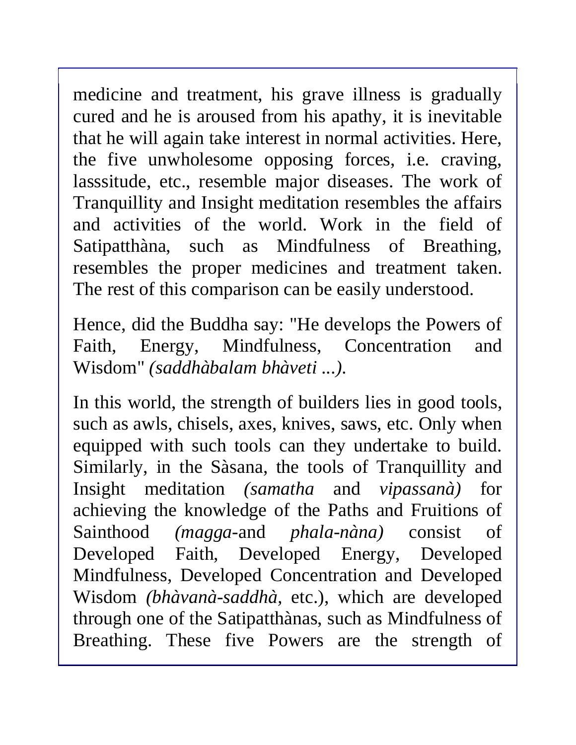medicine and treatment, his grave illness is gradually cured and he is aroused from his apathy, it is inevitable that he will again take interest in normal activities. Here, the five unwholesome opposing forces, i.e. craving, lasssitude, etc., resemble major diseases. The work of Tranquillity and Insight meditation resembles the affairs and activities of the world. Work in the field of Satipatthàna, such as Mindfulness of Breathing, resembles the proper medicines and treatment taken. The rest of this comparison can be easily understood.

Hence, did the Buddha say: "He develops the Powers of Faith, Energy, Mindfulness, Concentration and Wisdom" *(saddhàbalam bhàveti ...).*

In this world, the strength of builders lies in good tools, such as awls, chisels, axes, knives, saws, etc. Only when equipped with such tools can they undertake to build. Similarly, in the Sàsana, the tools of Tranquillity and Insight meditation *(samatha* and *vipassanà)* for achieving the knowledge of the Paths and Fruitions of Sainthood *(magga*-and *phala-nàna)* consist of Developed Faith, Developed Energy, Developed Mindfulness, Developed Concentration and Developed Wisdom *(bhàvanà-saddhà,* etc.), which are developed through one of the Satipatthànas, such as Mindfulness of Breathing. These five Powers are the strength of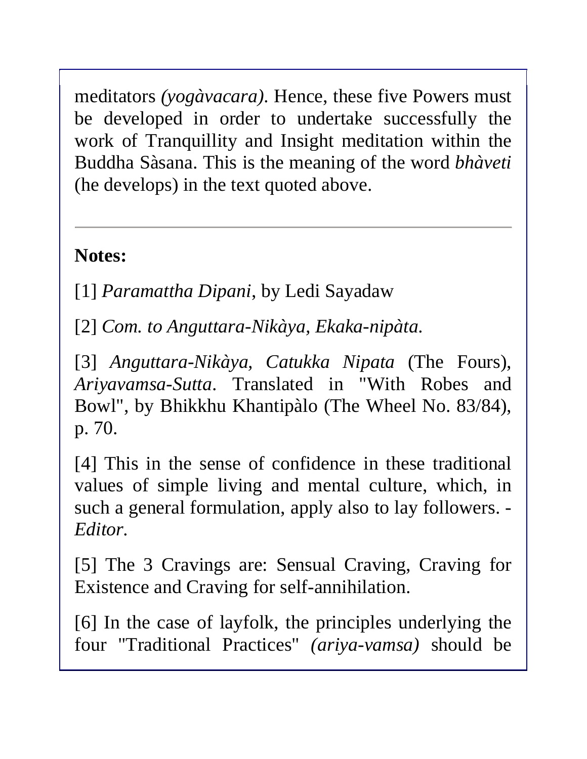meditators *(yogàvacara)*. Hence, these five Powers must be developed in order to undertake successfully the work of Tranquillity and Insight meditation within the Buddha Sàsana. This is the meaning of the word *bhàveti* (he develops) in the text quoted above.

---

**Notes:**

[1] *Paramattha Dipani*, by Ledi Sayadaw

[2] *Com. to Anguttara-Nikàya, Ekaka-nipàta.*

[3] *Anguttara-Nikàya, Catukka Nipata* (The Fours), *Ariyavamsa-Sutta*. Translated in "With Robes and Bowl", by Bhikkhu Khantipàlo (The Wheel No. 83/84), p. 70.

[4] This in the sense of confidence in these traditional values of simple living and mental culture, which, in such a general formulation, apply also to lay followers. - *Editor.*

[5] The 3 Cravings are: Sensual Craving, Craving for Existence and Craving for self-annihilation.

[6] In the case of layfolk, the principles underlying the four "Traditional Practices" *(ariya-vamsa)* should be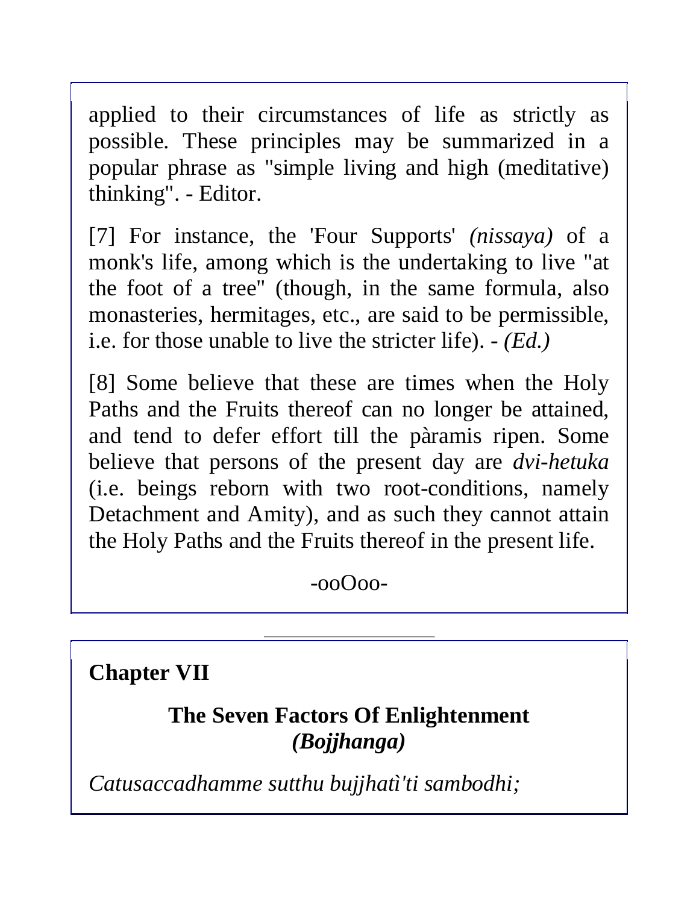applied to their circumstances of life as strictly as possible. These principles may be summarized in a popular phrase as "simple living and high (meditative) thinking". - Editor.

[7] For instance, the 'Four Supports' *(nissaya)* of a monk's life, among which is the undertaking to live "at the foot of a tree" (though, in the same formula, also monasteries, hermitages, etc., are said to be permissible, i.e. for those unable to live the stricter life). - *(Ed.)*

[8] Some believe that these are times when the Holy Paths and the Fruits thereof can no longer be attained, and tend to defer effort till the pàramis ripen. Some believe that persons of the present day are *dvi-hetuka* (i.e. beings reborn with two root-conditions, namely Detachment and Amity), and as such they cannot attain the Holy Paths and the Fruits thereof in the present life.

-ooOoo-

---

## Chapter VII

### The Seven Factors Of Enlightenment *(Bojjhanga)*

*Catusaccadhamme sutthu bujjhatì'ti sambodhi;*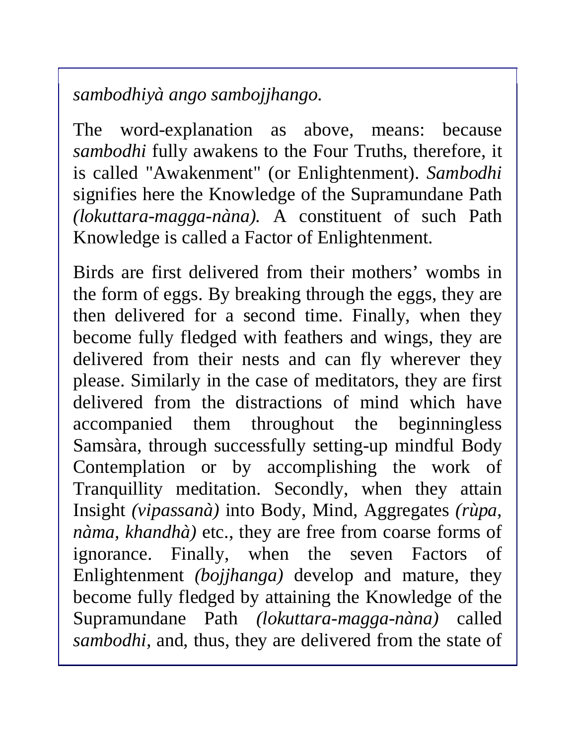*sambodhiyà ango sambojjhango.*

The word-explanation as above, means: because *sambodhi* fully awakens to the Four Truths, therefore, it is called "Awakenment" (or Enlightenment). *Sambodhi* signifies here the Knowledge of the Supramundane Path *(lokuttara-magga-nàna).* A constituent of such Path Knowledge is called a Factor of Enlightenment.

Birds are first delivered from their mothers' wombs in the form of eggs. By breaking through the eggs, they are then delivered for a second time. Finally, when they become fully fledged with feathers and wings, they are delivered from their nests and can fly wherever they please. Similarly in the case of meditators, they are first delivered from the distractions of mind which have accompanied them throughout the beginningless Samsàra, through successfully setting-up mindful Body Contemplation or by accomplishing the work of Tranquillity meditation. Secondly, when they attain Insight *(vipassanà)* into Body, Mind, Aggregates *(rùpa, nàma, khandhà)* etc., they are free from coarse forms of ignorance. Finally, when the seven Factors of Enlightenment *(bojjhanga)* develop and mature, they become fully fledged by attaining the Knowledge of the Supramundane Path *(lokuttara-magga-nàna)* called *sambodhi,* and, thus, they are delivered from the state of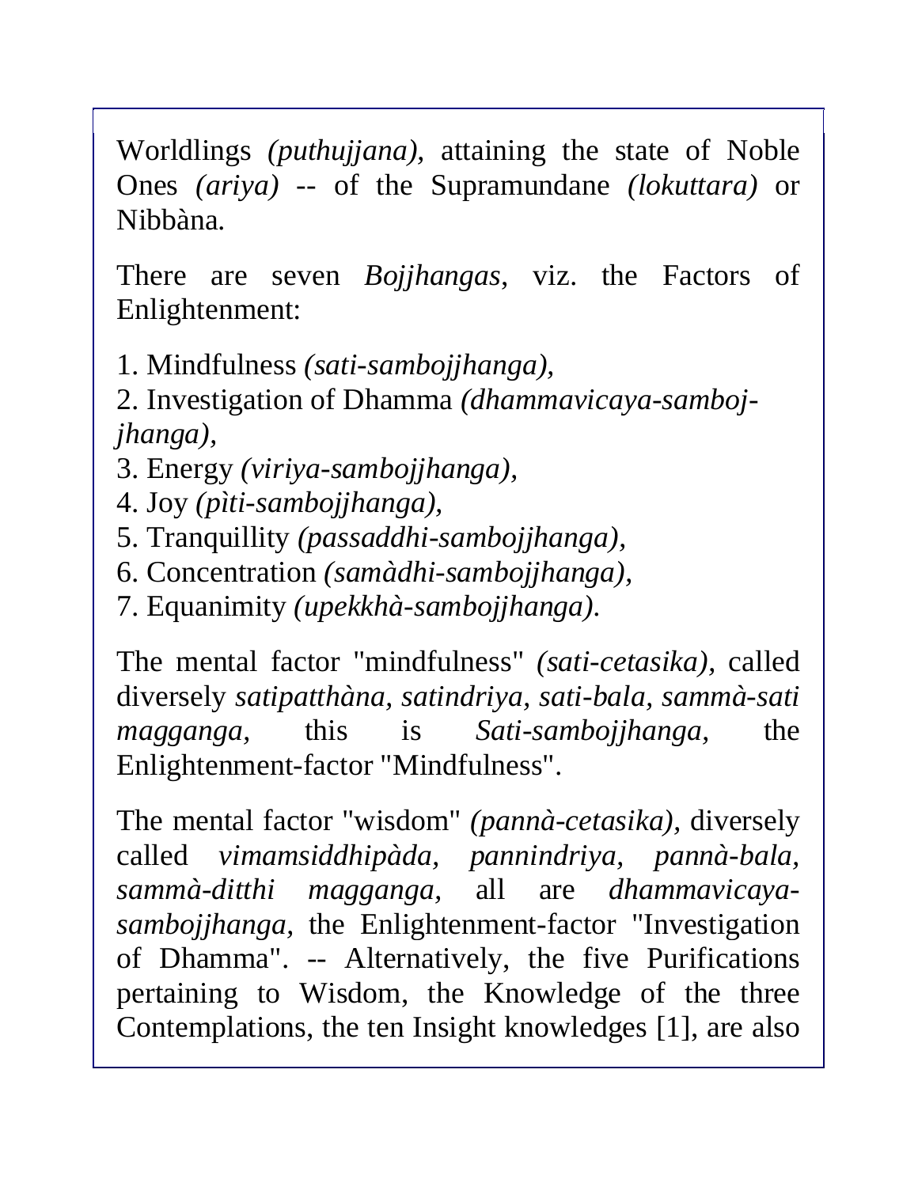Worldlings *(puthujjana),* attaining the state of Noble Ones *(ariya)* -- of the Supramundane *(lokuttara)* or Nibbàna.

There are seven *Bojjhangas*, viz. the Factors of Enlightenment:

1. Mindfulness *(sati-sambojjhanga),*
2. Investigation of Dhamma *(dhammavicaya-sambojjhanga),*
3. Energy *(viriya-sambojjhanga),*
4. Joy *(pìti-sambojjhanga),*
5. Tranquillity *(passaddhi-sambojjhanga),*
6. Concentration *(samàdhi-sambojjhanga),*
7. Equanimity *(upekkhà-sambojjhanga).*

The mental factor "mindfulness" *(sati-cetasika),* called diversely *satipatthàna*, *satindriya, sati-bala, sammà-sati magganga,* this is *Sati-sambojjhanga,* the Enlightenment-factor "Mindfulness".

The mental factor "wisdom" *(pannà-cetasika),* diversely called *vimamsiddhipàda, pannindriya, pannà-bala, sammà-ditthi magganga,* all are *dhammavicaya-sambojjhanga,* the Enlightenment-factor "Investigation of Dhamma". -- Alternatively, the five Purifications pertaining to Wisdom, the Knowledge of the three Contemplations, the ten Insight knowledges [1], are also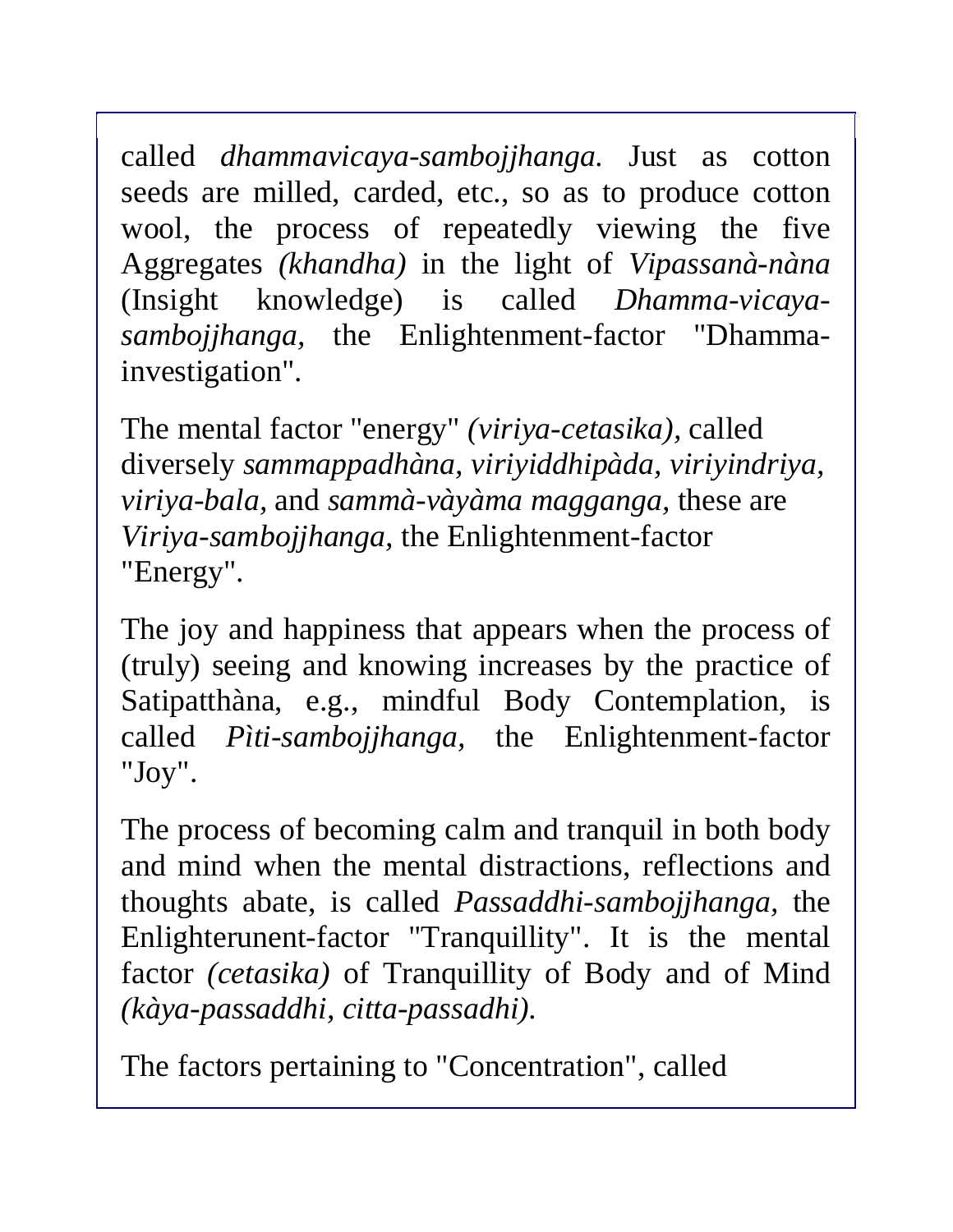called *dhammavicaya-sambojjhanga.* Just as cotton seeds are milled, carded, etc., so as to produce cotton wool, the process of repeatedly viewing the five Aggregates *(khandha)* in the light of *Vipassanà-nàna* (Insight knowledge) is called *Dhamma-vicaya-sambojjhanga,* the Enlightenment-factor "Dhamma-investigation".

The mental factor "energy" *(viriya-cetasika),* called diversely *sammappadhàna, viriyiddhipàda, viriyindriya, viriya-bala,* and *sammà-vàyàma magganga,* these are *Viriya-sambojjhanga,* the Enlightenment-factor "Energy".

The joy and happiness that appears when the process of (truly) seeing and knowing increases by the practice of Satipatthàna, e.g., mindful Body Contemplation, is called *Pìti-sambojjhanga,* the Enlightenment-factor "Joy".

The process of becoming calm and tranquil in both body and mind when the mental distractions, reflections and thoughts abate, is called *Passaddhi-sambojjhanga,* the Enlighterunent-factor "Tranquillity". It is the mental factor *(cetasika)* of Tranquillity of Body and of Mind *(kàya-passaddhi, citta-passadhi).*

The factors pertaining to "Concentration", called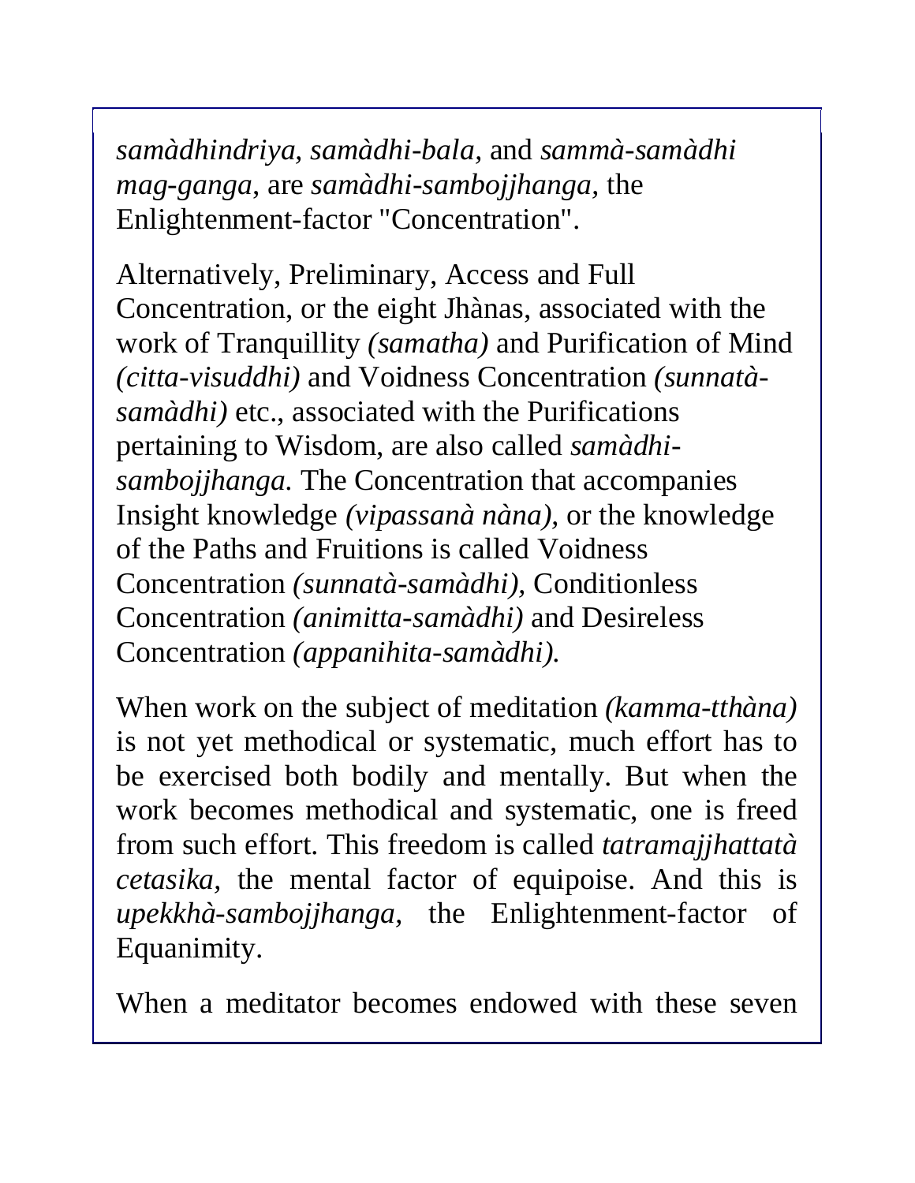*samàdhindriya, samàdhi-bala,* and *sammà-samàdhi mag-ganga*, are *samàdhi-sambojjhanga,* the Enlightenment-factor "Concentration".

Alternatively, Preliminary, Access and Full Concentration, or the eight Jhànas, associated with the work of Tranquillity *(samatha)* and Purification of Mind *(citta-visuddhi)* and Voidness Concentration *(sunnatà-samàdhi)* etc., associated with the Purifications pertaining to Wisdom, are also called *samàdhi-sambojjhanga.* The Concentration that accompanies Insight knowledge *(vipassanà nàna),* or the knowledge of the Paths and Fruitions is called Voidness Concentration *(sunnatà-samàdhi),* Conditionless Concentration *(animitta-samàdhi)* and Desireless Concentration *(appanihita-samàdhi).*

When work on the subject of meditation *(kamma-tthàna)* is not yet methodical or systematic, much effort has to be exercised both bodily and mentally. But when the work becomes methodical and systematic, one is freed from such effort. This freedom is called *tatramajjhattatà cetasika,* the mental factor of equipoise. And this is *upekkhà-sambojjhanga*, the Enlightenment-factor of Equanimity.

When a meditator becomes endowed with these seven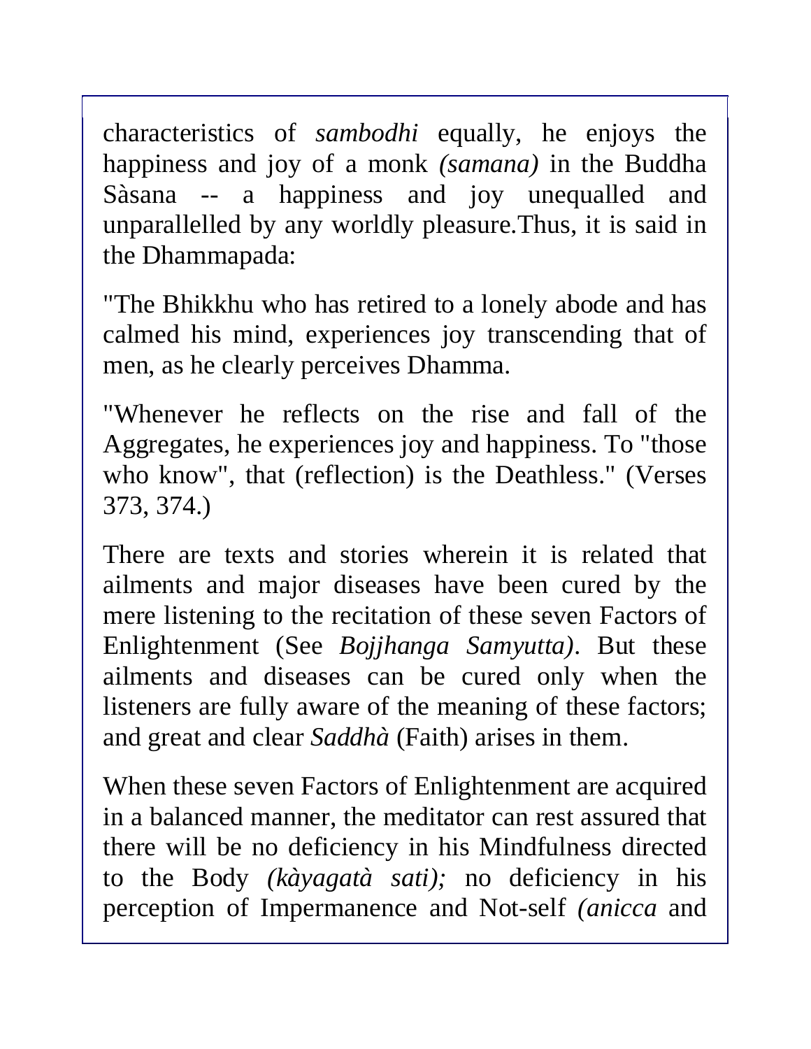characteristics of *sambodhi* equally, he enjoys the happiness and joy of a monk *(samana)* in the Buddha Sàsana -- a happiness and joy unequalled and unparallelled by any worldly pleasure.Thus, it is said in the Dhammapada:

"The Bhikkhu who has retired to a lonely abode and has calmed his mind, experiences joy transcending that of men, as he clearly perceives Dhamma.

"Whenever he reflects on the rise and fall of the Aggregates, he experiences joy and happiness. To "those who know", that (reflection) is the Deathless." (Verses 373, 374.)

There are texts and stories wherein it is related that ailments and major diseases have been cured by the mere listening to the recitation of these seven Factors of Enlightenment (See *Bojjhanga Samyutta)*. But these ailments and diseases can be cured only when the listeners are fully aware of the meaning of these factors; and great and clear *Saddhà* (Faith) arises in them.

When these seven Factors of Enlightenment are acquired in a balanced manner, the meditator can rest assured that there will be no deficiency in his Mindfulness directed to the Body *(kàyagatà sati);* no deficiency in his perception of Impermanence and Not-self *(anicca* and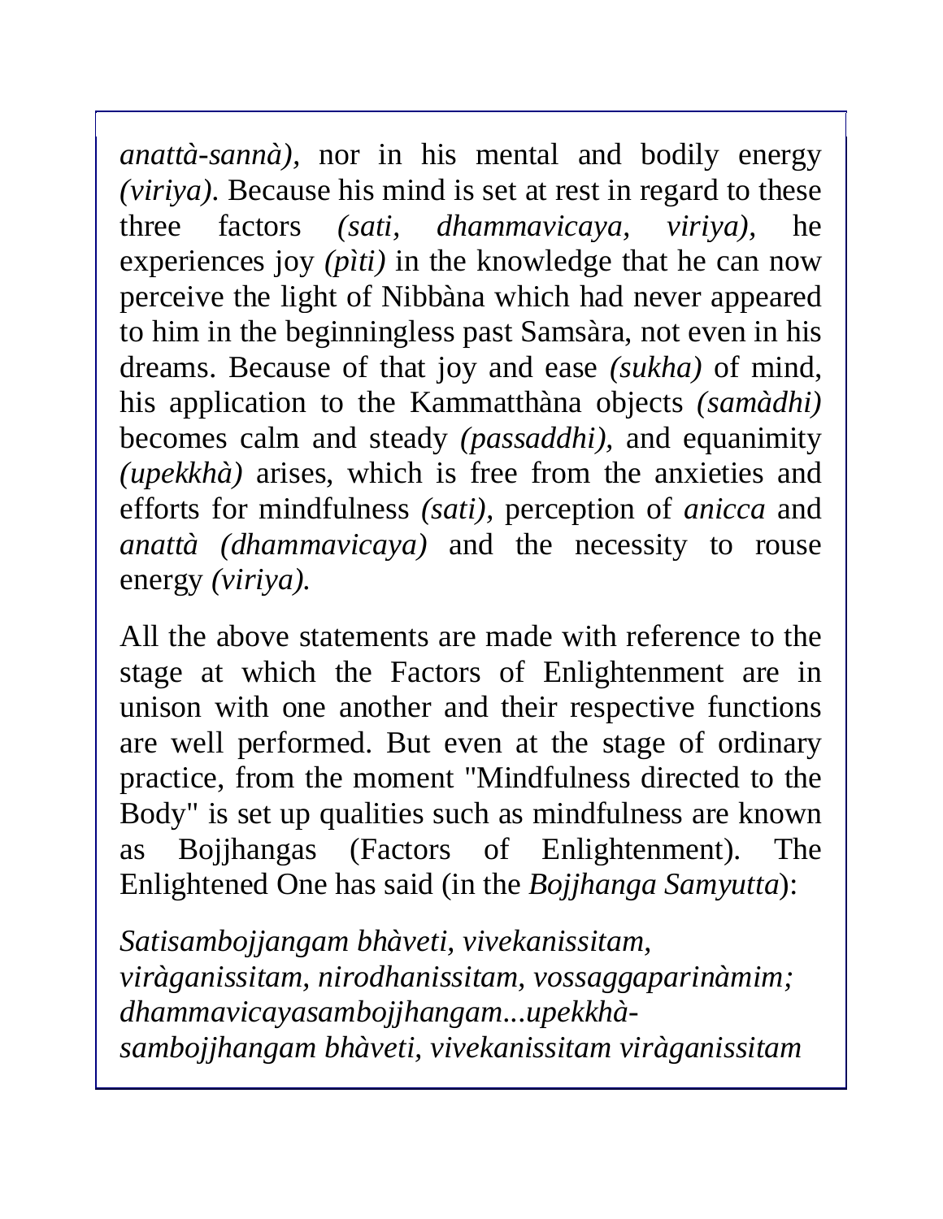*anattà-sannà),* nor in his mental and bodily energy *(viriya)*. Because his mind is set at rest in regard to these three factors *(sati, dhammavicaya, viriya)*, he experiences joy *(pìti)* in the knowledge that he can now perceive the light of Nibbàna which had never appeared to him in the beginningless past Samsàra, not even in his dreams. Because of that joy and ease *(sukha)* of mind, his application to the Kammatthàna objects *(samàdhi)* becomes calm and steady *(passaddhi),* and equanimity *(upekkhà)* arises, which is free from the anxieties and efforts for mindfulness *(sati)*, perception of *anicca* and *anattà (dhammavicaya)* and the necessity to rouse energy *(viriya).*

All the above statements are made with reference to the stage at which the Factors of Enlightenment are in unison with one another and their respective functions are well performed. But even at the stage of ordinary practice, from the moment "Mindfulness directed to the Body" is set up qualities such as mindfulness are known as Bojjhangas (Factors of Enlightenment). The Enlightened One has said (in the *Bojjhanga Samyutta*):

*Satisambojjangam bhàveti, vivekanissitam, viràganissitam, nirodhanissitam, vossaggaparinàmim; dhammavicayasambojjhangam...upekkhà-sambojjhangam bhàveti, vivekanissitam viràganissitam*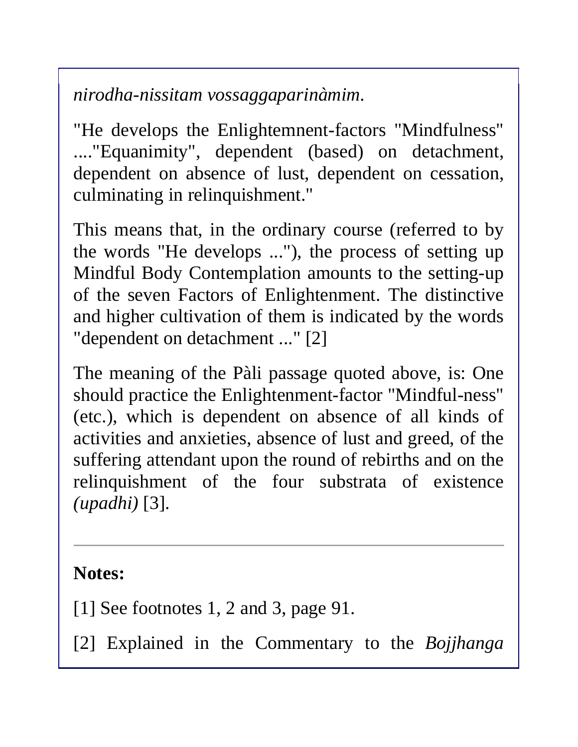*nirodha-nissitam vossaggaparinàmim.*

"He develops the Enlightemnent-factors "Mindfulness" ...."Equanimity", dependent (based) on detachment, dependent on absence of lust, dependent on cessation, culminating in relinquishment."

This means that, in the ordinary course (referred to by the words "He develops ..."), the process of setting up Mindful Body Contemplation amounts to the setting-up of the seven Factors of Enlightenment. The distinctive and higher cultivation of them is indicated by the words "dependent on detachment ..." [2]

The meaning of the Pàli passage quoted above, is: One should practice the Enlightenment-factor "Mindful-ness" (etc.), which is dependent on absence of all kinds of activities and anxieties, absence of lust and greed, of the suffering attendant upon the round of rebirths and on the relinquishment of the four substrata of existence *(upadhi)* [3].

---

**Notes:**

[1] See footnotes 1, 2 and 3, page 91.

[2] Explained in the Commentary to the *Bojjhanga*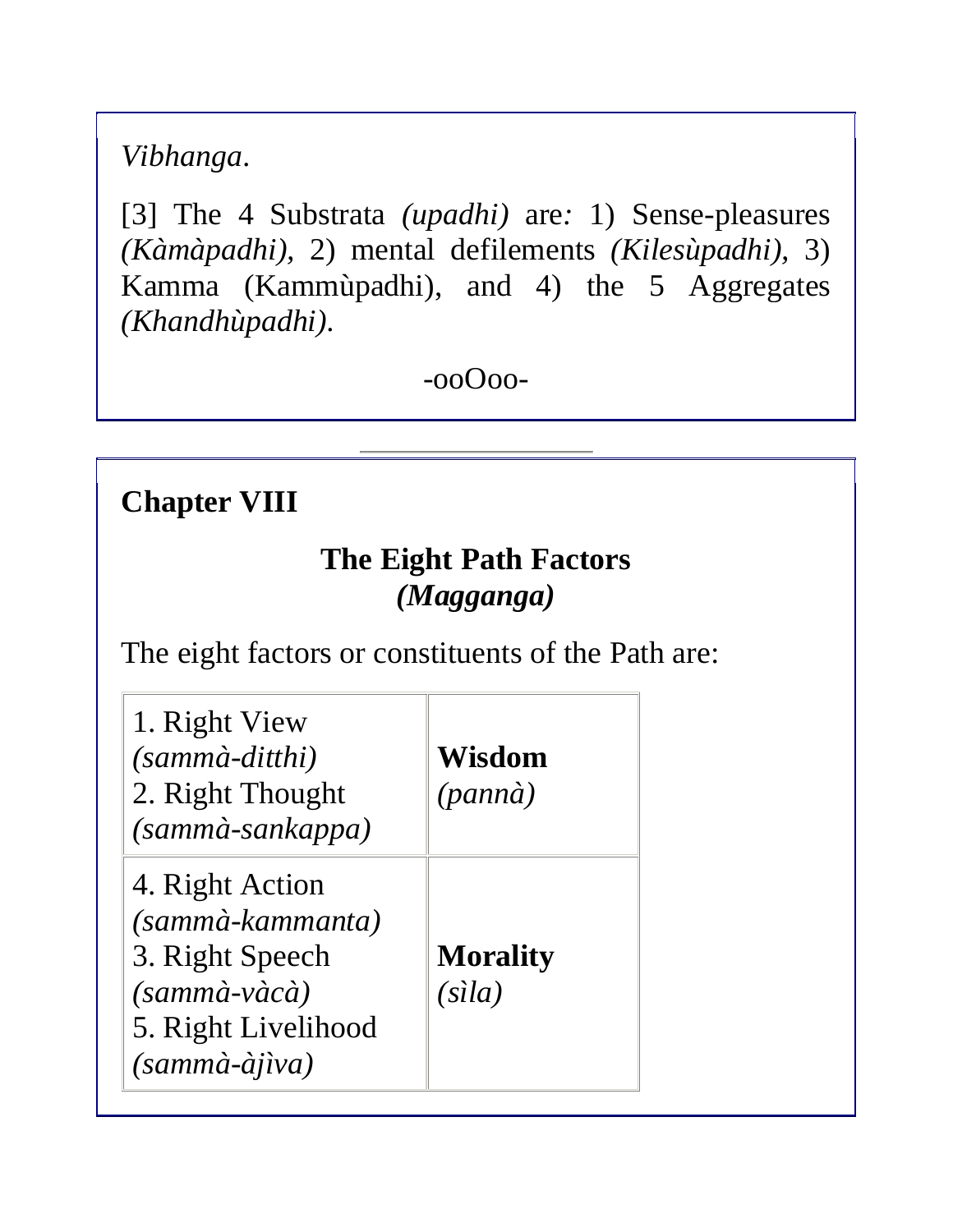*Vibhanga*.

[3] The 4 Substrata *(upadhi)* are*:* 1) Sense-pleasures *(Kàmàpadhi),* 2) mental defilements *(Kilesùpadhi),* 3) Kamma (Kammùpadhi), and 4) the 5 Aggregates *(Khandhùpadhi).*

-ooOoo-

---

**Chapter VIII**

## The Eight Path Factors *(Magganga)*

The eight factors or constituents of the Path are:

| | |
|---|---|
| 1. Right View *(sammà-ditthi)*<br>2. Right Thought *(sammà-sankappa)* | **Wisdom** *(pannà)* |
| 4. Right Action *(sammà-kammanta)*<br>3. Right Speech *(sammà-vàcà)*<br>5. Right Livelihood *(sammà-àjìva)* | **Morality** *(sìla)* |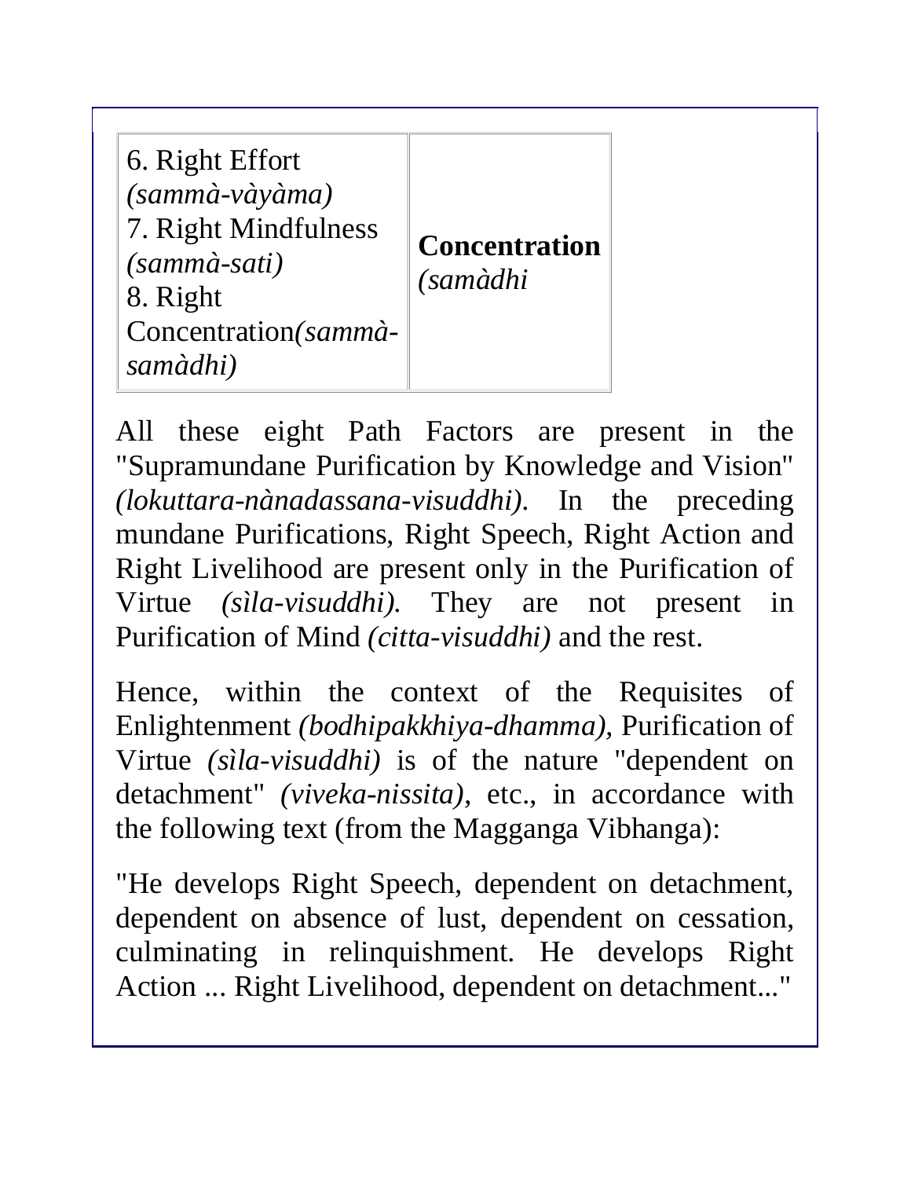| | |
|---|---|
| 6. Right Effort *(sammà-vàyàma)*<br>7. Right Mindfulness *(sammà-sati)*<br>8. Right Concentration*(sammà-samàdhi)* | **Concentration** *(samàdhi* |

All these eight Path Factors are present in the "Supramundane Purification by Knowledge and Vision" *(lokuttara-nànadassana-visuddhi).* In the preceding mundane Purifications, Right Speech, Right Action and Right Livelihood are present only in the Purification of Virtue *(sìla-visuddhi).* They are not present in Purification of Mind *(citta-visuddhi)* and the rest.

Hence, within the context of the Requisites of Enlightenment *(bodhipakkhiya-dhamma),* Purification of Virtue *(sìla-visuddhi)* is of the nature "dependent on detachment" *(viveka-nissita),* etc., in accordance with the following text (from the Magganga Vibhanga):

"He develops Right Speech, dependent on detachment, dependent on absence of lust, dependent on cessation, culminating in relinquishment. He develops Right Action ... Right Livelihood, dependent on detachment..."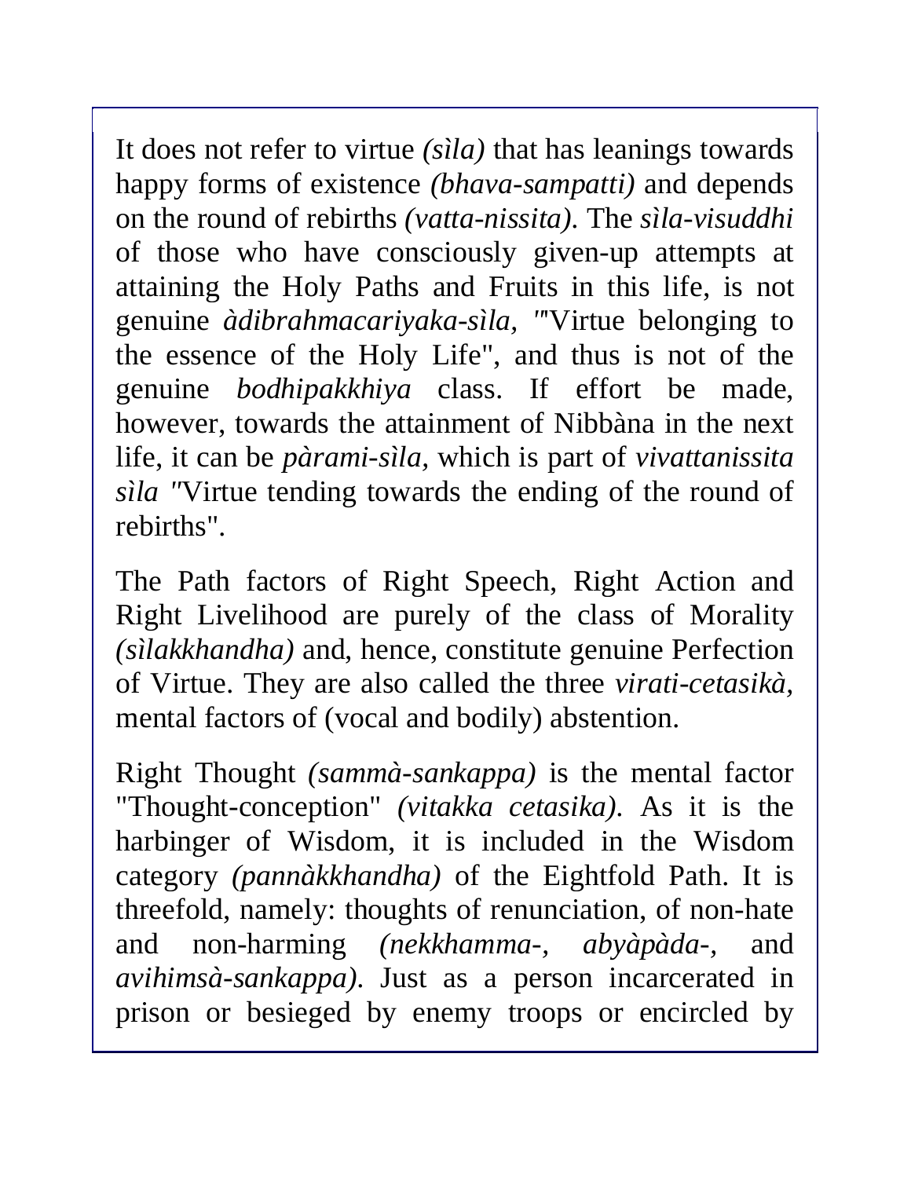It does not refer to virtue *(sìla)* that has leanings towards happy forms of existence *(bhava-sampatti)* and depends on the round of rebirths *(vatta-nissita)*. The *sìla-visuddhi* of those who have consciously given-up attempts at attaining the Holy Paths and Fruits in this life, is not genuine *àdibrahmacariyaka-sìla, "*"Virtue belonging to the essence of the Holy Life", and thus is not of the genuine *bodhipakkhiya* class. If effort be made, however, towards the attainment of Nibbàna in the next life, it can be *pàrami-sìla,* which is part of *vivattanissita sìla "*Virtue tending towards the ending of the round of rebirths".

The Path factors of Right Speech, Right Action and Right Livelihood are purely of the class of Morality *(sìlakkhandha)* and, hence, constitute genuine Perfection of Virtue. They are also called the three *virati-cetasikà,* mental factors of (vocal and bodily) abstention.

Right Thought *(sammà-sankappa)* is the mental factor "Thought-conception" *(vitakka cetasika)*. As it is the harbinger of Wisdom, it is included in the Wisdom category *(pannàkkhandha)* of the Eightfold Path. It is threefold, namely: thoughts of renunciation, of non-hate and non-harming *(nekkhamma-, abyàpàda-,* and *avihimsà-sankappa)*. Just as a person incarcerated in prison or besieged by enemy troops or encircled by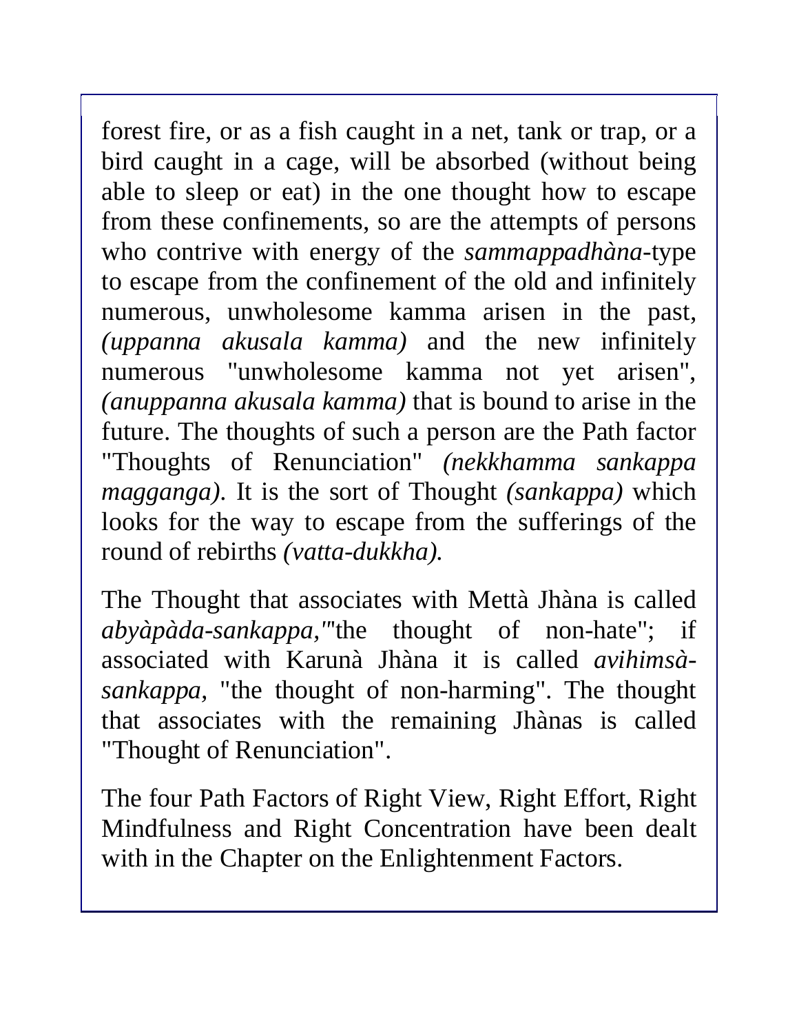forest fire, or as a fish caught in a net, tank or trap, or a bird caught in a cage, will be absorbed (without being able to sleep or eat) in the one thought how to escape from these confinements, so are the attempts of persons who contrive with energy of the *sammappadhàna*-type to escape from the confinement of the old and infinitely numerous, unwholesome kamma arisen in the past, *(uppanna akusala kamma)* and the new infinitely numerous "unwholesome kamma not yet arisen", *(anuppanna akusala kamma)* that is bound to arise in the future. The thoughts of such a person are the Path factor "Thoughts of Renunciation" *(nekkhamma sankappa magganga)*. It is the sort of Thought *(sankappa)* which looks for the way to escape from the sufferings of the round of rebirths *(vatta-dukkha).*

The Thought that associates with Mettà Jhàna is called *abyàpàda-sankappa,"*the thought of non-hate"; if associated with Karunà Jhàna it is called *avihimsà-sankappa*, "the thought of non-harming". The thought that associates with the remaining Jhànas is called "Thought of Renunciation".

The four Path Factors of Right View, Right Effort, Right Mindfulness and Right Concentration have been dealt with in the Chapter on the Enlightenment Factors.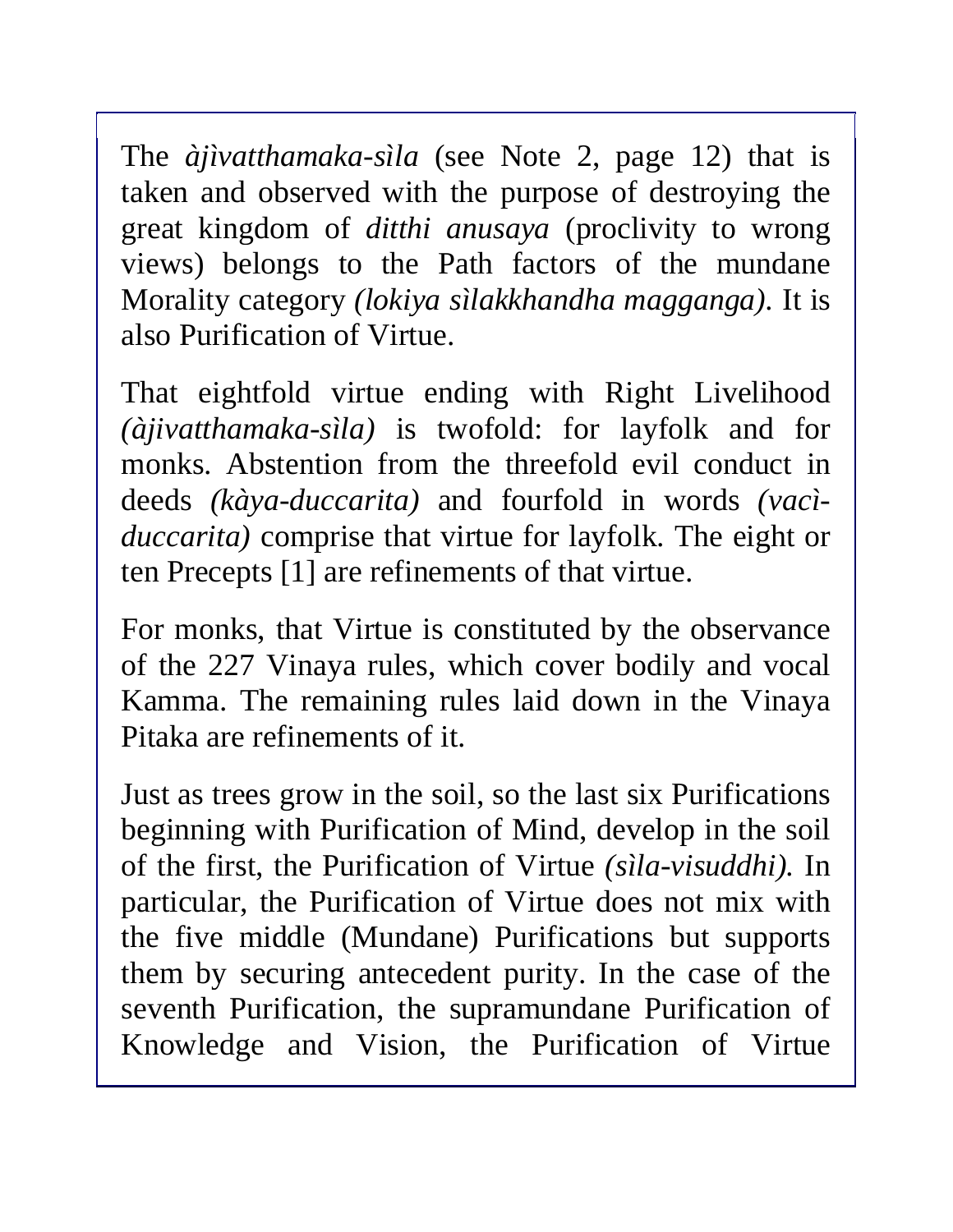The *àjìvatthamaka-sìla* (see Note 2, page 12) that is taken and observed with the purpose of destroying the great kingdom of *ditthi anusaya* (proclivity to wrong views) belongs to the Path factors of the mundane Morality category *(lokiya sìlakkhandha magganga)*. It is also Purification of Virtue.

That eightfold virtue ending with Right Livelihood *(àjivatthamaka-sìla)* is twofold: for layfolk and for monks. Abstention from the threefold evil conduct in deeds *(kàya-duccarita)* and fourfold in words *(vacì-duccarita)* comprise that virtue for layfolk. The eight or ten Precepts [1] are refinements of that virtue.

For monks, that Virtue is constituted by the observance of the 227 Vinaya rules, which cover bodily and vocal Kamma. The remaining rules laid down in the Vinaya Pitaka are refinements of it.

Just as trees grow in the soil, so the last six Purifications beginning with Purification of Mind, develop in the soil of the first, the Purification of Virtue *(sìla-visuddhi).* In particular, the Purification of Virtue does not mix with the five middle (Mundane) Purifications but supports them by securing antecedent purity. In the case of the seventh Purification, the supramundane Purification of Knowledge and Vision, the Purification of Virtue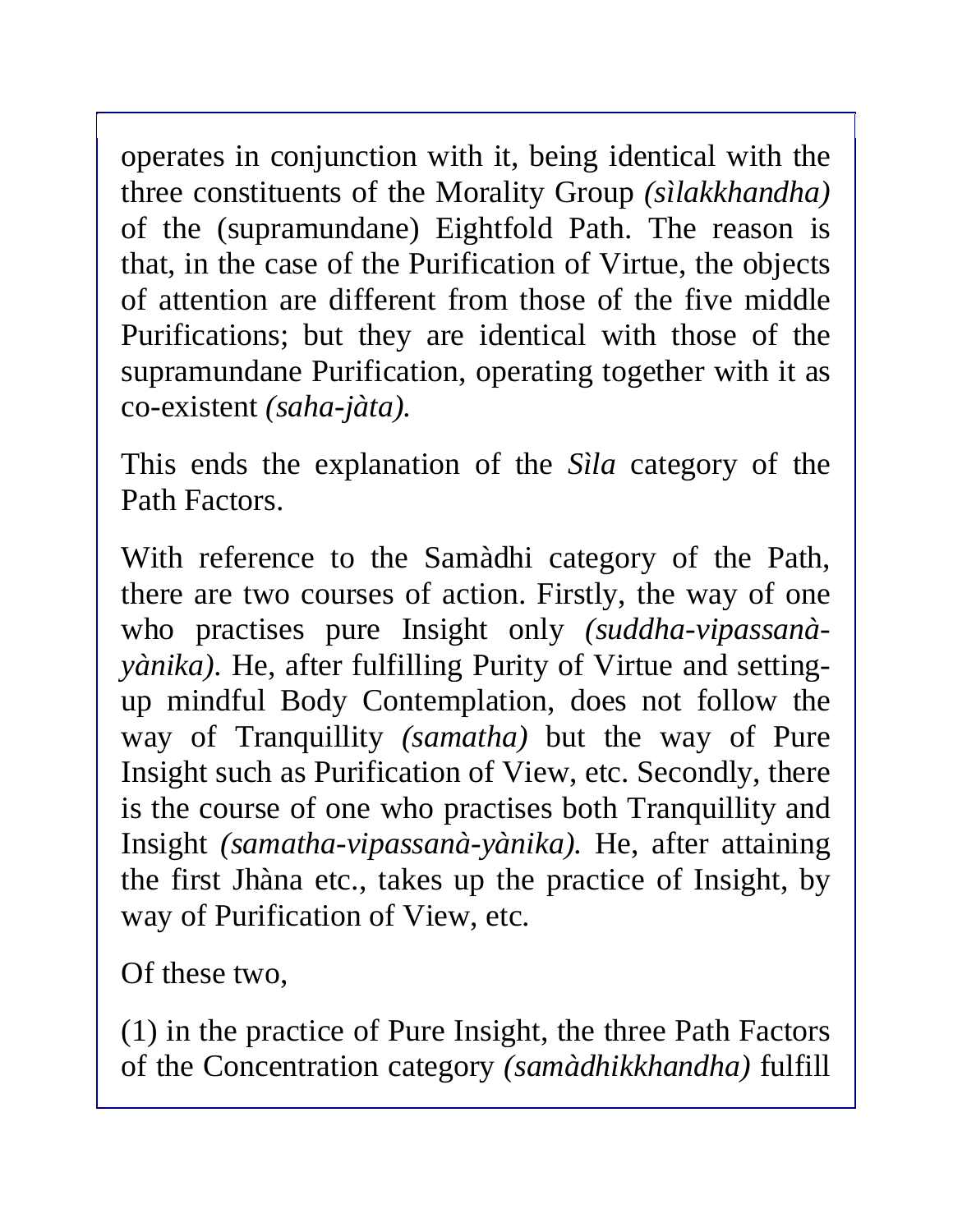operates in conjunction with it, being identical with the three constituents of the Morality Group *(sìlakkhandha)* of the (supramundane) Eightfold Path. The reason is that, in the case of the Purification of Virtue, the objects of attention are different from those of the five middle Purifications; but they are identical with those of the supramundane Purification, operating together with it as co-existent *(saha-jàta).*

This ends the explanation of the *Sìla* category of the Path Factors.

With reference to the Samàdhi category of the Path, there are two courses of action. Firstly, the way of one who practises pure Insight only *(suddha-vipassanà-yànika)*. He, after fulfilling Purity of Virtue and setting-up mindful Body Contemplation, does not follow the way of Tranquillity *(samatha)* but the way of Pure Insight such as Purification of View, etc. Secondly, there is the course of one who practises both Tranquillity and Insight *(samatha-vipassanà-yànika).* He, after attaining the first Jhàna etc., takes up the practice of Insight, by way of Purification of View, etc.

Of these two,

(1) in the practice of Pure Insight, the three Path Factors of the Concentration category *(samàdhikkhandha)* fulfill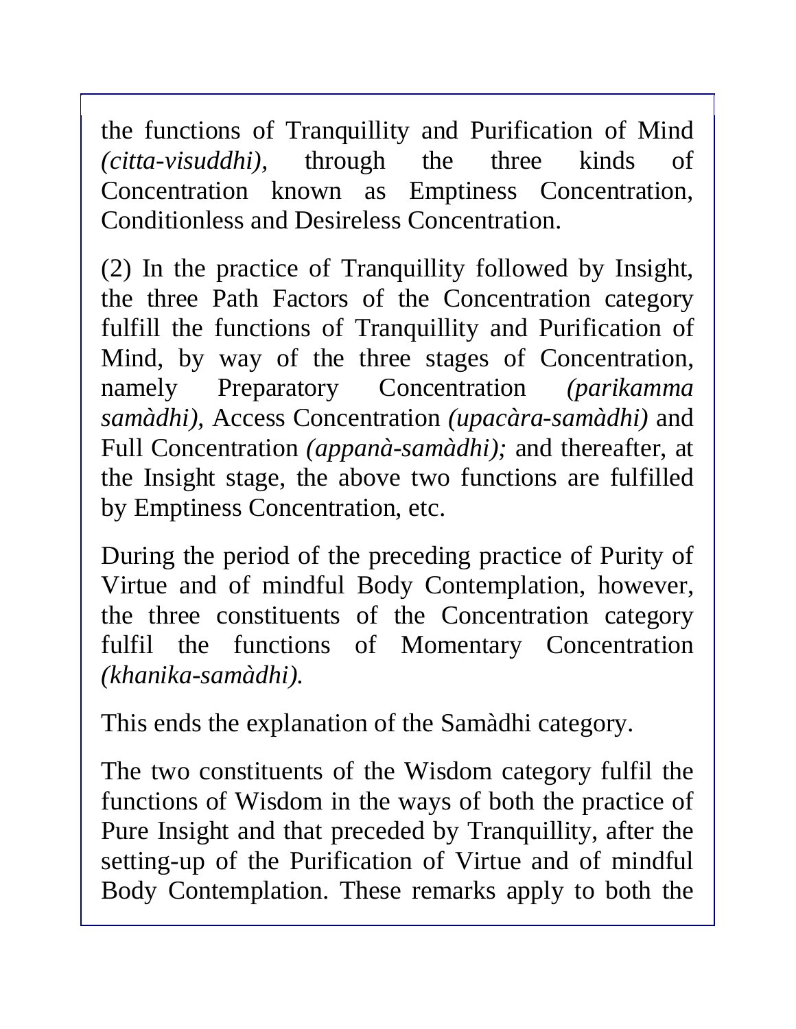the functions of Tranquillity and Purification of Mind *(citta-visuddhi),* through the three kinds of Concentration known as Emptiness Concentration, Conditionless and Desireless Concentration.

(2) In the practice of Tranquillity followed by Insight, the three Path Factors of the Concentration category fulfill the functions of Tranquillity and Purification of Mind, by way of the three stages of Concentration, namely Preparatory Concentration *(parikamma samàdhi),* Access Concentration *(upacàra-samàdhi)* and Full Concentration *(appanà-samàdhi);* and thereafter, at the Insight stage, the above two functions are fulfilled by Emptiness Concentration, etc.

During the period of the preceding practice of Purity of Virtue and of mindful Body Contemplation, however, the three constituents of the Concentration category fulfil the functions of Momentary Concentration *(khanika-samàdhi).*

This ends the explanation of the Samàdhi category.

The two constituents of the Wisdom category fulfil the functions of Wisdom in the ways of both the practice of Pure Insight and that preceded by Tranquillity, after the setting-up of the Purification of Virtue and of mindful Body Contemplation. These remarks apply to both the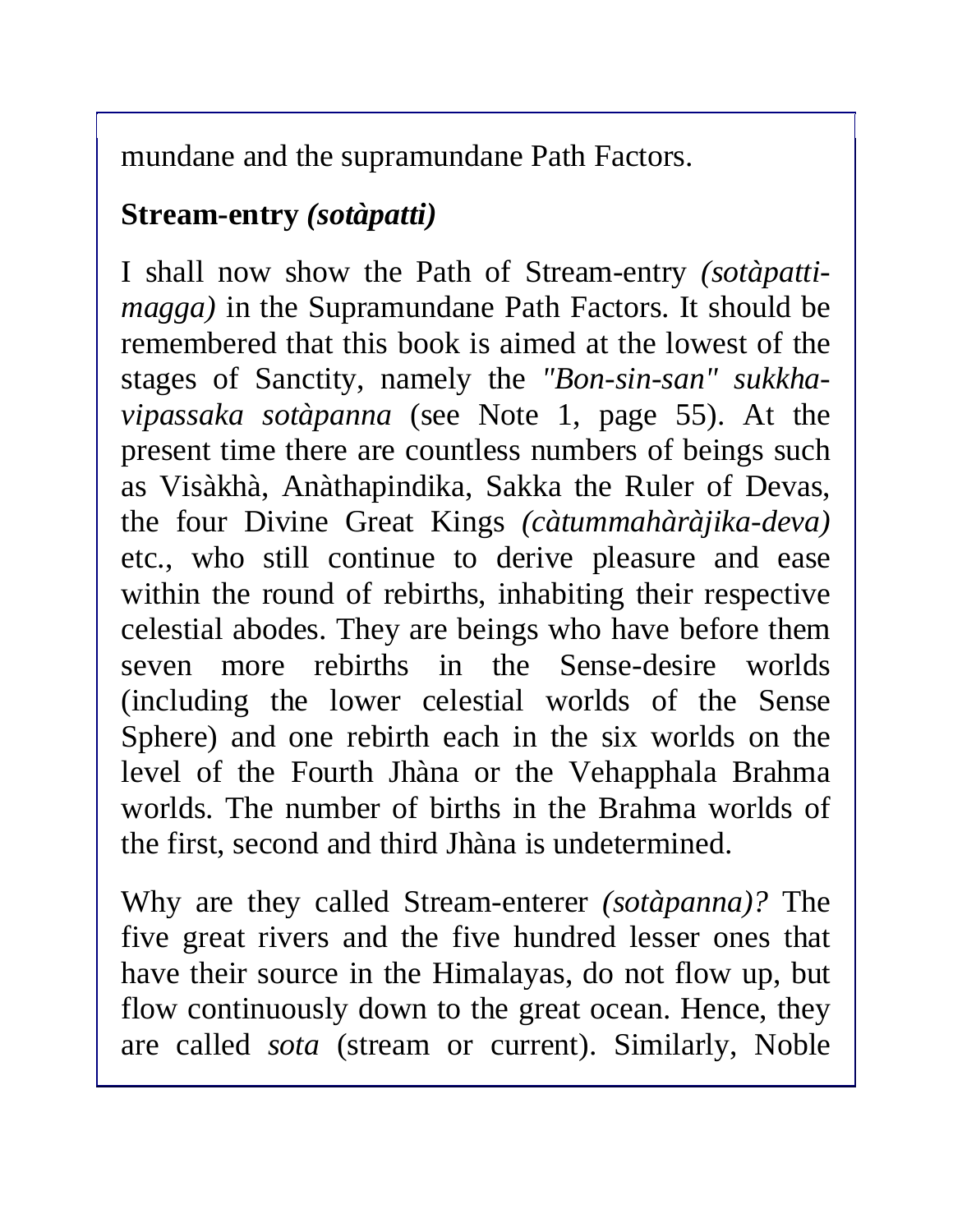mundane and the supramundane Path Factors.

## **Stream-entry *(sotàpatti)***

I shall now show the Path of Stream-entry *(sotàpatti-magga)* in the Supramundane Path Factors. It should be remembered that this book is aimed at the lowest of the stages of Sanctity, namely the *"Bon-sin-san" sukkha-vipassaka sotàpanna* (see Note 1, page 55). At the present time there are countless numbers of beings such as Visàkhà, Anàthapindika, Sakka the Ruler of Devas, the four Divine Great Kings *(càtummahàràjika-deva)* etc., who still continue to derive pleasure and ease within the round of rebirths, inhabiting their respective celestial abodes. They are beings who have before them seven more rebirths in the Sense-desire worlds (including the lower celestial worlds of the Sense Sphere) and one rebirth each in the six worlds on the level of the Fourth Jhàna or the Vehapphala Brahma worlds. The number of births in the Brahma worlds of the first, second and third Jhàna is undetermined.

Why are they called Stream-enterer *(sotàpanna)?* The five great rivers and the five hundred lesser ones that have their source in the Himalayas, do not flow up, but flow continuously down to the great ocean. Hence, they are called *sota* (stream or current). Similarly, Noble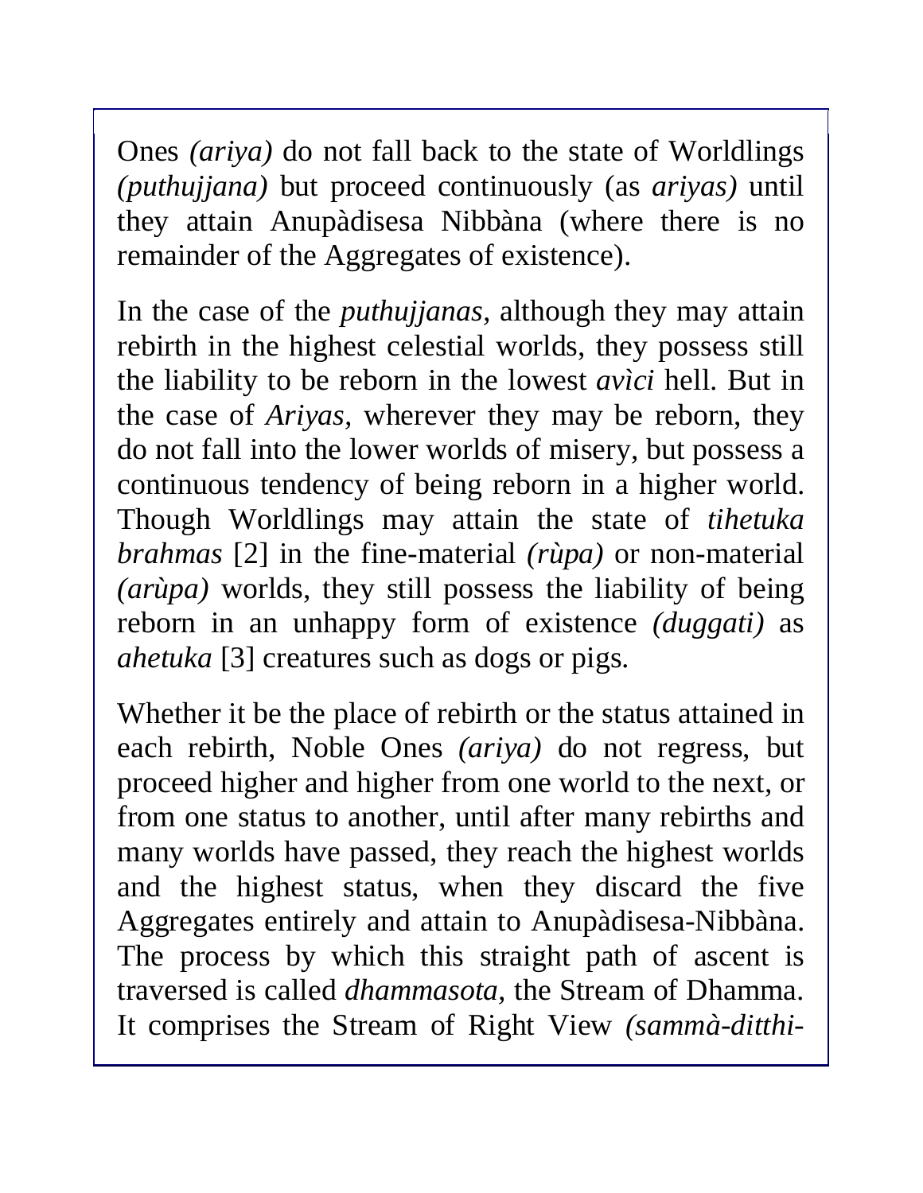Ones *(ariya)* do not fall back to the state of Worldlings *(puthujjana)* but proceed continuously (as *ariyas)* until they attain Anupàdisesa Nibbàna (where there is no remainder of the Aggregates of existence).

In the case of the *puthujjanas,* although they may attain rebirth in the highest celestial worlds, they possess still the liability to be reborn in the lowest *avìci* hell. But in the case of *Ariyas,* wherever they may be reborn, they do not fall into the lower worlds of misery, but possess a continuous tendency of being reborn in a higher world. Though Worldlings may attain the state of *tihetuka brahmas* [2] in the fine-material *(rùpa)* or non-material *(arùpa)* worlds, they still possess the liability of being reborn in an unhappy form of existence *(duggati)* as *ahetuka* [3] creatures such as dogs or pigs.

Whether it be the place of rebirth or the status attained in each rebirth, Noble Ones *(ariya)* do not regress, but proceed higher and higher from one world to the next, or from one status to another, until after many rebirths and many worlds have passed, they reach the highest worlds and the highest status, when they discard the five Aggregates entirely and attain to Anupàdisesa-Nibbàna. The process by which this straight path of ascent is traversed is called *dhammasota*, the Stream of Dhamma. It comprises the Stream of Right View *(sammà-ditthi-*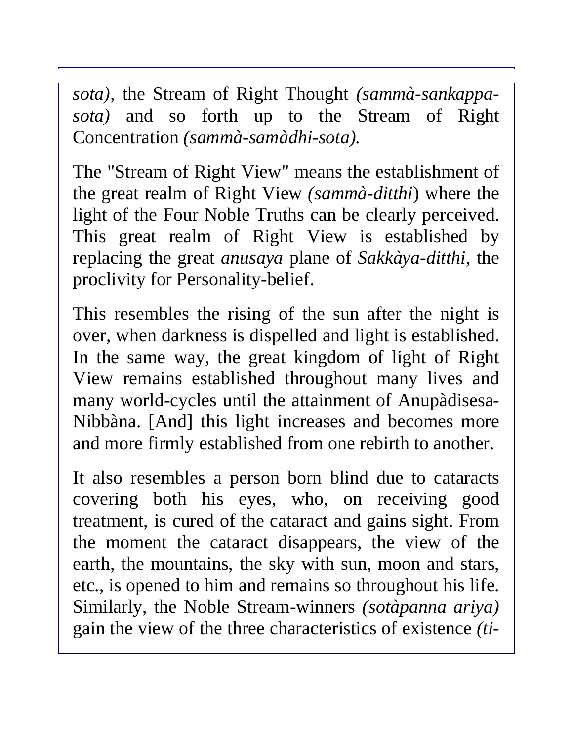*sota),* the Stream of Right Thought *(sammà-sankappa-sota)* and so forth up to the Stream of Right Concentration *(sammà-samàdhi-sota).*

The "Stream of Right View" means the establishment of the great realm of Right View *(sammà-ditthi*) where the light of the Four Noble Truths can be clearly perceived. This great realm of Right View is established by replacing the great *anusaya* plane of *Sakkàya-ditthi,* the proclivity for Personality-belief.

This resembles the rising of the sun after the night is over, when darkness is dispelled and light is established. In the same way, the great kingdom of light of Right View remains established throughout many lives and many world-cycles until the attainment of Anupàdisesa-Nibbàna. [And] this light increases and becomes more and more firmly established from one rebirth to another.

It also resembles a person born blind due to cataracts covering both his eyes, who, on receiving good treatment, is cured of the cataract and gains sight. From the moment the cataract disappears, the view of the earth, the mountains, the sky with sun, moon and stars, etc., is opened to him and remains so throughout his life. Similarly, the Noble Stream-winners *(sotàpanna ariya)* gain the view of the three characteristics of existence *(ti-*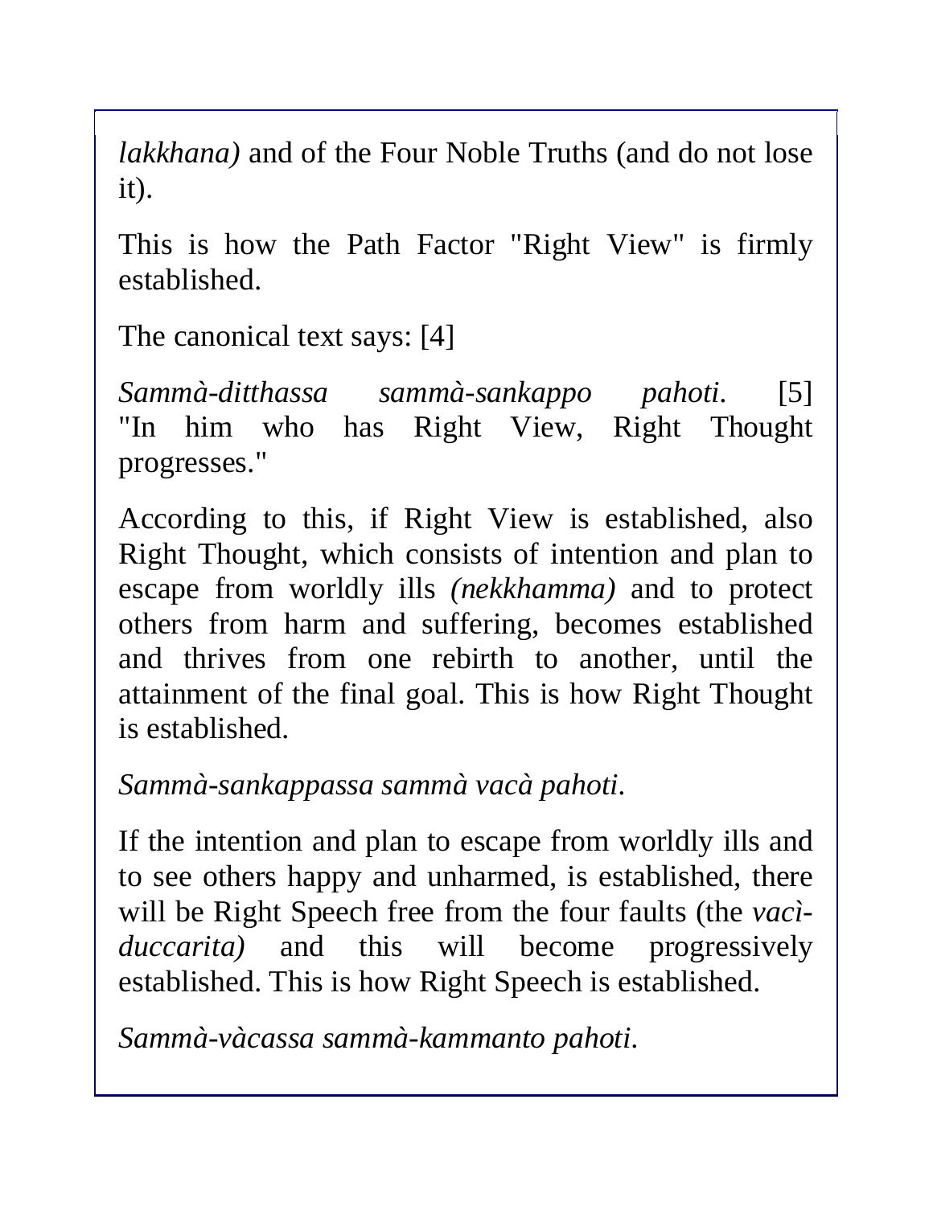*lakkhana)* and of the Four Noble Truths (and do not lose it).

This is how the Path Factor "Right View" is firmly established.

The canonical text says: [4]

*Sammà-ditthassa sammà-sankappo pahoti.* [5] "In him who has Right View, Right Thought progresses."

According to this, if Right View is established, also Right Thought, which consists of intention and plan to escape from worldly ills *(nekkhamma)* and to protect others from harm and suffering, becomes established and thrives from one rebirth to another, until the attainment of the final goal. This is how Right Thought is established.

*Sammà-sankappassa sammà vacà pahoti.*

If the intention and plan to escape from worldly ills and to see others happy and unharmed, is established, there will be Right Speech free from the four faults (the *vacì-duccarita)* and this will become progressively established. This is how Right Speech is established.

*Sammà-vàcassa sammà-kammanto pahoti.*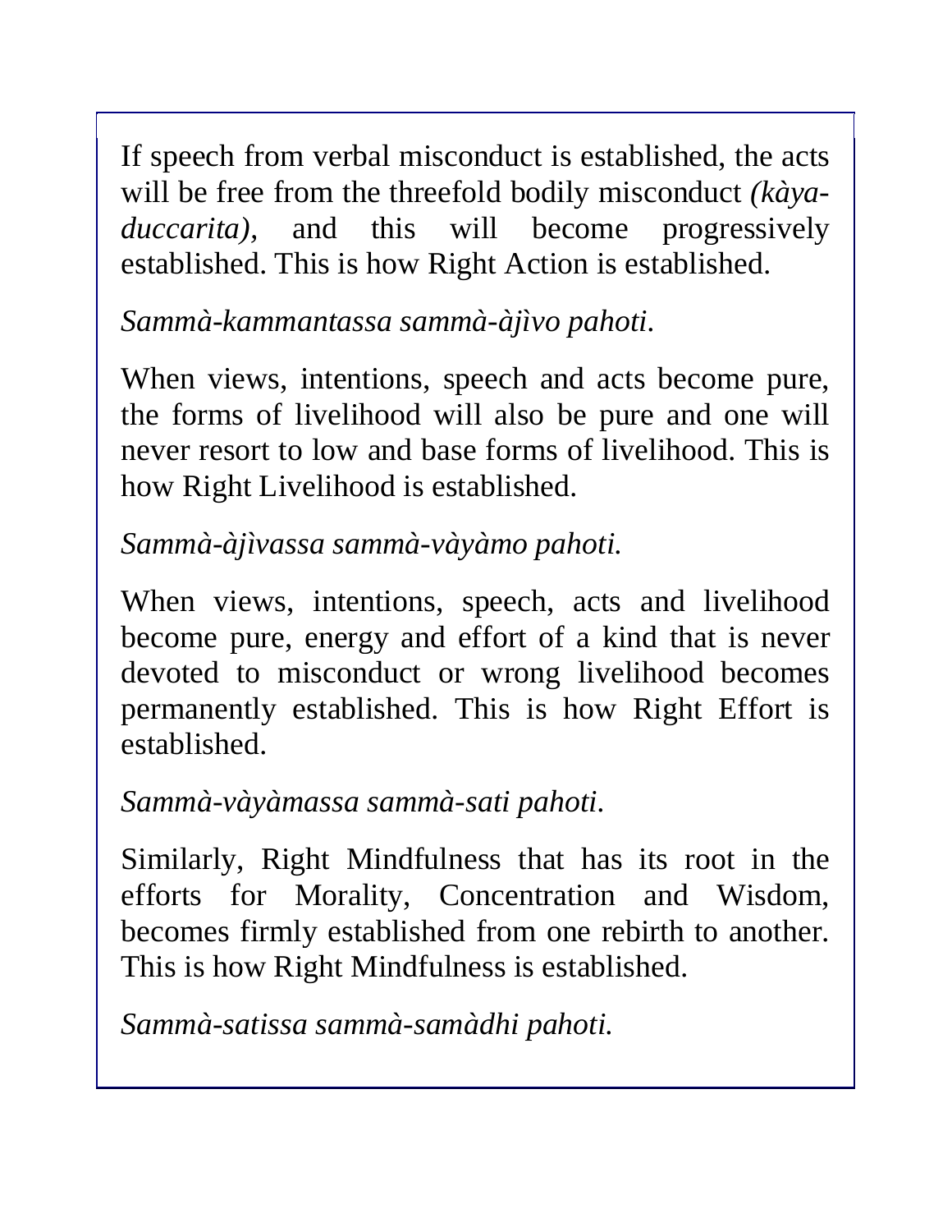If speech from verbal misconduct is established, the acts will be free from the threefold bodily misconduct *(kàya-duccarita)*, and this will become progressively established. This is how Right Action is established.

*Sammà-kammantassa sammà-àjìvo pahoti.*

When views, intentions, speech and acts become pure, the forms of livelihood will also be pure and one will never resort to low and base forms of livelihood. This is how Right Livelihood is established.

*Sammà-àjìvassa sammà-vàyàmo pahoti.*

When views, intentions, speech, acts and livelihood become pure, energy and effort of a kind that is never devoted to misconduct or wrong livelihood becomes permanently established. This is how Right Effort is established.

*Sammà-vàyàmassa sammà-sati pahoti.*

Similarly, Right Mindfulness that has its root in the efforts for Morality, Concentration and Wisdom, becomes firmly established from one rebirth to another. This is how Right Mindfulness is established.

*Sammà-satissa sammà-samàdhi pahoti.*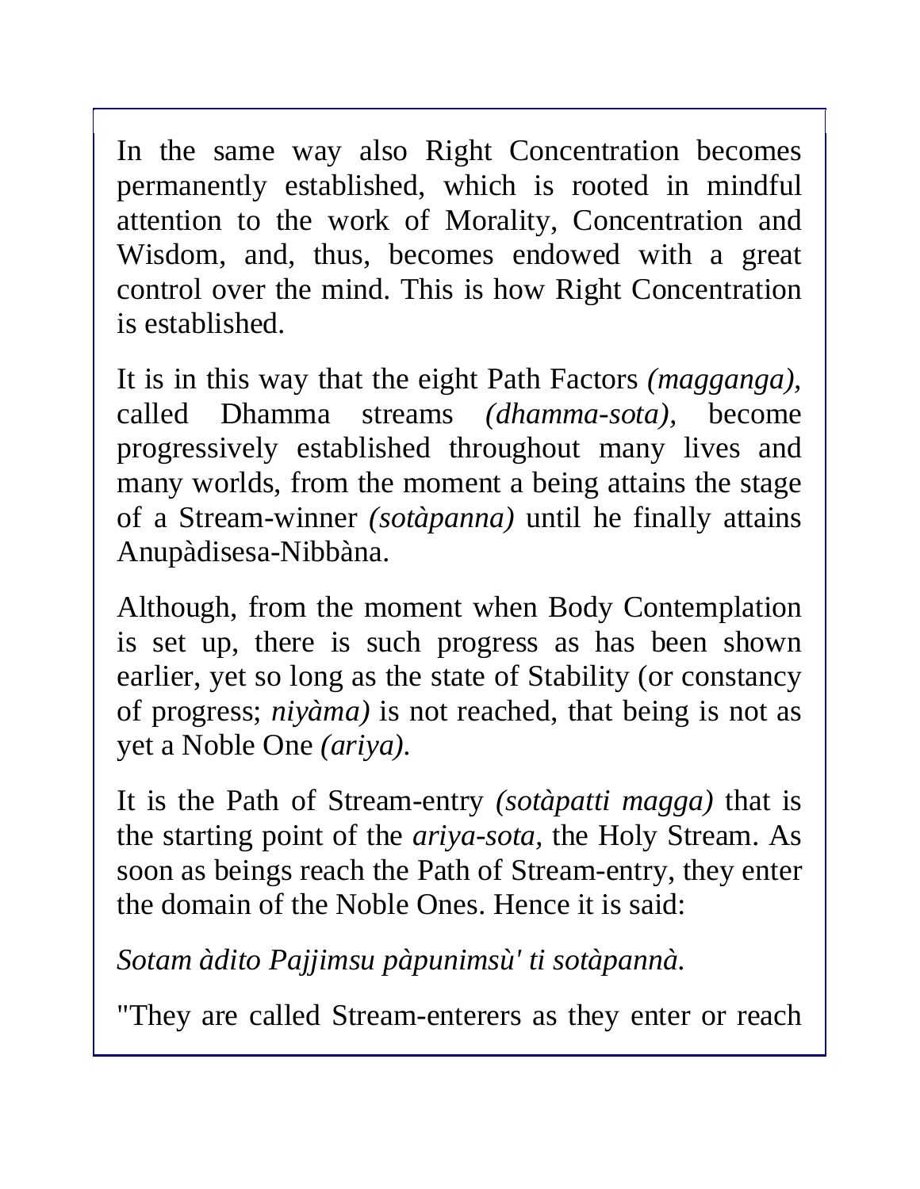In the same way also Right Concentration becomes permanently established, which is rooted in mindful attention to the work of Morality, Concentration and Wisdom, and, thus, becomes endowed with a great control over the mind. This is how Right Concentration is established.

It is in this way that the eight Path Factors *(magganga),* called Dhamma streams *(dhamma-sota),* become progressively established throughout many lives and many worlds, from the moment a being attains the stage of a Stream-winner *(sotàpanna)* until he finally attains Anupàdisesa-Nibbàna.

Although, from the moment when Body Contemplation is set up, there is such progress as has been shown earlier, yet so long as the state of Stability (or constancy of progress; *niyàma)* is not reached, that being is not as yet a Noble One *(ariya).*

It is the Path of Stream-entry *(sotàpatti magga)* that is the starting point of the *ariya-sota,* the Holy Stream. As soon as beings reach the Path of Stream-entry, they enter the domain of the Noble Ones. Hence it is said:

*Sotam àdito Pajjimsu pàpunimsù' ti sotàpannà.*

"They are called Stream-enterers as they enter or reach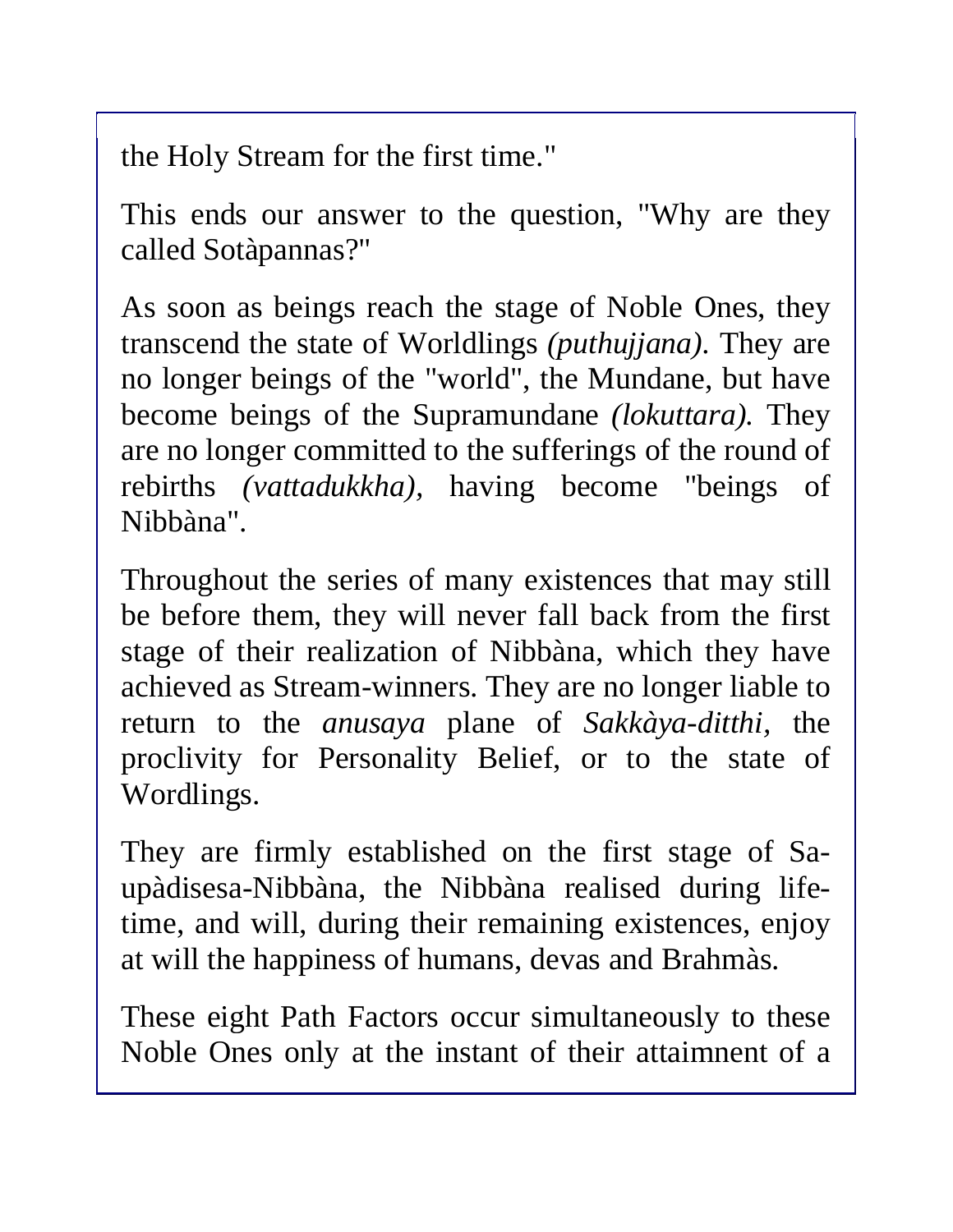the Holy Stream for the first time."

This ends our answer to the question, "Why are they called Sotàpannas?"

As soon as beings reach the stage of Noble Ones, they transcend the state of Worldlings *(puthujjana)*. They are no longer beings of the "world", the Mundane, but have become beings of the Supramundane *(lokuttara).* They are no longer committed to the sufferings of the round of rebirths *(vattadukkha),* having become "beings of Nibbàna".

Throughout the series of many existences that may still be before them, they will never fall back from the first stage of their realization of Nibbàna, which they have achieved as Stream-winners. They are no longer liable to return to the *anusaya* plane of *Sakkàya-ditthi,* the proclivity for Personality Belief, or to the state of Wordlings.

They are firmly established on the first stage of Sa-upàdisesa-Nibbàna, the Nibbàna realised during life-time, and will, during their remaining existences, enjoy at will the happiness of humans, devas and Brahmàs.

These eight Path Factors occur simultaneously to these Noble Ones only at the instant of their attaimnent of a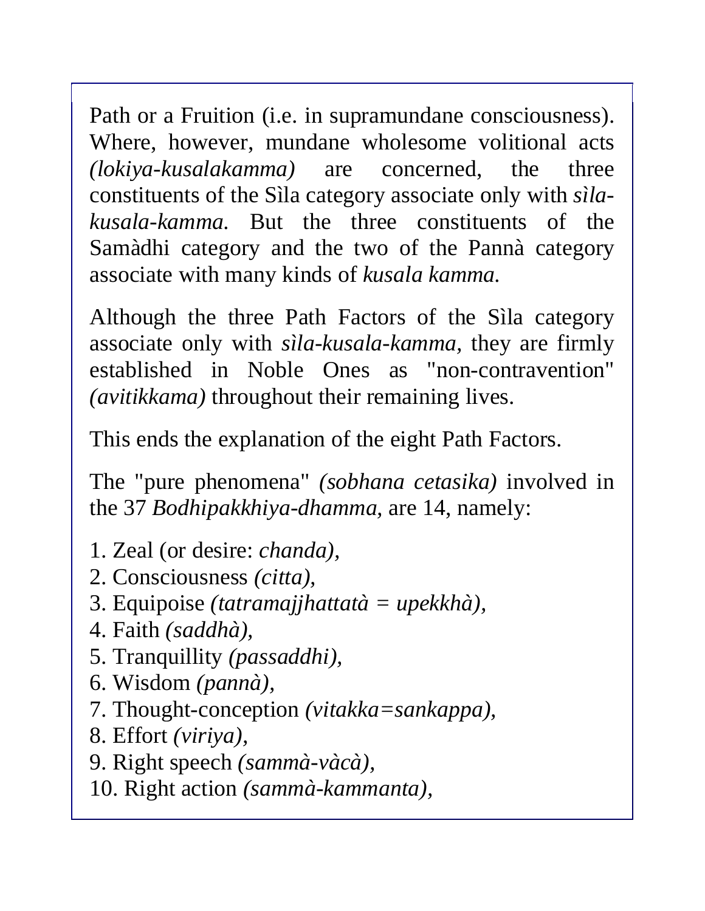Path or a Fruition (i.e. in supramundane consciousness). Where, however, mundane wholesome volitional acts *(lokiya-kusalakamma)* are concerned, the three constituents of the Sìla category associate only with *sìla-kusala-kamma.* But the three constituents of the Samàdhi category and the two of the Pannà category associate with many kinds of *kusala kamma.*

Although the three Path Factors of the Sìla category associate only with *sìla-kusala-kamma,* they are firmly established in Noble Ones as "non-contravention" *(avitikkama)* throughout their remaining lives.

This ends the explanation of the eight Path Factors.

The "pure phenomena" *(sobhana cetasika)* involved in the 37 *Bodhipakkhiya-dhamma,* are 14, namely:

1. Zeal (or desire: *chanda),*
2. Consciousness *(citta),*
3. Equipoise *(tatramajjhattatà = upekkhà),*
4. Faith *(saddhà),*
5. Tranquillity *(passaddhi),*
6. Wisdom *(pannà),*
7. Thought-conception *(vitakka=sankappa),*
8. Effort *(viriya),*
9. Right speech *(sammà-vàcà),*
10. Right action *(sammà-kammanta),*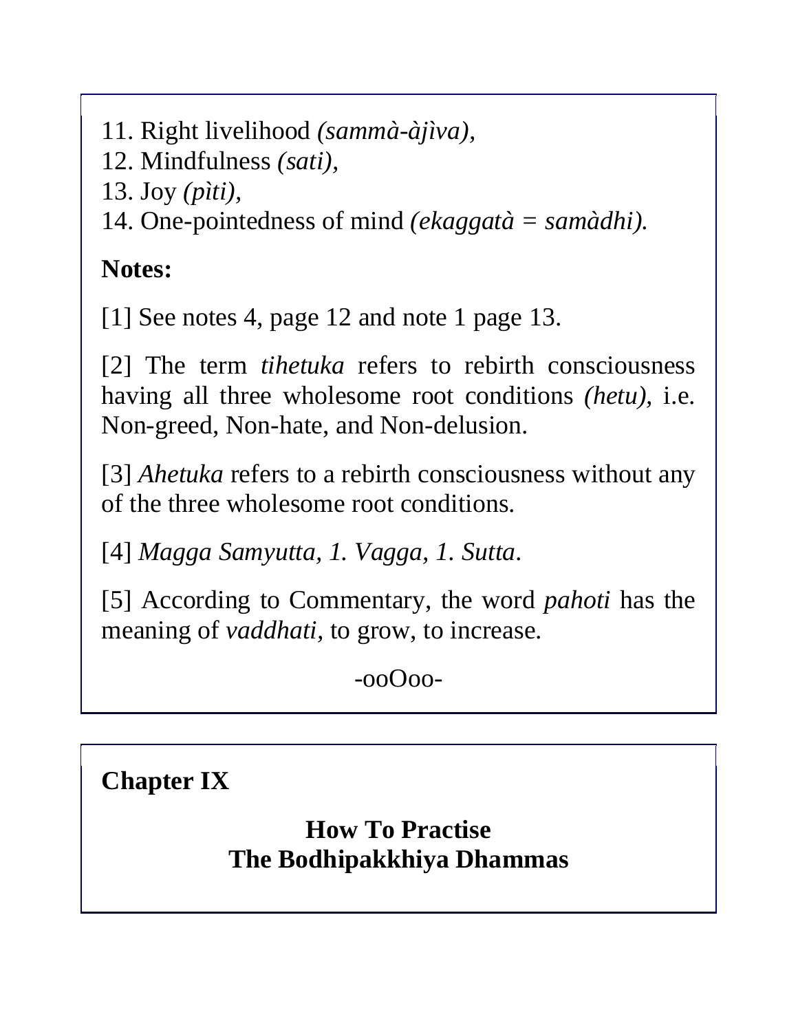11. Right livelihood *(sammà-àjìva)*,
12. Mindfulness *(sati)*,
13. Joy *(pìti)*,
14. One-pointedness of mind *(ekaggatà = samàdhi).*

**Notes:**

[1] See notes 4, page 12 and note 1 page 13.

[2] The term *tihetuka* refers to rebirth consciousness having all three wholesome root conditions *(hetu)*, i.e. Non-greed, Non-hate, and Non-delusion.

[3] *Ahetuka* refers to a rebirth consciousness without any of the three wholesome root conditions.

[4] *Magga Samyutta, 1. Vagga, 1. Sutta*.

[5] According to Commentary, the word *pahoti* has the meaning of *vaddhati*, to grow, to increase.

-ooOoo-

## Chapter IX

### How To Practise The Bodhipakkhiya Dhammas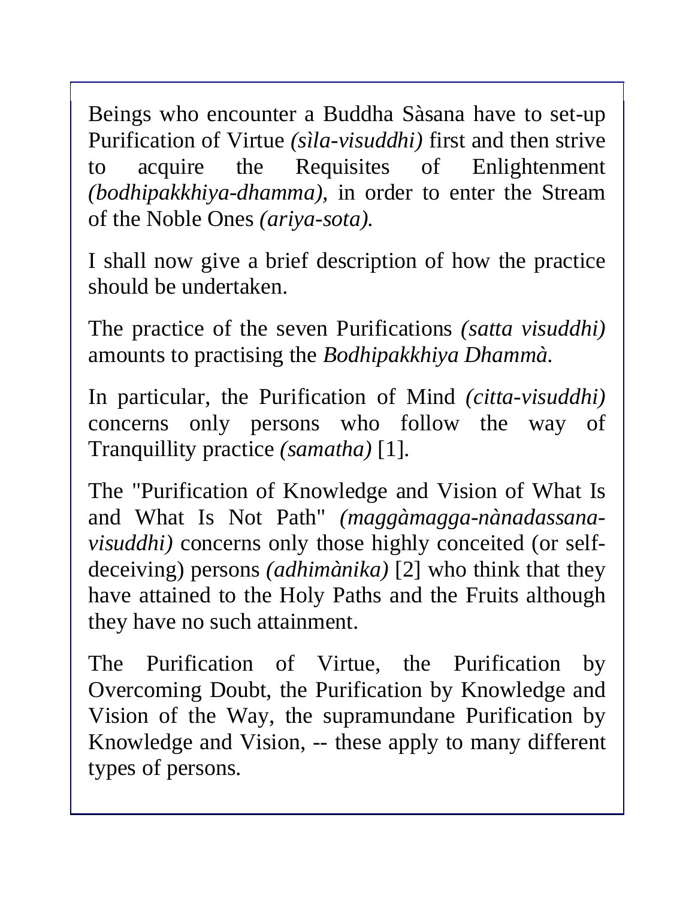Beings who encounter a Buddha Sàsana have to set-up Purification of Virtue *(sìla-visuddhi)* first and then strive to acquire the Requisites of Enlightenment *(bodhipakkhiya-dhamma),* in order to enter the Stream of the Noble Ones *(ariya-sota).*

I shall now give a brief description of how the practice should be undertaken.

The practice of the seven Purifications *(satta visuddhi)* amounts to practising the *Bodhipakkhiya Dhammà.*

In particular, the Purification of Mind *(citta-visuddhi)* concerns only persons who follow the way of Tranquillity practice *(samatha)* [1].

The "Purification of Knowledge and Vision of What Is and What Is Not Path" *(maggàmagga-nànadassana-visuddhi)* concerns only those highly conceited (or self-deceiving) persons *(adhimànika)* [2] who think that they have attained to the Holy Paths and the Fruits although they have no such attainment.

The Purification of Virtue, the Purification by Overcoming Doubt, the Purification by Knowledge and Vision of the Way, the supramundane Purification by Knowledge and Vision, -- these apply to many different types of persons.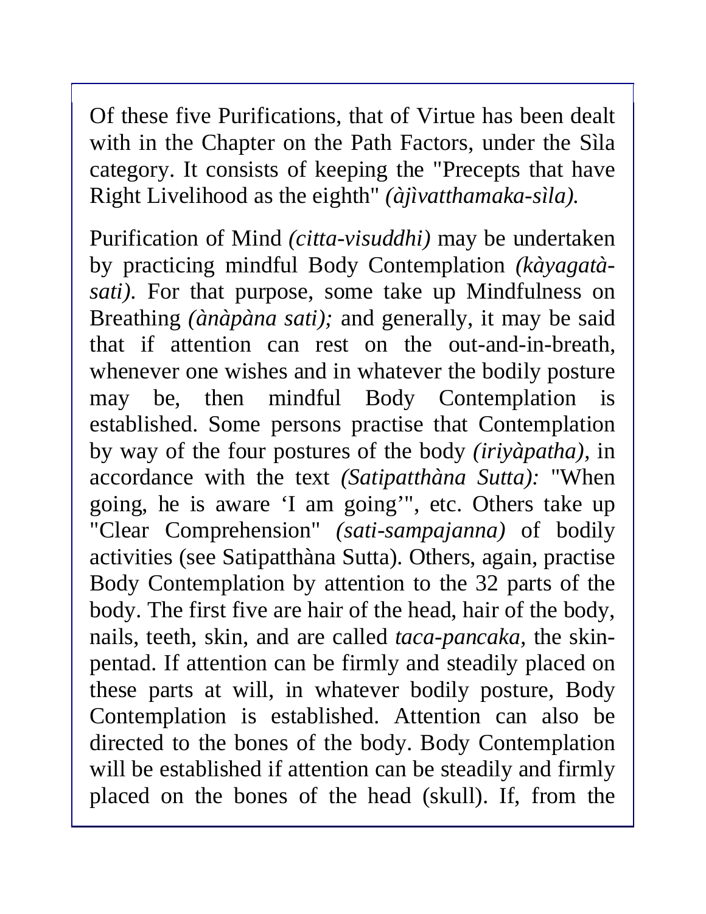Of these five Purifications, that of Virtue has been dealt with in the Chapter on the Path Factors, under the Sìla category. It consists of keeping the "Precepts that have Right Livelihood as the eighth" *(àjìvatthamaka-sìla).*

Purification of Mind *(citta-visuddhi)* may be undertaken by practicing mindful Body Contemplation *(kàyagatà-sati)*. For that purpose, some take up Mindfulness on Breathing *(ànàpàna sati);* and generally, it may be said that if attention can rest on the out-and-in-breath, whenever one wishes and in whatever the bodily posture may be, then mindful Body Contemplation is established. Some persons practise that Contemplation by way of the four postures of the body *(iriyàpatha)*, in accordance with the text *(Satipatthàna Sutta):* "When going, he is aware 'I am going'", etc. Others take up "Clear Comprehension" *(sati-sampajanna)* of bodily activities (see Satipatthàna Sutta). Others, again, practise Body Contemplation by attention to the 32 parts of the body. The first five are hair of the head, hair of the body, nails, teeth, skin, and are called *taca-pancaka,* the skin-pentad. If attention can be firmly and steadily placed on these parts at will, in whatever bodily posture, Body Contemplation is established. Attention can also be directed to the bones of the body. Body Contemplation will be established if attention can be steadily and firmly placed on the bones of the head (skull). If, from the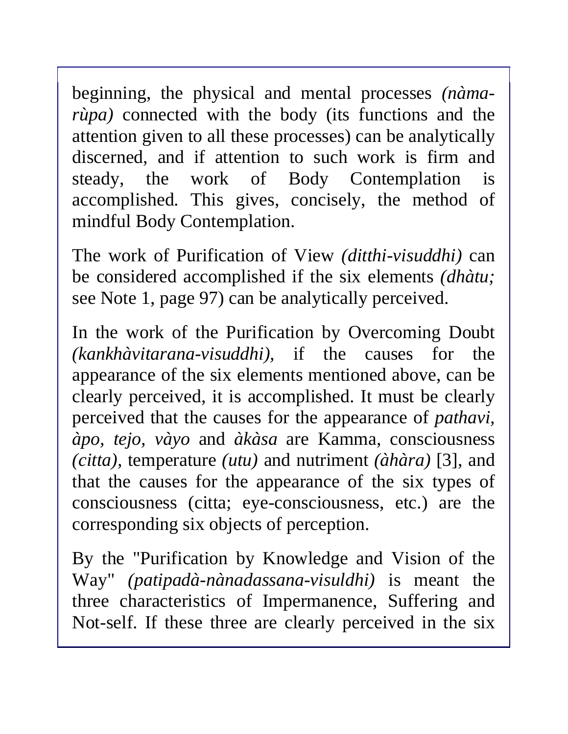beginning, the physical and mental processes *(nàma-rùpa)* connected with the body (its functions and the attention given to all these processes) can be analytically discerned, and if attention to such work is firm and steady, the work of Body Contemplation is accomplished. This gives, concisely, the method of mindful Body Contemplation.

The work of Purification of View *(ditthi-visuddhi)* can be considered accomplished if the six elements *(dhàtu;* see Note 1, page 97) can be analytically perceived.

In the work of the Purification by Overcoming Doubt *(kankhàvitarana-visuddhi),* if the causes for the appearance of the six elements mentioned above, can be clearly perceived, it is accomplished. It must be clearly perceived that the causes for the appearance of *pathavi, àpo, tejo, vàyo* and *àkàsa* are Kamma, consciousness *(citta),* temperature *(utu)* and nutriment *(àhàra)* [3], and that the causes for the appearance of the six types of consciousness (citta; eye-consciousness, etc.) are the corresponding six objects of perception.

By the "Purification by Knowledge and Vision of the Way" *(patipadà-nànadassana-visuldhi)* is meant the three characteristics of Impermanence, Suffering and Not-self. If these three are clearly perceived in the six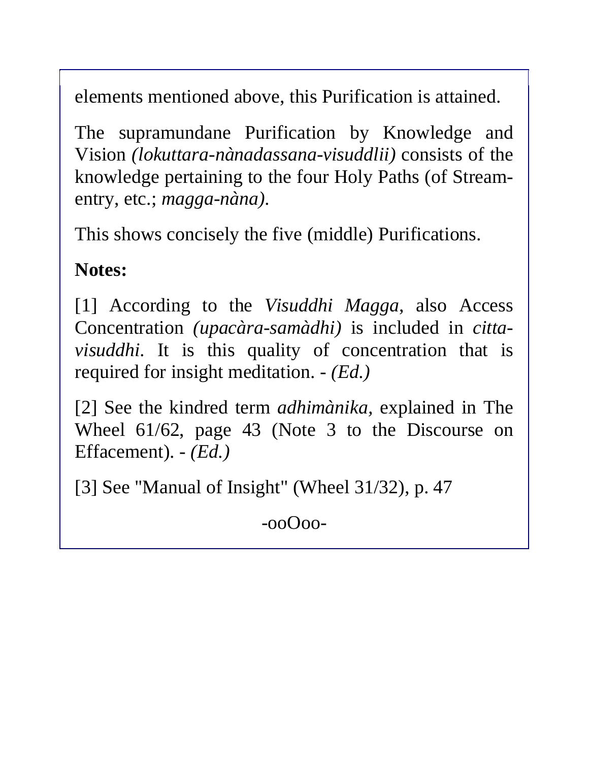elements mentioned above, this Purification is attained.

The supramundane Purification by Knowledge and Vision *(lokuttara-nànadassana-visuddlii)* consists of the knowledge pertaining to the four Holy Paths (of Stream-entry, etc.; *magga-nàna)*.

This shows concisely the five (middle) Purifications.

**Notes:**

[1] According to the *Visuddhi Magga*, also Access Concentration *(upacàra-samàdhi)* is included in *citta-visuddhi*. It is this quality of concentration that is required for insight meditation. - *(Ed.)*

[2] See the kindred term *adhimànika*, explained in The Wheel 61/62, page 43 (Note 3 to the Discourse on Effacement). - *(Ed.)*

[3] See "Manual of Insight" (Wheel 31/32), p. 47

-ooOoo-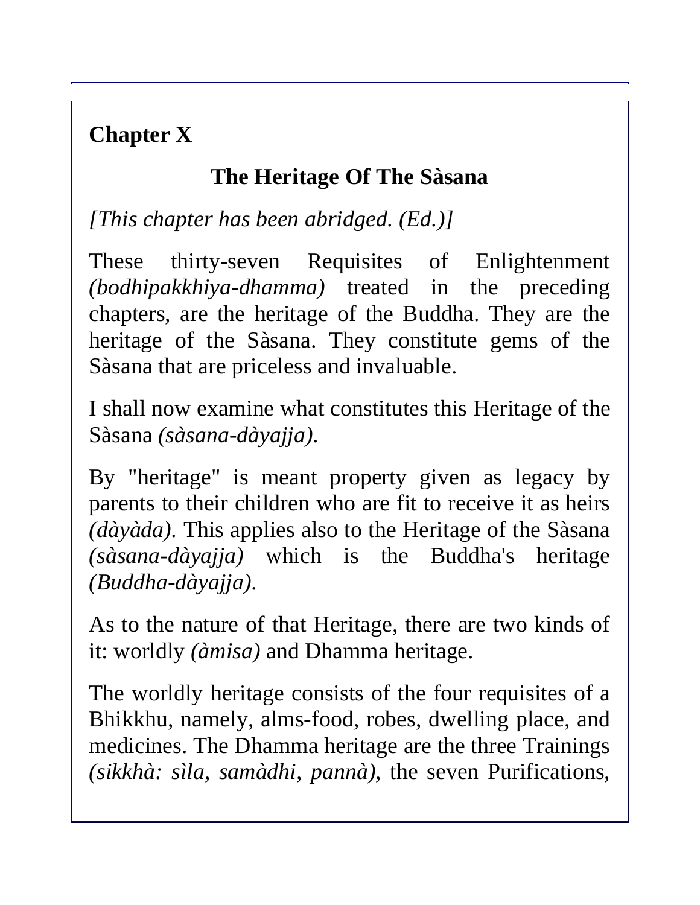**Chapter X**

## The Heritage Of The Sàsana

*[This chapter has been abridged. (Ed.)]*

These thirty-seven Requisites of Enlightenment *(bodhipakkhiya-dhamma)* treated in the preceding chapters, are the heritage of the Buddha. They are the heritage of the Sàsana. They constitute gems of the Sàsana that are priceless and invaluable.

I shall now examine what constitutes this Heritage of the Sàsana *(sàsana-dàyajja)*.

By "heritage" is meant property given as legacy by parents to their children who are fit to receive it as heirs *(dàyàda)*. This applies also to the Heritage of the Sàsana *(sàsana-dàyajja)* which is the Buddha's heritage *(Buddha-dàyajja)*.

As to the nature of that Heritage, there are two kinds of it: worldly *(àmisa)* and Dhamma heritage.

The worldly heritage consists of the four requisites of a Bhikkhu, namely, alms-food, robes, dwelling place, and medicines. The Dhamma heritage are the three Trainings *(sikkhà: sìla, samàdhi, pannà),* the seven Purifications,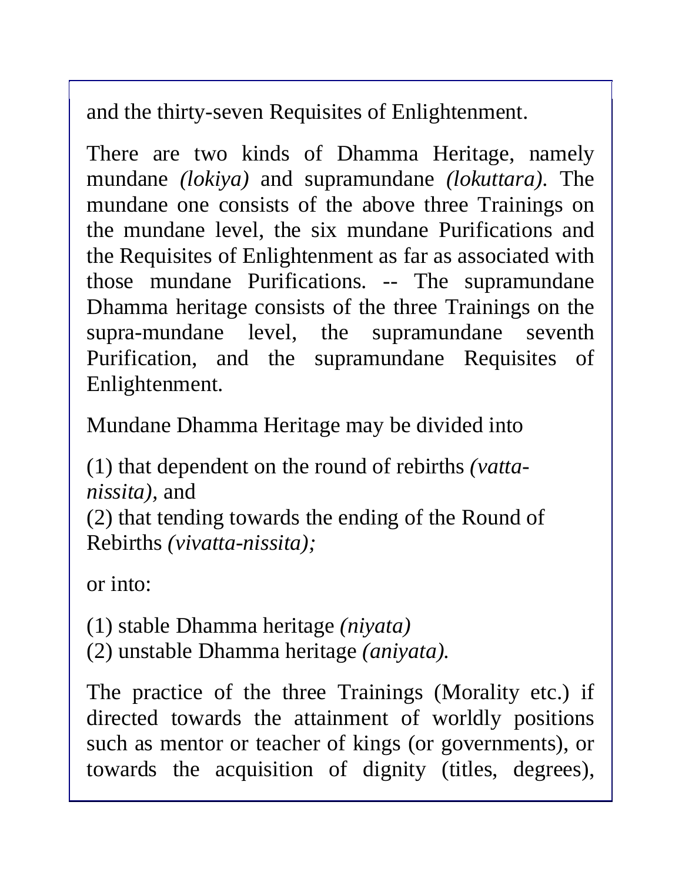and the thirty-seven Requisites of Enlightenment.

There are two kinds of Dhamma Heritage, namely mundane *(lokiya)* and supramundane *(lokuttara)*. The mundane one consists of the above three Trainings on the mundane level, the six mundane Purifications and the Requisites of Enlightenment as far as associated with those mundane Purifications. -- The supramundane Dhamma heritage consists of the three Trainings on the supra-mundane level, the supramundane seventh Purification, and the supramundane Requisites of Enlightenment.

Mundane Dhamma Heritage may be divided into

(1) that dependent on the round of rebirths *(vatta-nissita),* and
(2) that tending towards the ending of the Round of Rebirths *(vivatta-nissita);*

or into:

(1) stable Dhamma heritage *(niyata)*
(2) unstable Dhamma heritage *(aniyata).*

The practice of the three Trainings (Morality etc.) if directed towards the attainment of worldly positions such as mentor or teacher of kings (or governments), or towards the acquisition of dignity (titles, degrees),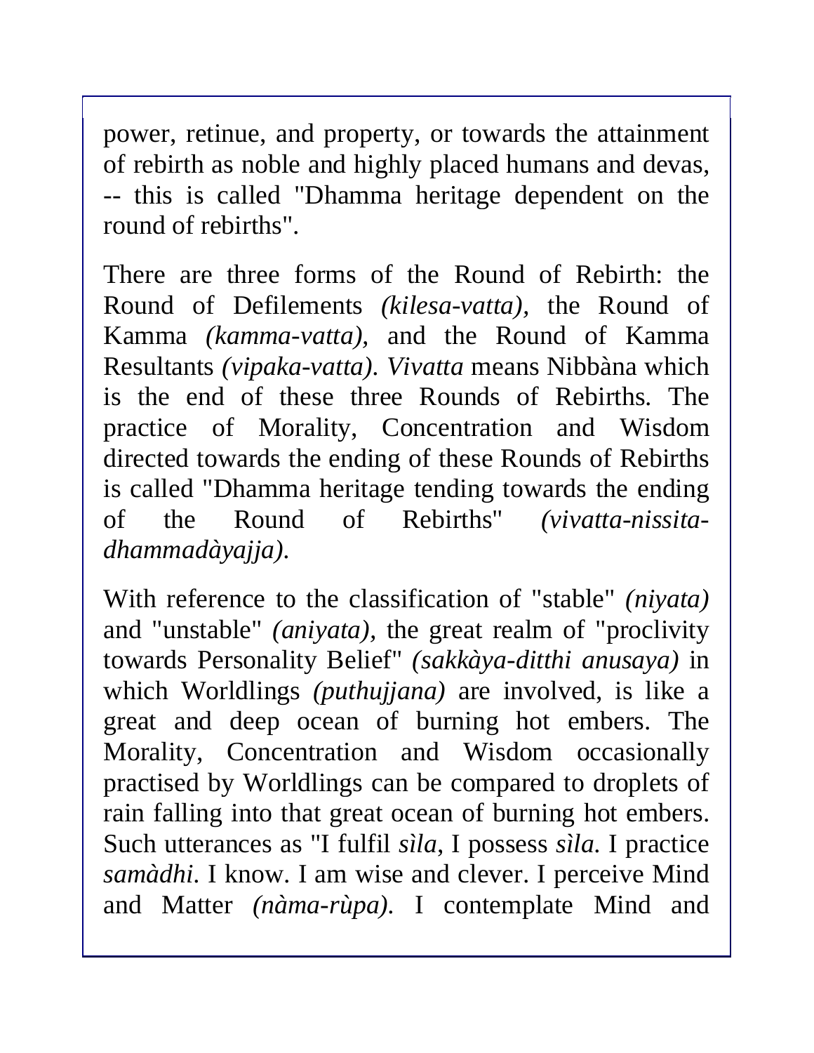power, retinue, and property, or towards the attainment of rebirth as noble and highly placed humans and devas, -- this is called "Dhamma heritage dependent on the round of rebirths".

There are three forms of the Round of Rebirth: the Round of Defilements *(kilesa-vatta)*, the Round of Kamma *(kamma-vatta)*, and the Round of Kamma Resultants *(vipaka-vatta)*. *Vivatta* means Nibbàna which is the end of these three Rounds of Rebirths. The practice of Morality, Concentration and Wisdom directed towards the ending of these Rounds of Rebirths is called "Dhamma heritage tending towards the ending of the Round of Rebirths" *(vivatta-nissita-dhammadàyajja)*.

With reference to the classification of "stable" *(niyata)* and "unstable" *(aniyata)*, the great realm of "proclivity towards Personality Belief" *(sakkàya-ditthi anusaya)* in which Worldlings *(puthujjana)* are involved, is like a great and deep ocean of burning hot embers. The Morality, Concentration and Wisdom occasionally practised by Worldlings can be compared to droplets of rain falling into that great ocean of burning hot embers. Such utterances as "I fulfil *sìla*, I possess *sìla*. I practice *samàdhi*. I know. I am wise and clever. I perceive Mind and Matter *(nàma-rùpa)*. I contemplate Mind and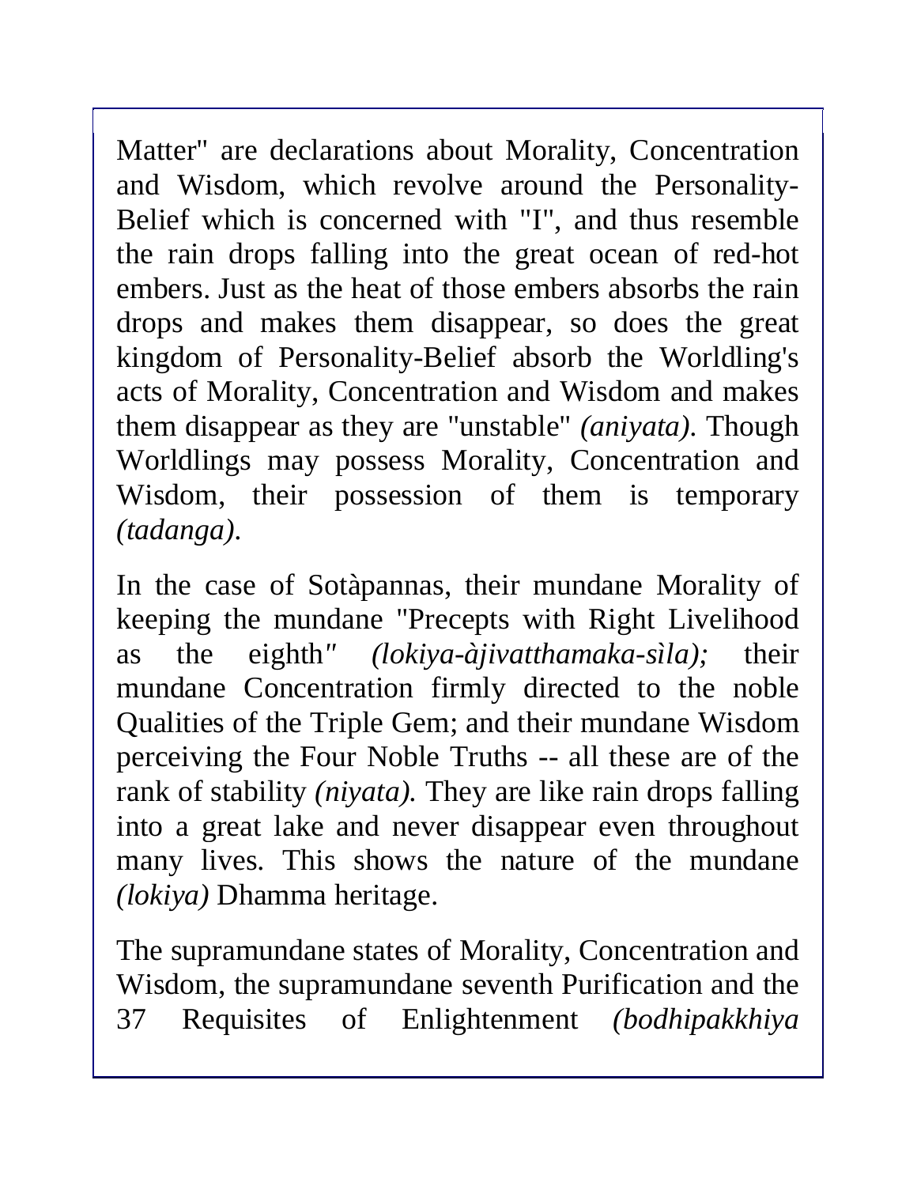Matter" are declarations about Morality, Concentration and Wisdom, which revolve around the Personality-Belief which is concerned with "I", and thus resemble the rain drops falling into the great ocean of red-hot embers. Just as the heat of those embers absorbs the rain drops and makes them disappear, so does the great kingdom of Personality-Belief absorb the Worldling's acts of Morality, Concentration and Wisdom and makes them disappear as they are "unstable" *(aniyata)*. Though Worldlings may possess Morality, Concentration and Wisdom, their possession of them is temporary *(tadanga)*.

In the case of Sotàpannas, their mundane Morality of keeping the mundane "Precepts with Right Livelihood as the eighth" *(lokiya-àjivatthamaka-sìla);* their mundane Concentration firmly directed to the noble Qualities of the Triple Gem; and their mundane Wisdom perceiving the Four Noble Truths -- all these are of the rank of stability *(niyata).* They are like rain drops falling into a great lake and never disappear even throughout many lives. This shows the nature of the mundane *(lokiya)* Dhamma heritage.

The supramundane states of Morality, Concentration and Wisdom, the supramundane seventh Purification and the 37 Requisites of Enlightenment *(bodhipakkhiya*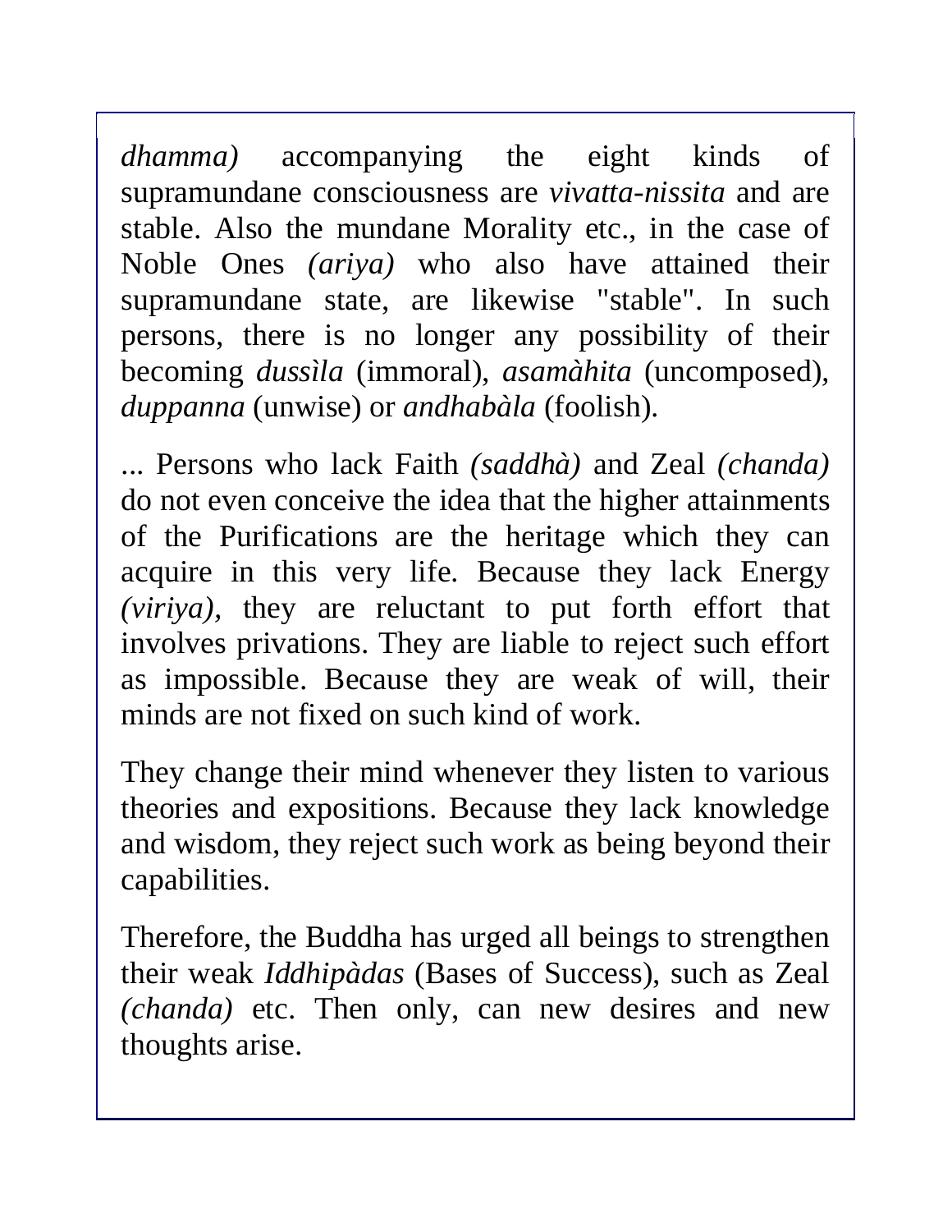*dhamma)* accompanying the eight kinds of supramundane consciousness are *vivatta-nissita* and are stable. Also the mundane Morality etc., in the case of Noble Ones *(ariya)* who also have attained their supramundane state, are likewise "stable". In such persons, there is no longer any possibility of their becoming *dussìla* (immoral), *asamàhita* (uncomposed), *duppanna* (unwise) or *andhabàla* (foolish).

... Persons who lack Faith *(saddhà)* and Zeal *(chanda)* do not even conceive the idea that the higher attainments of the Purifications are the heritage which they can acquire in this very life. Because they lack Energy *(viriya)*, they are reluctant to put forth effort that involves privations. They are liable to reject such effort as impossible. Because they are weak of will, their minds are not fixed on such kind of work.

They change their mind whenever they listen to various theories and expositions. Because they lack knowledge and wisdom, they reject such work as being beyond their capabilities.

Therefore, the Buddha has urged all beings to strengthen their weak *Iddhipàdas* (Bases of Success), such as Zeal *(chanda)* etc. Then only, can new desires and new thoughts arise.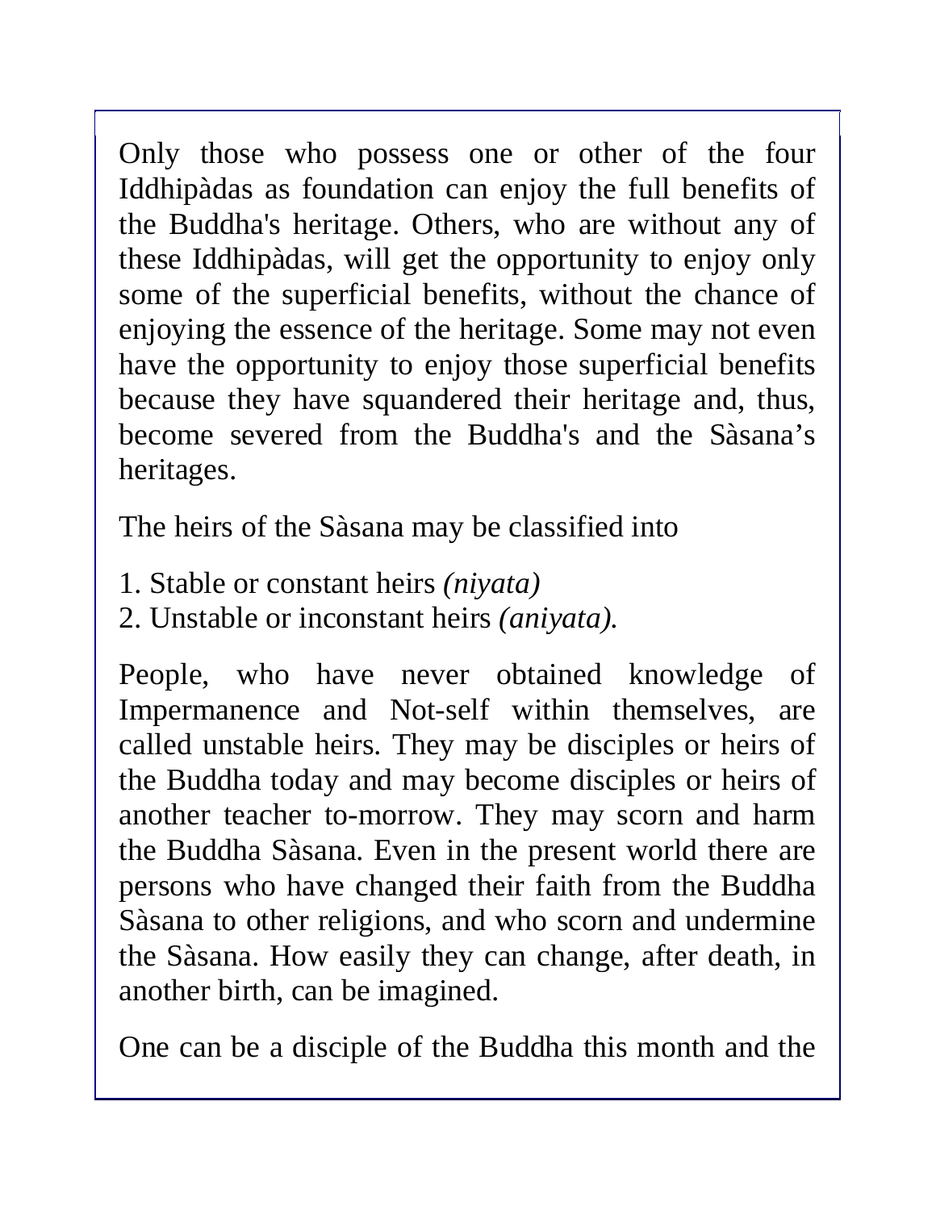Only those who possess one or other of the four Iddhipàdas as foundation can enjoy the full benefits of the Buddha's heritage. Others, who are without any of these Iddhipàdas, will get the opportunity to enjoy only some of the superficial benefits, without the chance of enjoying the essence of the heritage. Some may not even have the opportunity to enjoy those superficial benefits because they have squandered their heritage and, thus, become severed from the Buddha's and the Sàsana's heritages.

The heirs of the Sàsana may be classified into

1. Stable or constant heirs *(niyata)*
2. Unstable or inconstant heirs *(aniyata).*

People, who have never obtained knowledge of Impermanence and Not-self within themselves, are called unstable heirs. They may be disciples or heirs of the Buddha today and may become disciples or heirs of another teacher to-morrow. They may scorn and harm the Buddha Sàsana. Even in the present world there are persons who have changed their faith from the Buddha Sàsana to other religions, and who scorn and undermine the Sàsana. How easily they can change, after death, in another birth, can be imagined.

One can be a disciple of the Buddha this month and the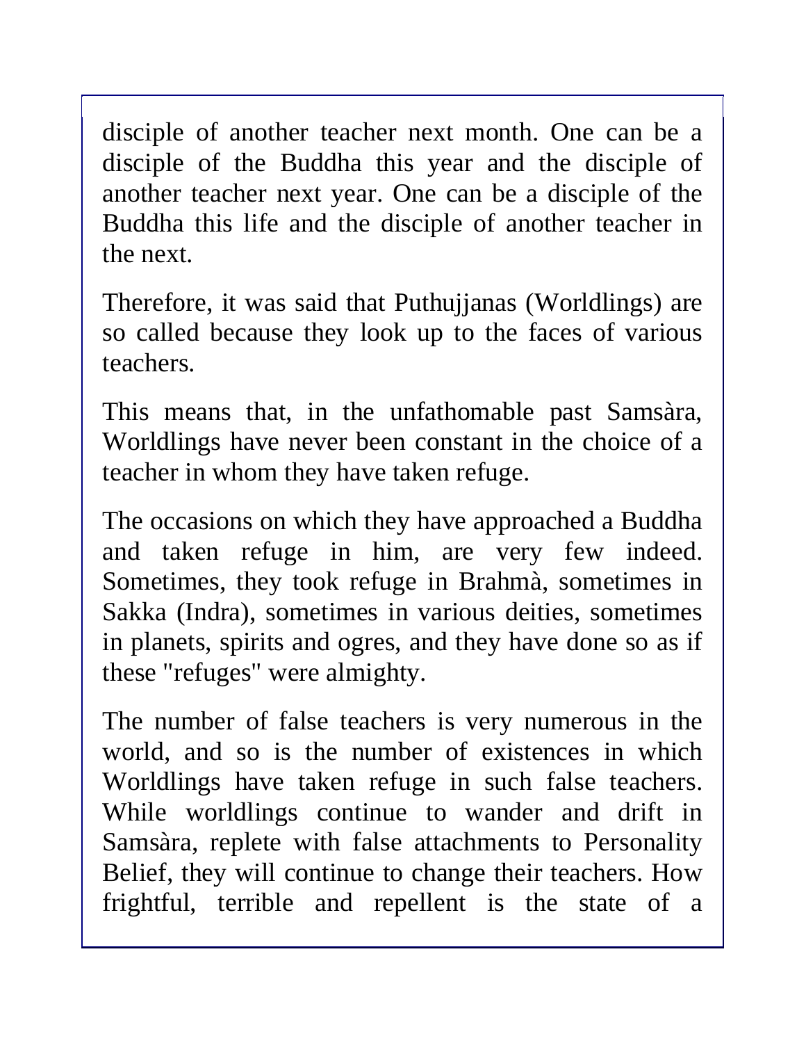disciple of another teacher next month. One can be a disciple of the Buddha this year and the disciple of another teacher next year. One can be a disciple of the Buddha this life and the disciple of another teacher in the next.

Therefore, it was said that Puthujjanas (Worldlings) are so called because they look up to the faces of various teachers.

This means that, in the unfathomable past Samsàra, Worldlings have never been constant in the choice of a teacher in whom they have taken refuge.

The occasions on which they have approached a Buddha and taken refuge in him, are very few indeed. Sometimes, they took refuge in Brahmà, sometimes in Sakka (Indra), sometimes in various deities, sometimes in planets, spirits and ogres, and they have done so as if these "refuges" were almighty.

The number of false teachers is very numerous in the world, and so is the number of existences in which Worldlings have taken refuge in such false teachers. While worldlings continue to wander and drift in Samsàra, replete with false attachments to Personality Belief, they will continue to change their teachers. How frightful, terrible and repellent is the state of a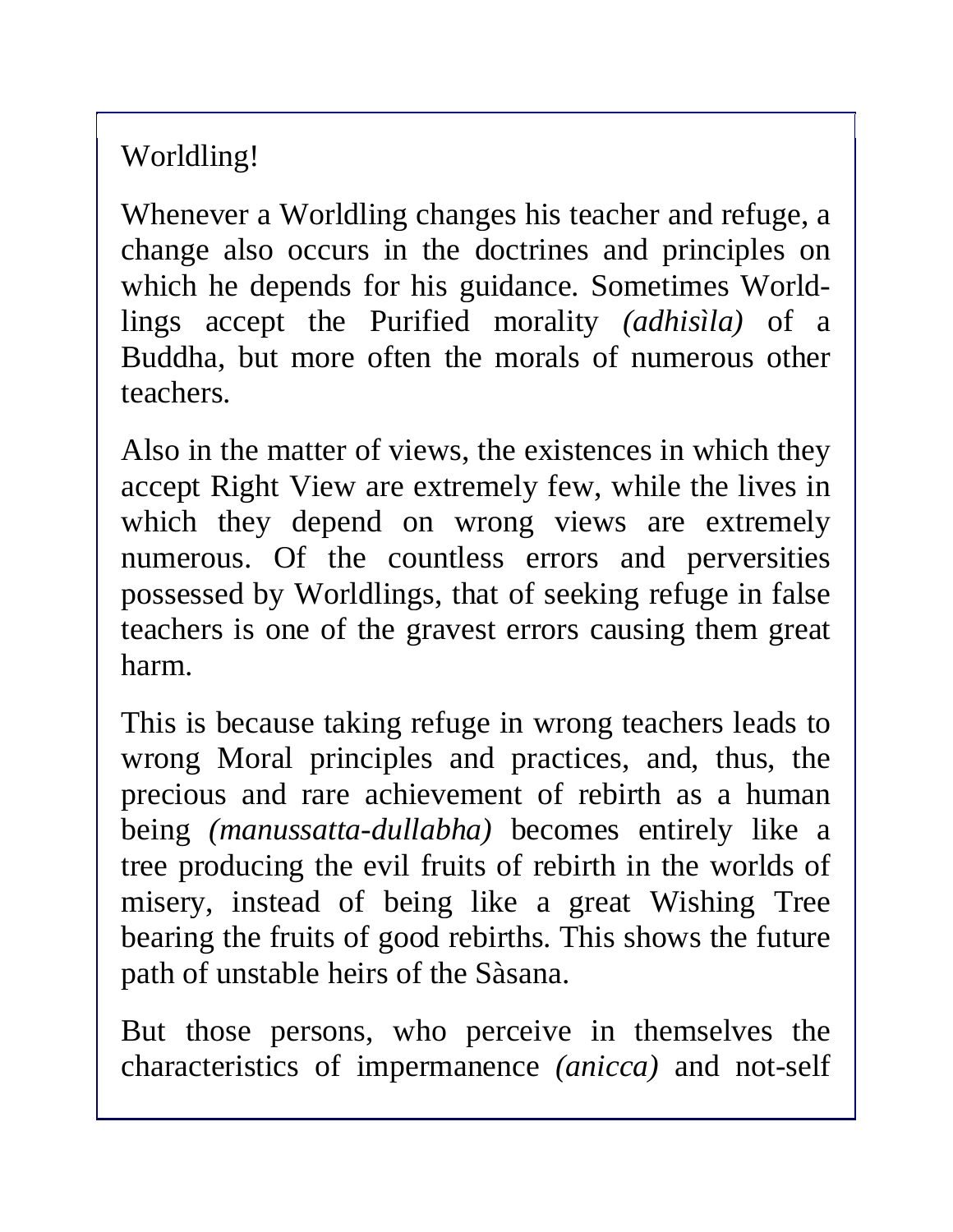Worldling!

Whenever a Worldling changes his teacher and refuge, a change also occurs in the doctrines and principles on which he depends for his guidance. Sometimes Worldlings accept the Purified morality *(adhisìla)* of a Buddha, but more often the morals of numerous other teachers.

Also in the matter of views, the existences in which they accept Right View are extremely few, while the lives in which they depend on wrong views are extremely numerous. Of the countless errors and perversities possessed by Worldlings, that of seeking refuge in false teachers is one of the gravest errors causing them great harm.

This is because taking refuge in wrong teachers leads to wrong Moral principles and practices, and, thus, the precious and rare achievement of rebirth as a human being *(manussatta-dullabha)* becomes entirely like a tree producing the evil fruits of rebirth in the worlds of misery, instead of being like a great Wishing Tree bearing the fruits of good rebirths. This shows the future path of unstable heirs of the Sàsana.

But those persons, who perceive in themselves the characteristics of impermanence *(anicca)* and not-self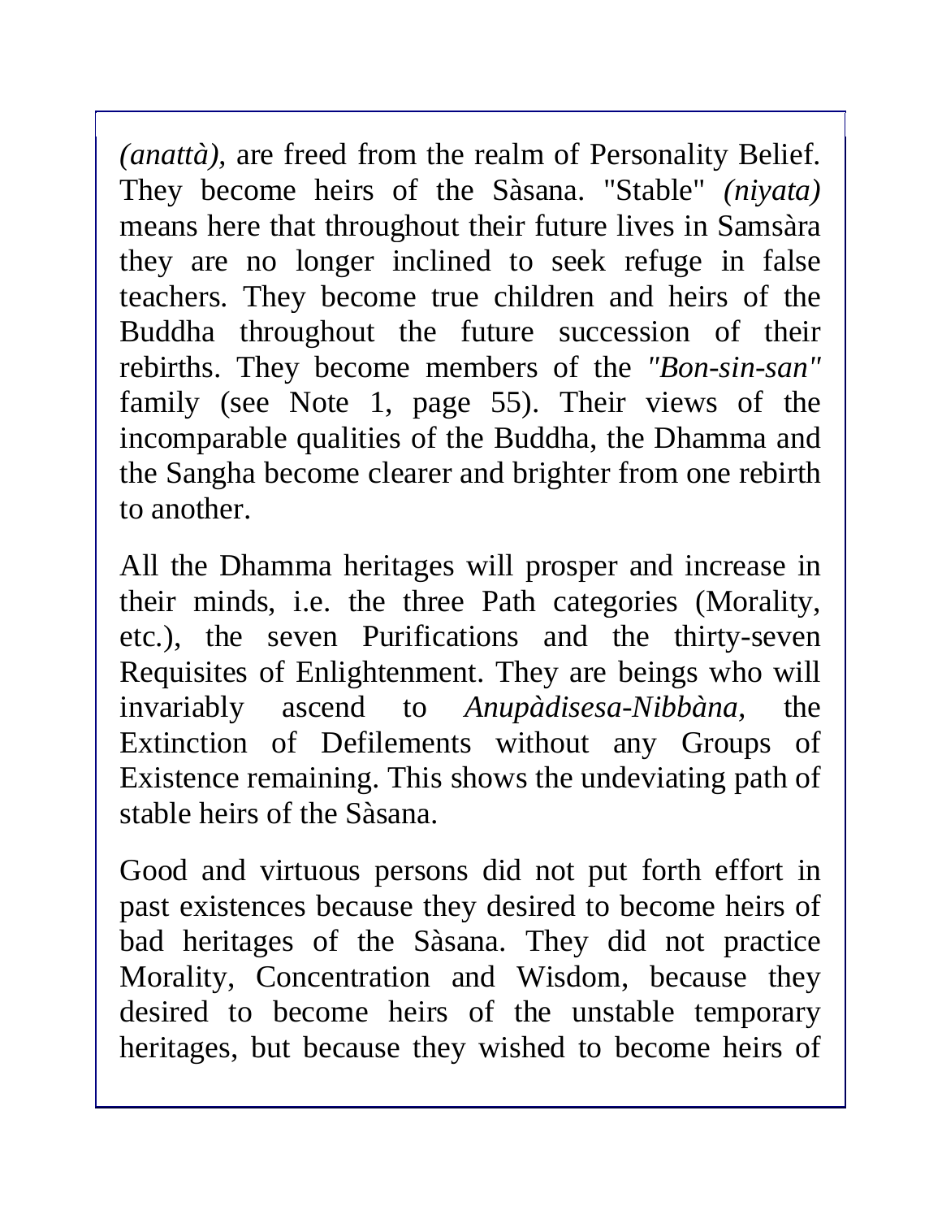*(anattà),* are freed from the realm of Personality Belief. They become heirs of the Sàsana. "Stable" *(niyata)* means here that throughout their future lives in Samsàra they are no longer inclined to seek refuge in false teachers. They become true children and heirs of the Buddha throughout the future succession of their rebirths. They become members of the *"Bon-sin-san"* family (see Note 1, page 55). Their views of the incomparable qualities of the Buddha, the Dhamma and the Sangha become clearer and brighter from one rebirth to another.

All the Dhamma heritages will prosper and increase in their minds, i.e. the three Path categories (Morality, etc.), the seven Purifications and the thirty-seven Requisites of Enlightenment. They are beings who will invariably ascend to *Anupàdisesa-Nibbàna,* the Extinction of Defilements without any Groups of Existence remaining. This shows the undeviating path of stable heirs of the Sàsana.

Good and virtuous persons did not put forth effort in past existences because they desired to become heirs of bad heritages of the Sàsana. They did not practice Morality, Concentration and Wisdom, because they desired to become heirs of the unstable temporary heritages, but because they wished to become heirs of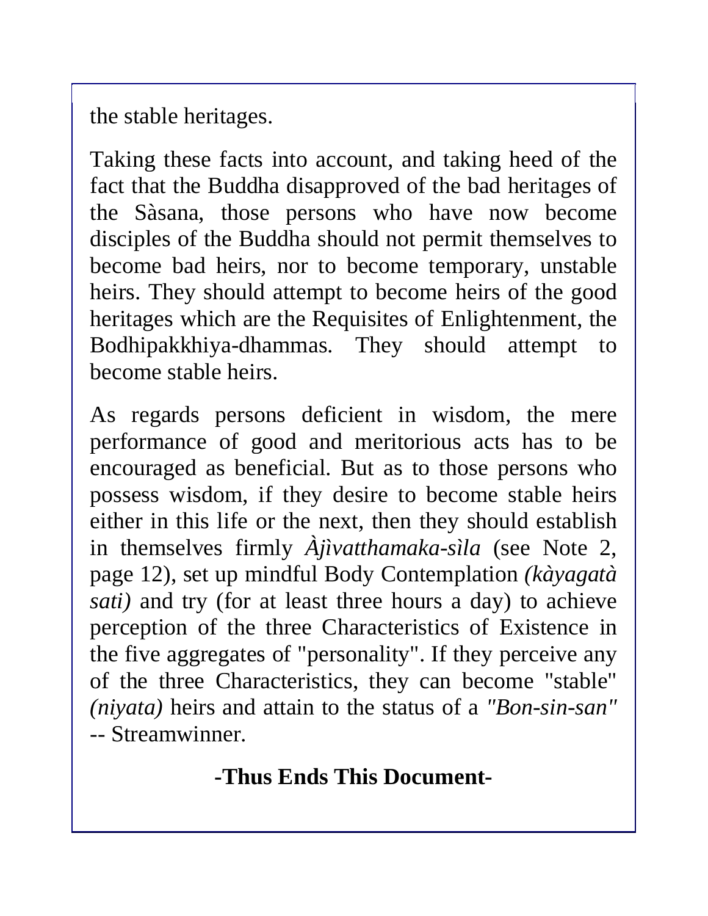the stable heritages.

Taking these facts into account, and taking heed of the fact that the Buddha disapproved of the bad heritages of the Sàsana, those persons who have now become disciples of the Buddha should not permit themselves to become bad heirs, nor to become temporary, unstable heirs. They should attempt to become heirs of the good heritages which are the Requisites of Enlightenment, the Bodhipakkhiya-dhammas. They should attempt to become stable heirs.

As regards persons deficient in wisdom, the mere performance of good and meritorious acts has to be encouraged as beneficial. But as to those persons who possess wisdom, if they desire to become stable heirs either in this life or the next, then they should establish in themselves firmly *Àjìvatthamaka-sìla* (see Note 2, page 12), set up mindful Body Contemplation *(kàyagatà sati)* and try (for at least three hours a day) to achieve perception of the three Characteristics of Existence in the five aggregates of "personality". If they perceive any of the three Characteristics, they can become "stable" *(niyata)* heirs and attain to the status of a *"Bon-sin-san"* -- Streamwinner.

**-Thus Ends This Document-**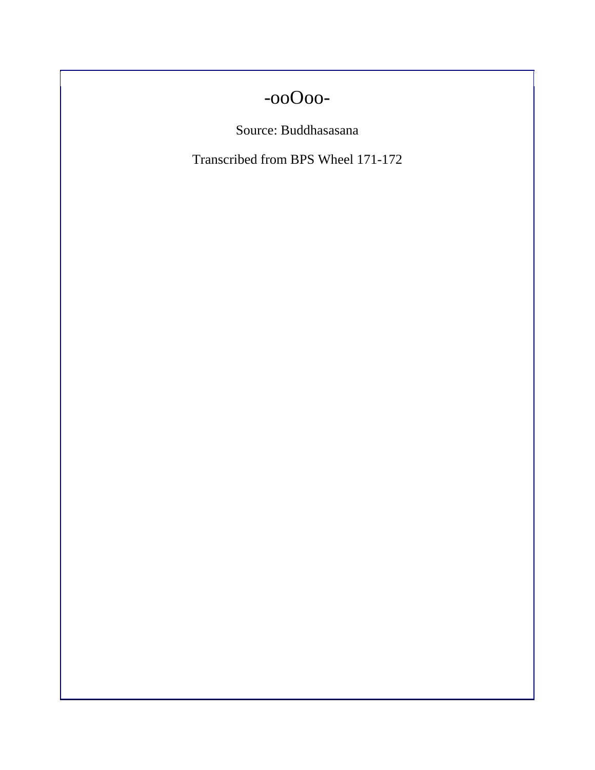-ooOoo-

Source: Buddhasasana

Transcribed from BPS Wheel 171-172